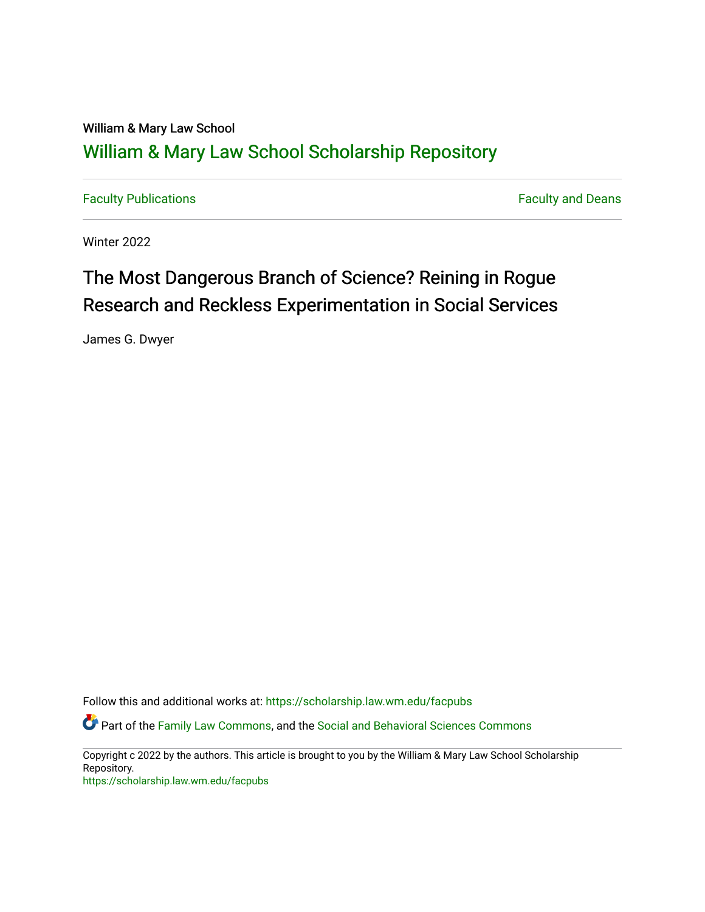William & Mary Law School

# William & Mary Law School Scholarship Repository

Faculty Publications | Faculty and Deans

Winter 2022

## The Most Dangerous Branch of Science? Reining in Rogue Research and Reckless Experimentation in Social Services

James G. Dwyer

Follow this and additional works at: https://scholarship.law.wm.edu/facpubs

Part of the Family Law Commons, and the Social and Behavioral Sciences Commons

Copyright c 2022 by the authors. This article is brought to you by the William & Mary Law School Scholarship Repository.
https://scholarship.law.wm.edu/facpubs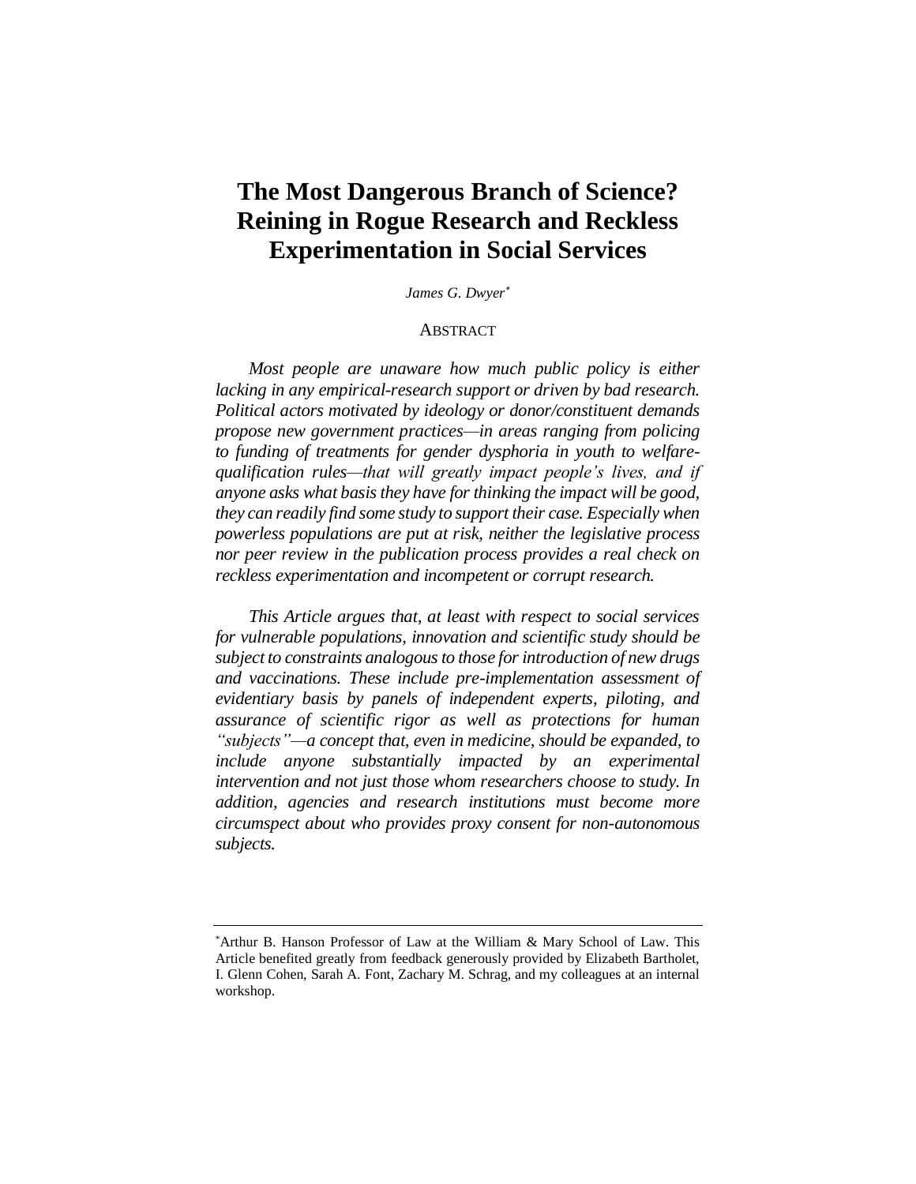# The Most Dangerous Branch of Science? Reining in Rogue Research and Reckless Experimentation in Social Services

*James G. Dwyer*[*]

ABSTRACT

*Most people are unaware how much public policy is either lacking in any empirical-research support or driven by bad research. Political actors motivated by ideology or donor/constituent demands propose new government practices—in areas ranging from policing to funding of treatments for gender dysphoria in youth to welfare-qualification rules—that will greatly impact people's lives, and if anyone asks what basis they have for thinking the impact will be good, they can readily find some study to support their case. Especially when powerless populations are put at risk, neither the legislative process nor peer review in the publication process provides a real check on reckless experimentation and incompetent or corrupt research.*

*This Article argues that, at least with respect to social services for vulnerable populations, innovation and scientific study should be subject to constraints analogous to those for introduction of new drugs and vaccinations. These include pre-implementation assessment of evidentiary basis by panels of independent experts, piloting, and assurance of scientific rigor as well as protections for human "subjects"—a concept that, even in medicine, should be expanded, to include anyone substantially impacted by an experimental intervention and not just those whom researchers choose to study. In addition, agencies and research institutions must become more circumspect about who provides proxy consent for non-autonomous subjects.*

---

[*] Arthur B. Hanson Professor of Law at the William & Mary School of Law. This Article benefited greatly from feedback generously provided by Elizabeth Bartholet, I. Glenn Cohen, Sarah A. Font, Zachary M. Schrag, and my colleagues at an internal workshop.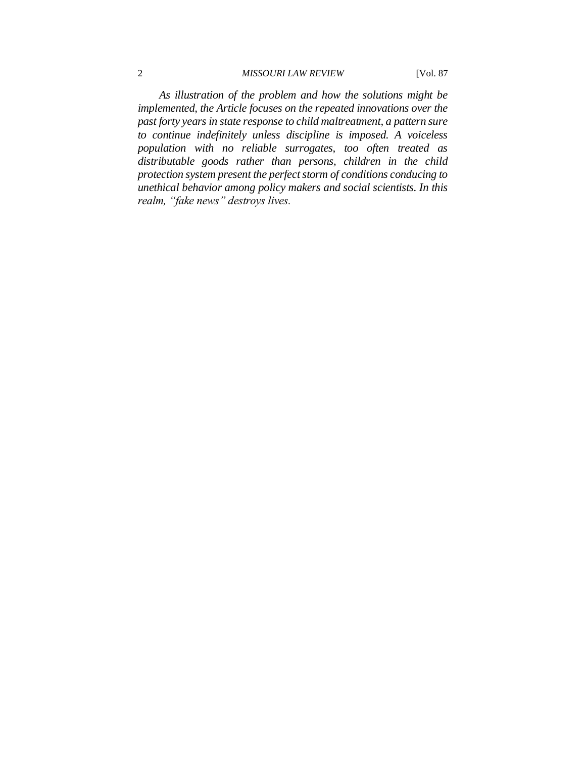*As illustration of the problem and how the solutions might be implemented, the Article focuses on the repeated innovations over the past forty years in state response to child maltreatment, a pattern sure to continue indefinitely unless discipline is imposed. A voiceless population with no reliable surrogates, too often treated as distributable goods rather than persons, children in the child protection system present the perfect storm of conditions conducing to unethical behavior among policy makers and social scientists. In this realm, "fake news" destroys lives.*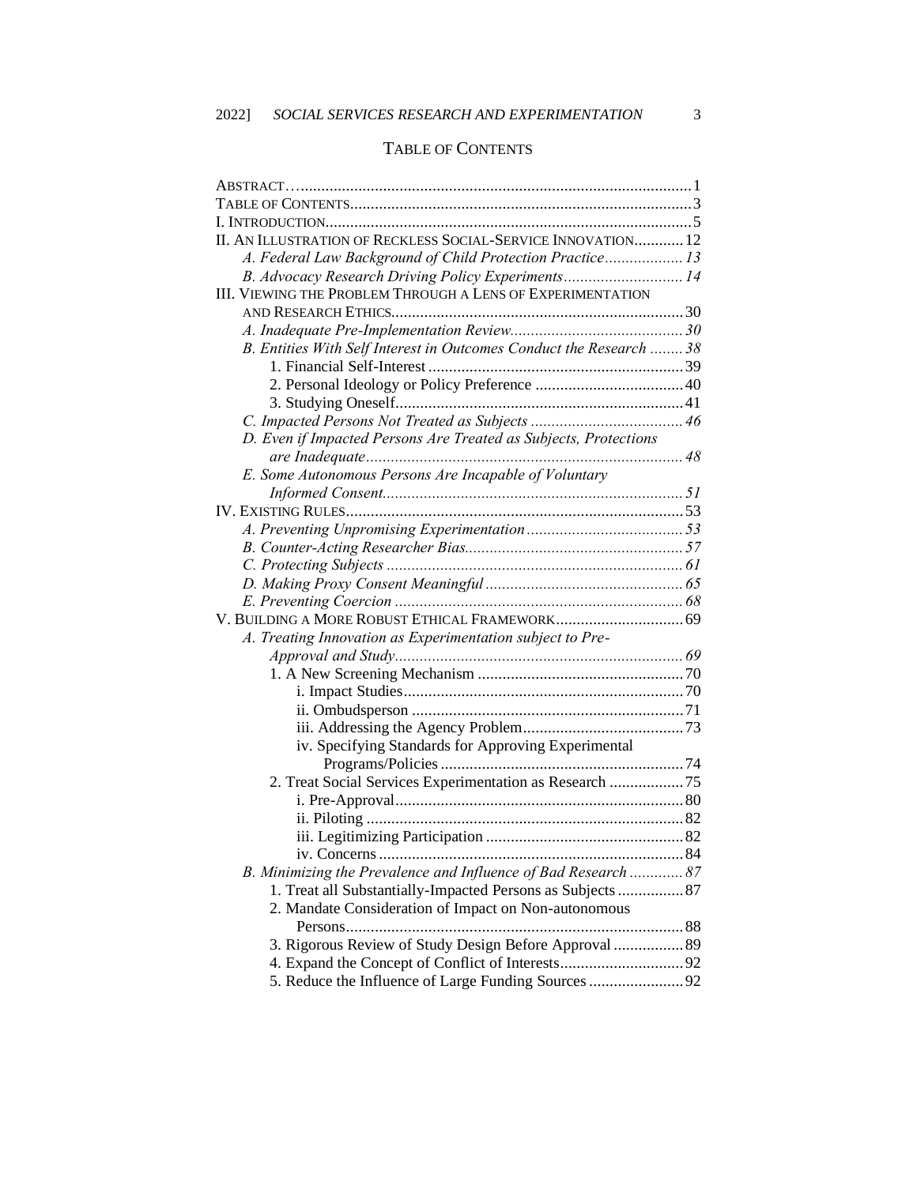## TABLE OF CONTENTS

ABSTRACT ... 1
TABLE OF CONTENTS ... 3
I. INTRODUCTION ... 5
II. AN ILLUSTRATION OF RECKLESS SOCIAL-SERVICE INNOVATION ... 12
- *A. Federal Law Background of Child Protection Practice ... 13*
- *B. Advocacy Research Driving Policy Experiments ... 14*

III. VIEWING THE PROBLEM THROUGH A LENS OF EXPERIMENTATION AND RESEARCH ETHICS ... 30
- *A. Inadequate Pre-Implementation Review ... 30*
- *B. Entities With Self Interest in Outcomes Conduct the Research ... 38*
  - 1. Financial Self-Interest ... 39
  - 2. Personal Ideology or Policy Preference ... 40
  - 3. Studying Oneself ... 41
- *C. Impacted Persons Not Treated as Subjects ... 46*
- *D. Even if Impacted Persons Are Treated as Subjects, Protections are Inadequate ... 48*
- *E. Some Autonomous Persons Are Incapable of Voluntary Informed Consent ... 51*

IV. EXISTING RULES ... 53
- *A. Preventing Unpromising Experimentation ... 53*
- *B. Counter-Acting Researcher Bias ... 57*
- *C. Protecting Subjects ... 61*
- *D. Making Proxy Consent Meaningful ... 65*
- *E. Preventing Coercion ... 68*

V. BUILDING A MORE ROBUST ETHICAL FRAMEWORK ... 69
- *A. Treating Innovation as Experimentation subject to Pre-Approval and Study ... 69*
  - 1. A New Screening Mechanism ... 70
    - i. Impact Studies ... 70
    - ii. Ombudsperson ... 71
    - iii. Addressing the Agency Problem ... 73
    - iv. Specifying Standards for Approving Experimental Programs/Policies ... 74
  - 2. Treat Social Services Experimentation as Research ... 75
    - i. Pre-Approval ... 80
    - ii. Piloting ... 82
    - iii. Legitimizing Participation ... 82
    - iv. Concerns ... 84
- *B. Minimizing the Prevalence and Influence of Bad Research ... 87*
  - 1. Treat all Substantially-Impacted Persons as Subjects ... 87
  - 2. Mandate Consideration of Impact on Non-autonomous Persons ... 88
  - 3. Rigorous Review of Study Design Before Approval ... 89
  - 4. Expand the Concept of Conflict of Interests ... 92
  - 5. Reduce the Influence of Large Funding Sources ... 92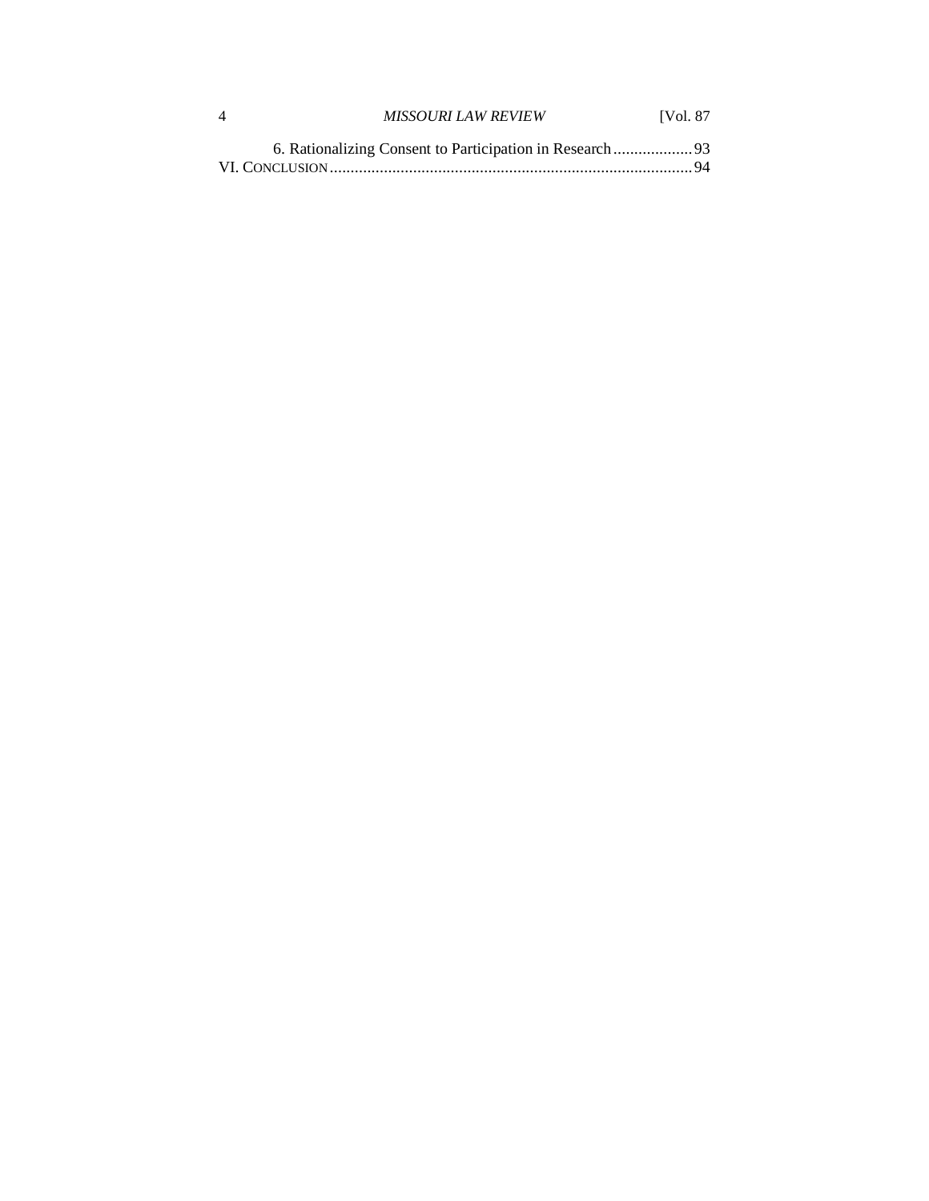6. Rationalizing Consent to Participation in Research ................... 93

VI. CONCLUSION ....................................................................................... 94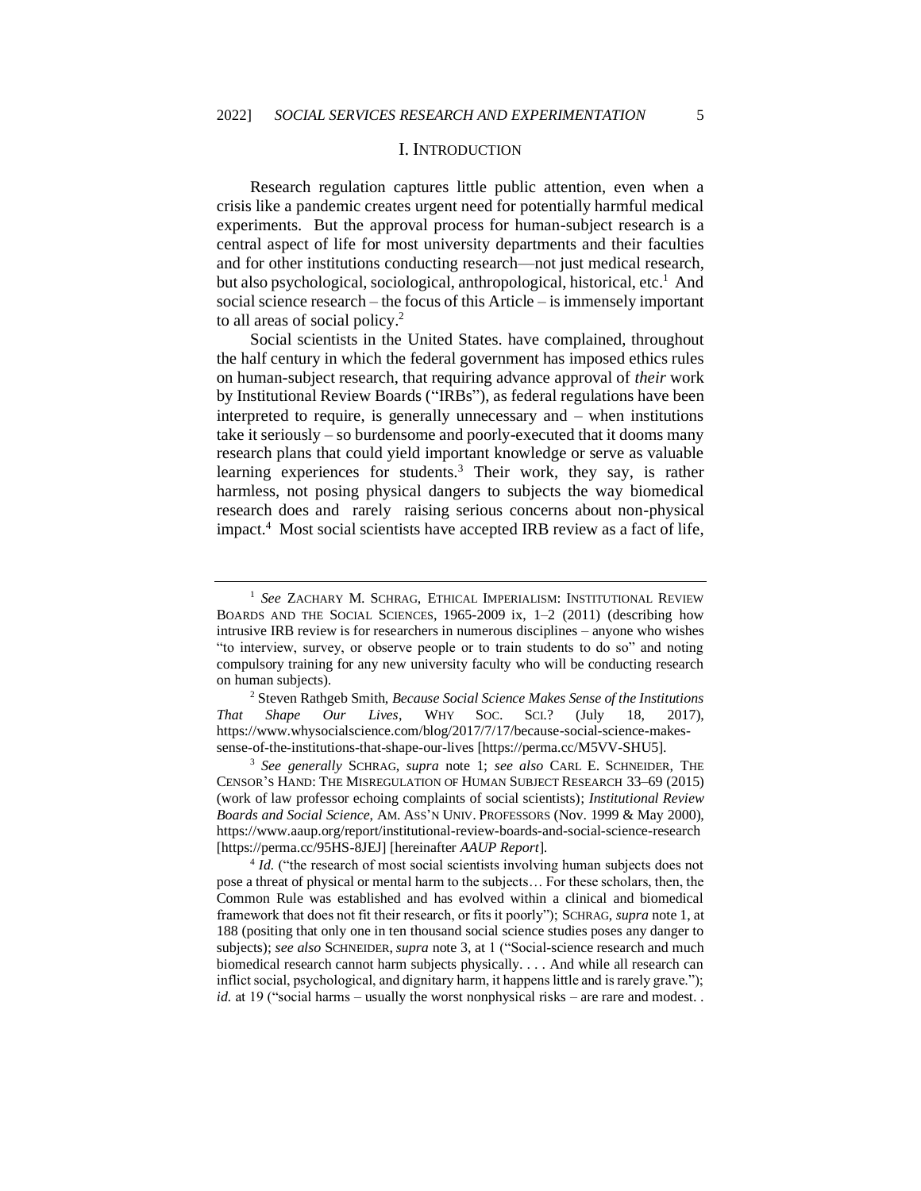## I. INTRODUCTION

Research regulation captures little public attention, even when a crisis like a pandemic creates urgent need for potentially harmful medical experiments. But the approval process for human-subject research is a central aspect of life for most university departments and their faculties and for other institutions conducting research—not just medical research, but also psychological, sociological, anthropological, historical, etc.[1] And social science research – the focus of this Article – is immensely important to all areas of social policy.[2]

Social scientists in the United States. have complained, throughout the half century in which the federal government has imposed ethics rules on human-subject research, that requiring advance approval of *their* work by Institutional Review Boards ("IRBs"), as federal regulations have been interpreted to require, is generally unnecessary and – when institutions take it seriously – so burdensome and poorly-executed that it dooms many research plans that could yield important knowledge or serve as valuable learning experiences for students.[3] Their work, they say, is rather harmless, not posing physical dangers to subjects the way biomedical research does and rarely raising serious concerns about non-physical impact.[4] Most social scientists have accepted IRB review as a fact of life,

---

[1] *See* ZACHARY M. SCHRAG, ETHICAL IMPERIALISM: INSTITUTIONAL REVIEW BOARDS AND THE SOCIAL SCIENCES, 1965-2009 ix, 1–2 (2011) (describing how intrusive IRB review is for researchers in numerous disciplines – anyone who wishes "to interview, survey, or observe people or to train students to do so" and noting compulsory training for any new university faculty who will be conducting research on human subjects).

[2] Steven Rathgeb Smith, *Because Social Science Makes Sense of the Institutions That Shape Our Lives*, WHY SOC. SCI.? (July 18, 2017), https://www.whysocialscience.com/blog/2017/7/17/because-social-science-makes-sense-of-the-institutions-that-shape-our-lives [https://perma.cc/M5VV-SHU5].

[3] *See generally* SCHRAG, *supra* note 1; *see also* CARL E. SCHNEIDER, THE CENSOR'S HAND: THE MISREGULATION OF HUMAN SUBJECT RESEARCH 33–69 (2015) (work of law professor echoing complaints of social scientists); *Institutional Review Boards and Social Science*, AM. ASS'N UNIV. PROFESSORS (Nov. 1999 & May 2000), https://www.aaup.org/report/institutional-review-boards-and-social-science-research [https://perma.cc/95HS-8JEJ] [hereinafter *AAUP Report*].

[4] *Id.* ("the research of most social scientists involving human subjects does not pose a threat of physical or mental harm to the subjects… For these scholars, then, the Common Rule was established and has evolved within a clinical and biomedical framework that does not fit their research, or fits it poorly"); SCHRAG, *supra* note 1, at 188 (positing that only one in ten thousand social science studies poses any danger to subjects); *see also* SCHNEIDER, *supra* note 3, at 1 ("Social-science research and much biomedical research cannot harm subjects physically. . . . And while all research can inflict social, psychological, and dignitary harm, it happens little and is rarely grave."); *id.* at 19 ("social harms – usually the worst nonphysical risks – are rare and modest. .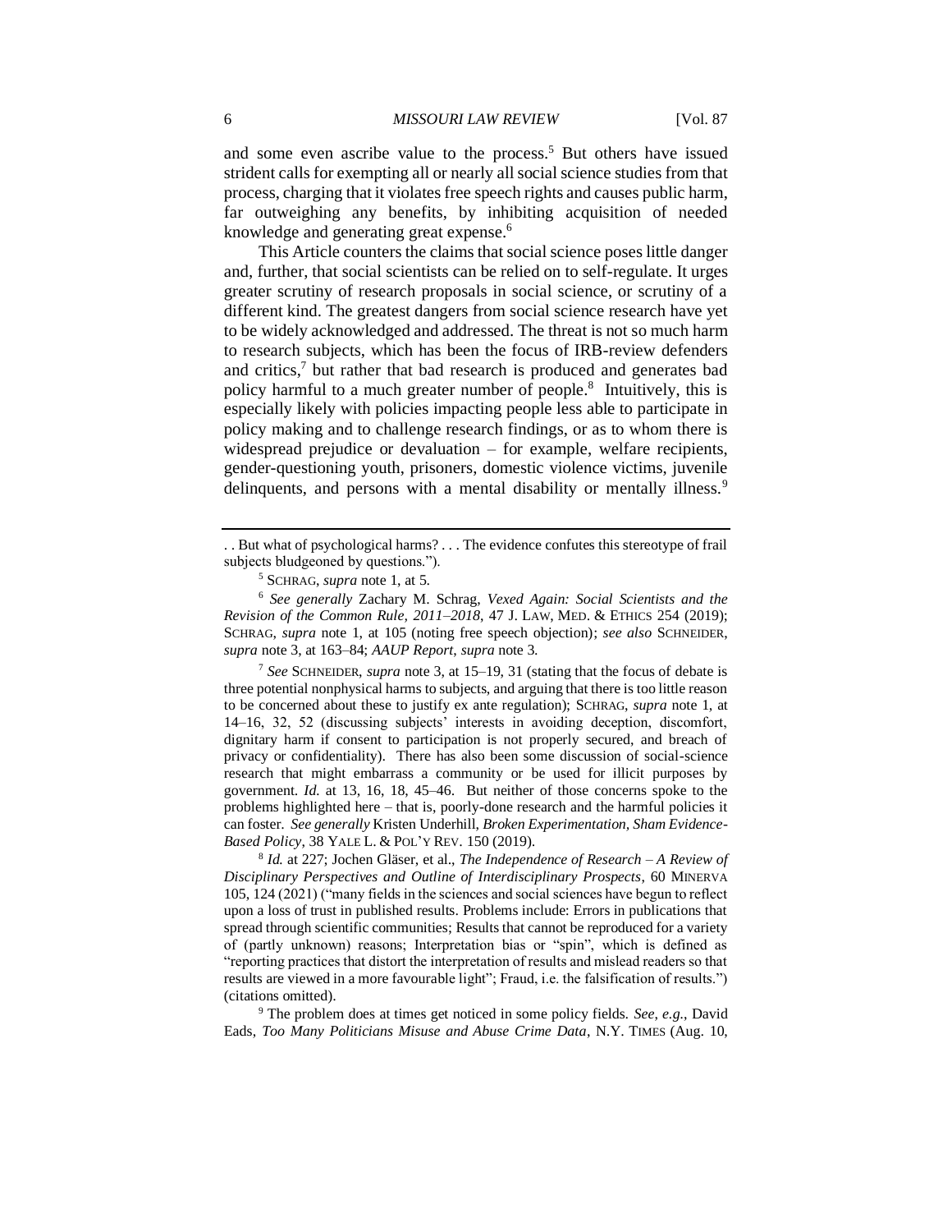and some even ascribe value to the process.[5] But others have issued strident calls for exempting all or nearly all social science studies from that process, charging that it violates free speech rights and causes public harm, far outweighing any benefits, by inhibiting acquisition of needed knowledge and generating great expense.[6]

This Article counters the claims that social science poses little danger and, further, that social scientists can be relied on to self-regulate. It urges greater scrutiny of research proposals in social science, or scrutiny of a different kind. The greatest dangers from social science research have yet to be widely acknowledged and addressed. The threat is not so much harm to research subjects, which has been the focus of IRB-review defenders and critics,[7] but rather that bad research is produced and generates bad policy harmful to a much greater number of people.[8] Intuitively, this is especially likely with policies impacting people less able to participate in policy making and to challenge research findings, or as to whom there is widespread prejudice or devaluation – for example, welfare recipients, gender-questioning youth, prisoners, domestic violence victims, juvenile delinquents, and persons with a mental disability or mentally illness.[9]

---

. . But what of psychological harms? . . . The evidence confutes this stereotype of frail subjects bludgeoned by questions.").

[5] SCHRAG, *supra* note 1, at 5.

[6] *See generally* Zachary M. Schrag, *Vexed Again: Social Scientists and the Revision of the Common Rule, 2011–2018*, 47 J. LAW, MED. & ETHICS 254 (2019); SCHRAG, *supra* note 1, at 105 (noting free speech objection); *see also* SCHNEIDER, *supra* note 3, at 163–84; *AAUP Report*, *supra* note 3.

[7] *See* SCHNEIDER, *supra* note 3, at 15–19, 31 (stating that the focus of debate is three potential nonphysical harms to subjects, and arguing that there is too little reason to be concerned about these to justify ex ante regulation); SCHRAG, *supra* note 1, at 14–16, 32, 52 (discussing subjects' interests in avoiding deception, discomfort, dignitary harm if consent to participation is not properly secured, and breach of privacy or confidentiality). There has also been some discussion of social-science research that might embarrass a community or be used for illicit purposes by government. *Id.* at 13, 16, 18, 45–46. But neither of those concerns spoke to the problems highlighted here – that is, poorly-done research and the harmful policies it can foster. *See generally* Kristen Underhill, *Broken Experimentation, Sham Evidence-Based Policy*, 38 YALE L. & POL'Y REV. 150 (2019).

[8] *Id.* at 227; Jochen Gläser, et al., *The Independence of Research – A Review of Disciplinary Perspectives and Outline of Interdisciplinary Prospects*, 60 MINERVA 105, 124 (2021) ("many fields in the sciences and social sciences have begun to reflect upon a loss of trust in published results. Problems include: Errors in publications that spread through scientific communities; Results that cannot be reproduced for a variety of (partly unknown) reasons; Interpretation bias or "spin", which is defined as "reporting practices that distort the interpretation of results and mislead readers so that results are viewed in a more favourable light"; Fraud, i.e. the falsification of results.") (citations omitted).

[9] The problem does at times get noticed in some policy fields. *See, e.g.*, David Eads, *Too Many Politicians Misuse and Abuse Crime Data*, N.Y. TIMES (Aug. 10,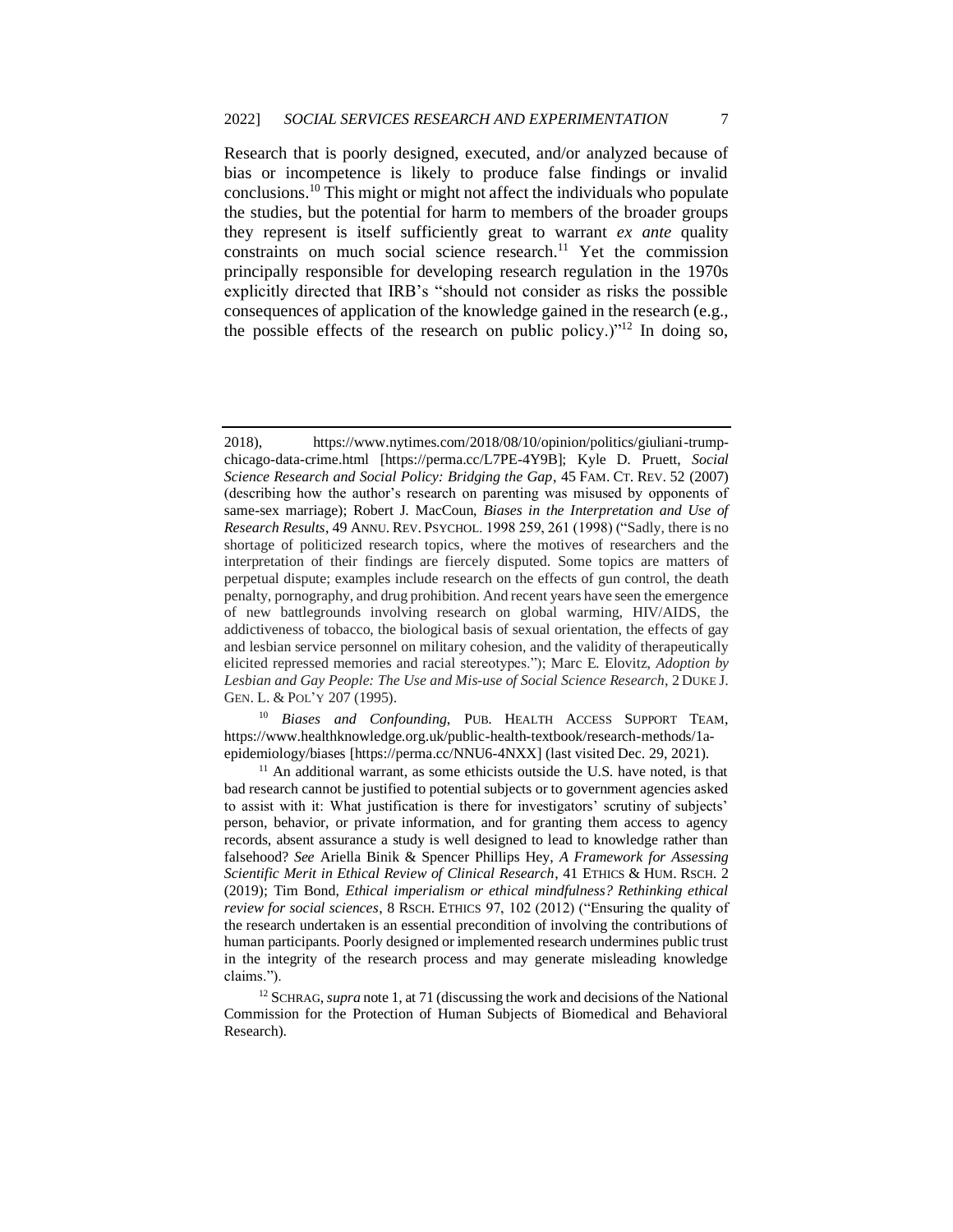Research that is poorly designed, executed, and/or analyzed because of bias or incompetence is likely to produce false findings or invalid conclusions.[10] This might or might not affect the individuals who populate the studies, but the potential for harm to members of the broader groups they represent is itself sufficiently great to warrant *ex ante* quality constraints on much social science research.[11] Yet the commission principally responsible for developing research regulation in the 1970s explicitly directed that IRB's "should not consider as risks the possible consequences of application of the knowledge gained in the research (e.g., the possible effects of the research on public policy.)"[12] In doing so,

---

2018), https://www.nytimes.com/2018/08/10/opinion/politics/giuliani-trump-chicago-data-crime.html [https://perma.cc/L7PE-4Y9B]; Kyle D. Pruett, *Social Science Research and Social Policy: Bridging the Gap*, 45 FAM. CT. REV. 52 (2007) (describing how the author's research on parenting was misused by opponents of same-sex marriage); Robert J. MacCoun, *Biases in the Interpretation and Use of Research Results*, 49 ANNU. REV. PSYCHOL. 1998 259, 261 (1998) ("Sadly, there is no shortage of politicized research topics, where the motives of researchers and the interpretation of their findings are fiercely disputed. Some topics are matters of perpetual dispute; examples include research on the effects of gun control, the death penalty, pornography, and drug prohibition. And recent years have seen the emergence of new battlegrounds involving research on global warming, HIV/AIDS, the addictiveness of tobacco, the biological basis of sexual orientation, the effects of gay and lesbian service personnel on military cohesion, and the validity of therapeutically elicited repressed memories and racial stereotypes."); Marc E. Elovitz, *Adoption by Lesbian and Gay People: The Use and Mis-use of Social Science Research*, 2 DUKE J. GEN. L. & POL'Y 207 (1995).

[10] *Biases and Confounding*, PUB. HEALTH ACCESS SUPPORT TEAM, https://www.healthknowledge.org.uk/public-health-textbook/research-methods/1a-epidemiology/biases [https://perma.cc/NNU6-4NXX] (last visited Dec. 29, 2021).

[11] An additional warrant, as some ethicists outside the U.S. have noted, is that bad research cannot be justified to potential subjects or to government agencies asked to assist with it: What justification is there for investigators' scrutiny of subjects' person, behavior, or private information, and for granting them access to agency records, absent assurance a study is well designed to lead to knowledge rather than falsehood? *See* Ariella Binik & Spencer Phillips Hey, *A Framework for Assessing Scientific Merit in Ethical Review of Clinical Research*, 41 ETHICS & HUM. RSCH. 2 (2019); Tim Bond, *Ethical imperialism or ethical mindfulness? Rethinking ethical review for social sciences*, 8 RSCH. ETHICS 97, 102 (2012) ("Ensuring the quality of the research undertaken is an essential precondition of involving the contributions of human participants. Poorly designed or implemented research undermines public trust in the integrity of the research process and may generate misleading knowledge claims.").

[12] SCHRAG, *supra* note 1, at 71 (discussing the work and decisions of the National Commission for the Protection of Human Subjects of Biomedical and Behavioral Research).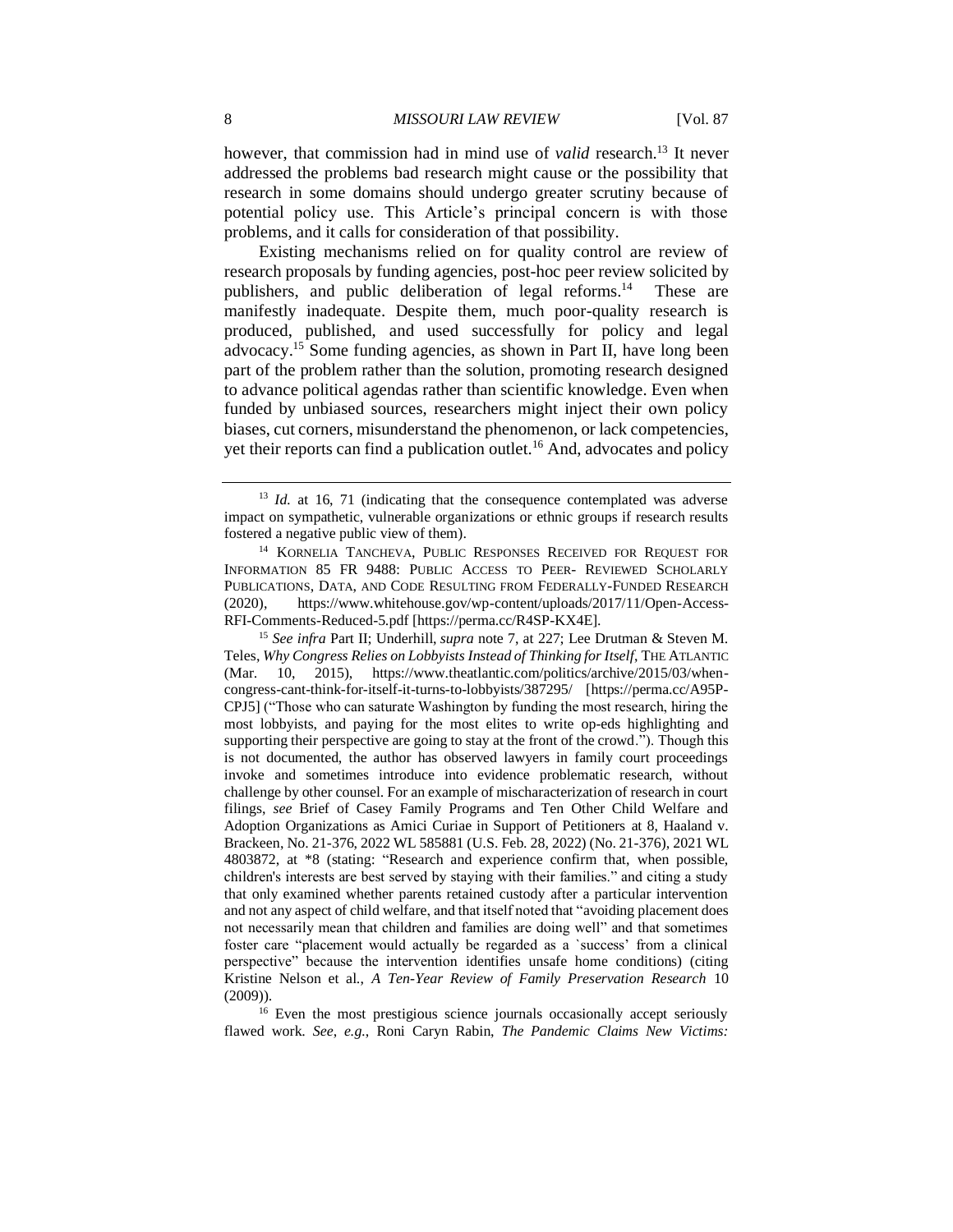however, that commission had in mind use of *valid* research.[13] It never addressed the problems bad research might cause or the possibility that research in some domains should undergo greater scrutiny because of potential policy use. This Article's principal concern is with those problems, and it calls for consideration of that possibility.

Existing mechanisms relied on for quality control are review of research proposals by funding agencies, post-hoc peer review solicited by publishers, and public deliberation of legal reforms.[14] These are manifestly inadequate. Despite them, much poor-quality research is produced, published, and used successfully for policy and legal advocacy.[15] Some funding agencies, as shown in Part II, have long been part of the problem rather than the solution, promoting research designed to advance political agendas rather than scientific knowledge. Even when funded by unbiased sources, researchers might inject their own policy biases, cut corners, misunderstand the phenomenon, or lack competencies, yet their reports can find a publication outlet.[16] And, advocates and policy

---

[13] *Id.* at 16, 71 (indicating that the consequence contemplated was adverse impact on sympathetic, vulnerable organizations or ethnic groups if research results fostered a negative public view of them).

[14] KORNELIA TANCHEVA, PUBLIC RESPONSES RECEIVED FOR REQUEST FOR INFORMATION 85 FR 9488: PUBLIC ACCESS TO PEER- REVIEWED SCHOLARLY PUBLICATIONS, DATA, AND CODE RESULTING FROM FEDERALLY-FUNDED RESEARCH (2020), https://www.whitehouse.gov/wp-content/uploads/2017/11/Open-Access-RFI-Comments-Reduced-5.pdf [https://perma.cc/R4SP-KX4E].

[15] *See infra* Part II; Underhill, *supra* note 7, at 227; Lee Drutman & Steven M. Teles, *Why Congress Relies on Lobbyists Instead of Thinking for Itself*, THE ATLANTIC (Mar. 10, 2015), https://www.theatlantic.com/politics/archive/2015/03/when-congress-cant-think-for-itself-it-turns-to-lobbyists/387295/ [https://perma.cc/A95P-CPJ5] ("Those who can saturate Washington by funding the most research, hiring the most lobbyists, and paying for the most elites to write op-eds highlighting and supporting their perspective are going to stay at the front of the crowd."). Though this is not documented, the author has observed lawyers in family court proceedings invoke and sometimes introduce into evidence problematic research, without challenge by other counsel. For an example of mischaracterization of research in court filings, *see* Brief of Casey Family Programs and Ten Other Child Welfare and Adoption Organizations as Amici Curiae in Support of Petitioners at 8, Haaland v. Brackeen, No. 21-376, 2022 WL 585881 (U.S. Feb. 28, 2022) (No. 21-376), 2021 WL 4803872, at *8 (stating: "Research and experience confirm that, when possible, children's interests are best served by staying with their families." and citing a study that only examined whether parents retained custody after a particular intervention and not any aspect of child welfare, and that itself noted that "avoiding placement does not necessarily mean that children and families are doing well" and that sometimes foster care "placement would actually be regarded as a `success' from a clinical perspective" because the intervention identifies unsafe home conditions) (citing Kristine Nelson et al., *A Ten-Year Review of Family Preservation Research* 10 (2009)).

[16] Even the most prestigious science journals occasionally accept seriously flawed work. *See, e.g.*, Roni Caryn Rabin, *The Pandemic Claims New Victims:*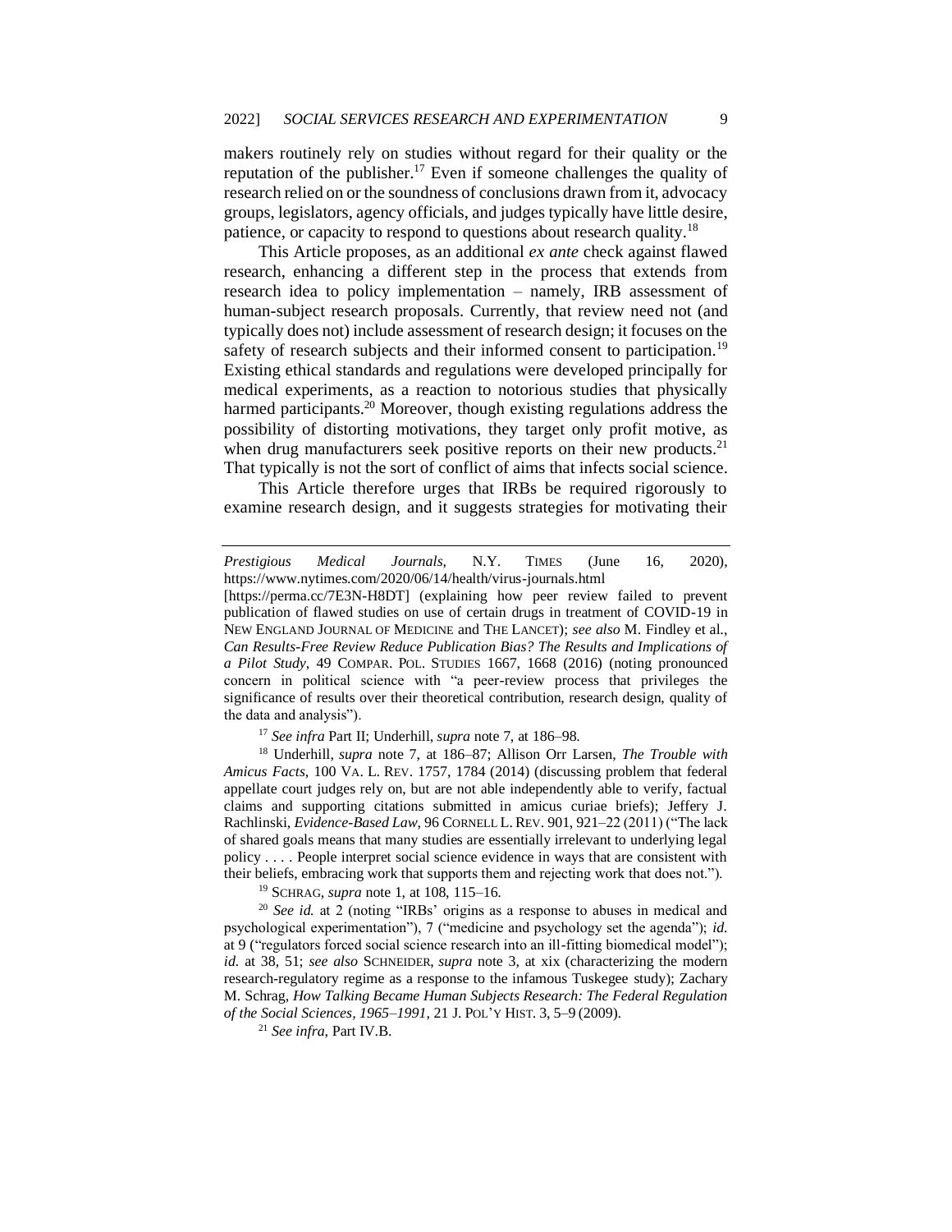makers routinely rely on studies without regard for their quality or the reputation of the publisher.[17] Even if someone challenges the quality of research relied on or the soundness of conclusions drawn from it, advocacy groups, legislators, agency officials, and judges typically have little desire, patience, or capacity to respond to questions about research quality.[18]

This Article proposes, as an additional *ex ante* check against flawed research, enhancing a different step in the process that extends from research idea to policy implementation – namely, IRB assessment of human-subject research proposals. Currently, that review need not (and typically does not) include assessment of research design; it focuses on the safety of research subjects and their informed consent to participation.[19] Existing ethical standards and regulations were developed principally for medical experiments, as a reaction to notorious studies that physically harmed participants.[20] Moreover, though existing regulations address the possibility of distorting motivations, they target only profit motive, as when drug manufacturers seek positive reports on their new products.[21] That typically is not the sort of conflict of aims that infects social science.

This Article therefore urges that IRBs be required rigorously to examine research design, and it suggests strategies for motivating their

---

*Prestigious Medical Journals*, N.Y. TIMES (June 16, 2020), https://www.nytimes.com/2020/06/14/health/virus-journals.html [https://perma.cc/7E3N-H8DT] (explaining how peer review failed to prevent publication of flawed studies on use of certain drugs in treatment of COVID-19 in NEW ENGLAND JOURNAL OF MEDICINE and THE LANCET); *see also* M. Findley et al., *Can Results-Free Review Reduce Publication Bias? The Results and Implications of a Pilot Study*, 49 COMPAR. POL. STUDIES 1667, 1668 (2016) (noting pronounced concern in political science with "a peer-review process that privileges the significance of results over their theoretical contribution, research design, quality of the data and analysis").

[17] *See infra* Part II; Underhill, *supra* note 7, at 186–98.

[18] Underhill, *supra* note 7, at 186–87; Allison Orr Larsen, *The Trouble with Amicus Facts*, 100 VA. L. REV. 1757, 1784 (2014) (discussing problem that federal appellate court judges rely on, but are not able independently able to verify, factual claims and supporting citations submitted in amicus curiae briefs); Jeffery J. Rachlinski, *Evidence-Based Law*, 96 CORNELL L. REV. 901, 921–22 (2011) ("The lack of shared goals means that many studies are essentially irrelevant to underlying legal policy . . . . People interpret social science evidence in ways that are consistent with their beliefs, embracing work that supports them and rejecting work that does not.").

[19] SCHRAG, *supra* note 1, at 108, 115–16.

[20] *See id.* at 2 (noting "IRBs' origins as a response to abuses in medical and psychological experimentation"), 7 ("medicine and psychology set the agenda"); *id.* at 9 ("regulators forced social science research into an ill-fitting biomedical model"); *id.* at 38, 51; *see also* SCHNEIDER, *supra* note 3, at xix (characterizing the modern research-regulatory regime as a response to the infamous Tuskegee study); Zachary M. Schrag, *How Talking Became Human Subjects Research: The Federal Regulation of the Social Sciences, 1965–1991*, 21 J. POL'Y HIST. 3, 5–9 (2009).

[21] *See infra*, Part IV.B.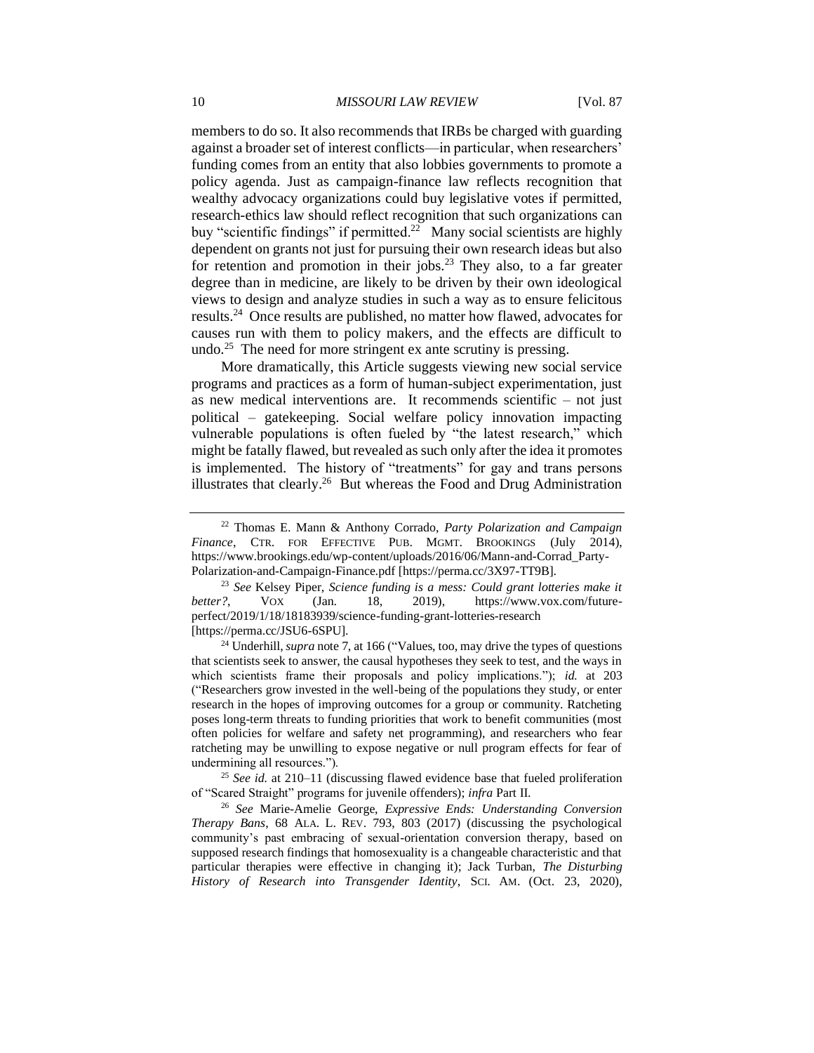members to do so. It also recommends that IRBs be charged with guarding against a broader set of interest conflicts—in particular, when researchers' funding comes from an entity that also lobbies governments to promote a policy agenda. Just as campaign-finance law reflects recognition that wealthy advocacy organizations could buy legislative votes if permitted, research-ethics law should reflect recognition that such organizations can buy "scientific findings" if permitted.[22] Many social scientists are highly dependent on grants not just for pursuing their own research ideas but also for retention and promotion in their jobs.[23] They also, to a far greater degree than in medicine, are likely to be driven by their own ideological views to design and analyze studies in such a way as to ensure felicitous results.[24] Once results are published, no matter how flawed, advocates for causes run with them to policy makers, and the effects are difficult to undo.[25] The need for more stringent ex ante scrutiny is pressing.

More dramatically, this Article suggests viewing new social service programs and practices as a form of human-subject experimentation, just as new medical interventions are. It recommends scientific – not just political – gatekeeping. Social welfare policy innovation impacting vulnerable populations is often fueled by "the latest research," which might be fatally flawed, but revealed as such only after the idea it promotes is implemented. The history of "treatments" for gay and trans persons illustrates that clearly.[26] But whereas the Food and Drug Administration

---

[22] Thomas E. Mann & Anthony Corrado, *Party Polarization and Campaign Finance*, CTR. FOR EFFECTIVE PUB. MGMT. BROOKINGS (July 2014), https://www.brookings.edu/wp-content/uploads/2016/06/Mann-and-Corrad_Party-Polarization-and-Campaign-Finance.pdf [https://perma.cc/3X97-TT9B].

[23] *See* Kelsey Piper, *Science funding is a mess: Could grant lotteries make it better?*, VOX (Jan. 18, 2019), https://www.vox.com/future-perfect/2019/1/18/18183939/science-funding-grant-lotteries-research [https://perma.cc/JSU6-6SPU].

[24] Underhill, *supra* note 7, at 166 ("Values, too, may drive the types of questions that scientists seek to answer, the causal hypotheses they seek to test, and the ways in which scientists frame their proposals and policy implications."); *id.* at 203 ("Researchers grow invested in the well-being of the populations they study, or enter research in the hopes of improving outcomes for a group or community. Ratcheting poses long-term threats to funding priorities that work to benefit communities (most often policies for welfare and safety net programming), and researchers who fear ratcheting may be unwilling to expose negative or null program effects for fear of undermining all resources.").

[25] *See id.* at 210–11 (discussing flawed evidence base that fueled proliferation of "Scared Straight" programs for juvenile offenders); *infra* Part II.

[26] *See* Marie-Amelie George, *Expressive Ends: Understanding Conversion Therapy Bans*, 68 ALA. L. REV. 793, 803 (2017) (discussing the psychological community's past embracing of sexual-orientation conversion therapy, based on supposed research findings that homosexuality is a changeable characteristic and that particular therapies were effective in changing it); Jack Turban, *The Disturbing History of Research into Transgender Identity*, SCI. AM. (Oct. 23, 2020),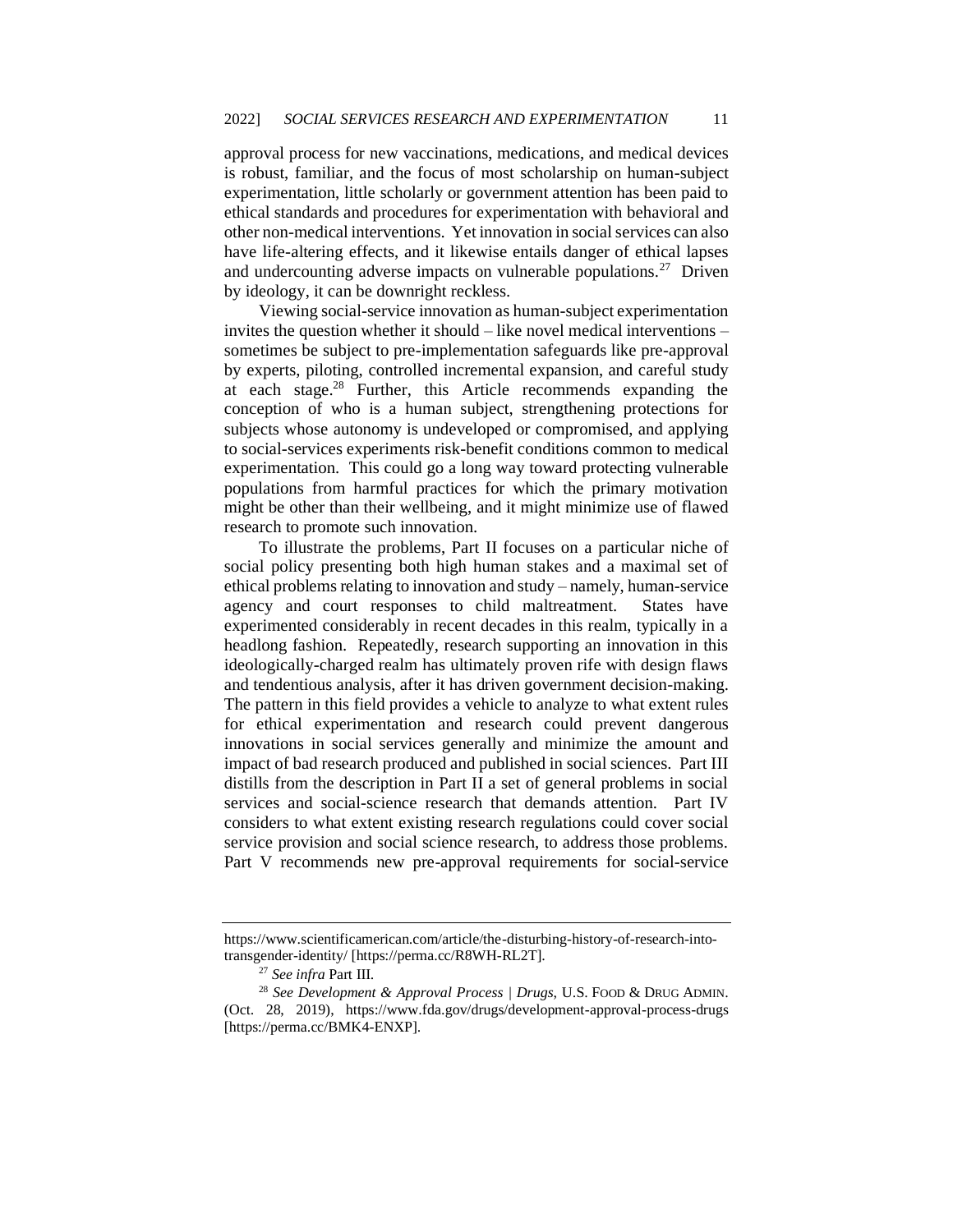approval process for new vaccinations, medications, and medical devices is robust, familiar, and the focus of most scholarship on human-subject experimentation, little scholarly or government attention has been paid to ethical standards and procedures for experimentation with behavioral and other non-medical interventions. Yet innovation in social services can also have life-altering effects, and it likewise entails danger of ethical lapses and undercounting adverse impacts on vulnerable populations.[27] Driven by ideology, it can be downright reckless.

Viewing social-service innovation as human-subject experimentation invites the question whether it should – like novel medical interventions – sometimes be subject to pre-implementation safeguards like pre-approval by experts, piloting, controlled incremental expansion, and careful study at each stage.[28] Further, this Article recommends expanding the conception of who is a human subject, strengthening protections for subjects whose autonomy is undeveloped or compromised, and applying to social-services experiments risk-benefit conditions common to medical experimentation. This could go a long way toward protecting vulnerable populations from harmful practices for which the primary motivation might be other than their wellbeing, and it might minimize use of flawed research to promote such innovation.

To illustrate the problems, Part II focuses on a particular niche of social policy presenting both high human stakes and a maximal set of ethical problems relating to innovation and study – namely, human-service agency and court responses to child maltreatment. States have experimented considerably in recent decades in this realm, typically in a headlong fashion. Repeatedly, research supporting an innovation in this ideologically-charged realm has ultimately proven rife with design flaws and tendentious analysis, after it has driven government decision-making. The pattern in this field provides a vehicle to analyze to what extent rules for ethical experimentation and research could prevent dangerous innovations in social services generally and minimize the amount and impact of bad research produced and published in social sciences. Part III distills from the description in Part II a set of general problems in social services and social-science research that demands attention. Part IV considers to what extent existing research regulations could cover social service provision and social science research, to address those problems. Part V recommends new pre-approval requirements for social-service

---

https://www.scientificamerican.com/article/the-disturbing-history-of-research-into-transgender-identity/ [https://perma.cc/R8WH-RL2T].

[27] *See infra* Part III.

[28] *See Development & Approval Process | Drugs*, U.S. FOOD & DRUG ADMIN. (Oct. 28, 2019), https://www.fda.gov/drugs/development-approval-process-drugs [https://perma.cc/BMK4-ENXP].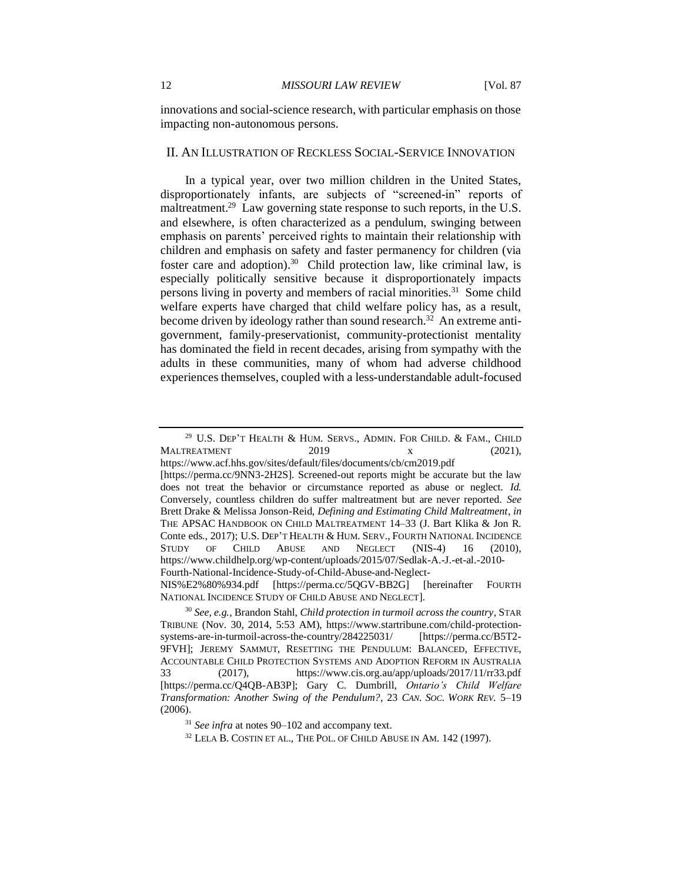innovations and social-science research, with particular emphasis on those impacting non-autonomous persons.

## II. An Illustration of Reckless Social-Service Innovation

In a typical year, over two million children in the United States, disproportionately infants, are subjects of "screened-in" reports of maltreatment.[29] Law governing state response to such reports, in the U.S. and elsewhere, is often characterized as a pendulum, swinging between emphasis on parents' perceived rights to maintain their relationship with children and emphasis on safety and faster permanency for children (via foster care and adoption).[30] Child protection law, like criminal law, is especially politically sensitive because it disproportionately impacts persons living in poverty and members of racial minorities.[31] Some child welfare experts have charged that child welfare policy has, as a result, become driven by ideology rather than sound research.[32] An extreme anti-government, family-preservationist, community-protectionist mentality has dominated the field in recent decades, arising from sympathy with the adults in these communities, many of whom had adverse childhood experiences themselves, coupled with a less-understandable adult-focused

---

[29] U.S. Dep't Health & Hum. Servs., Admin. for Child. & Fam., Child Maltreatment 2019 x (2021), https://www.acf.hhs.gov/sites/default/files/documents/cb/cm2019.pdf [https://perma.cc/9NN3-2H2S]. Screened-out reports might be accurate but the law does not treat the behavior or circumstance reported as abuse or neglect. *Id.* Conversely, countless children do suffer maltreatment but are never reported. *See* Brett Drake & Melissa Jonson-Reid, *Defining and Estimating Child Maltreatment*, *in* The APSAC Handbook on Child Maltreatment 14–33 (J. Bart Klika & Jon R. Conte eds., 2017); U.S. Dep't Health & Hum. Serv., Fourth National Incidence Study of Child Abuse and Neglect (NIS-4) 16 (2010), https://www.childhelp.org/wp-content/uploads/2015/07/Sedlak-A.-J.-et-al.-2010-Fourth-National-Incidence-Study-of-Child-Abuse-and-Neglect-NIS%E2%80%934.pdf [https://perma.cc/5QGV-BB2G] [hereinafter Fourth National Incidence Study of Child Abuse and Neglect].

[30] *See, e.g.*, Brandon Stahl, *Child protection in turmoil across the country*, Star Tribune (Nov. 30, 2014, 5:53 AM), https://www.startribune.com/child-protection-systems-are-in-turmoil-across-the-country/284225031/ [https://perma.cc/B5T2-9FVH]; Jeremy Sammut, Resetting the Pendulum: Balanced, Effective, Accountable Child Protection Systems and Adoption Reform in Australia 33 (2017), https://www.cis.org.au/app/uploads/2017/11/rr33.pdf [https://perma.cc/Q4QB-AB3P]; Gary C. Dumbrill, *Ontario's Child Welfare Transformation: Another Swing of the Pendulum?*, 23 *Can. Soc. Work Rev.* 5–19 (2006).

[31] *See infra* at notes 90–102 and accompany text.

[32] Lela B. Costin et al., The Pol. of Child Abuse in Am. 142 (1997).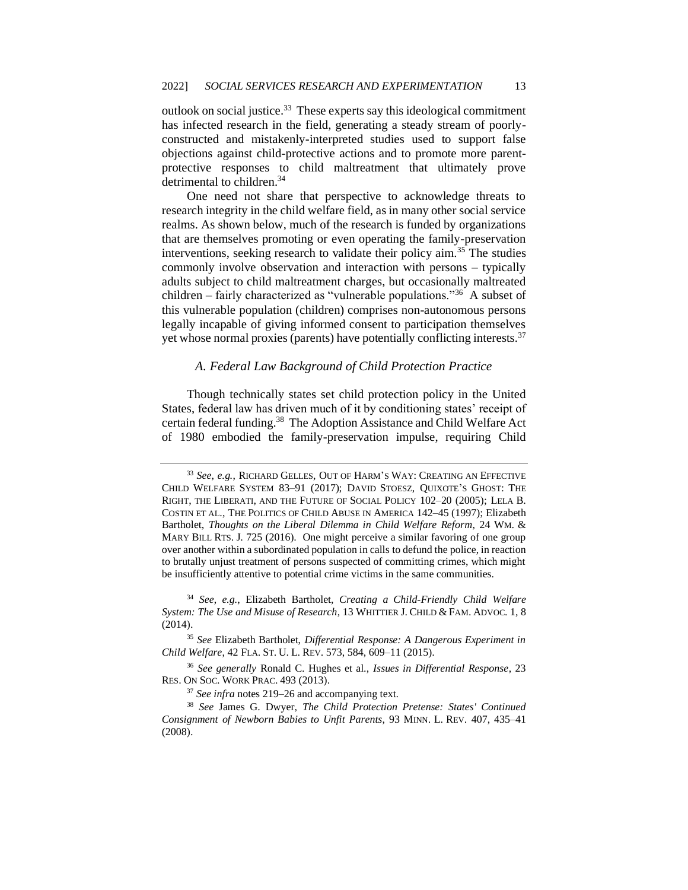outlook on social justice.[33] These experts say this ideological commitment has infected research in the field, generating a steady stream of poorly-constructed and mistakenly-interpreted studies used to support false objections against child-protective actions and to promote more parent-protective responses to child maltreatment that ultimately prove detrimental to children.[34]

One need not share that perspective to acknowledge threats to research integrity in the child welfare field, as in many other social service realms. As shown below, much of the research is funded by organizations that are themselves promoting or even operating the family-preservation interventions, seeking research to validate their policy aim.[35] The studies commonly involve observation and interaction with persons – typically adults subject to child maltreatment charges, but occasionally maltreated children – fairly characterized as "vulnerable populations."[36] A subset of this vulnerable population (children) comprises non-autonomous persons legally incapable of giving informed consent to participation themselves yet whose normal proxies (parents) have potentially conflicting interests.[37]

### *A. Federal Law Background of Child Protection Practice*

Though technically states set child protection policy in the United States, federal law has driven much of it by conditioning states' receipt of certain federal funding.[38] The Adoption Assistance and Child Welfare Act of 1980 embodied the family-preservation impulse, requiring Child

---

[33] *See, e.g.*, RICHARD GELLES, OUT OF HARM'S WAY: CREATING AN EFFECTIVE CHILD WELFARE SYSTEM 83–91 (2017); DAVID STOESZ, QUIXOTE'S GHOST: THE RIGHT, THE LIBERATI, AND THE FUTURE OF SOCIAL POLICY 102–20 (2005); LELA B. COSTIN ET AL., THE POLITICS OF CHILD ABUSE IN AMERICA 142–45 (1997); Elizabeth Bartholet, *Thoughts on the Liberal Dilemma in Child Welfare Reform*, 24 WM. & MARY BILL RTS. J. 725 (2016). One might perceive a similar favoring of one group over another within a subordinated population in calls to defund the police, in reaction to brutally unjust treatment of persons suspected of committing crimes, which might be insufficiently attentive to potential crime victims in the same communities.

[34] *See, e.g.*, Elizabeth Bartholet, *Creating a Child-Friendly Child Welfare System: The Use and Misuse of Research*, 13 WHITTIER J. CHILD & FAM. ADVOC. 1, 8 (2014).

[35] *See* Elizabeth Bartholet, *Differential Response: A Dangerous Experiment in Child Welfare*, 42 FLA. ST. U. L. REV. 573, 584, 609–11 (2015).

[36] *See generally* Ronald C. Hughes et al., *Issues in Differential Response*, 23 RES. ON SOC. WORK PRAC. 493 (2013).

[37] *See infra* notes 219–26 and accompanying text.

[38] *See* James G. Dwyer, *The Child Protection Pretense: States' Continued Consignment of Newborn Babies to Unfit Parents*, 93 MINN. L. REV. 407, 435–41 (2008).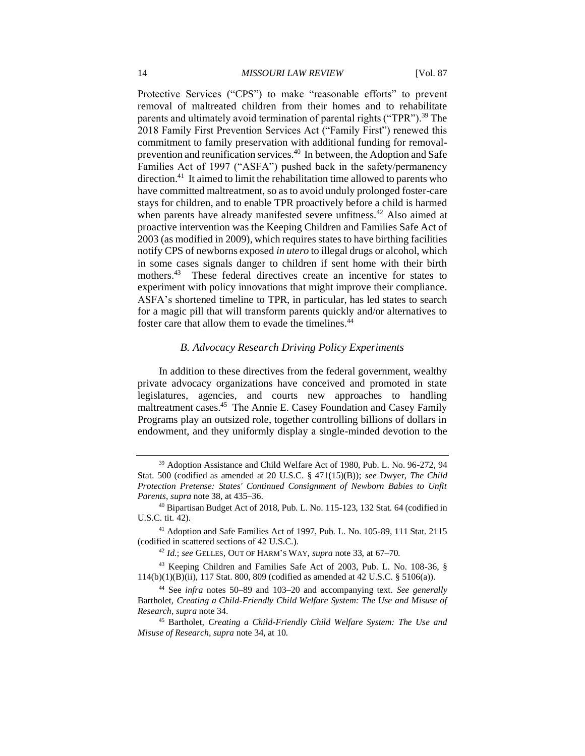Protective Services ("CPS") to make "reasonable efforts" to prevent removal of maltreated children from their homes and to rehabilitate parents and ultimately avoid termination of parental rights ("TPR").[39] The 2018 Family First Prevention Services Act ("Family First") renewed this commitment to family preservation with additional funding for removal-prevention and reunification services.[40] In between, the Adoption and Safe Families Act of 1997 ("ASFA") pushed back in the safety/permanency direction.[41] It aimed to limit the rehabilitation time allowed to parents who have committed maltreatment, so as to avoid unduly prolonged foster-care stays for children, and to enable TPR proactively before a child is harmed when parents have already manifested severe unfitness.[42] Also aimed at proactive intervention was the Keeping Children and Families Safe Act of 2003 (as modified in 2009), which requires states to have birthing facilities notify CPS of newborns exposed *in utero* to illegal drugs or alcohol, which in some cases signals danger to children if sent home with their birth mothers.[43] These federal directives create an incentive for states to experiment with policy innovations that might improve their compliance. ASFA's shortened timeline to TPR, in particular, has led states to search for a magic pill that will transform parents quickly and/or alternatives to foster care that allow them to evade the timelines.[44]

### *B. Advocacy Research Driving Policy Experiments*

In addition to these directives from the federal government, wealthy private advocacy organizations have conceived and promoted in state legislatures, agencies, and courts new approaches to handling maltreatment cases.[45] The Annie E. Casey Foundation and Casey Family Programs play an outsized role, together controlling billions of dollars in endowment, and they uniformly display a single-minded devotion to the

---

[39] Adoption Assistance and Child Welfare Act of 1980, Pub. L. No. 96-272, 94 Stat. 500 (codified as amended at 20 U.S.C. § 471(15)(B)); *see* Dwyer, *The Child Protection Pretense: States' Continued Consignment of Newborn Babies to Unfit Parents*, *supra* note 38, at 435–36.

[40] Bipartisan Budget Act of 2018, Pub. L. No. 115-123, 132 Stat. 64 (codified in U.S.C. tit. 42).

[41] Adoption and Safe Families Act of 1997, Pub. L. No. 105-89, 111 Stat. 2115 (codified in scattered sections of 42 U.S.C.).

[42] *Id.*; *see* GELLES, OUT OF HARM'S WAY, *supra* note 33, at 67–70.

[43] Keeping Children and Families Safe Act of 2003, Pub. L. No. 108-36, § 114(b)(1)(B)(ii), 117 Stat. 800, 809 (codified as amended at 42 U.S.C. § 5106(a)).

[44] See *infra* notes 50–89 and 103–20 and accompanying text. *See generally* Bartholet, *Creating a Child-Friendly Child Welfare System: The Use and Misuse of Research*, *supra* note 34.

[45] Bartholet, *Creating a Child-Friendly Child Welfare System: The Use and Misuse of Research*, *supra* note 34, at 10.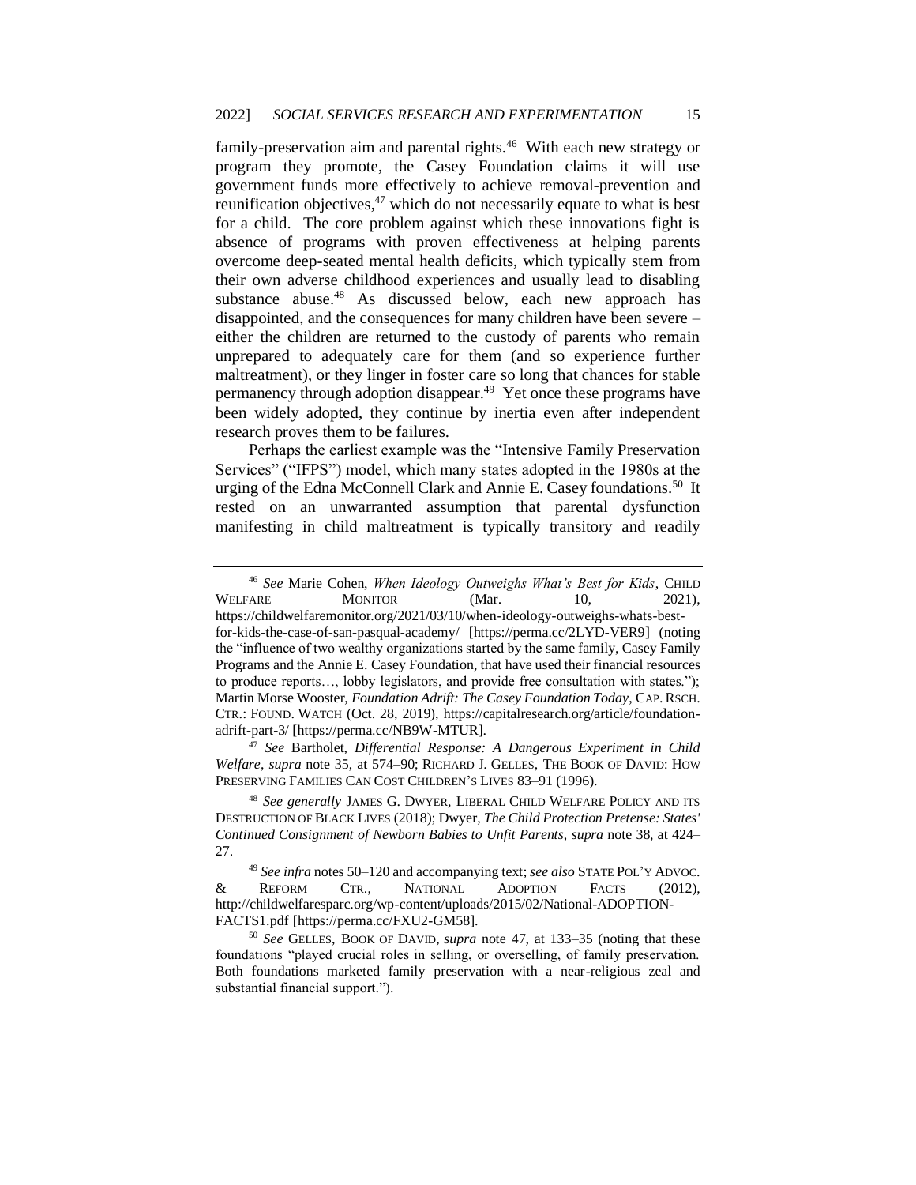family-preservation aim and parental rights.[46] With each new strategy or program they promote, the Casey Foundation claims it will use government funds more effectively to achieve removal-prevention and reunification objectives,[47] which do not necessarily equate to what is best for a child. The core problem against which these innovations fight is absence of programs with proven effectiveness at helping parents overcome deep-seated mental health deficits, which typically stem from their own adverse childhood experiences and usually lead to disabling substance abuse.[48] As discussed below, each new approach has disappointed, and the consequences for many children have been severe – either the children are returned to the custody of parents who remain unprepared to adequately care for them (and so experience further maltreatment), or they linger in foster care so long that chances for stable permanency through adoption disappear.[49] Yet once these programs have been widely adopted, they continue by inertia even after independent research proves them to be failures.

Perhaps the earliest example was the "Intensive Family Preservation Services" ("IFPS") model, which many states adopted in the 1980s at the urging of the Edna McConnell Clark and Annie E. Casey foundations.[50] It rested on an unwarranted assumption that parental dysfunction manifesting in child maltreatment is typically transitory and readily

---

[46] *See* Marie Cohen, *When Ideology Outweighs What's Best for Kids*, CHILD WELFARE MONITOR (Mar. 10, 2021), https://childwelfaremonitor.org/2021/03/10/when-ideology-outweighs-whats-best-for-kids-the-case-of-san-pasqual-academy/ [https://perma.cc/2LYD-VER9] (noting the "influence of two wealthy organizations started by the same family, Casey Family Programs and the Annie E. Casey Foundation, that have used their financial resources to produce reports…, lobby legislators, and provide free consultation with states."); Martin Morse Wooster, *Foundation Adrift: The Casey Foundation Today*, CAP. RSCH. CTR.: FOUND. WATCH (Oct. 28, 2019), https://capitalresearch.org/article/foundation-adrift-part-3/ [https://perma.cc/NB9W-MTUR].

[47] *See* Bartholet, *Differential Response: A Dangerous Experiment in Child Welfare*, *supra* note 35, at 574–90; RICHARD J. GELLES, THE BOOK OF DAVID: HOW PRESERVING FAMILIES CAN COST CHILDREN'S LIVES 83–91 (1996).

[48] *See generally* JAMES G. DWYER, LIBERAL CHILD WELFARE POLICY AND ITS DESTRUCTION OF BLACK LIVES (2018); Dwyer, *The Child Protection Pretense: States' Continued Consignment of Newborn Babies to Unfit Parents*, *supra* note 38, at 424–27.

[49] *See infra* notes 50–120 and accompanying text; *see also* STATE POL'Y ADVOC. & REFORM CTR., NATIONAL ADOPTION FACTS (2012), http://childwelfaresparc.org/wp-content/uploads/2015/02/National-ADOPTION-FACTS1.pdf [https://perma.cc/FXU2-GM58].

[50] *See* GELLES, BOOK OF DAVID, *supra* note 47, at 133–35 (noting that these foundations "played crucial roles in selling, or overselling, of family preservation. Both foundations marketed family preservation with a near-religious zeal and substantial financial support.").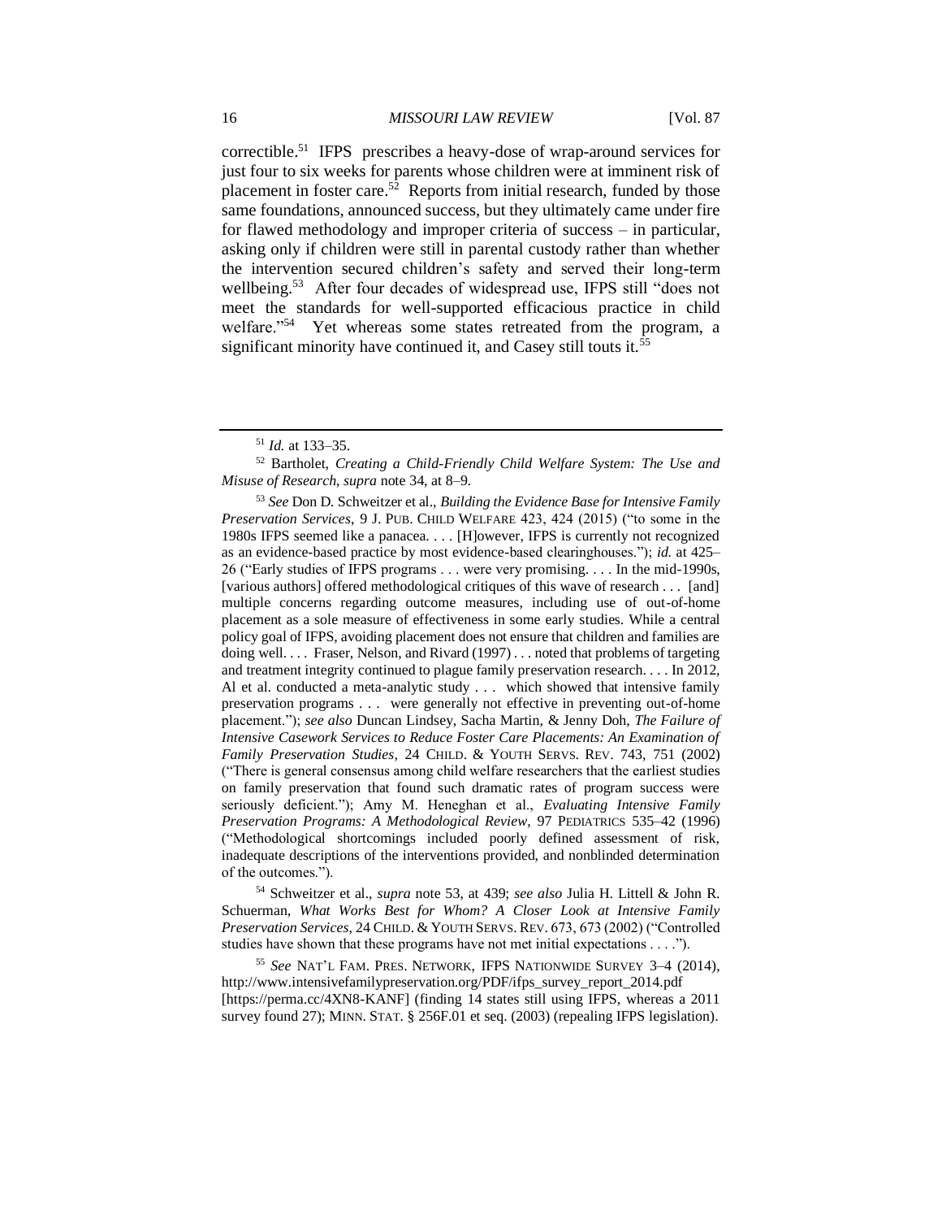correctible.[51] IFPS prescribes a heavy-dose of wrap-around services for just four to six weeks for parents whose children were at imminent risk of placement in foster care.[52] Reports from initial research, funded by those same foundations, announced success, but they ultimately came under fire for flawed methodology and improper criteria of success – in particular, asking only if children were still in parental custody rather than whether the intervention secured children's safety and served their long-term wellbeing.[53] After four decades of widespread use, IFPS still "does not meet the standards for well-supported efficacious practice in child welfare."[54] Yet whereas some states retreated from the program, a significant minority have continued it, and Casey still touts it.[55]

---

[51] *Id.* at 133–35.

[52] Bartholet, *Creating a Child-Friendly Child Welfare System: The Use and Misuse of Research*, *supra* note 34, at 8–9.

[53] *See* Don D. Schweitzer et al., *Building the Evidence Base for Intensive Family Preservation Services*, 9 J. PUB. CHILD WELFARE 423, 424 (2015) ("to some in the 1980s IFPS seemed like a panacea. . . . [H]owever, IFPS is currently not recognized as an evidence-based practice by most evidence-based clearinghouses."); *id.* at 425–26 ("Early studies of IFPS programs . . . were very promising. . . . In the mid-1990s, [various authors] offered methodological critiques of this wave of research . . . [and] multiple concerns regarding outcome measures, including use of out-of-home placement as a sole measure of effectiveness in some early studies. While a central policy goal of IFPS, avoiding placement does not ensure that children and families are doing well. . . . Fraser, Nelson, and Rivard (1997) . . . noted that problems of targeting and treatment integrity continued to plague family preservation research. . . . In 2012, Al et al. conducted a meta-analytic study . . . which showed that intensive family preservation programs . . . were generally not effective in preventing out-of-home placement."); *see also* Duncan Lindsey, Sacha Martin, & Jenny Doh, *The Failure of Intensive Casework Services to Reduce Foster Care Placements: An Examination of Family Preservation Studies*, 24 CHILD. & YOUTH SERVS. REV. 743, 751 (2002) ("There is general consensus among child welfare researchers that the earliest studies on family preservation that found such dramatic rates of program success were seriously deficient."); Amy M. Heneghan et al., *Evaluating Intensive Family Preservation Programs: A Methodological Review*, 97 PEDIATRICS 535–42 (1996) ("Methodological shortcomings included poorly defined assessment of risk, inadequate descriptions of the interventions provided, and nonblinded determination of the outcomes.").

[54] Schweitzer et al., *supra* note 53, at 439; *see also* Julia H. Littell & John R. Schuerman, *What Works Best for Whom? A Closer Look at Intensive Family Preservation Services*, 24 CHILD. & YOUTH SERVS. REV. 673, 673 (2002) ("Controlled studies have shown that these programs have not met initial expectations . . . .").

[55] *See* NAT'L FAM. PRES. NETWORK, IFPS NATIONWIDE SURVEY 3–4 (2014), http://www.intensivefamilypreservation.org/PDF/ifps_survey_report_2014.pdf [https://perma.cc/4XN8-KANF] (finding 14 states still using IFPS, whereas a 2011 survey found 27); MINN. STAT. § 256F.01 et seq. (2003) (repealing IFPS legislation).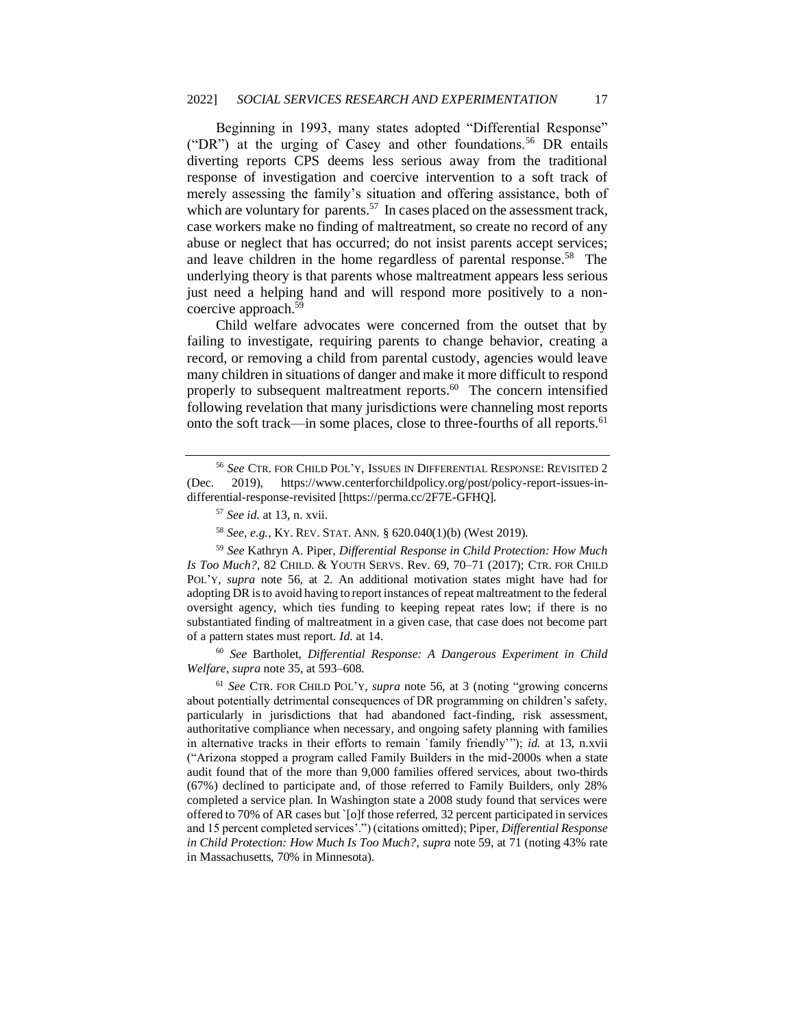Beginning in 1993, many states adopted "Differential Response" ("DR") at the urging of Casey and other foundations.[56] DR entails diverting reports CPS deems less serious away from the traditional response of investigation and coercive intervention to a soft track of merely assessing the family's situation and offering assistance, both of which are voluntary for parents.[57] In cases placed on the assessment track, case workers make no finding of maltreatment, so create no record of any abuse or neglect that has occurred; do not insist parents accept services; and leave children in the home regardless of parental response.[58] The underlying theory is that parents whose maltreatment appears less serious just need a helping hand and will respond more positively to a non-coercive approach.[59]

Child welfare advocates were concerned from the outset that by failing to investigate, requiring parents to change behavior, creating a record, or removing a child from parental custody, agencies would leave many children in situations of danger and make it more difficult to respond properly to subsequent maltreatment reports.[60] The concern intensified following revelation that many jurisdictions were channeling most reports onto the soft track—in some places, close to three-fourths of all reports.[61]

---

[56] *See* CTR. FOR CHILD POL'Y, ISSUES IN DIFFERENTIAL RESPONSE: REVISITED 2 (Dec. 2019), https://www.centerforchildpolicy.org/post/policy-report-issues-in-differential-response-revisited [https://perma.cc/2F7E-GFHQ].

[57] *See id.* at 13, n. xvii.

[58] *See, e.g.*, KY. REV. STAT. ANN. § 620.040(1)(b) (West 2019).

[59] *See* Kathryn A. Piper, *Differential Response in Child Protection: How Much Is Too Much?*, 82 CHILD. & YOUTH SERVS. Rev. 69, 70–71 (2017); CTR. FOR CHILD POL'Y, *supra* note 56, at 2. An additional motivation states might have had for adopting DR is to avoid having to report instances of repeat maltreatment to the federal oversight agency, which ties funding to keeping repeat rates low; if there is no substantiated finding of maltreatment in a given case, that case does not become part of a pattern states must report. *Id.* at 14.

[60] *See* Bartholet, *Differential Response: A Dangerous Experiment in Child Welfare*, *supra* note 35, at 593–608.

[61] *See* CTR. FOR CHILD POL'Y, *supra* note 56, at 3 (noting "growing concerns about potentially detrimental consequences of DR programming on children's safety, particularly in jurisdictions that had abandoned fact-finding, risk assessment, authoritative compliance when necessary, and ongoing safety planning with families in alternative tracks in their efforts to remain 'family friendly'"); *id.* at 13, n.xvii ("Arizona stopped a program called Family Builders in the mid-2000s when a state audit found that of the more than 9,000 families offered services, about two-thirds (67%) declined to participate and, of those referred to Family Builders, only 28% completed a service plan. In Washington state a 2008 study found that services were offered to 70% of AR cases but '[o]f those referred, 32 percent participated in services and 15 percent completed services'.") (citations omitted); Piper, *Differential Response in Child Protection: How Much Is Too Much?*, *supra* note 59, at 71 (noting 43% rate in Massachusetts, 70% in Minnesota).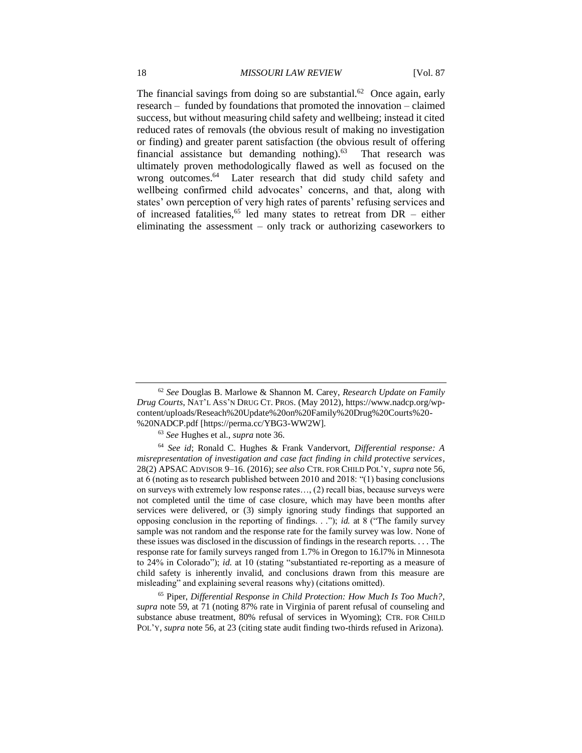The financial savings from doing so are substantial.[62] Once again, early research – funded by foundations that promoted the innovation – claimed success, but without measuring child safety and wellbeing; instead it cited reduced rates of removals (the obvious result of making no investigation or finding) and greater parent satisfaction (the obvious result of offering financial assistance but demanding nothing).[63] That research was ultimately proven methodologically flawed as well as focused on the wrong outcomes.[64] Later research that did study child safety and wellbeing confirmed child advocates' concerns, and that, along with states' own perception of very high rates of parents' refusing services and of increased fatalities,[65] led many states to retreat from DR – either eliminating the assessment – only track or authorizing caseworkers to

---

[62] *See* Douglas B. Marlowe & Shannon M. Carey, *Research Update on Family Drug Courts*, NAT'L ASS'N DRUG CT. PROS. (May 2012), https://www.nadcp.org/wp-content/uploads/Reseach%20Update%20on%20Family%20Drug%20Courts%20-%20NADCP.pdf [https://perma.cc/YBG3-WW2W].

[63] *See* Hughes et al., *supra* note 36.

[64] *See id*; Ronald C. Hughes & Frank Vandervort, *Differential response: A misrepresentation of investigation and case fact finding in child protective services*, 28(2) APSAC ADVISOR 9–16. (2016); *see also* CTR. FOR CHILD POL'Y, *supra* note 56, at 6 (noting as to research published between 2010 and 2018: "(1) basing conclusions on surveys with extremely low response rates…, (2) recall bias, because surveys were not completed until the time of case closure, which may have been months after services were delivered, or (3) simply ignoring study findings that supported an opposing conclusion in the reporting of findings. . ."); *id.* at 8 ("The family survey sample was not random and the response rate for the family survey was low. None of these issues was disclosed in the discussion of findings in the research reports. . . . The response rate for family surveys ranged from 1.7% in Oregon to 16.l7% in Minnesota to 24% in Colorado"); *id.* at 10 (stating "substantiated re-reporting as a measure of child safety is inherently invalid, and conclusions drawn from this measure are misleading" and explaining several reasons why) (citations omitted).

[65] Piper, *Differential Response in Child Protection: How Much Is Too Much?*, *supra* note 59, at 71 (noting 87% rate in Virginia of parent refusal of counseling and substance abuse treatment, 80% refusal of services in Wyoming); CTR. FOR CHILD POL'Y, *supra* note 56, at 23 (citing state audit finding two-thirds refused in Arizona).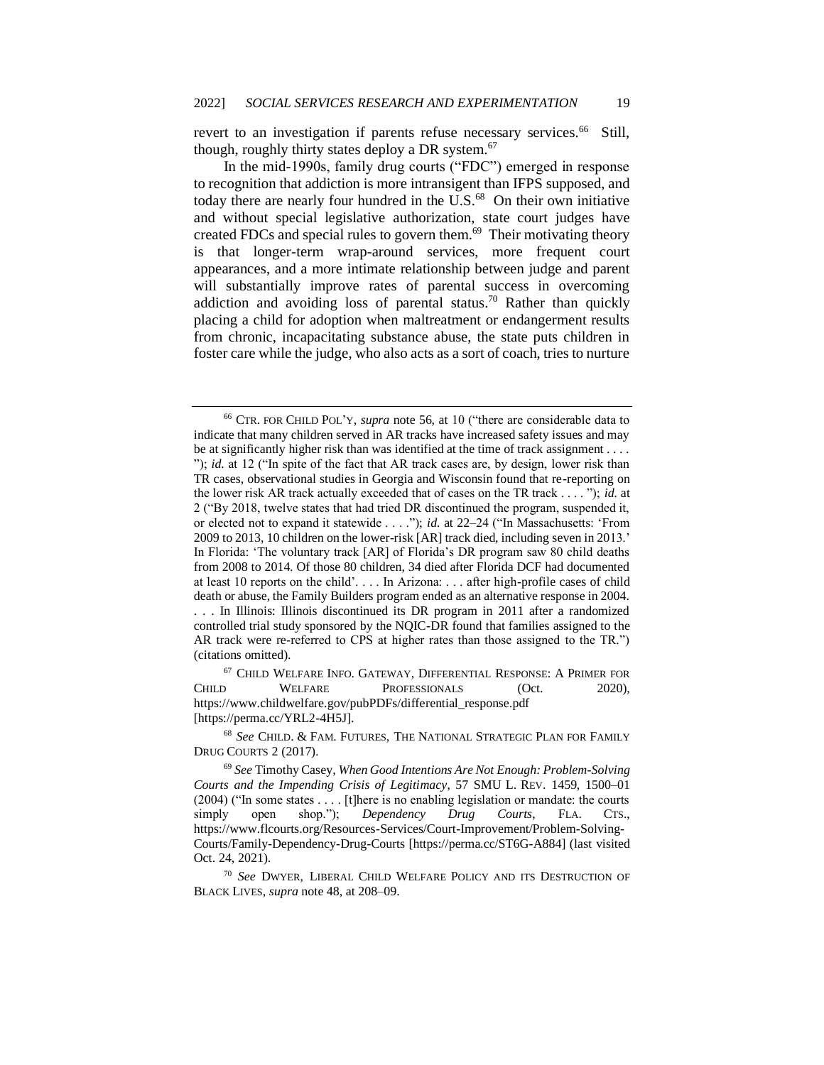revert to an investigation if parents refuse necessary services.[66] Still, though, roughly thirty states deploy a DR system.[67]

In the mid-1990s, family drug courts ("FDC") emerged in response to recognition that addiction is more intransigent than IFPS supposed, and today there are nearly four hundred in the U.S.[68] On their own initiative and without special legislative authorization, state court judges have created FDCs and special rules to govern them.[69] Their motivating theory is that longer-term wrap-around services, more frequent court appearances, and a more intimate relationship between judge and parent will substantially improve rates of parental success in overcoming addiction and avoiding loss of parental status.[70] Rather than quickly placing a child for adoption when maltreatment or endangerment results from chronic, incapacitating substance abuse, the state puts children in foster care while the judge, who also acts as a sort of coach, tries to nurture

---

[66] CTR. FOR CHILD POL'Y, *supra* note 56, at 10 ("there are considerable data to indicate that many children served in AR tracks have increased safety issues and may be at significantly higher risk than was identified at the time of track assignment . . . . "); *id.* at 12 ("In spite of the fact that AR track cases are, by design, lower risk than TR cases, observational studies in Georgia and Wisconsin found that re-reporting on the lower risk AR track actually exceeded that of cases on the TR track . . . . "); *id.* at 2 ("By 2018, twelve states that had tried DR discontinued the program, suspended it, or elected not to expand it statewide . . . ."); *id.* at 22–24 ("In Massachusetts: 'From 2009 to 2013, 10 children on the lower-risk [AR] track died, including seven in 2013.' In Florida: 'The voluntary track [AR] of Florida's DR program saw 80 child deaths from 2008 to 2014. Of those 80 children, 34 died after Florida DCF had documented at least 10 reports on the child'. . . . In Arizona: . . . after high-profile cases of child death or abuse, the Family Builders program ended as an alternative response in 2004. . . . In Illinois: Illinois discontinued its DR program in 2011 after a randomized controlled trial study sponsored by the NQIC-DR found that families assigned to the AR track were re-referred to CPS at higher rates than those assigned to the TR.") (citations omitted).

[67] CHILD WELFARE INFO. GATEWAY, DIFFERENTIAL RESPONSE: A PRIMER FOR CHILD WELFARE PROFESSIONALS (Oct. 2020), https://www.childwelfare.gov/pubPDFs/differential_response.pdf [https://perma.cc/YRL2-4H5J].

[68] *See* CHILD. & FAM. FUTURES, THE NATIONAL STRATEGIC PLAN FOR FAMILY DRUG COURTS 2 (2017).

[69] *See* Timothy Casey, *When Good Intentions Are Not Enough: Problem-Solving Courts and the Impending Crisis of Legitimacy*, 57 SMU L. REV. 1459, 1500–01 (2004) ("In some states . . . . [t]here is no enabling legislation or mandate: the courts simply open shop."); *Dependency Drug Courts*, FLA. CTS., https://www.flcourts.org/Resources-Services/Court-Improvement/Problem-Solving-Courts/Family-Dependency-Drug-Courts [https://perma.cc/ST6G-A884] (last visited Oct. 24, 2021).

[70] *See* DWYER, LIBERAL CHILD WELFARE POLICY AND ITS DESTRUCTION OF BLACK LIVES, *supra* note 48, at 208–09.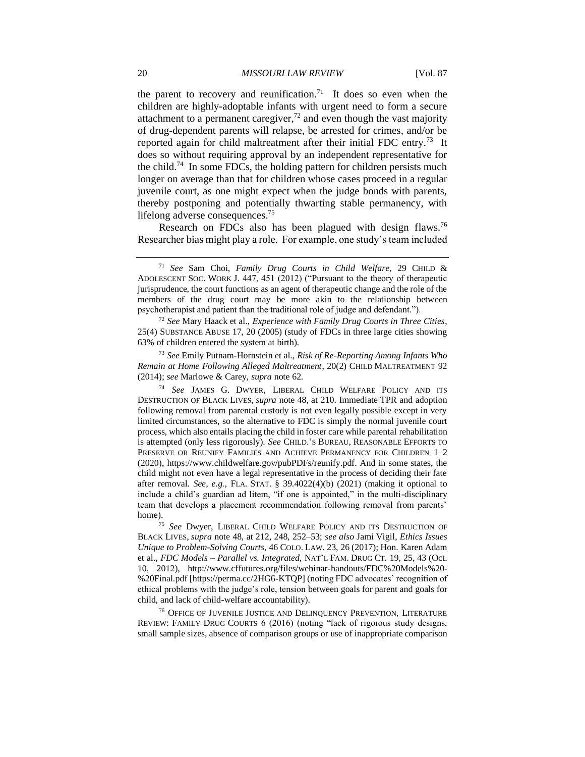the parent to recovery and reunification.[71] It does so even when the children are highly-adoptable infants with urgent need to form a secure attachment to a permanent caregiver,[72] and even though the vast majority of drug-dependent parents will relapse, be arrested for crimes, and/or be reported again for child maltreatment after their initial FDC entry.[73] It does so without requiring approval by an independent representative for the child.[74] In some FDCs, the holding pattern for children persists much longer on average than that for children whose cases proceed in a regular juvenile court, as one might expect when the judge bonds with parents, thereby postponing and potentially thwarting stable permanency, with lifelong adverse consequences.[75]

Research on FDCs also has been plagued with design flaws.[76] Researcher bias might play a role. For example, one study's team included

---

[71] *See* Sam Choi, *Family Drug Courts in Child Welfare*, 29 CHILD & ADOLESCENT SOC. WORK J. 447, 451 (2012) ("Pursuant to the theory of therapeutic jurisprudence, the court functions as an agent of therapeutic change and the role of the members of the drug court may be more akin to the relationship between psychotherapist and patient than the traditional role of judge and defendant.").

[72] *See* Mary Haack et al., *Experience with Family Drug Courts in Three Cities*, 25(4) SUBSTANCE ABUSE 17, 20 (2005) (study of FDCs in three large cities showing 63% of children entered the system at birth).

[73] *See* Emily Putnam-Hornstein et al., *Risk of Re-Reporting Among Infants Who Remain at Home Following Alleged Maltreatment*, 20(2) CHILD MALTREATMENT 92 (2014); *see* Marlowe & Carey, *supra* note 62.

[74] *See* JAMES G. DWYER, LIBERAL CHILD WELFARE POLICY AND ITS DESTRUCTION OF BLACK LIVES, *supra* note 48, at 210. Immediate TPR and adoption following removal from parental custody is not even legally possible except in very limited circumstances, so the alternative to FDC is simply the normal juvenile court process, which also entails placing the child in foster care while parental rehabilitation is attempted (only less rigorously). *See* CHILD.'S BUREAU, REASONABLE EFFORTS TO PRESERVE OR REUNIFY FAMILIES AND ACHIEVE PERMANENCY FOR CHILDREN 1–2 (2020), https://www.childwelfare.gov/pubPDFs/reunify.pdf. And in some states, the child might not even have a legal representative in the process of deciding their fate after removal. *See, e.g.*, FLA. STAT. § 39.4022(4)(b) (2021) (making it optional to include a child's guardian ad litem, "if one is appointed," in the multi-disciplinary team that develops a placement recommendation following removal from parents' home).

[75] *See* Dwyer, LIBERAL CHILD WELFARE POLICY AND ITS DESTRUCTION OF BLACK LIVES, *supra* note 48, at 212, 248, 252–53; *see also* Jami Vigil, *Ethics Issues Unique to Problem-Solving Courts*, 46 COLO. LAW. 23, 26 (2017); Hon. Karen Adam et al., *FDC Models – Parallel vs. Integrated*, NAT'L FAM. DRUG CT. 19, 25, 43 (Oct. 10, 2012), http://www.cffutures.org/files/webinar-handouts/FDC%20Models%20-%20Final.pdf [https://perma.cc/2HG6-KTQP] (noting FDC advocates' recognition of ethical problems with the judge's role, tension between goals for parent and goals for child, and lack of child-welfare accountability).

[76] OFFICE OF JUVENILE JUSTICE AND DELINQUENCY PREVENTION, LITERATURE REVIEW: FAMILY DRUG COURTS 6 (2016) (noting "lack of rigorous study designs, small sample sizes, absence of comparison groups or use of inappropriate comparison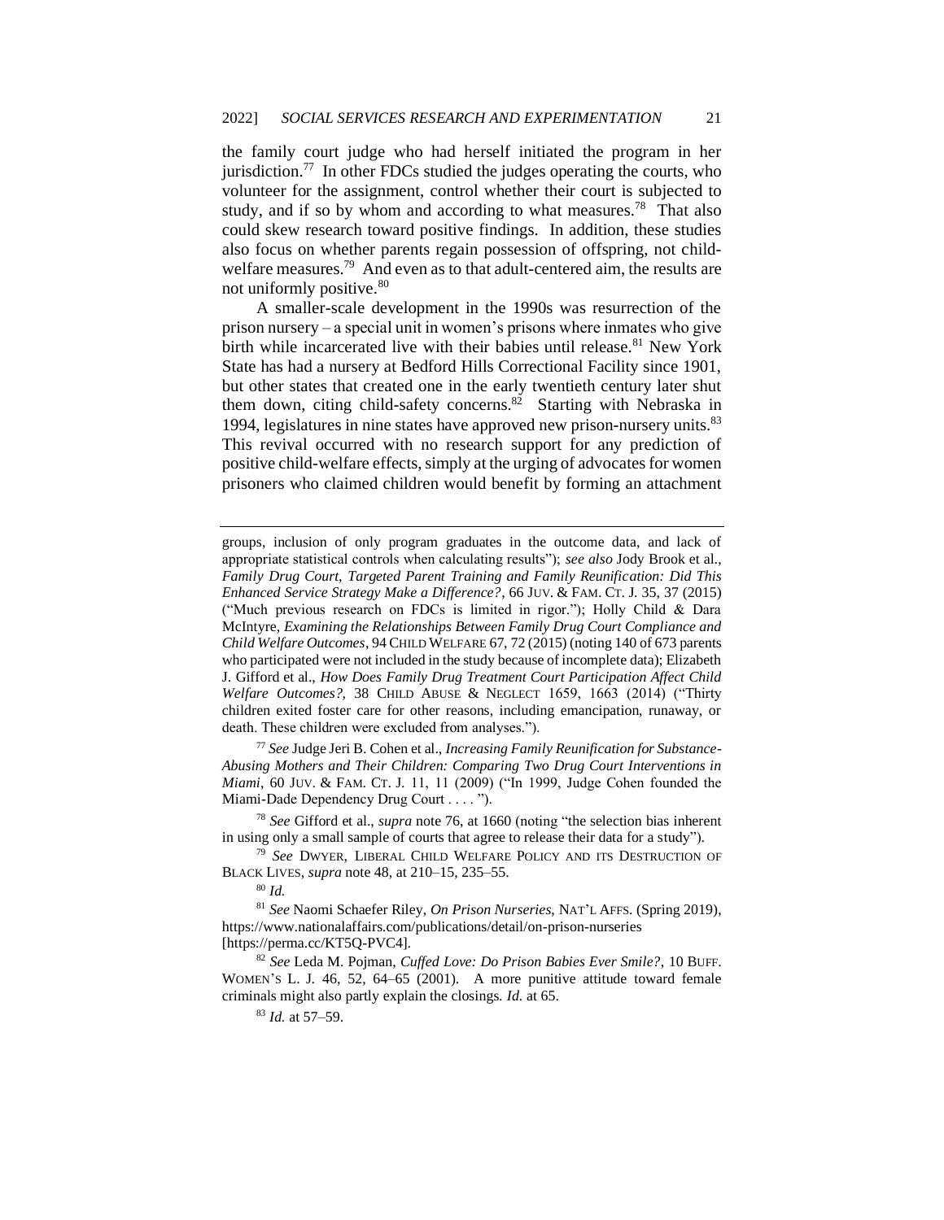the family court judge who had herself initiated the program in her jurisdiction.[77] In other FDCs studied the judges operating the courts, who volunteer for the assignment, control whether their court is subjected to study, and if so by whom and according to what measures.[78] That also could skew research toward positive findings. In addition, these studies also focus on whether parents regain possession of offspring, not child-welfare measures.[79] And even as to that adult-centered aim, the results are not uniformly positive.[80]

A smaller-scale development in the 1990s was resurrection of the prison nursery – a special unit in women's prisons where inmates who give birth while incarcerated live with their babies until release.[81] New York State has had a nursery at Bedford Hills Correctional Facility since 1901, but other states that created one in the early twentieth century later shut them down, citing child-safety concerns.[82] Starting with Nebraska in 1994, legislatures in nine states have approved new prison-nursery units.[83] This revival occurred with no research support for any prediction of positive child-welfare effects, simply at the urging of advocates for women prisoners who claimed children would benefit by forming an attachment

---

groups, inclusion of only program graduates in the outcome data, and lack of appropriate statistical controls when calculating results"); *see also* Jody Brook et al., *Family Drug Court, Targeted Parent Training and Family Reunification: Did This Enhanced Service Strategy Make a Difference?*, 66 JUV. & FAM. CT. J. 35, 37 (2015) ("Much previous research on FDCs is limited in rigor."); Holly Child & Dara McIntyre, *Examining the Relationships Between Family Drug Court Compliance and Child Welfare Outcomes*, 94 CHILD WELFARE 67, 72 (2015) (noting 140 of 673 parents who participated were not included in the study because of incomplete data); Elizabeth J. Gifford et al., *How Does Family Drug Treatment Court Participation Affect Child Welfare Outcomes?*, 38 CHILD ABUSE & NEGLECT 1659, 1663 (2014) ("Thirty children exited foster care for other reasons, including emancipation, runaway, or death. These children were excluded from analyses.").

[77] *See* Judge Jeri B. Cohen et al., *Increasing Family Reunification for Substance-Abusing Mothers and Their Children: Comparing Two Drug Court Interventions in Miami*, 60 JUV. & FAM. CT. J. 11, 11 (2009) ("In 1999, Judge Cohen founded the Miami-Dade Dependency Drug Court . . . . ").

[78] *See* Gifford et al., *supra* note 76, at 1660 (noting "the selection bias inherent in using only a small sample of courts that agree to release their data for a study").

[79] *See* DWYER, LIBERAL CHILD WELFARE POLICY AND ITS DESTRUCTION OF BLACK LIVES, *supra* note 48, at 210–15, 235–55.

[80] *Id.*

[81] *See* Naomi Schaefer Riley, *On Prison Nurseries*, NAT'L AFFS. (Spring 2019), https://www.nationalaffairs.com/publications/detail/on-prison-nurseries [https://perma.cc/KT5Q-PVC4].

[82] *See* Leda M. Pojman, *Cuffed Love: Do Prison Babies Ever Smile?*, 10 BUFF. WOMEN'S L. J. 46, 52, 64–65 (2001). A more punitive attitude toward female criminals might also partly explain the closings. *Id.* at 65.

[83] *Id.* at 57–59.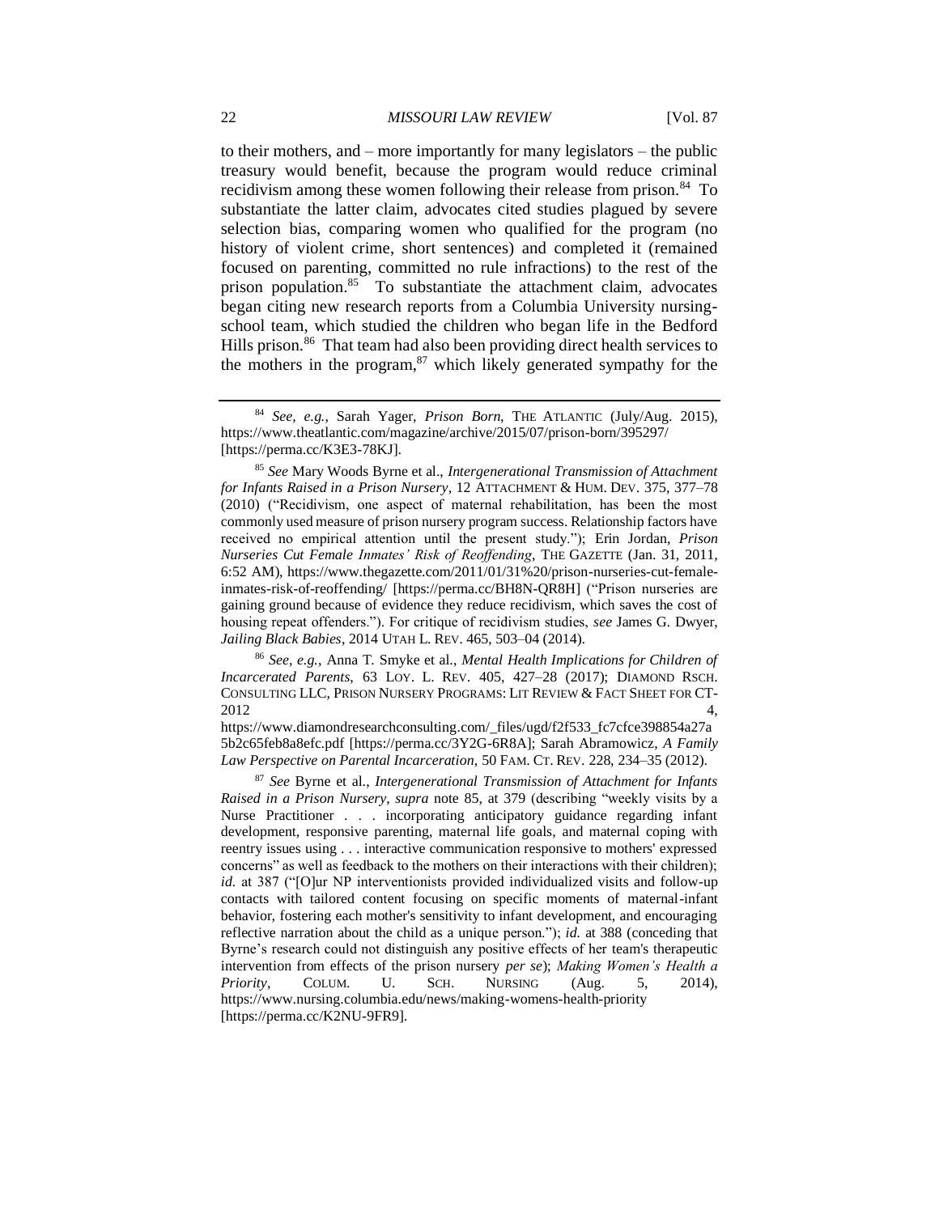to their mothers, and – more importantly for many legislators – the public treasury would benefit, because the program would reduce criminal recidivism among these women following their release from prison.[84] To substantiate the latter claim, advocates cited studies plagued by severe selection bias, comparing women who qualified for the program (no history of violent crime, short sentences) and completed it (remained focused on parenting, committed no rule infractions) to the rest of the prison population.[85] To substantiate the attachment claim, advocates began citing new research reports from a Columbia University nursing-school team, which studied the children who began life in the Bedford Hills prison.[86] That team had also been providing direct health services to the mothers in the program,[87] which likely generated sympathy for the

---

[84] *See, e.g.*, Sarah Yager, *Prison Born*, THE ATLANTIC (July/Aug. 2015), https://www.theatlantic.com/magazine/archive/2015/07/prison-born/395297/ [https://perma.cc/K3E3-78KJ].

[85] *See* Mary Woods Byrne et al., *Intergenerational Transmission of Attachment for Infants Raised in a Prison Nursery*, 12 ATTACHMENT & HUM. DEV. 375, 377–78 (2010) ("Recidivism, one aspect of maternal rehabilitation, has been the most commonly used measure of prison nursery program success. Relationship factors have received no empirical attention until the present study."); Erin Jordan, *Prison Nurseries Cut Female Inmates' Risk of Reoffending*, THE GAZETTE (Jan. 31, 2011, 6:52 AM), https://www.thegazette.com/2011/01/31%20/prison-nurseries-cut-female-inmates-risk-of-reoffending/ [https://perma.cc/BH8N-QR8H] ("Prison nurseries are gaining ground because of evidence they reduce recidivism, which saves the cost of housing repeat offenders."). For critique of recidivism studies, *see* James G. Dwyer, *Jailing Black Babies*, 2014 UTAH L. REV. 465, 503–04 (2014).

[86] *See, e.g.*, Anna T. Smyke et al., *Mental Health Implications for Children of Incarcerated Parents*, 63 LOY. L. REV. 405, 427–28 (2017); DIAMOND RSCH. CONSULTING LLC, PRISON NURSERY PROGRAMS: LIT REVIEW & FACT SHEET FOR CT-2012 4, https://www.diamondresearchconsulting.com/_files/ugd/f2f533_fc7cfce398854a27a5b2c65feb8a8efc.pdf [https://perma.cc/3Y2G-6R8A]; Sarah Abramowicz, *A Family Law Perspective on Parental Incarceration*, 50 FAM. CT. REV. 228, 234–35 (2012).

[87] *See* Byrne et al., *Intergenerational Transmission of Attachment for Infants Raised in a Prison Nursery*, *supra* note 85, at 379 (describing "weekly visits by a Nurse Practitioner . . . incorporating anticipatory guidance regarding infant development, responsive parenting, maternal life goals, and maternal coping with reentry issues using . . . interactive communication responsive to mothers' expressed concerns" as well as feedback to the mothers on their interactions with their children); *id.* at 387 ("[O]ur NP interventionists provided individualized visits and follow-up contacts with tailored content focusing on specific moments of maternal-infant behavior, fostering each mother's sensitivity to infant development, and encouraging reflective narration about the child as a unique person."); *id.* at 388 (conceding that Byrne's research could not distinguish any positive effects of her team's therapeutic intervention from effects of the prison nursery *per se*); *Making Women's Health a Priority*, COLUM. U. SCH. NURSING (Aug. 5, 2014), https://www.nursing.columbia.edu/news/making-womens-health-priority [https://perma.cc/K2NU-9FR9].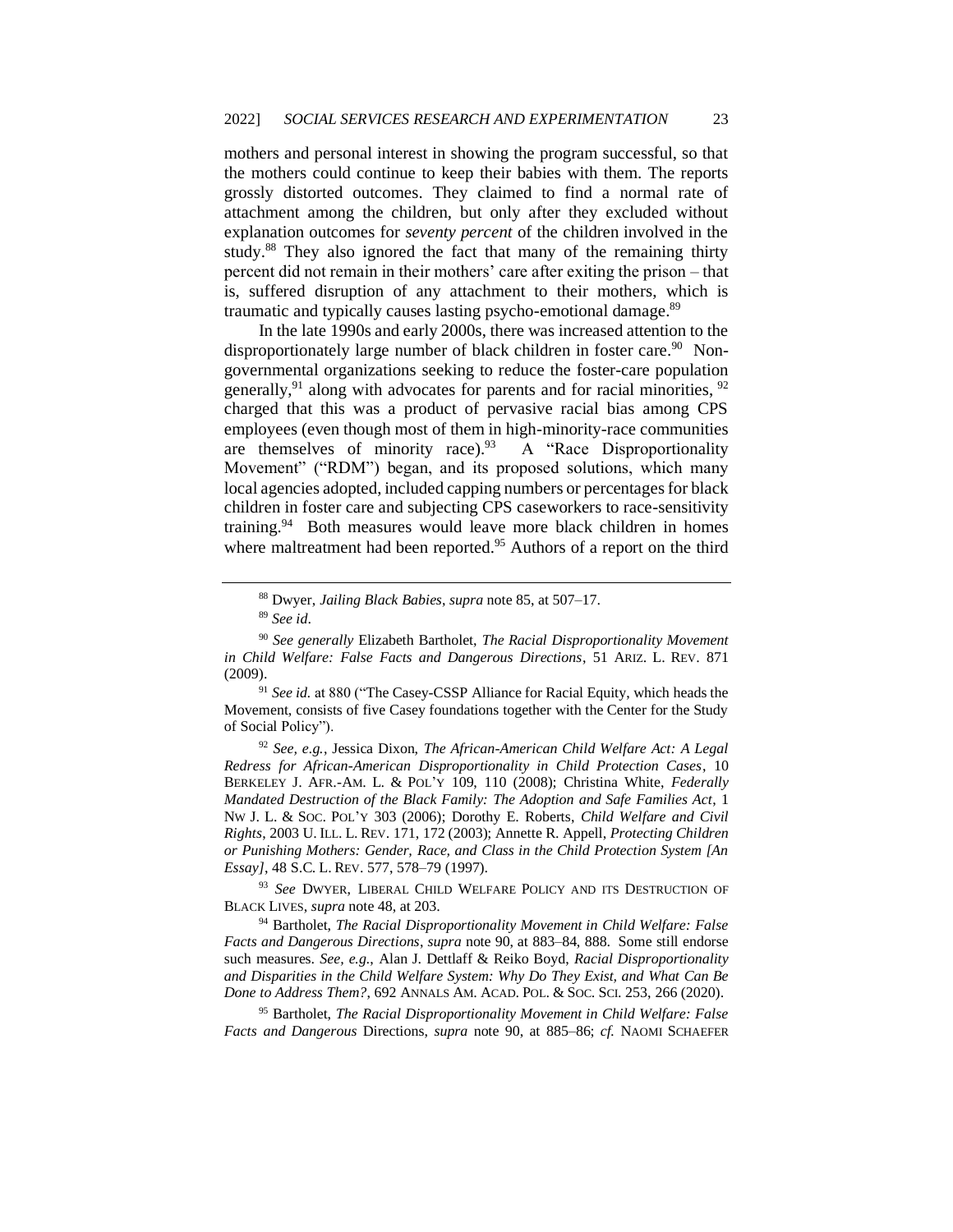mothers and personal interest in showing the program successful, so that the mothers could continue to keep their babies with them. The reports grossly distorted outcomes. They claimed to find a normal rate of attachment among the children, but only after they excluded without explanation outcomes for *seventy percent* of the children involved in the study.[88] They also ignored the fact that many of the remaining thirty percent did not remain in their mothers' care after exiting the prison – that is, suffered disruption of any attachment to their mothers, which is traumatic and typically causes lasting psycho-emotional damage.[89]

In the late 1990s and early 2000s, there was increased attention to the disproportionately large number of black children in foster care.[90] Non-governmental organizations seeking to reduce the foster-care population generally,[91] along with advocates for parents and for racial minorities, [92] charged that this was a product of pervasive racial bias among CPS employees (even though most of them in high-minority-race communities are themselves of minority race).[93] A "Race Disproportionality Movement" ("RDM") began, and its proposed solutions, which many local agencies adopted, included capping numbers or percentages for black children in foster care and subjecting CPS caseworkers to race-sensitivity training.[94] Both measures would leave more black children in homes where maltreatment had been reported.[95] Authors of a report on the third

---

[88] Dwyer, *Jailing Black Babies*, *supra* note 85, at 507–17.

[89] *See id*.

[90] *See generally* Elizabeth Bartholet, *The Racial Disproportionality Movement in Child Welfare: False Facts and Dangerous Directions*, 51 ARIZ. L. REV. 871 (2009).

[91] *See id.* at 880 ("The Casey-CSSP Alliance for Racial Equity, which heads the Movement, consists of five Casey foundations together with the Center for the Study of Social Policy").

[92] *See, e.g.*, Jessica Dixon, *The African-American Child Welfare Act: A Legal Redress for African-American Disproportionality in Child Protection Cases*, 10 BERKELEY J. AFR.-AM. L. & POL'Y 109, 110 (2008); Christina White, *Federally Mandated Destruction of the Black Family: The Adoption and Safe Families Act*, 1 NW J. L. & SOC. POL'Y 303 (2006); Dorothy E. Roberts, *Child Welfare and Civil Rights*, 2003 U. ILL. L. REV. 171, 172 (2003); Annette R. Appell, *Protecting Children or Punishing Mothers: Gender, Race, and Class in the Child Protection System [An Essay]*, 48 S.C. L. REV. 577, 578–79 (1997).

[93] *See* DWYER, LIBERAL CHILD WELFARE POLICY AND ITS DESTRUCTION OF BLACK LIVES, *supra* note 48, at 203.

[94] Bartholet, *The Racial Disproportionality Movement in Child Welfare: False Facts and Dangerous Directions*, *supra* note 90, at 883–84, 888. Some still endorse such measures. *See, e.g.*, Alan J. Dettlaff & Reiko Boyd, *Racial Disproportionality and Disparities in the Child Welfare System: Why Do They Exist, and What Can Be Done to Address Them?*, 692 ANNALS AM. ACAD. POL. & SOC. SCI. 253, 266 (2020).

[95] Bartholet, *The Racial Disproportionality Movement in Child Welfare: False Facts and Dangerous* Directions, *supra* note 90, at 885–86; *cf.* NAOMI SCHAEFER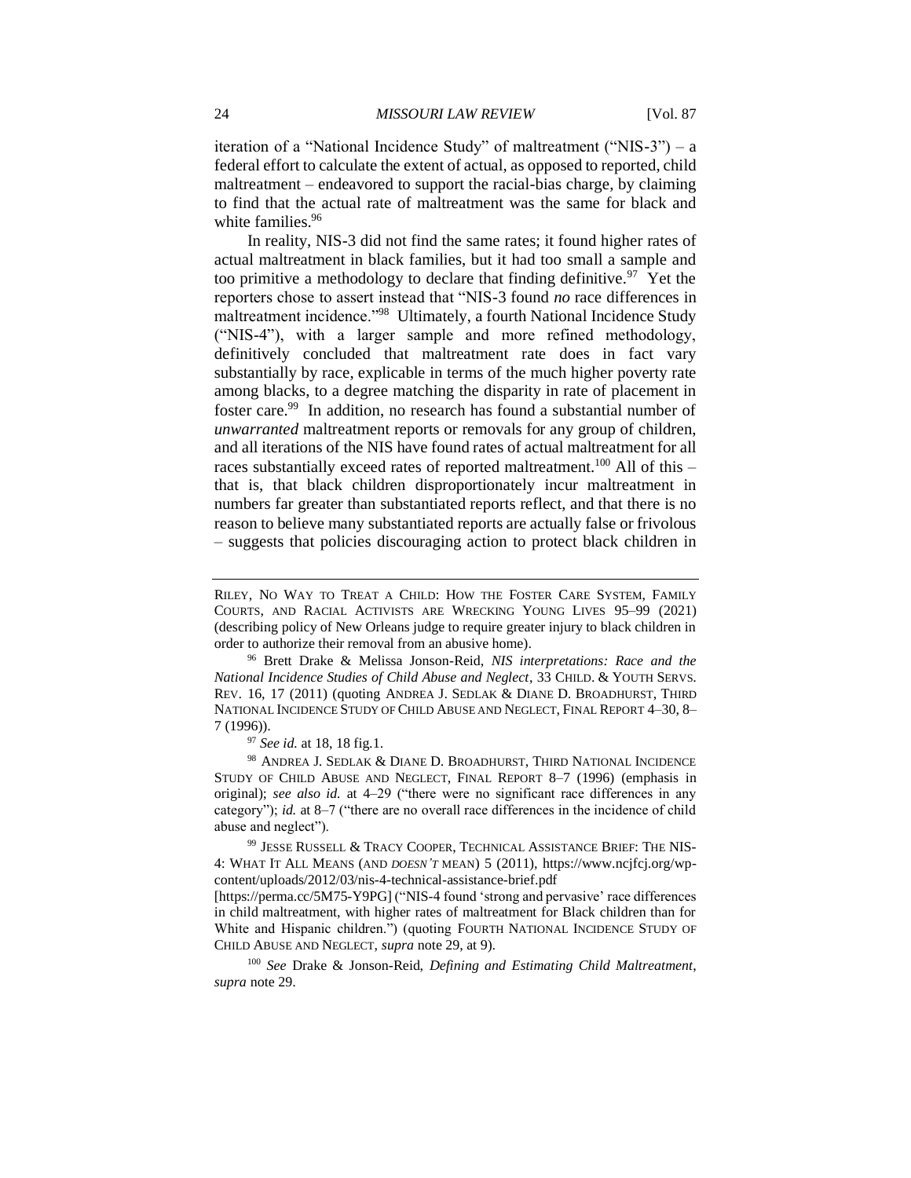iteration of a "National Incidence Study" of maltreatment ("NIS-3") – a federal effort to calculate the extent of actual, as opposed to reported, child maltreatment – endeavored to support the racial-bias charge, by claiming to find that the actual rate of maltreatment was the same for black and white families.[96]

In reality, NIS-3 did not find the same rates; it found higher rates of actual maltreatment in black families, but it had too small a sample and too primitive a methodology to declare that finding definitive.[97] Yet the reporters chose to assert instead that "NIS-3 found *no* race differences in maltreatment incidence."[98] Ultimately, a fourth National Incidence Study ("NIS-4"), with a larger sample and more refined methodology, definitively concluded that maltreatment rate does in fact vary substantially by race, explicable in terms of the much higher poverty rate among blacks, to a degree matching the disparity in rate of placement in foster care.[99] In addition, no research has found a substantial number of *unwarranted* maltreatment reports or removals for any group of children, and all iterations of the NIS have found rates of actual maltreatment for all races substantially exceed rates of reported maltreatment.[100] All of this – that is, that black children disproportionately incur maltreatment in numbers far greater than substantiated reports reflect, and that there is no reason to believe many substantiated reports are actually false or frivolous – suggests that policies discouraging action to protect black children in

---

RILEY, NO WAY TO TREAT A CHILD: HOW THE FOSTER CARE SYSTEM, FAMILY COURTS, AND RACIAL ACTIVISTS ARE WRECKING YOUNG LIVES 95–99 (2021) (describing policy of New Orleans judge to require greater injury to black children in order to authorize their removal from an abusive home).

[96] Brett Drake & Melissa Jonson-Reid, *NIS interpretations: Race and the National Incidence Studies of Child Abuse and Neglect*, 33 CHILD. & YOUTH SERVS. REV. 16, 17 (2011) (quoting ANDREA J. SEDLAK & DIANE D. BROADHURST, THIRD NATIONAL INCIDENCE STUDY OF CHILD ABUSE AND NEGLECT, FINAL REPORT 4–30, 8–7 (1996)).

[97] *See id.* at 18, 18 fig.1.

[98] ANDREA J. SEDLAK & DIANE D. BROADHURST, THIRD NATIONAL INCIDENCE STUDY OF CHILD ABUSE AND NEGLECT, FINAL REPORT 8–7 (1996) (emphasis in original); *see also id.* at 4–29 ("there were no significant race differences in any category"); *id.* at 8–7 ("there are no overall race differences in the incidence of child abuse and neglect").

[99] JESSE RUSSELL & TRACY COOPER, TECHNICAL ASSISTANCE BRIEF: THE NIS-4: WHAT IT ALL MEANS (AND *DOESN'T* MEAN) 5 (2011), https://www.ncjfcj.org/wp-content/uploads/2012/03/nis-4-technical-assistance-brief.pdf [https://perma.cc/5M75-Y9PG] ("NIS-4 found 'strong and pervasive' race differences in child maltreatment, with higher rates of maltreatment for Black children than for White and Hispanic children.") (quoting FOURTH NATIONAL INCIDENCE STUDY OF CHILD ABUSE AND NEGLECT, *supra* note 29, at 9).

[100] *See* Drake & Jonson-Reid, *Defining and Estimating Child Maltreatment*, *supra* note 29.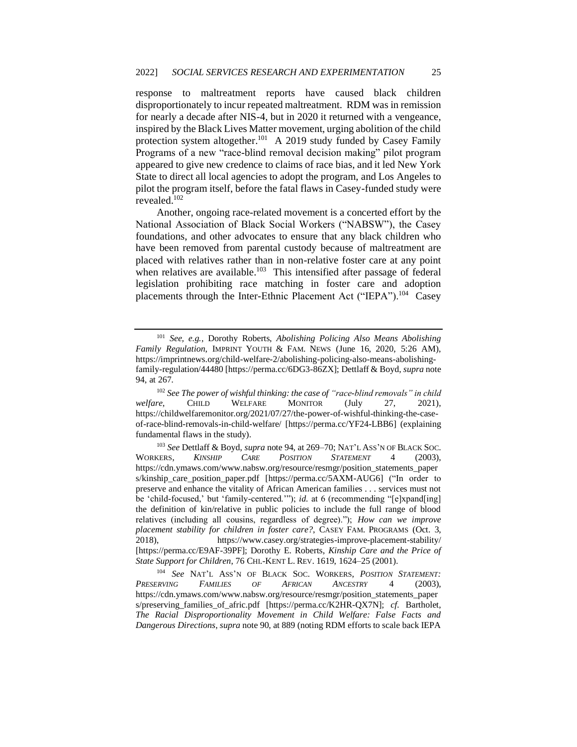response to maltreatment reports have caused black children disproportionately to incur repeated maltreatment. RDM was in remission for nearly a decade after NIS-4, but in 2020 it returned with a vengeance, inspired by the Black Lives Matter movement, urging abolition of the child protection system altogether.[101] A 2019 study funded by Casey Family Programs of a new "race-blind removal decision making" pilot program appeared to give new credence to claims of race bias, and it led New York State to direct all local agencies to adopt the program, and Los Angeles to pilot the program itself, before the fatal flaws in Casey-funded study were revealed.[102]

Another, ongoing race-related movement is a concerted effort by the National Association of Black Social Workers ("NABSW"), the Casey foundations, and other advocates to ensure that any black children who have been removed from parental custody because of maltreatment are placed with relatives rather than in non-relative foster care at any point when relatives are available.[103] This intensified after passage of federal legislation prohibiting race matching in foster care and adoption placements through the Inter-Ethnic Placement Act ("IEPA").[104] Casey

---

[101] *See, e.g.*, Dorothy Roberts, *Abolishing Policing Also Means Abolishing Family Regulation*, IMPRINT YOUTH & FAM. NEWS (June 16, 2020, 5:26 AM), https://imprintnews.org/child-welfare-2/abolishing-policing-also-means-abolishing-family-regulation/44480 [https://perma.cc/6DG3-86ZX]; Dettlaff & Boyd, *supra* note 94, at 267.

[102] *See The power of wishful thinking: the case of "race-blind removals" in child welfare*, CHILD WELFARE MONITOR (July 27, 2021), https://childwelfaremonitor.org/2021/07/27/the-power-of-wishful-thinking-the-case-of-race-blind-removals-in-child-welfare/ [https://perma.cc/YF24-LBB6] (explaining fundamental flaws in the study).

[103] *See* Dettlaff & Boyd, *supra* note 94, at 269–70; NAT'L ASS'N OF BLACK SOC. WORKERS, *KINSHIP CARE POSITION STATEMENT* 4 (2003), https://cdn.ymaws.com/www.nabsw.org/resource/resmgr/position_statements_papers/kinship_care_position_paper.pdf [https://perma.cc/5AXM-AUG6] ("In order to preserve and enhance the vitality of African American families . . . services must not be 'child-focused,' but 'family-centered.'"); *id.* at 6 (recommending "[e]xpand[ing] the definition of kin/relative in public policies to include the full range of blood relatives (including all cousins, regardless of degree)."); *How can we improve placement stability for children in foster care?*, CASEY FAM. PROGRAMS (Oct. 3, 2018), https://www.casey.org/strategies-improve-placement-stability/ [https://perma.cc/E9AF-39PF]; Dorothy E. Roberts, *Kinship Care and the Price of State Support for Children*, 76 CHI.-KENT L. REV. 1619, 1624–25 (2001).

[104] *See* NAT'L ASS'N OF BLACK SOC. WORKERS, *POSITION STATEMENT: PRESERVING FAMILIES OF AFRICAN ANCESTRY* 4 (2003), https://cdn.ymaws.com/www.nabsw.org/resource/resmgr/position_statements_papers/preserving_families_of_afric.pdf [https://perma.cc/K2HR-QX7N]; *cf.* Bartholet, *The Racial Disproportionality Movement in Child Welfare: False Facts and Dangerous Directions*, *supra* note 90, at 889 (noting RDM efforts to scale back IEPA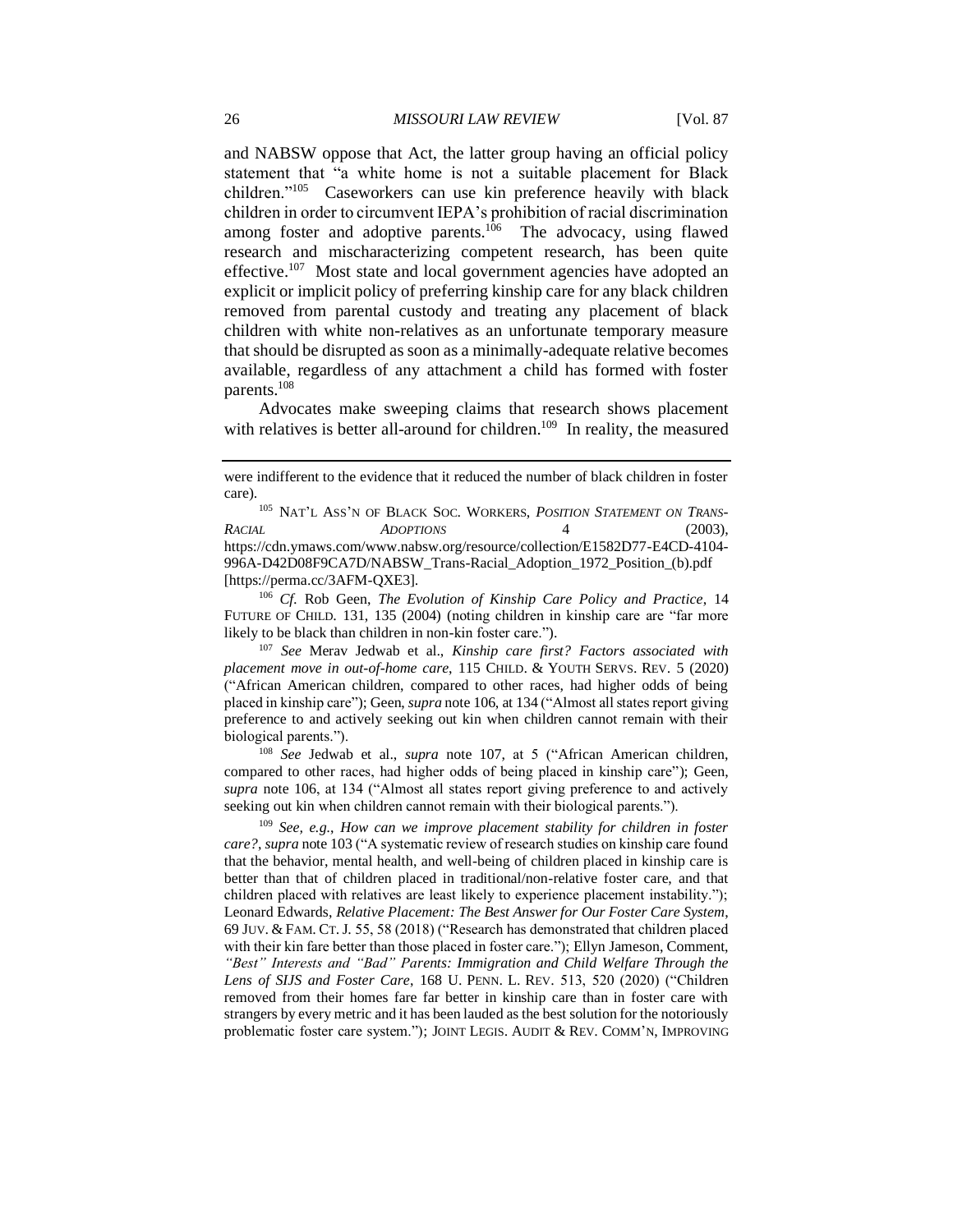and NABSW oppose that Act, the latter group having an official policy statement that "a white home is not a suitable placement for Black children."[105] Caseworkers can use kin preference heavily with black children in order to circumvent IEPA's prohibition of racial discrimination among foster and adoptive parents.[106] The advocacy, using flawed research and mischaracterizing competent research, has been quite effective.[107] Most state and local government agencies have adopted an explicit or implicit policy of preferring kinship care for any black children removed from parental custody and treating any placement of black children with white non-relatives as an unfortunate temporary measure that should be disrupted as soon as a minimally-adequate relative becomes available, regardless of any attachment a child has formed with foster parents.[108]

Advocates make sweeping claims that research shows placement with relatives is better all-around for children.[109] In reality, the measured

---

were indifferent to the evidence that it reduced the number of black children in foster care).

[105] NAT'L ASS'N OF BLACK SOC. WORKERS, *POSITION STATEMENT ON TRANS-RACIAL ADOPTIONS* 4 (2003), https://cdn.ymaws.com/www.nabsw.org/resource/collection/E1582D77-E4CD-4104-996A-D42D08F9CA7D/NABSW_Trans-Racial_Adoption_1972_Position_(b).pdf [https://perma.cc/3AFM-QXE3].

[106] *Cf.* Rob Geen, *The Evolution of Kinship Care Policy and Practice*, 14 FUTURE OF CHILD. 131, 135 (2004) (noting children in kinship care are "far more likely to be black than children in non-kin foster care.").

[107] *See* Merav Jedwab et al., *Kinship care first? Factors associated with placement move in out-of-home care*, 115 CHILD. & YOUTH SERVS. REV. 5 (2020) ("African American children, compared to other races, had higher odds of being placed in kinship care"); Geen, *supra* note 106, at 134 ("Almost all states report giving preference to and actively seeking out kin when children cannot remain with their biological parents.").

[108] *See* Jedwab et al., *supra* note 107, at 5 ("African American children, compared to other races, had higher odds of being placed in kinship care"); Geen, *supra* note 106, at 134 ("Almost all states report giving preference to and actively seeking out kin when children cannot remain with their biological parents.").

[109] *See, e.g.*, *How can we improve placement stability for children in foster care?*, *supra* note 103 ("A systematic review of research studies on kinship care found that the behavior, mental health, and well-being of children placed in kinship care is better than that of children placed in traditional/non-relative foster care, and that children placed with relatives are least likely to experience placement instability."); Leonard Edwards, *Relative Placement: The Best Answer for Our Foster Care System*, 69 JUV. & FAM. CT. J. 55, 58 (2018) ("Research has demonstrated that children placed with their kin fare better than those placed in foster care."); Ellyn Jameson, Comment, *"Best" Interests and "Bad" Parents: Immigration and Child Welfare Through the Lens of SIJS and Foster Care*, 168 U. PENN. L. REV. 513, 520 (2020) ("Children removed from their homes fare far better in kinship care than in foster care with strangers by every metric and it has been lauded as the best solution for the notoriously problematic foster care system."); JOINT LEGIS. AUDIT & REV. COMM'N, IMPROVING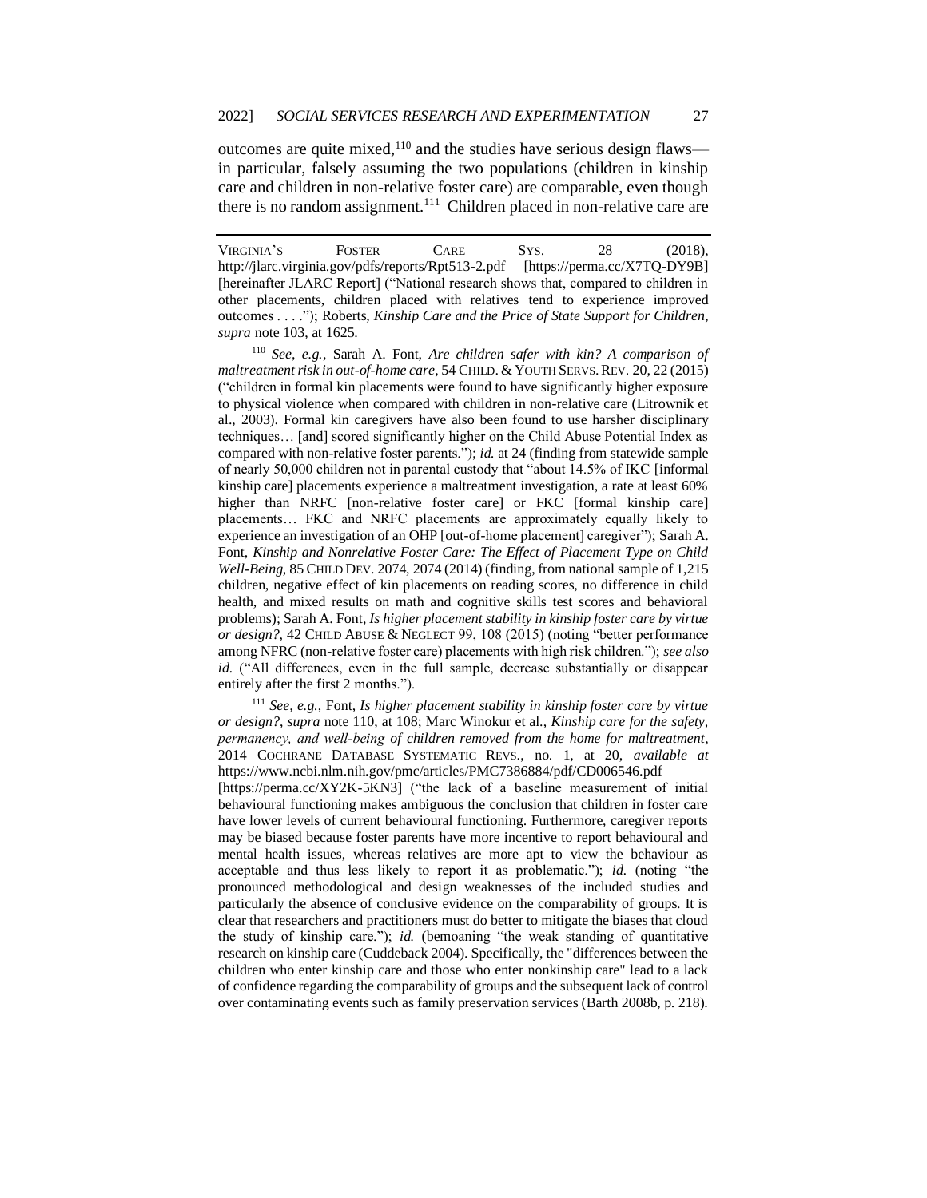outcomes are quite mixed,[110] and the studies have serious design flaws—in particular, falsely assuming the two populations (children in kinship care and children in non-relative foster care) are comparable, even though there is no random assignment.[111] Children placed in non-relative care are

---

VIRGINIA'S FOSTER CARE SYS. 28 (2018), http://jlarc.virginia.gov/pdfs/reports/Rpt513-2.pdf [https://perma.cc/X7TQ-DY9B] [hereinafter JLARC Report] ("National research shows that, compared to children in other placements, children placed with relatives tend to experience improved outcomes . . . ."); Roberts, *Kinship Care and the Price of State Support for Children*, *supra* note 103, at 1625.

[110] *See, e.g.*, Sarah A. Font, *Are children safer with kin? A comparison of maltreatment risk in out-of-home care*, 54 CHILD. & YOUTH SERVS. REV. 20, 22 (2015) ("children in formal kin placements were found to have significantly higher exposure to physical violence when compared with children in non-relative care (Litrownik et al., 2003). Formal kin caregivers have also been found to use harsher disciplinary techniques… [and] scored significantly higher on the Child Abuse Potential Index as compared with non-relative foster parents."); *id.* at 24 (finding from statewide sample of nearly 50,000 children not in parental custody that "about 14.5% of IKC [informal kinship care] placements experience a maltreatment investigation, a rate at least 60% higher than NRFC [non-relative foster care] or FKC [formal kinship care] placements… FKC and NRFC placements are approximately equally likely to experience an investigation of an OHP [out-of-home placement] caregiver"); Sarah A. Font, *Kinship and Nonrelative Foster Care: The Effect of Placement Type on Child Well-Being*, 85 CHILD DEV. 2074, 2074 (2014) (finding, from national sample of 1,215 children, negative effect of kin placements on reading scores, no difference in child health, and mixed results on math and cognitive skills test scores and behavioral problems); Sarah A. Font, *Is higher placement stability in kinship foster care by virtue or design?*, 42 CHILD ABUSE & NEGLECT 99, 108 (2015) (noting "better performance among NFRC (non-relative foster care) placements with high risk children."); *see also id.* ("All differences, even in the full sample, decrease substantially or disappear entirely after the first 2 months.").

[111] *See, e.g.*, Font, *Is higher placement stability in kinship foster care by virtue or design?*, *supra* note 110, at 108; Marc Winokur et al., *Kinship care for the safety, permanency, and well-being of children removed from the home for maltreatment*, 2014 COCHRANE DATABASE SYSTEMATIC REVS., no. 1, at 20, *available at* https://www.ncbi.nlm.nih.gov/pmc/articles/PMC7386884/pdf/CD006546.pdf [https://perma.cc/XY2K-5KN3] ("the lack of a baseline measurement of initial behavioural functioning makes ambiguous the conclusion that children in foster care have lower levels of current behavioural functioning. Furthermore, caregiver reports may be biased because foster parents have more incentive to report behavioural and mental health issues, whereas relatives are more apt to view the behaviour as acceptable and thus less likely to report it as problematic."); *id.* (noting "the pronounced methodological and design weaknesses of the included studies and particularly the absence of conclusive evidence on the comparability of groups. It is clear that researchers and practitioners must do better to mitigate the biases that cloud the study of kinship care."); *id.* (bemoaning "the weak standing of quantitative research on kinship care (Cuddeback 2004). Specifically, the "differences between the children who enter kinship care and those who enter nonkinship care" lead to a lack of confidence regarding the comparability of groups and the subsequent lack of control over contaminating events such as family preservation services (Barth 2008b, p. 218).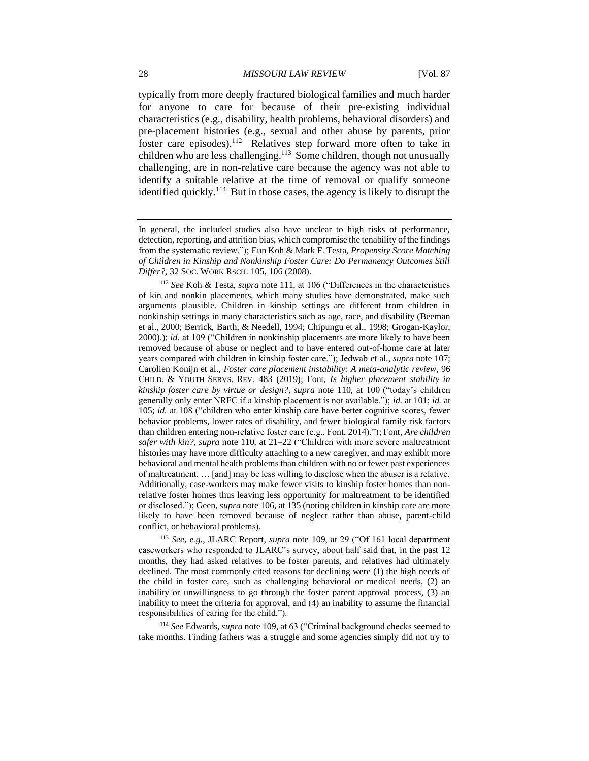typically from more deeply fractured biological families and much harder for anyone to care for because of their pre-existing individual characteristics (e.g., disability, health problems, behavioral disorders) and pre-placement histories (e.g., sexual and other abuse by parents, prior foster care episodes).[112] Relatives step forward more often to take in children who are less challenging.[113] Some children, though not unusually challenging, are in non-relative care because the agency was not able to identify a suitable relative at the time of removal or qualify someone identified quickly.[114] But in those cases, the agency is likely to disrupt the

---

In general, the included studies also have unclear to high risks of performance, detection, reporting, and attrition bias, which compromise the tenability of the findings from the systematic review."); Eun Koh & Mark F. Testa, *Propensity Score Matching of Children in Kinship and Nonkinship Foster Care: Do Permanency Outcomes Still Differ?*, 32 SOC. WORK RSCH. 105, 106 (2008).

[112] *See* Koh & Testa, *supra* note 111, at 106 ("Differences in the characteristics of kin and nonkin placements, which many studies have demonstrated, make such arguments plausible. Children in kinship settings are different from children in nonkinship settings in many characteristics such as age, race, and disability (Beeman et al., 2000; Berrick, Barth, & Needell, 1994; Chipungu et al., 1998; Grogan-Kaylor, 2000).); *id.* at 109 ("Children in nonkinship placements are more likely to have been removed because of abuse or neglect and to have entered out-of-home care at later years compared with children in kinship foster care."); Jedwab et al., *supra* note 107; Carolien Konijn et al., *Foster care placement instability: A meta-analytic review*, 96 CHILD. & YOUTH SERVS. REV. 483 (2019); Font, *Is higher placement stability in kinship foster care by virtue or design?*, *supra* note 110, at 100 ("today's children generally only enter NRFC if a kinship placement is not available."); *id.* at 101; *id.* at 105; *id.* at 108 ("children who enter kinship care have better cognitive scores, fewer behavior problems, lower rates of disability, and fewer biological family risk factors than children entering non-relative foster care (e.g., Font, 2014)."); Font, *Are children safer with kin?*, *supra* note 110, at 21–22 ("Children with more severe maltreatment histories may have more difficulty attaching to a new caregiver, and may exhibit more behavioral and mental health problems than children with no or fewer past experiences of maltreatment. … [and] may be less willing to disclose when the abuser is a relative. Additionally, case-workers may make fewer visits to kinship foster homes than non-relative foster homes thus leaving less opportunity for maltreatment to be identified or disclosed."); Geen, *supra* note 106, at 135 (noting children in kinship care are more likely to have been removed because of neglect rather than abuse, parent-child conflict, or behavioral problems).

[113] *See, e.g.*, JLARC Report, *supra* note 109, at 29 ("Of 161 local department caseworkers who responded to JLARC's survey, about half said that, in the past 12 months, they had asked relatives to be foster parents, and relatives had ultimately declined. The most commonly cited reasons for declining were (1) the high needs of the child in foster care, such as challenging behavioral or medical needs, (2) an inability or unwillingness to go through the foster parent approval process, (3) an inability to meet the criteria for approval, and (4) an inability to assume the financial responsibilities of caring for the child.").

[114] *See* Edwards, *supra* note 109, at 63 ("Criminal background checks seemed to take months. Finding fathers was a struggle and some agencies simply did not try to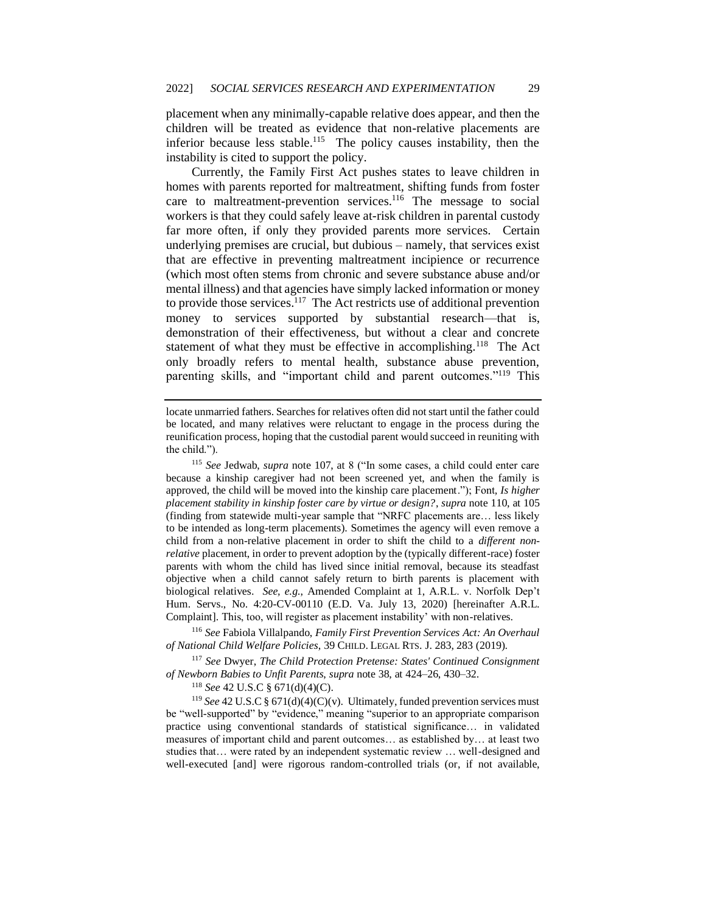placement when any minimally-capable relative does appear, and then the children will be treated as evidence that non-relative placements are inferior because less stable.[115] The policy causes instability, then the instability is cited to support the policy.

Currently, the Family First Act pushes states to leave children in homes with parents reported for maltreatment, shifting funds from foster care to maltreatment-prevention services.[116] The message to social workers is that they could safely leave at-risk children in parental custody far more often, if only they provided parents more services. Certain underlying premises are crucial, but dubious – namely, that services exist that are effective in preventing maltreatment incipience or recurrence (which most often stems from chronic and severe substance abuse and/or mental illness) and that agencies have simply lacked information or money to provide those services.[117] The Act restricts use of additional prevention money to services supported by substantial research—that is, demonstration of their effectiveness, but without a clear and concrete statement of what they must be effective in accomplishing.[118] The Act only broadly refers to mental health, substance abuse prevention, parenting skills, and "important child and parent outcomes."[119] This

---

locate unmarried fathers. Searches for relatives often did not start until the father could be located, and many relatives were reluctant to engage in the process during the reunification process, hoping that the custodial parent would succeed in reuniting with the child.").

[115] *See* Jedwab, *supra* note 107, at 8 ("In some cases, a child could enter care because a kinship caregiver had not been screened yet, and when the family is approved, the child will be moved into the kinship care placement."); Font, *Is higher placement stability in kinship foster care by virtue or design?*, *supra* note 110, at 105 (finding from statewide multi-year sample that "NRFC placements are… less likely to be intended as long-term placements). Sometimes the agency will even remove a child from a non-relative placement in order to shift the child to a *different non-relative* placement, in order to prevent adoption by the (typically different-race) foster parents with whom the child has lived since initial removal, because its steadfast objective when a child cannot safely return to birth parents is placement with biological relatives. *See, e.g.*, Amended Complaint at 1, A.R.L. v. Norfolk Dep't Hum. Servs., No. 4:20-CV-00110 (E.D. Va. July 13, 2020) [hereinafter A.R.L. Complaint]. This, too, will register as placement instability' with non-relatives.

[116] *See* Fabiola Villalpando, *Family First Prevention Services Act: An Overhaul of National Child Welfare Policies*, 39 CHILD. LEGAL RTS. J. 283, 283 (2019).

[117] *See* Dwyer, *The Child Protection Pretense: States' Continued Consignment of Newborn Babies to Unfit Parents*, *supra* note 38, at 424–26, 430–32.

[118] *See* 42 U.S.C § 671(d)(4)(C).

[119] *See* 42 U.S.C § 671(d)(4)(C)(v). Ultimately, funded prevention services must be "well-supported" by "evidence," meaning "superior to an appropriate comparison practice using conventional standards of statistical significance… in validated measures of important child and parent outcomes… as established by… at least two studies that… were rated by an independent systematic review … well-designed and well-executed [and] were rigorous random-controlled trials (or, if not available,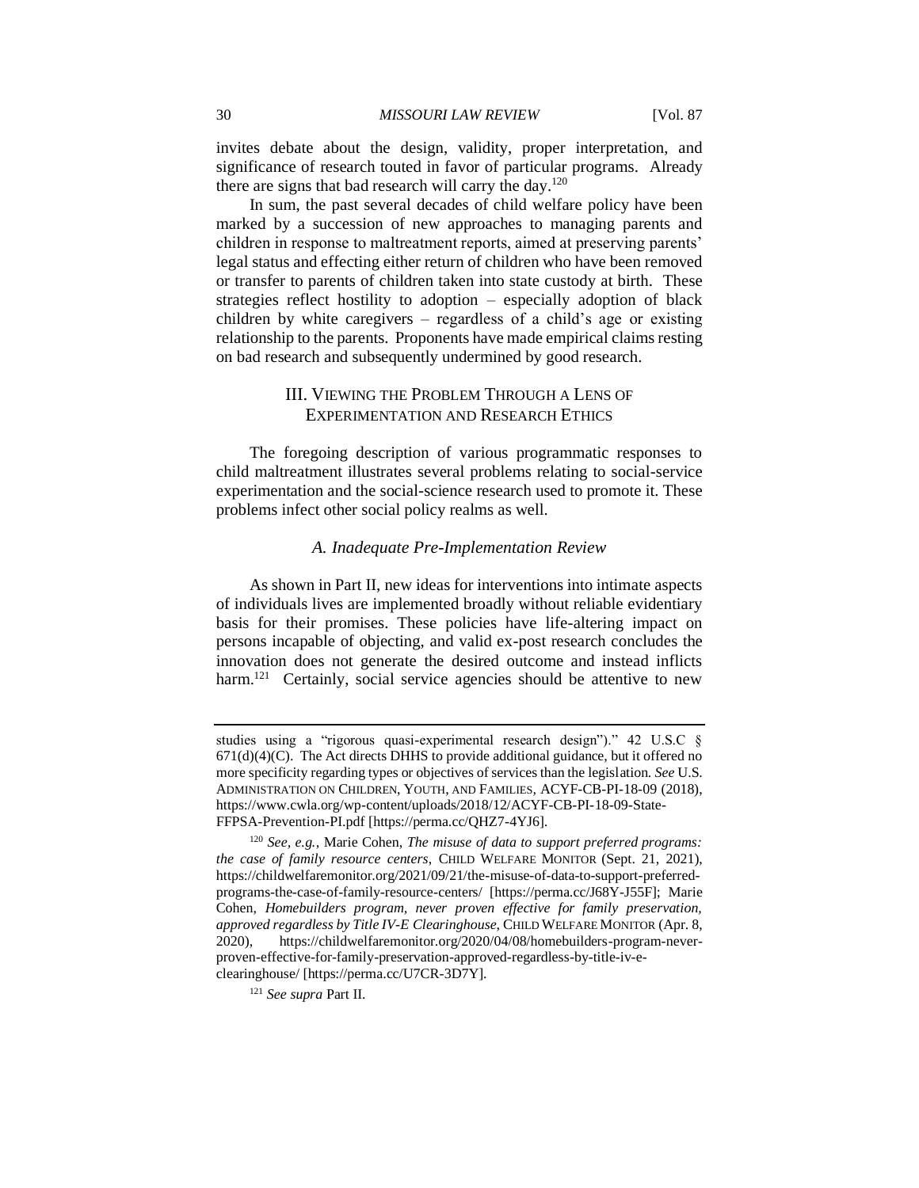invites debate about the design, validity, proper interpretation, and significance of research touted in favor of particular programs. Already there are signs that bad research will carry the day.[120]

In sum, the past several decades of child welfare policy have been marked by a succession of new approaches to managing parents and children in response to maltreatment reports, aimed at preserving parents' legal status and effecting either return of children who have been removed or transfer to parents of children taken into state custody at birth. These strategies reflect hostility to adoption – especially adoption of black children by white caregivers – regardless of a child's age or existing relationship to the parents. Proponents have made empirical claims resting on bad research and subsequently undermined by good research.

## III. Viewing the Problem Through a Lens of Experimentation and Research Ethics

The foregoing description of various programmatic responses to child maltreatment illustrates several problems relating to social-service experimentation and the social-science research used to promote it. These problems infect other social policy realms as well.

### *A. Inadequate Pre-Implementation Review*

As shown in Part II, new ideas for interventions into intimate aspects of individuals lives are implemented broadly without reliable evidentiary basis for their promises. These policies have life-altering impact on persons incapable of objecting, and valid ex-post research concludes the innovation does not generate the desired outcome and instead inflicts harm.[121] Certainly, social service agencies should be attentive to new

---

studies using a "rigorous quasi-experimental research design")." 42 U.S.C § 671(d)(4)(C). The Act directs DHHS to provide additional guidance, but it offered no more specificity regarding types or objectives of services than the legislation. *See* U.S. Administration on Children, Youth, and Families, ACYF-CB-PI-18-09 (2018), https://www.cwla.org/wp-content/uploads/2018/12/ACYF-CB-PI-18-09-State-FFPSA-Prevention-PI.pdf [https://perma.cc/QHZ7-4YJ6].

[120] *See, e.g.*, Marie Cohen, *The misuse of data to support preferred programs: the case of family resource centers*, Child Welfare Monitor (Sept. 21, 2021), https://childwelfaremonitor.org/2021/09/21/the-misuse-of-data-to-support-preferred-programs-the-case-of-family-resource-centers/ [https://perma.cc/J68Y-J55F]; Marie Cohen, *Homebuilders program, never proven effective for family preservation, approved regardless by Title IV-E Clearinghouse*, Child Welfare Monitor (Apr. 8, 2020), https://childwelfaremonitor.org/2020/04/08/homebuilders-program-never-proven-effective-for-family-preservation-approved-regardless-by-title-iv-e-clearinghouse/ [https://perma.cc/U7CR-3D7Y].

[121] *See supra* Part II.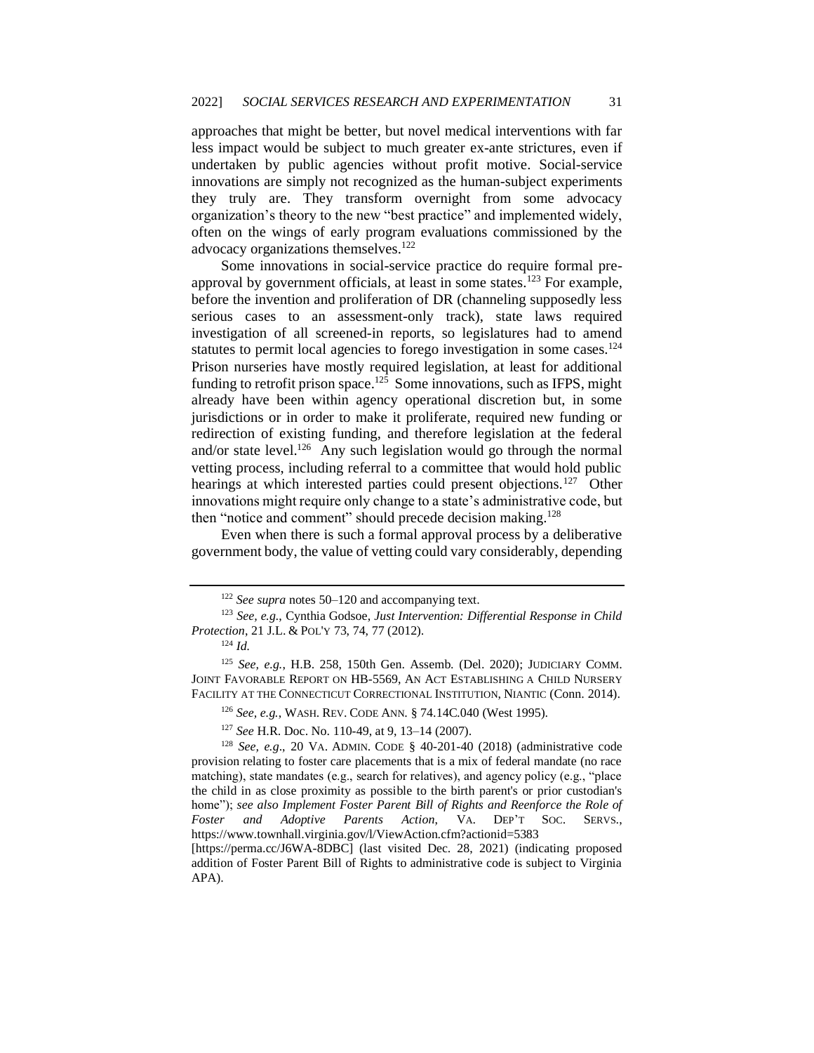approaches that might be better, but novel medical interventions with far less impact would be subject to much greater ex-ante strictures, even if undertaken by public agencies without profit motive. Social-service innovations are simply not recognized as the human-subject experiments they truly are. They transform overnight from some advocacy organization's theory to the new "best practice" and implemented widely, often on the wings of early program evaluations commissioned by the advocacy organizations themselves.[122]

Some innovations in social-service practice do require formal pre-approval by government officials, at least in some states.[123] For example, before the invention and proliferation of DR (channeling supposedly less serious cases to an assessment-only track), state laws required investigation of all screened-in reports, so legislatures had to amend statutes to permit local agencies to forego investigation in some cases.[124] Prison nurseries have mostly required legislation, at least for additional funding to retrofit prison space.[125] Some innovations, such as IFPS, might already have been within agency operational discretion but, in some jurisdictions or in order to make it proliferate, required new funding or redirection of existing funding, and therefore legislation at the federal and/or state level.[126] Any such legislation would go through the normal vetting process, including referral to a committee that would hold public hearings at which interested parties could present objections.[127] Other innovations might require only change to a state's administrative code, but then "notice and comment" should precede decision making.[128]

Even when there is such a formal approval process by a deliberative government body, the value of vetting could vary considerably, depending

---

[122] *See supra* notes 50–120 and accompanying text.

[123] *See, e.g.*, Cynthia Godsoe, *Just Intervention: Differential Response in Child Protection*, 21 J.L. & POL'Y 73, 74, 77 (2012).

[124] *Id.*

[125] *See, e.g.*, H.B. 258, 150th Gen. Assemb. (Del. 2020); JUDICIARY COMM. JOINT FAVORABLE REPORT ON HB-5569, AN ACT ESTABLISHING A CHILD NURSERY FACILITY AT THE CONNECTICUT CORRECTIONAL INSTITUTION, NIANTIC (Conn. 2014).

[126] *See, e.g.*, WASH. REV. CODE ANN. § 74.14C.040 (West 1995).

[127] *See* H.R. Doc. No. 110-49, at 9, 13–14 (2007).

[128] *See, e.g.*, 20 VA. ADMIN. CODE § 40-201-40 (2018) (administrative code provision relating to foster care placements that is a mix of federal mandate (no race matching), state mandates (e.g., search for relatives), and agency policy (e.g., "place the child in as close proximity as possible to the birth parent's or prior custodian's home"); *see also Implement Foster Parent Bill of Rights and Reenforce the Role of Foster and Adoptive Parents Action*, VA. DEP'T SOC. SERVS., https://www.townhall.virginia.gov/l/ViewAction.cfm?actionid=5383 [https://perma.cc/J6WA-8DBC] (last visited Dec. 28, 2021) (indicating proposed addition of Foster Parent Bill of Rights to administrative code is subject to Virginia APA).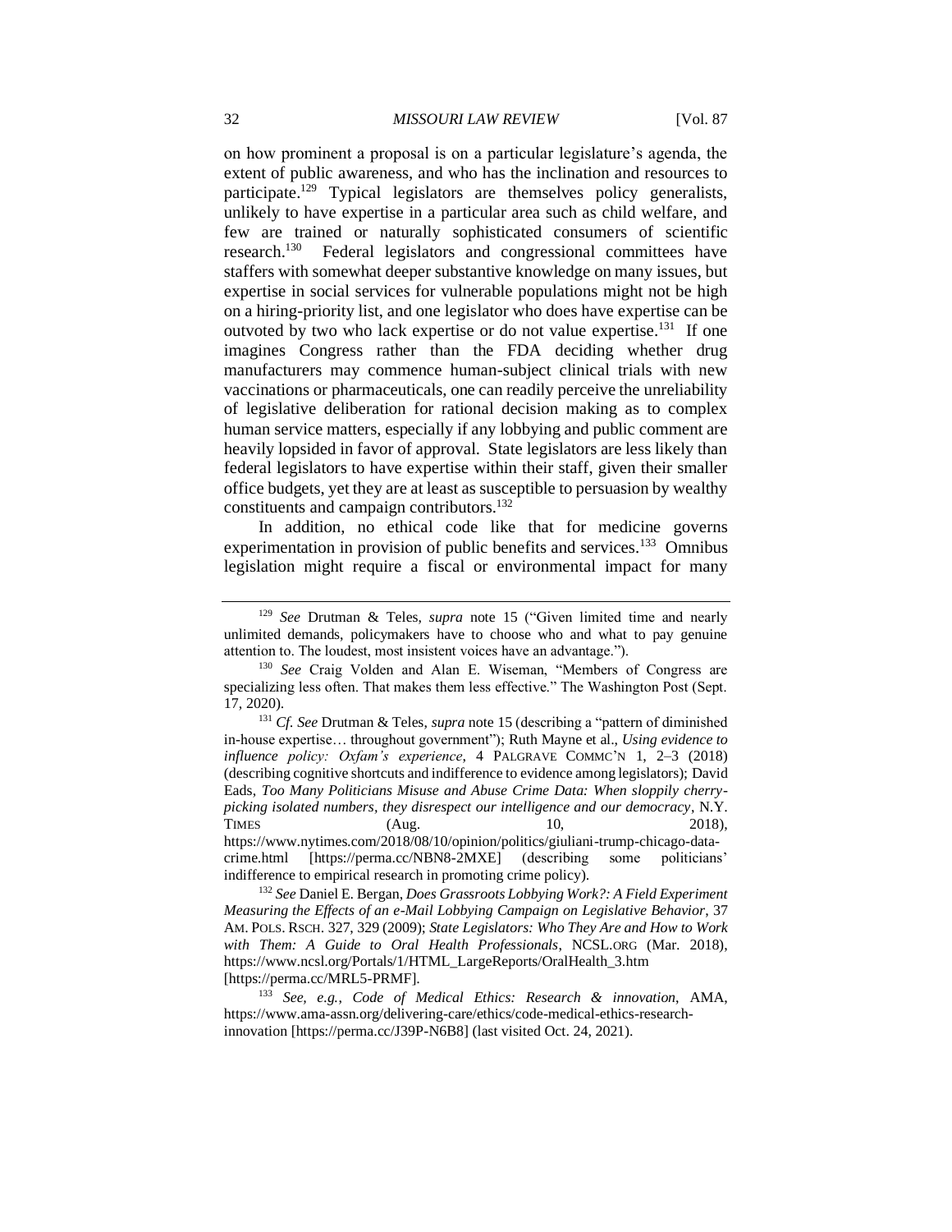on how prominent a proposal is on a particular legislature's agenda, the extent of public awareness, and who has the inclination and resources to participate.[129] Typical legislators are themselves policy generalists, unlikely to have expertise in a particular area such as child welfare, and few are trained or naturally sophisticated consumers of scientific research.[130] Federal legislators and congressional committees have staffers with somewhat deeper substantive knowledge on many issues, but expertise in social services for vulnerable populations might not be high on a hiring-priority list, and one legislator who does have expertise can be outvoted by two who lack expertise or do not value expertise.[131] If one imagines Congress rather than the FDA deciding whether drug manufacturers may commence human-subject clinical trials with new vaccinations or pharmaceuticals, one can readily perceive the unreliability of legislative deliberation for rational decision making as to complex human service matters, especially if any lobbying and public comment are heavily lopsided in favor of approval. State legislators are less likely than federal legislators to have expertise within their staff, given their smaller office budgets, yet they are at least as susceptible to persuasion by wealthy constituents and campaign contributors.[132]

In addition, no ethical code like that for medicine governs experimentation in provision of public benefits and services.[133] Omnibus legislation might require a fiscal or environmental impact for many

---

[129] *See* Drutman & Teles, *supra* note 15 ("Given limited time and nearly unlimited demands, policymakers have to choose who and what to pay genuine attention to. The loudest, most insistent voices have an advantage.").

[130] *See* Craig Volden and Alan E. Wiseman, "Members of Congress are specializing less often. That makes them less effective." The Washington Post (Sept. 17, 2020).

[131] *Cf. See* Drutman & Teles, *supra* note 15 (describing a "pattern of diminished in-house expertise… throughout government"); Ruth Mayne et al., *Using evidence to influence policy: Oxfam's experience*, 4 PALGRAVE COMMC'N 1, 2–3 (2018) (describing cognitive shortcuts and indifference to evidence among legislators); David Eads, *Too Many Politicians Misuse and Abuse Crime Data: When sloppily cherry-picking isolated numbers, they disrespect our intelligence and our democracy*, N.Y. TIMES (Aug. 10, 2018), https://www.nytimes.com/2018/08/10/opinion/politics/giuliani-trump-chicago-data-crime.html [https://perma.cc/NBN8-2MXE] (describing some politicians' indifference to empirical research in promoting crime policy).

[132] *See* Daniel E. Bergan, *Does Grassroots Lobbying Work?: A Field Experiment Measuring the Effects of an e-Mail Lobbying Campaign on Legislative Behavior*, 37 AM. POLS. RSCH. 327, 329 (2009); *State Legislators: Who They Are and How to Work with Them: A Guide to Oral Health Professionals*, NCSL.ORG (Mar. 2018), https://www.ncsl.org/Portals/1/HTML_LargeReports/OralHealth_3.htm [https://perma.cc/MRL5-PRMF].

[133] *See, e.g.*, *Code of Medical Ethics: Research & innovation*, AMA, https://www.ama-assn.org/delivering-care/ethics/code-medical-ethics-research-innovation [https://perma.cc/J39P-N6B8] (last visited Oct. 24, 2021).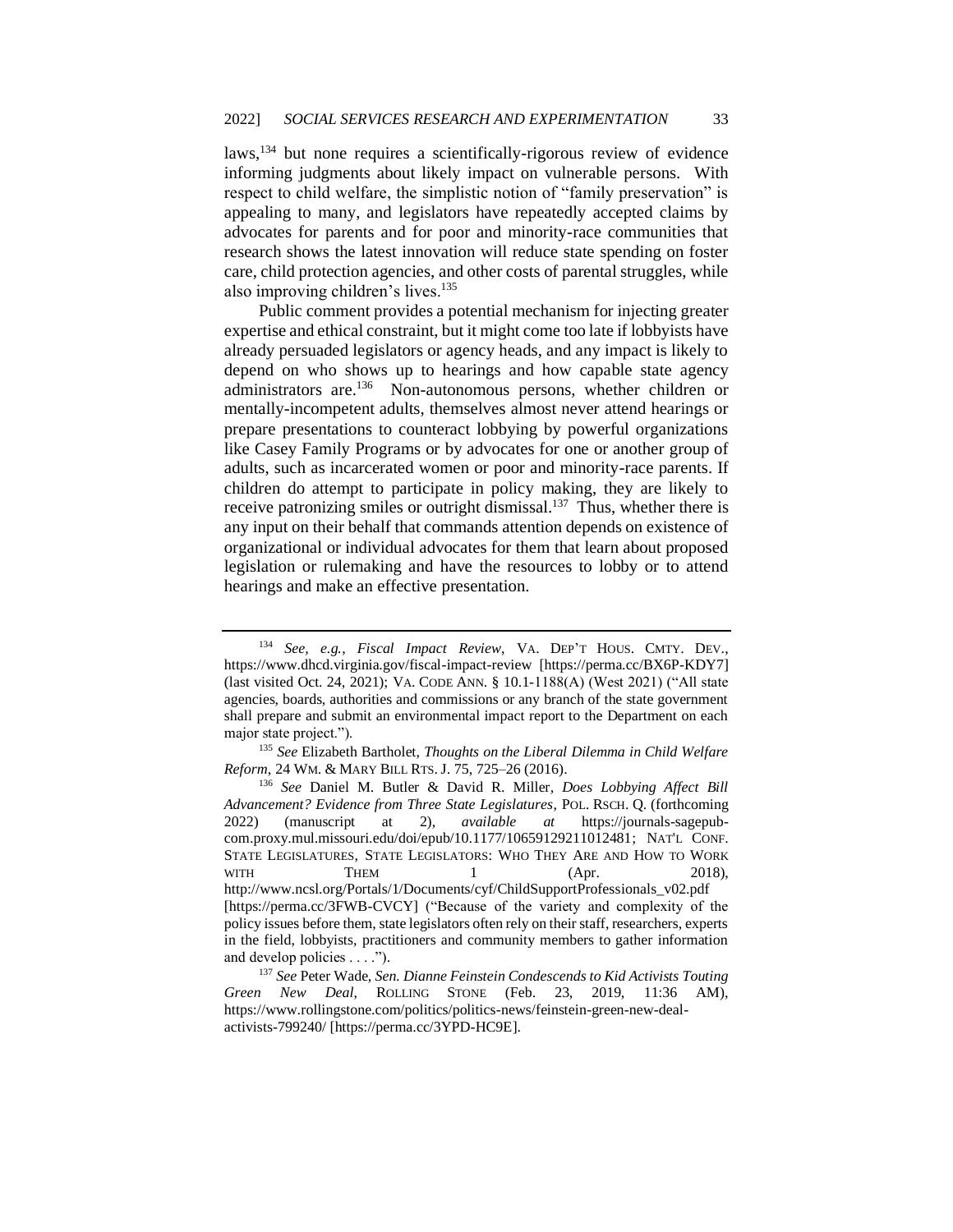laws,[134] but none requires a scientifically-rigorous review of evidence informing judgments about likely impact on vulnerable persons. With respect to child welfare, the simplistic notion of "family preservation" is appealing to many, and legislators have repeatedly accepted claims by advocates for parents and for poor and minority-race communities that research shows the latest innovation will reduce state spending on foster care, child protection agencies, and other costs of parental struggles, while also improving children's lives.[135]

Public comment provides a potential mechanism for injecting greater expertise and ethical constraint, but it might come too late if lobbyists have already persuaded legislators or agency heads, and any impact is likely to depend on who shows up to hearings and how capable state agency administrators are.[136] Non-autonomous persons, whether children or mentally-incompetent adults, themselves almost never attend hearings or prepare presentations to counteract lobbying by powerful organizations like Casey Family Programs or by advocates for one or another group of adults, such as incarcerated women or poor and minority-race parents. If children do attempt to participate in policy making, they are likely to receive patronizing smiles or outright dismissal.[137] Thus, whether there is any input on their behalf that commands attention depends on existence of organizational or individual advocates for them that learn about proposed legislation or rulemaking and have the resources to lobby or to attend hearings and make an effective presentation.

---

[134] *See, e.g.*, *Fiscal Impact Review*, VA. DEP'T HOUS. CMTY. DEV., https://www.dhcd.virginia.gov/fiscal-impact-review [https://perma.cc/BX6P-KDY7] (last visited Oct. 24, 2021); VA. CODE ANN. § 10.1-1188(A) (West 2021) ("All state agencies, boards, authorities and commissions or any branch of the state government shall prepare and submit an environmental impact report to the Department on each major state project.").

[135] *See* Elizabeth Bartholet, *Thoughts on the Liberal Dilemma in Child Welfare Reform*, 24 WM. & MARY BILL RTS. J. 75, 725–26 (2016).

[136] *See* Daniel M. Butler & David R. Miller, *Does Lobbying Affect Bill Advancement? Evidence from Three State Legislatures*, POL. RSCH. Q. (forthcoming 2022) (manuscript at 2), *available at* https://journals-sagepub-com.proxy.mul.missouri.edu/doi/epub/10.1177/10659129211012481; NAT'L CONF. STATE LEGISLATURES, STATE LEGISLATORS: WHO THEY ARE AND HOW TO WORK WITH THEM 1 (Apr. 2018), http://www.ncsl.org/Portals/1/Documents/cyf/ChildSupportProfessionals_v02.pdf [https://perma.cc/3FWB-CVCY] ("Because of the variety and complexity of the policy issues before them, state legislators often rely on their staff, researchers, experts in the field, lobbyists, practitioners and community members to gather information and develop policies . . . .").

[137] *See* Peter Wade, *Sen. Dianne Feinstein Condescends to Kid Activists Touting Green New Deal*, ROLLING STONE (Feb. 23, 2019, 11:36 AM), https://www.rollingstone.com/politics/politics-news/feinstein-green-new-deal-activists-799240/ [https://perma.cc/3YPD-HC9E].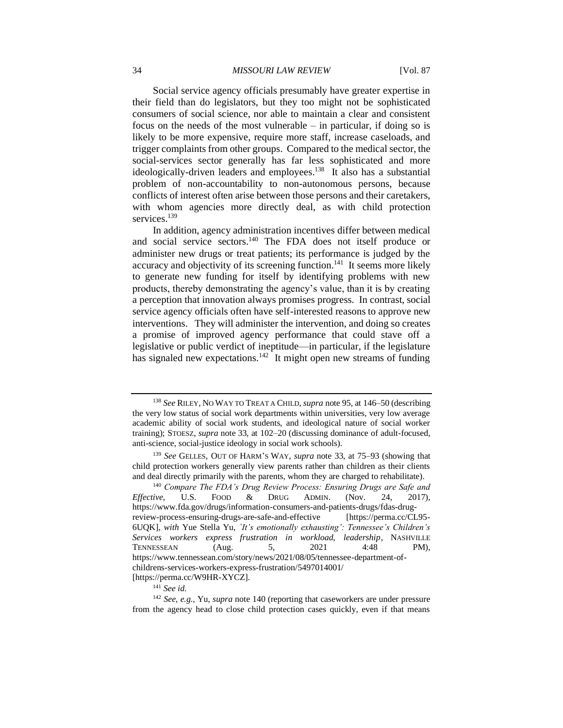Social service agency officials presumably have greater expertise in their field than do legislators, but they too might not be sophisticated consumers of social science, nor able to maintain a clear and consistent focus on the needs of the most vulnerable – in particular, if doing so is likely to be more expensive, require more staff, increase caseloads, and trigger complaints from other groups. Compared to the medical sector, the social-services sector generally has far less sophisticated and more ideologically-driven leaders and employees.[138] It also has a substantial problem of non-accountability to non-autonomous persons, because conflicts of interest often arise between those persons and their caretakers, with whom agencies more directly deal, as with child protection services.[139]

In addition, agency administration incentives differ between medical and social service sectors.[140] The FDA does not itself produce or administer new drugs or treat patients; its performance is judged by the accuracy and objectivity of its screening function.[141] It seems more likely to generate new funding for itself by identifying problems with new products, thereby demonstrating the agency's value, than it is by creating a perception that innovation always promises progress. In contrast, social service agency officials often have self-interested reasons to approve new interventions. They will administer the intervention, and doing so creates a promise of improved agency performance that could stave off a legislative or public verdict of ineptitude—in particular, if the legislature has signaled new expectations.[142] It might open new streams of funding

---

[138] *See* RILEY, NO WAY TO TREAT A CHILD, *supra* note 95, at 146–50 (describing the very low status of social work departments within universities, very low average academic ability of social work students, and ideological nature of social worker training); STOESZ, *supra* note 33, at 102–20 (discussing dominance of adult-focused, anti-science, social-justice ideology in social work schools).

[139] *See* GELLES, OUT OF HARM'S WAY, *supra* note 33, at 75–93 (showing that child protection workers generally view parents rather than children as their clients and deal directly primarily with the parents, whom they are charged to rehabilitate).

[140] *Compare The FDA's Drug Review Process: Ensuring Drugs are Safe and Effective*, U.S. FOOD & DRUG ADMIN. (Nov. 24, 2017), https://www.fda.gov/drugs/information-consumers-and-patients-drugs/fdas-drug-review-process-ensuring-drugs-are-safe-and-effective [https://perma.cc/CL95-6UQK], *with* Yue Stella Yu, *'It's emotionally exhausting': Tennessee's Children's Services workers express frustration in workload, leadership*, NASHVILLE TENNESSEAN (Aug. 5, 2021 4:48 PM), https://www.tennessean.com/story/news/2021/08/05/tennessee-department-of-childrens-services-workers-express-frustration/5497014001/ [https://perma.cc/W9HR-XYCZ].

[141] *See id.*

[142] *See, e.g.*, Yu, *supra* note 140 (reporting that caseworkers are under pressure from the agency head to close child protection cases quickly, even if that means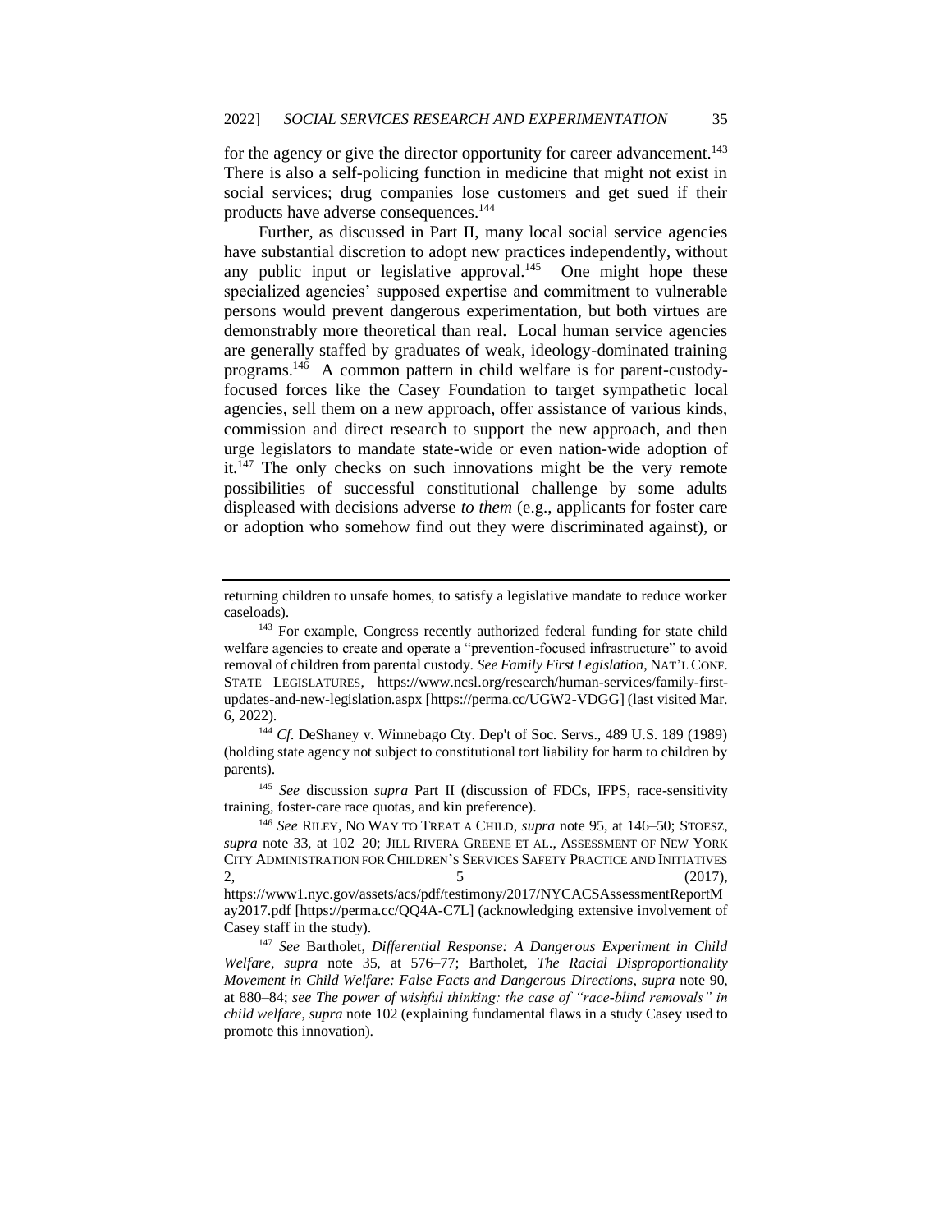for the agency or give the director opportunity for career advancement.[143] There is also a self-policing function in medicine that might not exist in social services; drug companies lose customers and get sued if their products have adverse consequences.[144]

Further, as discussed in Part II, many local social service agencies have substantial discretion to adopt new practices independently, without any public input or legislative approval.[145] One might hope these specialized agencies' supposed expertise and commitment to vulnerable persons would prevent dangerous experimentation, but both virtues are demonstrably more theoretical than real. Local human service agencies are generally staffed by graduates of weak, ideology-dominated training programs.[146] A common pattern in child welfare is for parent-custody-focused forces like the Casey Foundation to target sympathetic local agencies, sell them on a new approach, offer assistance of various kinds, commission and direct research to support the new approach, and then urge legislators to mandate state-wide or even nation-wide adoption of it.[147] The only checks on such innovations might be the very remote possibilities of successful constitutional challenge by some adults displeased with decisions adverse *to them* (e.g., applicants for foster care or adoption who somehow find out they were discriminated against), or

---

returning children to unsafe homes, to satisfy a legislative mandate to reduce worker caseloads).

[143] For example, Congress recently authorized federal funding for state child welfare agencies to create and operate a "prevention-focused infrastructure" to avoid removal of children from parental custody. *See Family First Legislation*, NAT'L CONF. STATE LEGISLATURES, https://www.ncsl.org/research/human-services/family-first-updates-and-new-legislation.aspx [https://perma.cc/UGW2-VDGG] (last visited Mar. 6, 2022).

[144] *Cf.* DeShaney v. Winnebago Cty. Dep't of Soc. Servs., 489 U.S. 189 (1989) (holding state agency not subject to constitutional tort liability for harm to children by parents).

[145] *See* discussion *supra* Part II (discussion of FDCs, IFPS, race-sensitivity training, foster-care race quotas, and kin preference).

[146] *See* RILEY, NO WAY TO TREAT A CHILD, *supra* note 95, at 146–50; STOESZ, *supra* note 33, at 102–20; JILL RIVERA GREENE ET AL., ASSESSMENT OF NEW YORK CITY ADMINISTRATION FOR CHILDREN'S SERVICES SAFETY PRACTICE AND INITIATIVES 2, 5 (2017), https://www1.nyc.gov/assets/acs/pdf/testimony/2017/NYCACSAssessmentReportMay2017.pdf [https://perma.cc/QQ4A-C7L] (acknowledging extensive involvement of Casey staff in the study).

[147] *See* Bartholet, *Differential Response: A Dangerous Experiment in Child Welfare*, *supra* note 35, at 576–77; Bartholet, *The Racial Disproportionality Movement in Child Welfare: False Facts and Dangerous Directions*, *supra* note 90, at 880–84; *see The power of wishful thinking: the case of "race-blind removals" in child welfare*, *supra* note 102 (explaining fundamental flaws in a study Casey used to promote this innovation).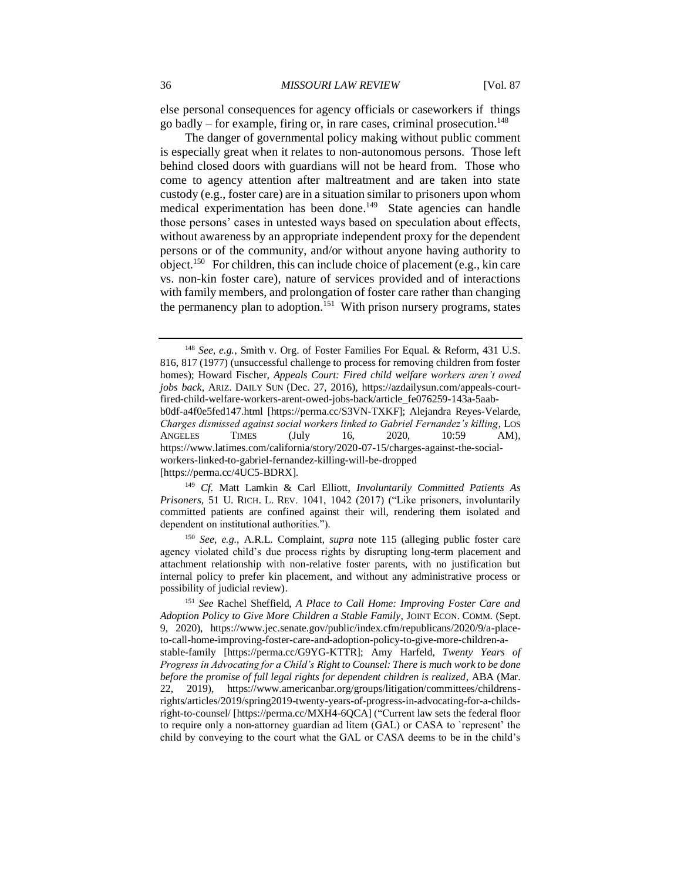else personal consequences for agency officials or caseworkers if things go badly – for example, firing or, in rare cases, criminal prosecution.[148]

The danger of governmental policy making without public comment is especially great when it relates to non-autonomous persons. Those left behind closed doors with guardians will not be heard from. Those who come to agency attention after maltreatment and are taken into state custody (e.g., foster care) are in a situation similar to prisoners upon whom medical experimentation has been done.[149] State agencies can handle those persons' cases in untested ways based on speculation about effects, without awareness by an appropriate independent proxy for the dependent persons or of the community, and/or without anyone having authority to object.[150] For children, this can include choice of placement (e.g., kin care vs. non-kin foster care), nature of services provided and of interactions with family members, and prolongation of foster care rather than changing the permanency plan to adoption.[151] With prison nursery programs, states

---

[148] *See, e.g.*, Smith v. Org. of Foster Families For Equal. & Reform, 431 U.S. 816, 817 (1977) (unsuccessful challenge to process for removing children from foster homes); Howard Fischer, *Appeals Court: Fired child welfare workers aren't owed jobs back*, ARIZ. DAILY SUN (Dec. 27, 2016), https://azdailysun.com/appeals-court-fired-child-welfare-workers-arent-owed-jobs-back/article_fe076259-143a-5aab-b0df-a4f0e5fed147.html [https://perma.cc/S3VN-TXKF]; Alejandra Reyes-Velarde, *Charges dismissed against social workers linked to Gabriel Fernandez's killing*, LOS ANGELES TIMES (July 16, 2020, 10:59 AM), https://www.latimes.com/california/story/2020-07-15/charges-against-the-social-workers-linked-to-gabriel-fernandez-killing-will-be-dropped [https://perma.cc/4UC5-BDRX].

[149] *Cf.* Matt Lamkin & Carl Elliott, *Involuntarily Committed Patients As Prisoners*, 51 U. RICH. L. REV. 1041, 1042 (2017) ("Like prisoners, involuntarily committed patients are confined against their will, rendering them isolated and dependent on institutional authorities.").

[150] *See, e.g.*, A.R.L. Complaint, *supra* note 115 (alleging public foster care agency violated child's due process rights by disrupting long-term placement and attachment relationship with non-relative foster parents, with no justification but internal policy to prefer kin placement, and without any administrative process or possibility of judicial review).

[151] *See* Rachel Sheffield, *A Place to Call Home: Improving Foster Care and Adoption Policy to Give More Children a Stable Family*, JOINT ECON. COMM. (Sept. 9, 2020), https://www.jec.senate.gov/public/index.cfm/republicans/2020/9/a-place-to-call-home-improving-foster-care-and-adoption-policy-to-give-more-children-a-stable-family [https://perma.cc/G9YG-KTTR]; Amy Harfeld, *Twenty Years of Progress in Advocating for a Child's Right to Counsel: There is much work to be done before the promise of full legal rights for dependent children is realized*, ABA (Mar. 22, 2019), https://www.americanbar.org/groups/litigation/committees/childrens-rights/articles/2019/spring2019-twenty-years-of-progress-in-advocating-for-a-childs-right-to-counsel/ [https://perma.cc/MXH4-6QCA] ("Current law sets the federal floor to require only a non-attorney guardian ad litem (GAL) or CASA to `represent' the child by conveying to the court what the GAL or CASA deems to be in the child's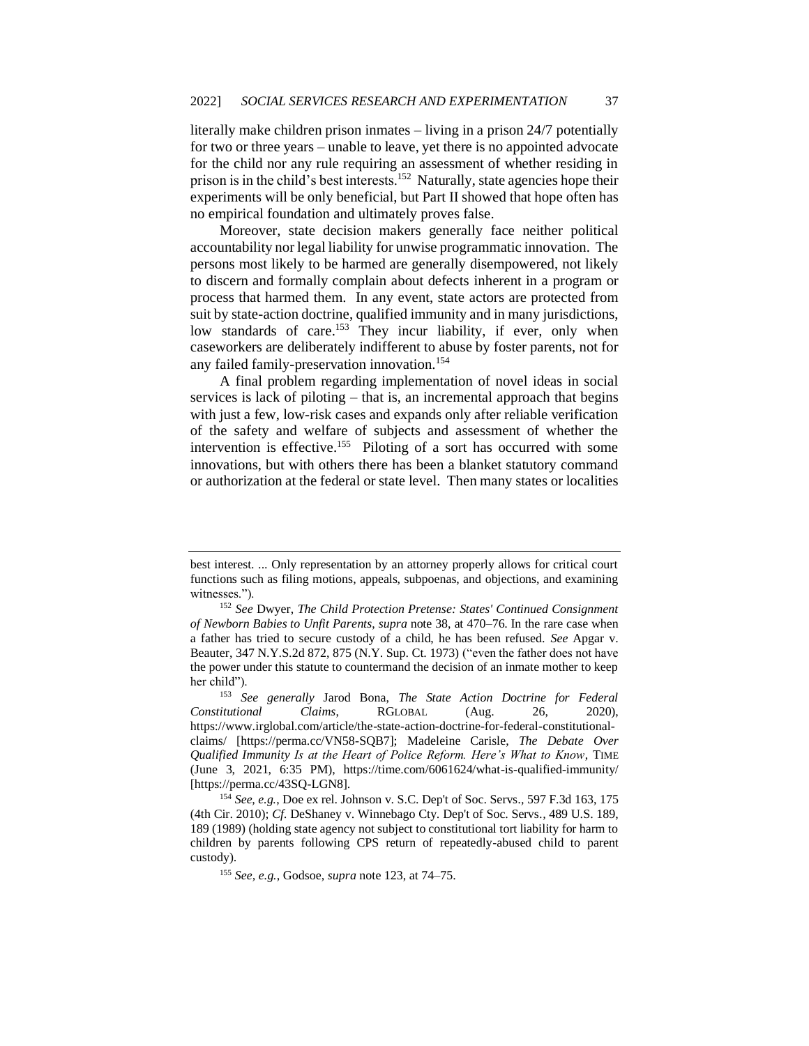literally make children prison inmates – living in a prison 24/7 potentially for two or three years – unable to leave, yet there is no appointed advocate for the child nor any rule requiring an assessment of whether residing in prison is in the child's best interests.[152] Naturally, state agencies hope their experiments will be only beneficial, but Part II showed that hope often has no empirical foundation and ultimately proves false.

Moreover, state decision makers generally face neither political accountability nor legal liability for unwise programmatic innovation. The persons most likely to be harmed are generally disempowered, not likely to discern and formally complain about defects inherent in a program or process that harmed them. In any event, state actors are protected from suit by state-action doctrine, qualified immunity and in many jurisdictions, low standards of care.[153] They incur liability, if ever, only when caseworkers are deliberately indifferent to abuse by foster parents, not for any failed family-preservation innovation.[154]

A final problem regarding implementation of novel ideas in social services is lack of piloting – that is, an incremental approach that begins with just a few, low-risk cases and expands only after reliable verification of the safety and welfare of subjects and assessment of whether the intervention is effective.[155] Piloting of a sort has occurred with some innovations, but with others there has been a blanket statutory command or authorization at the federal or state level. Then many states or localities

---

best interest. ... Only representation by an attorney properly allows for critical court functions such as filing motions, appeals, subpoenas, and objections, and examining witnesses.").

[152] *See* Dwyer, *The Child Protection Pretense: States' Continued Consignment of Newborn Babies to Unfit Parents*, *supra* note 38, at 470–76. In the rare case when a father has tried to secure custody of a child, he has been refused. *See* Apgar v. Beauter, 347 N.Y.S.2d 872, 875 (N.Y. Sup. Ct. 1973) ("even the father does not have the power under this statute to countermand the decision of an inmate mother to keep her child").

[153] *See generally* Jarod Bona, *The State Action Doctrine for Federal Constitutional Claims*, RGLOBAL (Aug. 26, 2020), https://www.irglobal.com/article/the-state-action-doctrine-for-federal-constitutional-claims/ [https://perma.cc/VN58-SQB7]; Madeleine Carisle, *The Debate Over Qualified Immunity Is at the Heart of Police Reform. Here's What to Know*, TIME (June 3, 2021, 6:35 PM), https://time.com/6061624/what-is-qualified-immunity/ [https://perma.cc/43SQ-LGN8].

[154] *See, e.g.*, Doe ex rel. Johnson v. S.C. Dep't of Soc. Servs., 597 F.3d 163, 175 (4th Cir. 2010); *Cf.* DeShaney v. Winnebago Cty. Dep't of Soc. Servs., 489 U.S. 189, 189 (1989) (holding state agency not subject to constitutional tort liability for harm to children by parents following CPS return of repeatedly-abused child to parent custody).

[155] *See, e.g.*, Godsoe, *supra* note 123, at 74–75.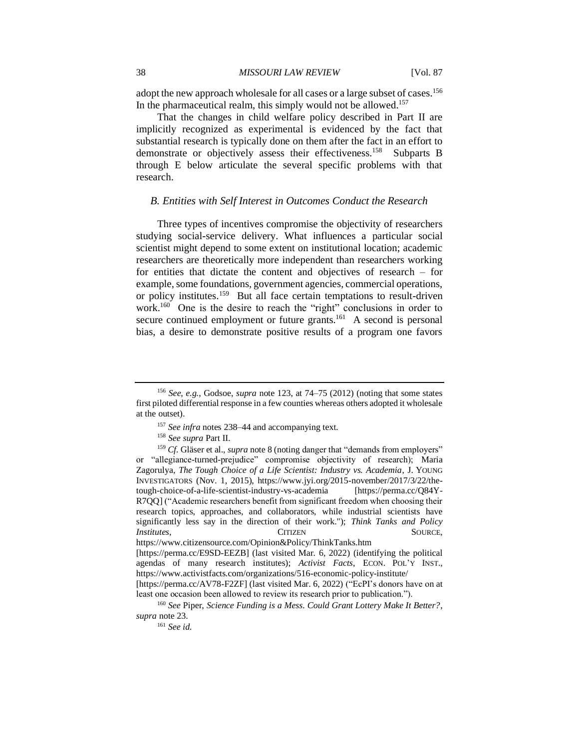adopt the new approach wholesale for all cases or a large subset of cases.[156] In the pharmaceutical realm, this simply would not be allowed.[157]

That the changes in child welfare policy described in Part II are implicitly recognized as experimental is evidenced by the fact that substantial research is typically done on them after the fact in an effort to demonstrate or objectively assess their effectiveness.[158] Subparts B through E below articulate the several specific problems with that research.

### *B. Entities with Self Interest in Outcomes Conduct the Research*

Three types of incentives compromise the objectivity of researchers studying social-service delivery. What influences a particular social scientist might depend to some extent on institutional location; academic researchers are theoretically more independent than researchers working for entities that dictate the content and objectives of research – for example, some foundations, government agencies, commercial operations, or policy institutes.[159] But all face certain temptations to result-driven work.[160] One is the desire to reach the "right" conclusions in order to secure continued employment or future grants.[161] A second is personal bias, a desire to demonstrate positive results of a program one favors

---

[156] *See, e.g.*, Godsoe, *supra* note 123, at 74–75 (2012) (noting that some states first piloted differential response in a few counties whereas others adopted it wholesale at the outset).

[157] *See infra* notes 238–44 and accompanying text.

[158] *See supra* Part II.

[159] *Cf.* Gläser et al., *supra* note 8 (noting danger that "demands from employers" or "allegiance-turned-prejudice" compromise objectivity of research); Maria Zagorulya, *The Tough Choice of a Life Scientist: Industry vs. Academia*, J. YOUNG INVESTIGATORS (Nov. 1, 2015), https://www.jyi.org/2015-november/2017/3/22/the-tough-choice-of-a-life-scientist-industry-vs-academia [https://perma.cc/Q84Y-R7QQ] ("Academic researchers benefit from significant freedom when choosing their research topics, approaches, and collaborators, while industrial scientists have significantly less say in the direction of their work."); *Think Tanks and Policy Institutes*, CITIZEN SOURCE, https://www.citizensource.com/Opinion&Policy/ThinkTanks.htm [https://perma.cc/E9SD-EEZB] (last visited Mar. 6, 2022) (identifying the political agendas of many research institutes); *Activist Facts*, ECON. POL'Y INST., https://www.activistfacts.com/organizations/516-economic-policy-institute/ [https://perma.cc/AV78-F2ZF] (last visited Mar. 6, 2022) ("EcPI's donors have on at least one occasion been allowed to review its research prior to publication.").

[160] *See* Piper, *Science Funding is a Mess. Could Grant Lottery Make It Better?*, *supra* note 23.

[161] *See id.*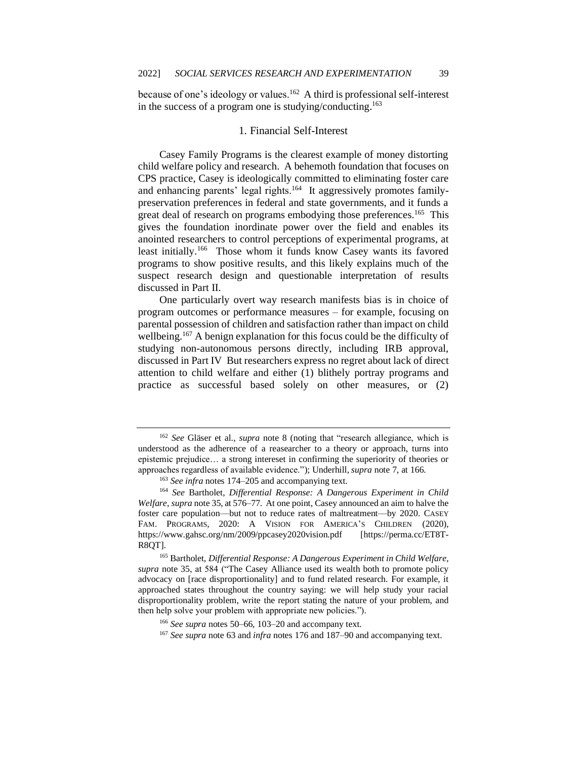because of one's ideology or values.[162] A third is professional self-interest in the success of a program one is studying/conducting.[163]

### 1. Financial Self-Interest

Casey Family Programs is the clearest example of money distorting child welfare policy and research. A behemoth foundation that focuses on CPS practice, Casey is ideologically committed to eliminating foster care and enhancing parents' legal rights.[164] It aggressively promotes family-preservation preferences in federal and state governments, and it funds a great deal of research on programs embodying those preferences.[165] This gives the foundation inordinate power over the field and enables its anointed researchers to control perceptions of experimental programs, at least initially.[166] Those whom it funds know Casey wants its favored programs to show positive results, and this likely explains much of the suspect research design and questionable interpretation of results discussed in Part II.

One particularly overt way research manifests bias is in choice of program outcomes or performance measures – for example, focusing on parental possession of children and satisfaction rather than impact on child wellbeing.[167] A benign explanation for this focus could be the difficulty of studying non-autonomous persons directly, including IRB approval, discussed in Part IV But researchers express no regret about lack of direct attention to child welfare and either (1) blithely portray programs and practice as successful based solely on other measures, or (2)

---

[162] *See* Gläser et al., *supra* note 8 (noting that "research allegiance, which is understood as the adherence of a reasearcher to a theory or approach, turns into epistemic prejudice… a strong intereset in confirming the superiority of theories or approaches regardless of available evidence."); Underhill, *supra* note 7, at 166.

[163] *See infra* notes 174–205 and accompanying text.

[164] *See* Bartholet, *Differential Response: A Dangerous Experiment in Child Welfare*, *supra* note 35, at 576–77. At one point, Casey announced an aim to halve the foster care population—but not to reduce rates of maltreatment—by 2020. CASEY FAM. PROGRAMS, 2020: A VISION FOR AMERICA'S CHILDREN (2020), https://www.gahsc.org/nm/2009/ppcasey2020vision.pdf [https://perma.cc/ET8T-R8QT].

[165] Bartholet, *Differential Response: A Dangerous Experiment in Child Welfare*, *supra* note 35, at 584 ("The Casey Alliance used its wealth both to promote policy advocacy on [race disproportionality] and to fund related research. For example, it approached states throughout the country saying: we will help study your racial disproportionality problem, write the report stating the nature of your problem, and then help solve your problem with appropriate new policies.").

[166] *See supra* notes 50–66, 103–20 and accompany text.

[167] *See supra* note 63 and *infra* notes 176 and 187–90 and accompanying text.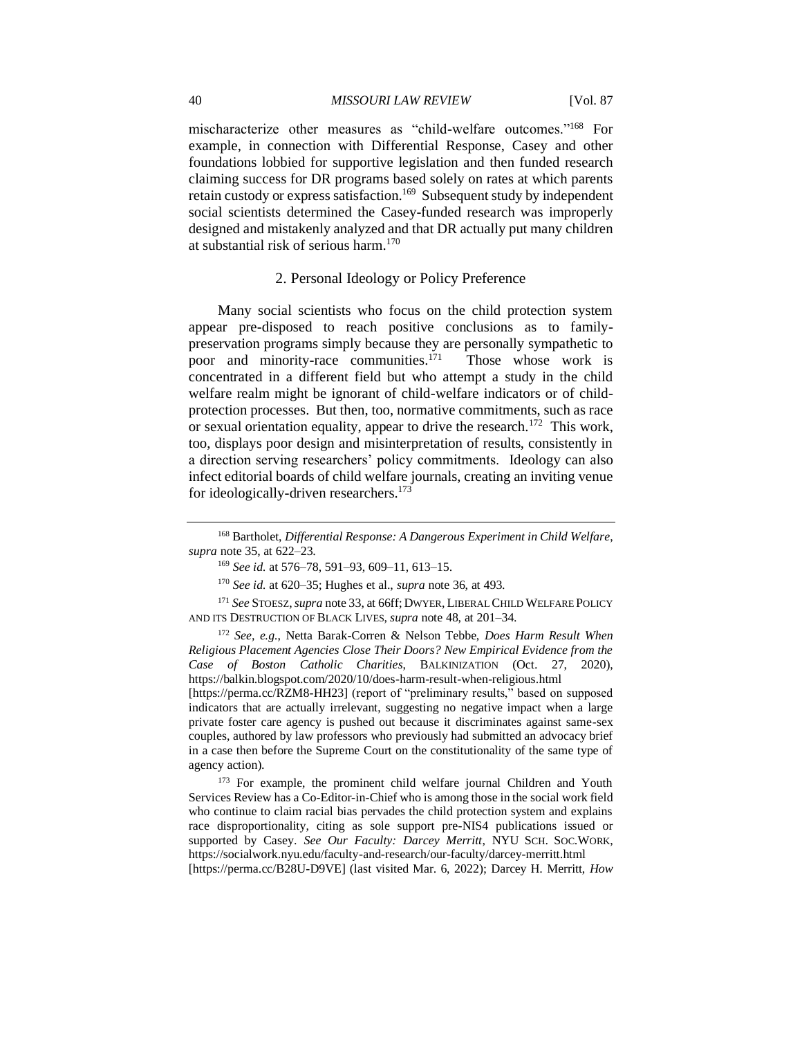mischaracterize other measures as "child-welfare outcomes."[168] For example, in connection with Differential Response, Casey and other foundations lobbied for supportive legislation and then funded research claiming success for DR programs based solely on rates at which parents retain custody or express satisfaction.[169] Subsequent study by independent social scientists determined the Casey-funded research was improperly designed and mistakenly analyzed and that DR actually put many children at substantial risk of serious harm.[170]

### 2. Personal Ideology or Policy Preference

Many social scientists who focus on the child protection system appear pre-disposed to reach positive conclusions as to family-preservation programs simply because they are personally sympathetic to poor and minority-race communities.[171] Those whose work is concentrated in a different field but who attempt a study in the child welfare realm might be ignorant of child-welfare indicators or of child-protection processes. But then, too, normative commitments, such as race or sexual orientation equality, appear to drive the research.[172] This work, too, displays poor design and misinterpretation of results, consistently in a direction serving researchers' policy commitments. Ideology can also infect editorial boards of child welfare journals, creating an inviting venue for ideologically-driven researchers.[173]

---

[168] Bartholet, *Differential Response: A Dangerous Experiment in Child Welfare*, *supra* note 35, at 622–23.

[169] *See id.* at 576–78, 591–93, 609–11, 613–15.

[170] *See id.* at 620–35; Hughes et al., *supra* note 36, at 493.

[171] *See* STOESZ, *supra* note 33, at 66ff; DWYER, LIBERAL CHILD WELFARE POLICY AND ITS DESTRUCTION OF BLACK LIVES, *supra* note 48, at 201–34.

[172] *See, e.g.*, Netta Barak-Corren & Nelson Tebbe, *Does Harm Result When Religious Placement Agencies Close Their Doors? New Empirical Evidence from the Case of Boston Catholic Charities*, BALKINIZATION (Oct. 27, 2020), https://balkin.blogspot.com/2020/10/does-harm-result-when-religious.html [https://perma.cc/RZM8-HH23] (report of "preliminary results," based on supposed indicators that are actually irrelevant, suggesting no negative impact when a large private foster care agency is pushed out because it discriminates against same-sex couples, authored by law professors who previously had submitted an advocacy brief in a case then before the Supreme Court on the constitutionality of the same type of agency action).

[173] For example, the prominent child welfare journal Children and Youth Services Review has a Co-Editor-in-Chief who is among those in the social work field who continue to claim racial bias pervades the child protection system and explains race disproportionality, citing as sole support pre-NIS4 publications issued or supported by Casey. *See Our Faculty: Darcey Merritt*, NYU SCH. SOC.WORK, https://socialwork.nyu.edu/faculty-and-research/our-faculty/darcey-merritt.html [https://perma.cc/B28U-D9VE] (last visited Mar. 6, 2022); Darcey H. Merritt, *How*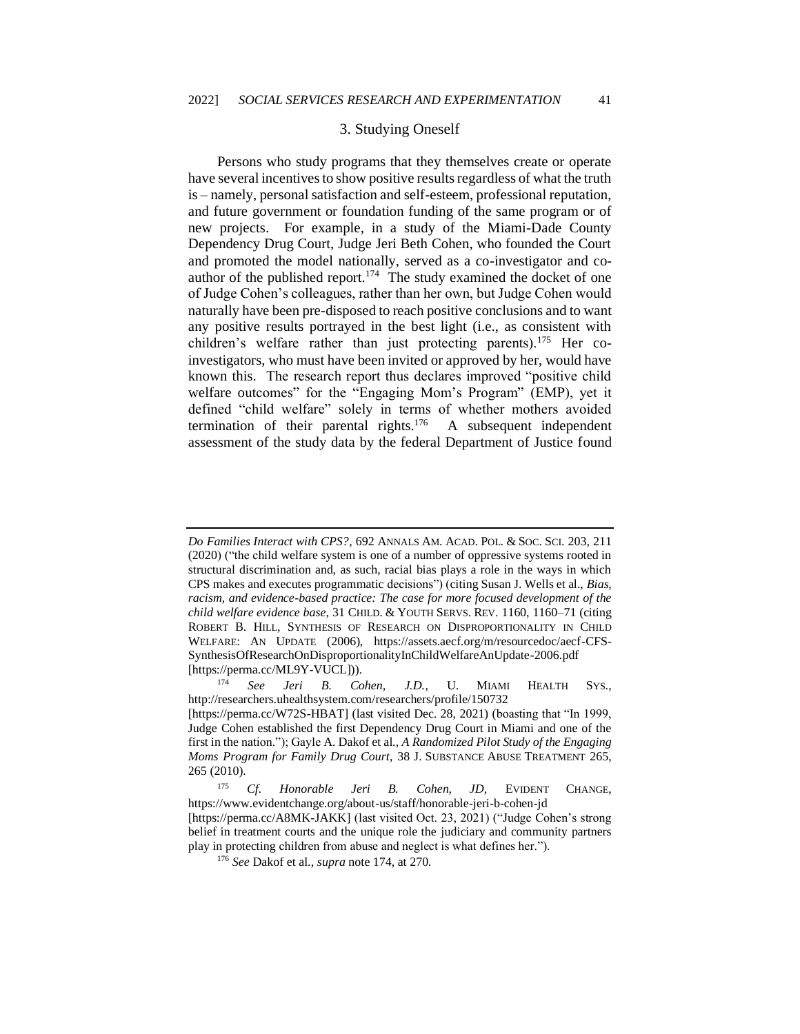### 3. Studying Oneself

Persons who study programs that they themselves create or operate have several incentives to show positive results regardless of what the truth is – namely, personal satisfaction and self-esteem, professional reputation, and future government or foundation funding of the same program or of new projects. For example, in a study of the Miami-Dade County Dependency Drug Court, Judge Jeri Beth Cohen, who founded the Court and promoted the model nationally, served as a co-investigator and co-author of the published report.[174] The study examined the docket of one of Judge Cohen's colleagues, rather than her own, but Judge Cohen would naturally have been pre-disposed to reach positive conclusions and to want any positive results portrayed in the best light (i.e., as consistent with children's welfare rather than just protecting parents).[175] Her co-investigators, who must have been invited or approved by her, would have known this. The research report thus declares improved "positive child welfare outcomes" for the "Engaging Mom's Program" (EMP), yet it defined "child welfare" solely in terms of whether mothers avoided termination of their parental rights.[176] A subsequent independent assessment of the study data by the federal Department of Justice found

---

*Do Families Interact with CPS?*, 692 ANNALS AM. ACAD. POL. & SOC. SCI. 203, 211 (2020) ("the child welfare system is one of a number of oppressive systems rooted in structural discrimination and, as such, racial bias plays a role in the ways in which CPS makes and executes programmatic decisions") (citing Susan J. Wells et al., *Bias, racism, and evidence-based practice: The case for more focused development of the child welfare evidence base*, 31 CHILD. & YOUTH SERVS. REV. 1160, 1160–71 (citing ROBERT B. HILL, SYNTHESIS OF RESEARCH ON DISPROPORTIONALITY IN CHILD WELFARE: AN UPDATE (2006), https://assets.aecf.org/m/resourcedoc/aecf-CFS-SynthesisOfResearchOnDisproportionalityInChildWelfareAnUpdate-2006.pdf [https://perma.cc/ML9Y-VUCL])).

[174] *See Jeri B. Cohen, J.D.*, U. MIAMI HEALTH SYS., http://researchers.uhealthsystem.com/researchers/profile/150732 [https://perma.cc/W72S-HBAT] (last visited Dec. 28, 2021) (boasting that "In 1999, Judge Cohen established the first Dependency Drug Court in Miami and one of the first in the nation."); Gayle A. Dakof et al., *A Randomized Pilot Study of the Engaging Moms Program for Family Drug Court*, 38 J. SUBSTANCE ABUSE TREATMENT 265, 265 (2010).

[175] *Cf. Honorable Jeri B. Cohen, JD*, EVIDENT CHANGE, https://www.evidentchange.org/about-us/staff/honorable-jeri-b-cohen-jd [https://perma.cc/A8MK-JAKK] (last visited Oct. 23, 2021) ("Judge Cohen's strong belief in treatment courts and the unique role the judiciary and community partners play in protecting children from abuse and neglect is what defines her.").

[176] *See* Dakof et al., *supra* note 174, at 270.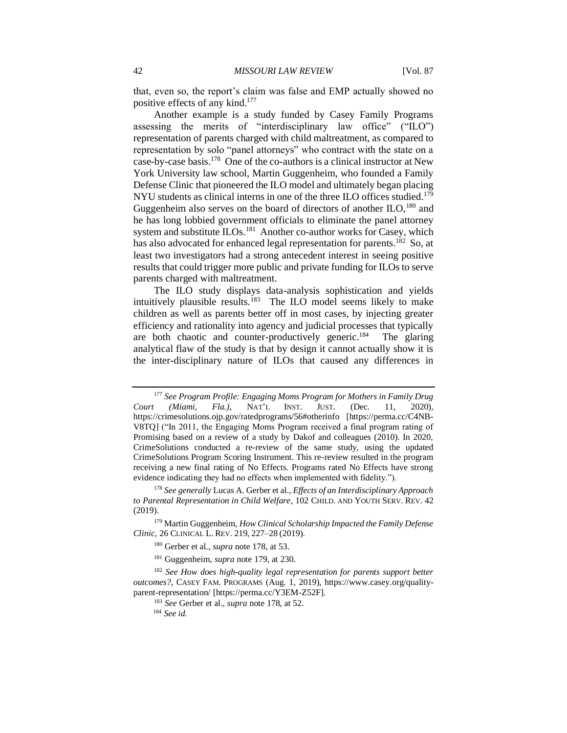that, even so, the report's claim was false and EMP actually showed no positive effects of any kind.[177]

Another example is a study funded by Casey Family Programs assessing the merits of "interdisciplinary law office" ("ILO") representation of parents charged with child maltreatment, as compared to representation by solo "panel attorneys" who contract with the state on a case-by-case basis.[178] One of the co-authors is a clinical instructor at New York University law school, Martin Guggenheim, who founded a Family Defense Clinic that pioneered the ILO model and ultimately began placing NYU students as clinical interns in one of the three ILO offices studied.[179] Guggenheim also serves on the board of directors of another ILO,[180] and he has long lobbied government officials to eliminate the panel attorney system and substitute ILOs.[181] Another co-author works for Casey, which has also advocated for enhanced legal representation for parents.[182] So, at least two investigators had a strong antecedent interest in seeing positive results that could trigger more public and private funding for ILOs to serve parents charged with maltreatment.

The ILO study displays data-analysis sophistication and yields intuitively plausible results.[183] The ILO model seems likely to make children as well as parents better off in most cases, by injecting greater efficiency and rationality into agency and judicial processes that typically are both chaotic and counter-productively generic.[184] The glaring analytical flaw of the study is that by design it cannot actually show it is the inter-disciplinary nature of ILOs that caused any differences in

---

[177] *See Program Profile: Engaging Moms Program for Mothers in Family Drug Court (Miami, Fla.)*, NAT'L INST. JUST. (Dec. 11, 2020), https://crimesolutions.ojp.gov/ratedprograms/56#otherinfo [https://perma.cc/C4NB-V8TQ] ("In 2011, the Engaging Moms Program received a final program rating of Promising based on a review of a study by Dakof and colleagues (2010). In 2020, CrimeSolutions conducted a re-review of the same study, using the updated CrimeSolutions Program Scoring Instrument. This re-review resulted in the program receiving a new final rating of No Effects. Programs rated No Effects have strong evidence indicating they had no effects when implemented with fidelity.").

[178] *See generally* Lucas A. Gerber et al., *Effects of an Interdisciplinary Approach to Parental Representation in Child Welfare*, 102 CHILD. AND YOUTH SERV. REV. 42 (2019).

[179] Martin Guggenheim, *How Clinical Scholarship Impacted the Family Defense Clinic*, 26 CLINICAL L. REV. 219, 227–28 (2019).

[180] Gerber et al., *supra* note 178, at 53.

[181] Guggenheim, *supra* note 179, at 230.

[182] *See How does high-quality legal representation for parents support better outcomes?*, CASEY FAM. PROGRAMS (Aug. 1, 2019), https://www.casey.org/quality-parent-representation/ [https://perma.cc/Y3EM-Z52F].

[183] *See* Gerber et al., *supra* note 178, at 52.

[184] *See id.*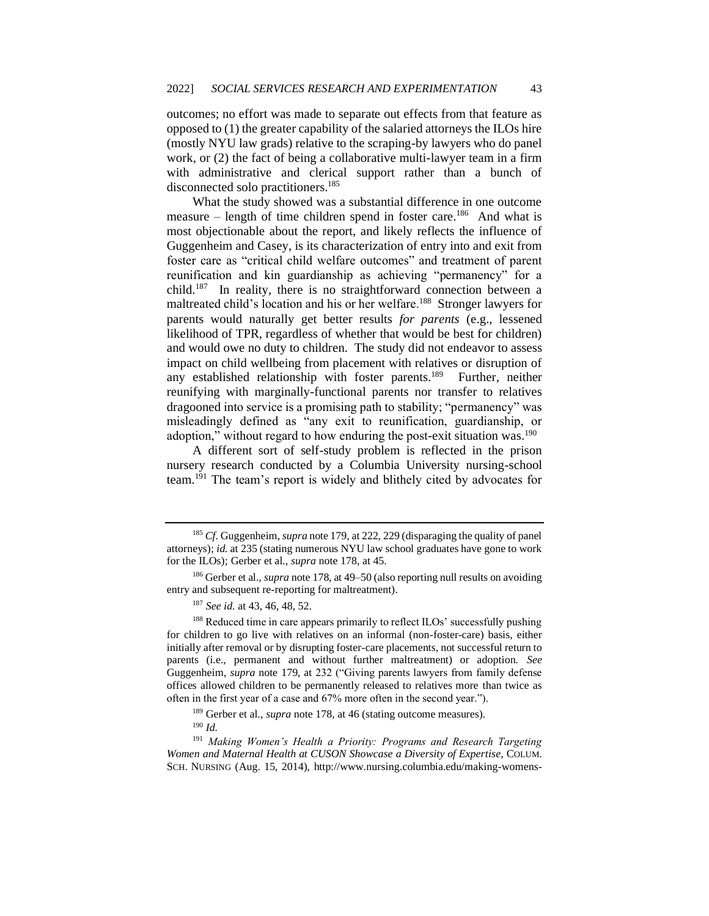outcomes; no effort was made to separate out effects from that feature as opposed to (1) the greater capability of the salaried attorneys the ILOs hire (mostly NYU law grads) relative to the scraping-by lawyers who do panel work, or (2) the fact of being a collaborative multi-lawyer team in a firm with administrative and clerical support rather than a bunch of disconnected solo practitioners.[185]

What the study showed was a substantial difference in one outcome measure – length of time children spend in foster care.[186] And what is most objectionable about the report, and likely reflects the influence of Guggenheim and Casey, is its characterization of entry into and exit from foster care as "critical child welfare outcomes" and treatment of parent reunification and kin guardianship as achieving "permanency" for a child.[187] In reality, there is no straightforward connection between a maltreated child's location and his or her welfare.[188] Stronger lawyers for parents would naturally get better results *for parents* (e.g., lessened likelihood of TPR, regardless of whether that would be best for children) and would owe no duty to children. The study did not endeavor to assess impact on child wellbeing from placement with relatives or disruption of any established relationship with foster parents.[189] Further, neither reunifying with marginally-functional parents nor transfer to relatives dragooned into service is a promising path to stability; "permanency" was misleadingly defined as "any exit to reunification, guardianship, or adoption," without regard to how enduring the post-exit situation was.[190]

A different sort of self-study problem is reflected in the prison nursery research conducted by a Columbia University nursing-school team.[191] The team's report is widely and blithely cited by advocates for

---

[185] *Cf.* Guggenheim, *supra* note 179, at 222, 229 (disparaging the quality of panel attorneys); *id.* at 235 (stating numerous NYU law school graduates have gone to work for the ILOs); Gerber et al., *supra* note 178, at 45.

[186] Gerber et al., *supra* note 178, at 49–50 (also reporting null results on avoiding entry and subsequent re-reporting for maltreatment).

[187] *See id.* at 43, 46, 48, 52.

[188] Reduced time in care appears primarily to reflect ILOs' successfully pushing for children to go live with relatives on an informal (non-foster-care) basis, either initially after removal or by disrupting foster-care placements, not successful return to parents (i.e., permanent and without further maltreatment) or adoption. *See* Guggenheim, *supra* note 179, at 232 ("Giving parents lawyers from family defense offices allowed children to be permanently released to relatives more than twice as often in the first year of a case and 67% more often in the second year.").

[189] Gerber et al., *supra* note 178, at 46 (stating outcome measures).

[190] *Id.*

[191] *Making Women's Health a Priority: Programs and Research Targeting Women and Maternal Health at CUSON Showcase a Diversity of Expertise*, COLUM. SCH. NURSING (Aug. 15, 2014), http://www.nursing.columbia.edu/making-womens-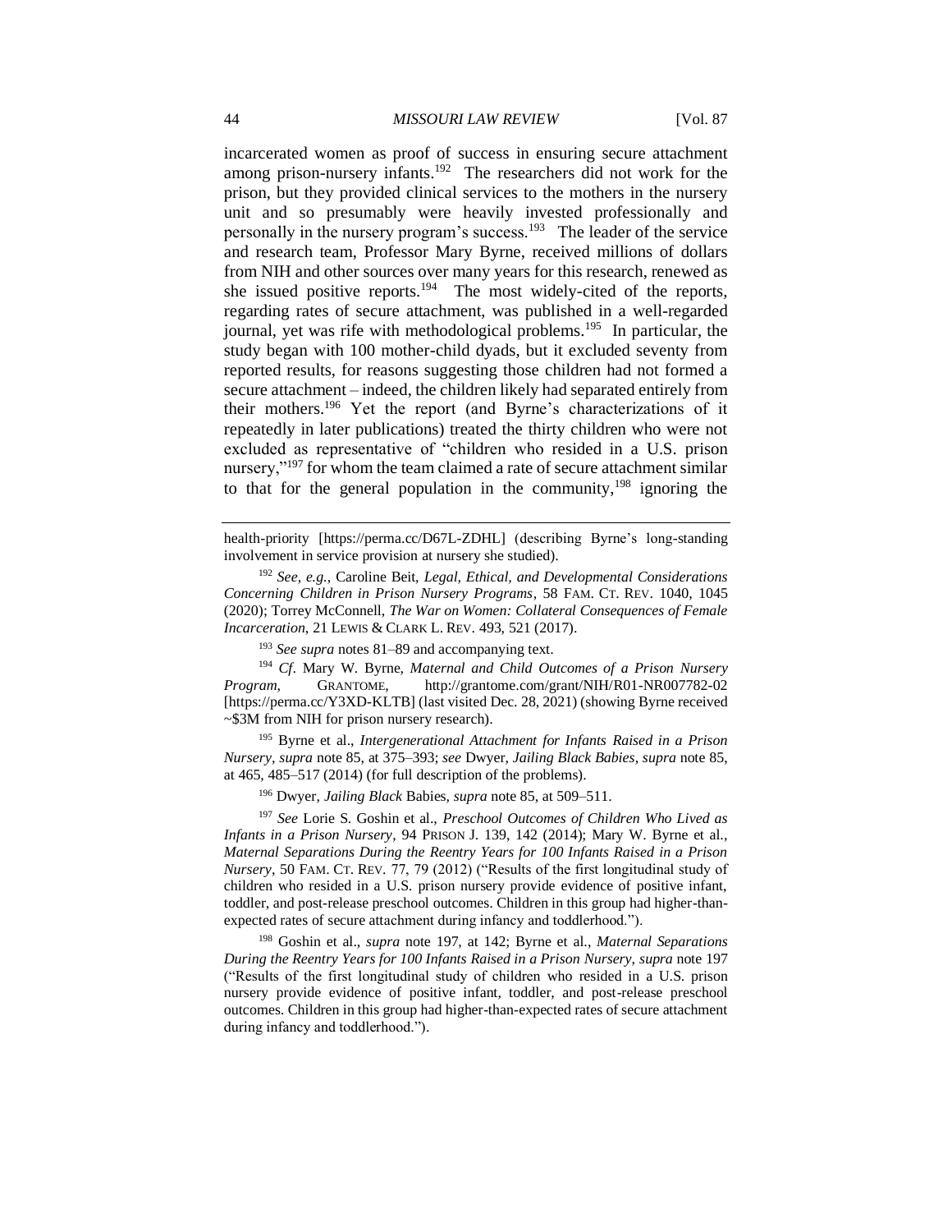incarcerated women as proof of success in ensuring secure attachment among prison-nursery infants.[192] The researchers did not work for the prison, but they provided clinical services to the mothers in the nursery unit and so presumably were heavily invested professionally and personally in the nursery program's success.[193] The leader of the service and research team, Professor Mary Byrne, received millions of dollars from NIH and other sources over many years for this research, renewed as she issued positive reports.[194] The most widely-cited of the reports, regarding rates of secure attachment, was published in a well-regarded journal, yet was rife with methodological problems.[195] In particular, the study began with 100 mother-child dyads, but it excluded seventy from reported results, for reasons suggesting those children had not formed a secure attachment – indeed, the children likely had separated entirely from their mothers.[196] Yet the report (and Byrne's characterizations of it repeatedly in later publications) treated the thirty children who were not excluded as representative of "children who resided in a U.S. prison nursery,"[197] for whom the team claimed a rate of secure attachment similar to that for the general population in the community,[198] ignoring the

---

health-priority [https://perma.cc/D67L-ZDHL] (describing Byrne's long-standing involvement in service provision at nursery she studied).

[192] *See, e.g.*, Caroline Beit, *Legal, Ethical, and Developmental Considerations Concerning Children in Prison Nursery Programs*, 58 FAM. CT. REV. 1040, 1045 (2020); Torrey McConnell, *The War on Women: Collateral Consequences of Female Incarceration*, 21 LEWIS & CLARK L. REV. 493, 521 (2017).

[193] *See supra* notes 81–89 and accompanying text.

[194] *Cf*. Mary W. Byrne, *Maternal and Child Outcomes of a Prison Nursery Program*, GRANTOME, http://grantome.com/grant/NIH/R01-NR007782-02 [https://perma.cc/Y3XD-KLTB] (last visited Dec. 28, 2021) (showing Byrne received ~$3M from NIH for prison nursery research).

[195] Byrne et al., *Intergenerational Attachment for Infants Raised in a Prison Nursery*, *supra* note 85, at 375–393; *see* Dwyer, *Jailing Black Babies*, *supra* note 85, at 465, 485–517 (2014) (for full description of the problems).

[196] Dwyer, *Jailing Black* Babies, *supra* note 85, at 509–511.

[197] *See* Lorie S. Goshin et al., *Preschool Outcomes of Children Who Lived as Infants in a Prison Nursery*, 94 PRISON J. 139, 142 (2014); Mary W. Byrne et al., *Maternal Separations During the Reentry Years for 100 Infants Raised in a Prison Nursery*, 50 FAM. CT. REV. 77, 79 (2012) ("Results of the first longitudinal study of children who resided in a U.S. prison nursery provide evidence of positive infant, toddler, and post-release preschool outcomes. Children in this group had higher-than-expected rates of secure attachment during infancy and toddlerhood.").

[198] Goshin et al., *supra* note 197, at 142; Byrne et al., *Maternal Separations During the Reentry Years for 100 Infants Raised in a Prison Nursery*, *supra* note 197 ("Results of the first longitudinal study of children who resided in a U.S. prison nursery provide evidence of positive infant, toddler, and post-release preschool outcomes. Children in this group had higher-than-expected rates of secure attachment during infancy and toddlerhood.").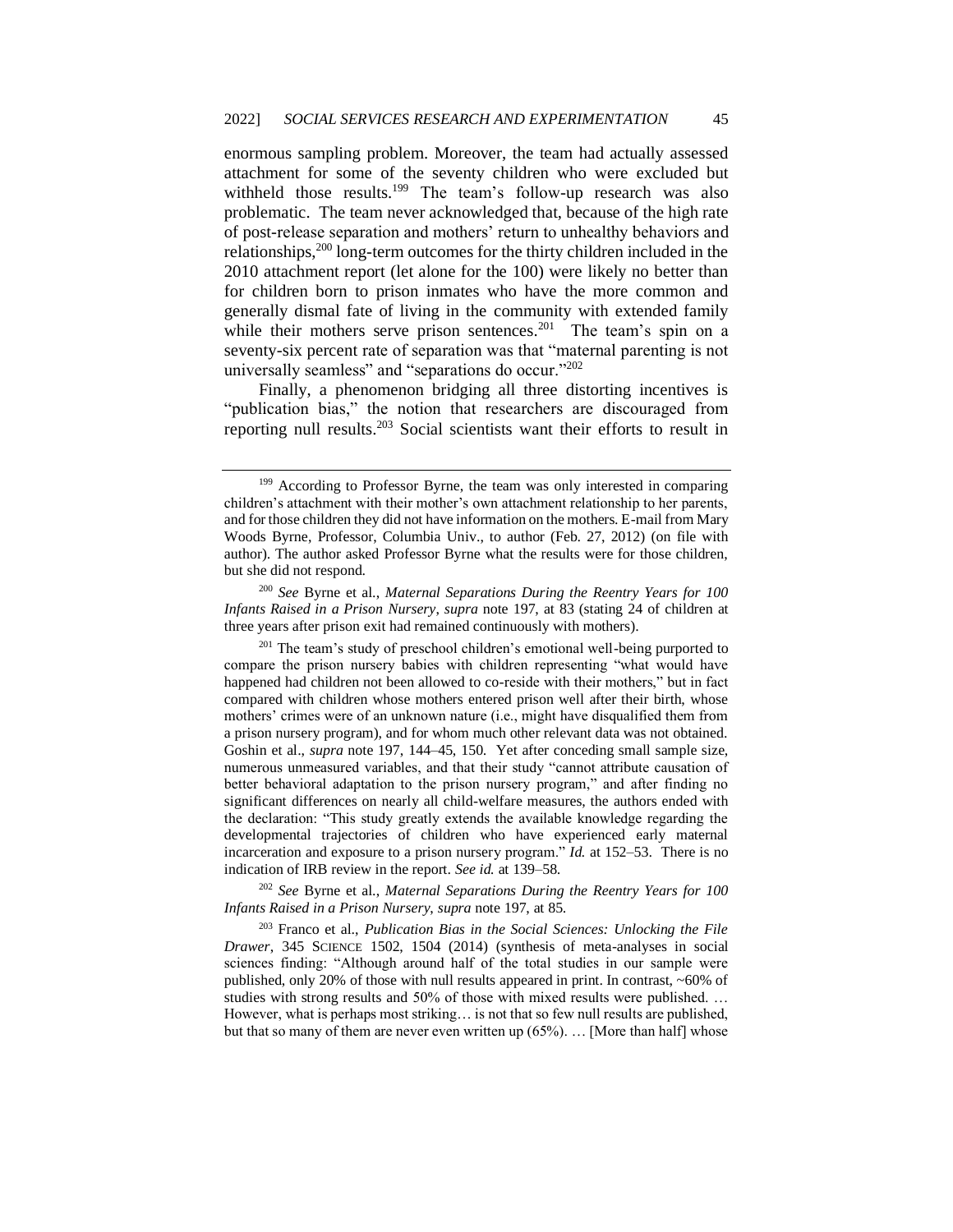enormous sampling problem. Moreover, the team had actually assessed attachment for some of the seventy children who were excluded but withheld those results.[199] The team's follow-up research was also problematic. The team never acknowledged that, because of the high rate of post-release separation and mothers' return to unhealthy behaviors and relationships,[200] long-term outcomes for the thirty children included in the 2010 attachment report (let alone for the 100) were likely no better than for children born to prison inmates who have the more common and generally dismal fate of living in the community with extended family while their mothers serve prison sentences.[201] The team's spin on a seventy-six percent rate of separation was that "maternal parenting is not universally seamless" and "separations do occur."[202]

Finally, a phenomenon bridging all three distorting incentives is "publication bias," the notion that researchers are discouraged from reporting null results.[203] Social scientists want their efforts to result in

---

[199] According to Professor Byrne, the team was only interested in comparing children's attachment with their mother's own attachment relationship to her parents, and for those children they did not have information on the mothers. E-mail from Mary Woods Byrne, Professor, Columbia Univ., to author (Feb. 27, 2012) (on file with author). The author asked Professor Byrne what the results were for those children, but she did not respond.

[200] *See* Byrne et al., *Maternal Separations During the Reentry Years for 100 Infants Raised in a Prison Nursery*, *supra* note 197, at 83 (stating 24 of children at three years after prison exit had remained continuously with mothers).

[201] The team's study of preschool children's emotional well-being purported to compare the prison nursery babies with children representing "what would have happened had children not been allowed to co-reside with their mothers," but in fact compared with children whose mothers entered prison well after their birth, whose mothers' crimes were of an unknown nature (i.e., might have disqualified them from a prison nursery program), and for whom much other relevant data was not obtained. Goshin et al., *supra* note 197, 144–45, 150. Yet after conceding small sample size, numerous unmeasured variables, and that their study "cannot attribute causation of better behavioral adaptation to the prison nursery program," and after finding no significant differences on nearly all child-welfare measures, the authors ended with the declaration: "This study greatly extends the available knowledge regarding the developmental trajectories of children who have experienced early maternal incarceration and exposure to a prison nursery program." *Id.* at 152–53. There is no indication of IRB review in the report. *See id.* at 139–58.

[202] *See* Byrne et al., *Maternal Separations During the Reentry Years for 100 Infants Raised in a Prison Nursery*, *supra* note 197, at 85.

[203] Franco et al., *Publication Bias in the Social Sciences: Unlocking the File Drawer*, 345 SCIENCE 1502, 1504 (2014) (synthesis of meta-analyses in social sciences finding: "Although around half of the total studies in our sample were published, only 20% of those with null results appeared in print. In contrast, ~60% of studies with strong results and 50% of those with mixed results were published. … However, what is perhaps most striking… is not that so few null results are published, but that so many of them are never even written up (65%). … [More than half] whose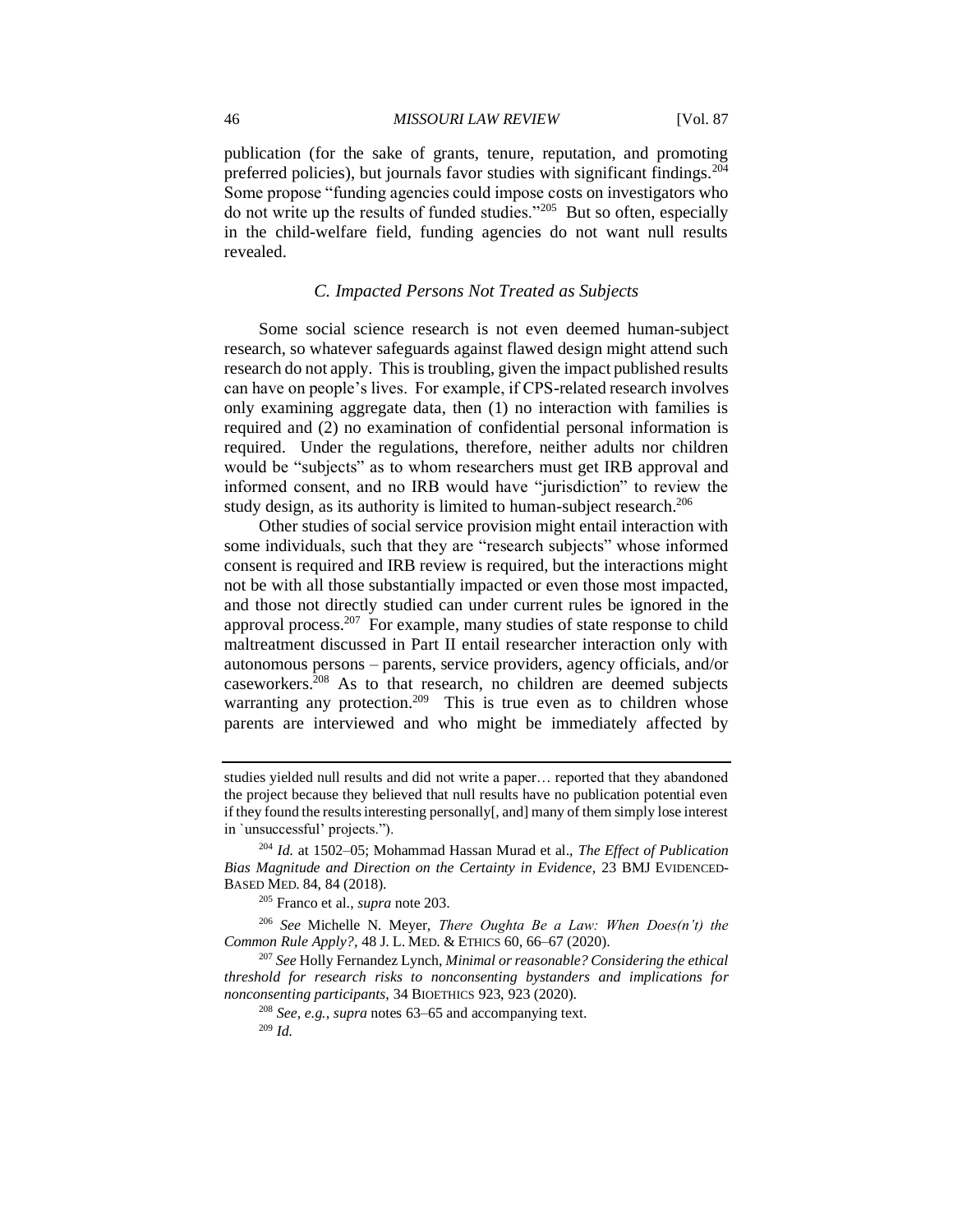publication (for the sake of grants, tenure, reputation, and promoting preferred policies), but journals favor studies with significant findings.[204] Some propose "funding agencies could impose costs on investigators who do not write up the results of funded studies."[205] But so often, especially in the child-welfare field, funding agencies do not want null results revealed.

### *C. Impacted Persons Not Treated as Subjects*

Some social science research is not even deemed human-subject research, so whatever safeguards against flawed design might attend such research do not apply. This is troubling, given the impact published results can have on people's lives. For example, if CPS-related research involves only examining aggregate data, then (1) no interaction with families is required and (2) no examination of confidential personal information is required. Under the regulations, therefore, neither adults nor children would be "subjects" as to whom researchers must get IRB approval and informed consent, and no IRB would have "jurisdiction" to review the study design, as its authority is limited to human-subject research.[206]

Other studies of social service provision might entail interaction with some individuals, such that they are "research subjects" whose informed consent is required and IRB review is required, but the interactions might not be with all those substantially impacted or even those most impacted, and those not directly studied can under current rules be ignored in the approval process.[207] For example, many studies of state response to child maltreatment discussed in Part II entail researcher interaction only with autonomous persons – parents, service providers, agency officials, and/or caseworkers.[208] As to that research, no children are deemed subjects warranting any protection.[209] This is true even as to children whose parents are interviewed and who might be immediately affected by

---

studies yielded null results and did not write a paper… reported that they abandoned the project because they believed that null results have no publication potential even if they found the results interesting personally[, and] many of them simply lose interest in `unsuccessful' projects.").

[204] *Id.* at 1502–05; Mohammad Hassan Murad et al., *The Effect of Publication Bias Magnitude and Direction on the Certainty in Evidence*, 23 BMJ EVIDENCED-BASED MED. 84, 84 (2018).

[205] Franco et al., *supra* note 203.

[206] *See* Michelle N. Meyer, *There Oughta Be a Law: When Does(n't) the Common Rule Apply?*, 48 J. L. MED. & ETHICS 60, 66–67 (2020).

[207] *See* Holly Fernandez Lynch, *Minimal or reasonable? Considering the ethical threshold for research risks to nonconsenting bystanders and implications for nonconsenting participants*, 34 BIOETHICS 923, 923 (2020).

[208] *See, e.g.*, *supra* notes 63–65 and accompanying text.

[209] *Id.*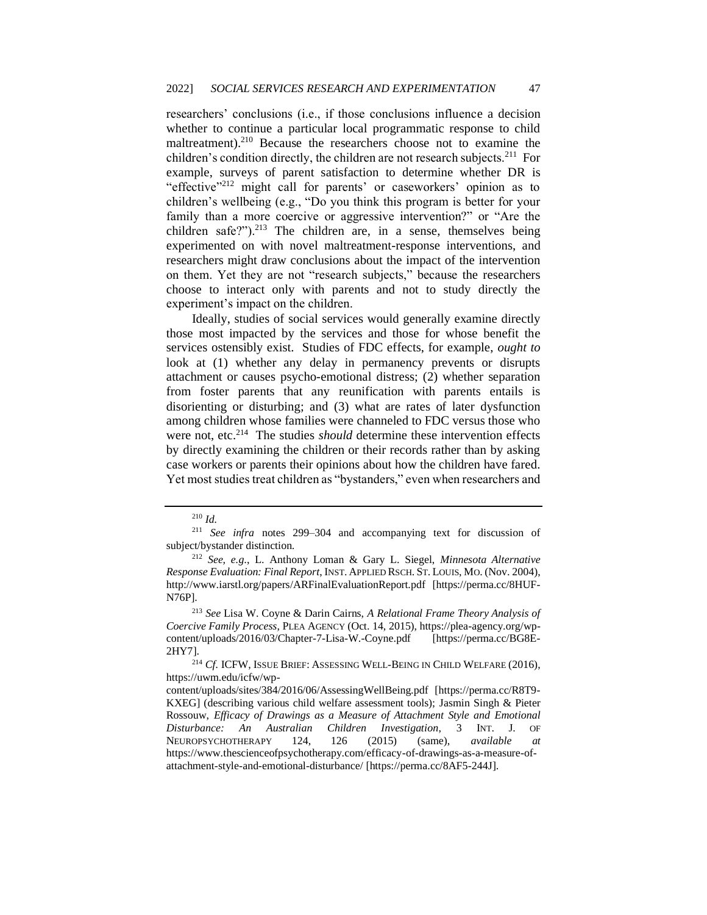researchers' conclusions (i.e., if those conclusions influence a decision whether to continue a particular local programmatic response to child maltreatment).[210] Because the researchers choose not to examine the children's condition directly, the children are not research subjects.[211] For example, surveys of parent satisfaction to determine whether DR is "effective"[212] might call for parents' or caseworkers' opinion as to children's wellbeing (e.g., "Do you think this program is better for your family than a more coercive or aggressive intervention?" or "Are the children safe?").[213] The children are, in a sense, themselves being experimented on with novel maltreatment-response interventions, and researchers might draw conclusions about the impact of the intervention on them. Yet they are not "research subjects," because the researchers choose to interact only with parents and not to study directly the experiment's impact on the children.

Ideally, studies of social services would generally examine directly those most impacted by the services and those for whose benefit the services ostensibly exist. Studies of FDC effects, for example, *ought to* look at (1) whether any delay in permanency prevents or disrupts attachment or causes psycho-emotional distress; (2) whether separation from foster parents that any reunification with parents entails is disorienting or disturbing; and (3) what are rates of later dysfunction among children whose families were channeled to FDC versus those who were not, etc.[214] The studies *should* determine these intervention effects by directly examining the children or their records rather than by asking case workers or parents their opinions about how the children have fared. Yet most studies treat children as "bystanders," even when researchers and

---

[210] *Id.*

[211] *See infra* notes 299–304 and accompanying text for discussion of subject/bystander distinction.

[212] *See, e.g.*, L. Anthony Loman & Gary L. Siegel, *Minnesota Alternative Response Evaluation: Final Report*, INST. APPLIED RSCH. ST. LOUIS, MO. (Nov. 2004), http://www.iarstl.org/papers/ARFinalEvaluationReport.pdf [https://perma.cc/8HUF-N76P].

[213] *See* Lisa W. Coyne & Darin Cairns, *A Relational Frame Theory Analysis of Coercive Family Process*, PLEA AGENCY (Oct. 14, 2015), https://plea-agency.org/wp-content/uploads/2016/03/Chapter-7-Lisa-W.-Coyne.pdf [https://perma.cc/BG8E-2HY7].

[214] *Cf.* ICFW, ISSUE BRIEF: ASSESSING WELL-BEING IN CHILD WELFARE (2016), https://uwm.edu/icfw/wp-content/uploads/sites/384/2016/06/AssessingWellBeing.pdf [https://perma.cc/R8T9-KXEG] (describing various child welfare assessment tools); Jasmin Singh & Pieter Rossouw, *Efficacy of Drawings as a Measure of Attachment Style and Emotional Disturbance: An Australian Children Investigation*, 3 INT. J. OF NEUROPSYCHOTHERAPY 124, 126 (2015) (same), *available at* https://www.thescienceofpsychotherapy.com/efficacy-of-drawings-as-a-measure-of-attachment-style-and-emotional-disturbance/ [https://perma.cc/8AF5-244J].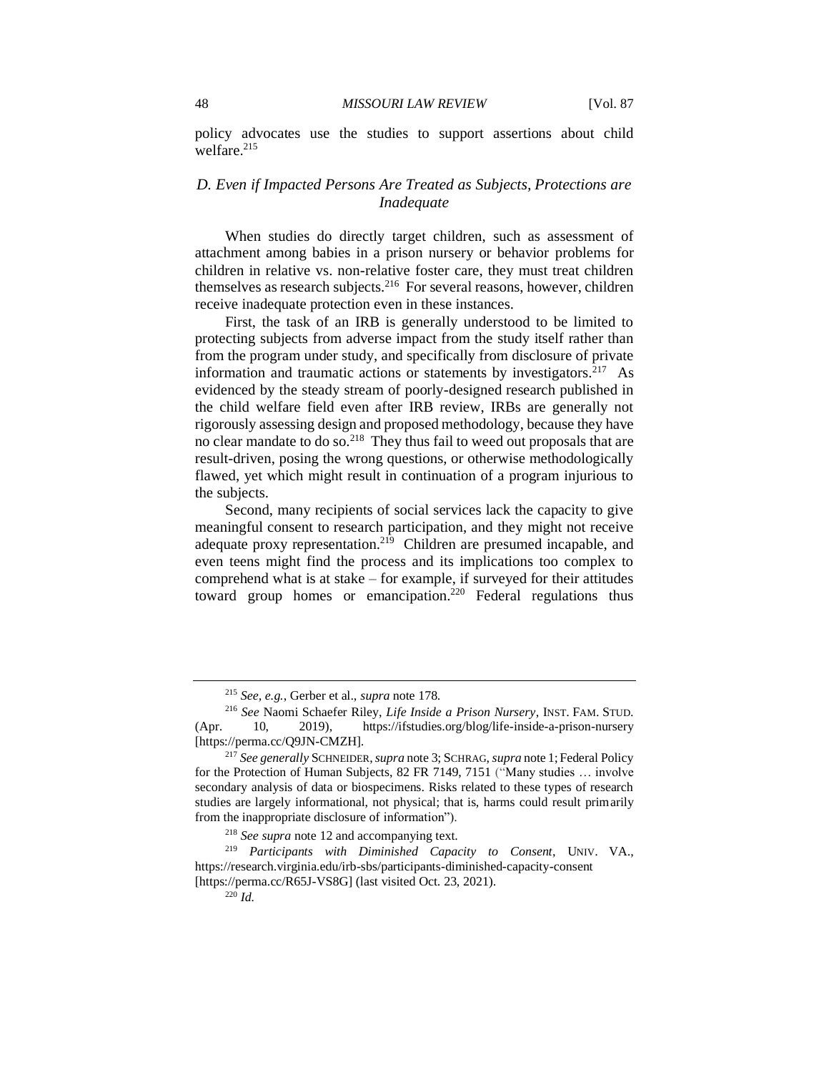policy advocates use the studies to support assertions about child welfare.[215]

### *D. Even if Impacted Persons Are Treated as Subjects, Protections are Inadequate*

When studies do directly target children, such as assessment of attachment among babies in a prison nursery or behavior problems for children in relative vs. non-relative foster care, they must treat children themselves as research subjects.[216] For several reasons, however, children receive inadequate protection even in these instances.

First, the task of an IRB is generally understood to be limited to protecting subjects from adverse impact from the study itself rather than from the program under study, and specifically from disclosure of private information and traumatic actions or statements by investigators.[217] As evidenced by the steady stream of poorly-designed research published in the child welfare field even after IRB review, IRBs are generally not rigorously assessing design and proposed methodology, because they have no clear mandate to do so.[218] They thus fail to weed out proposals that are result-driven, posing the wrong questions, or otherwise methodologically flawed, yet which might result in continuation of a program injurious to the subjects.

Second, many recipients of social services lack the capacity to give meaningful consent to research participation, and they might not receive adequate proxy representation.[219] Children are presumed incapable, and even teens might find the process and its implications too complex to comprehend what is at stake – for example, if surveyed for their attitudes toward group homes or emancipation.[220] Federal regulations thus

---

[215] *See, e.g.*, Gerber et al., *supra* note 178.

[216] *See* Naomi Schaefer Riley, *Life Inside a Prison Nursery*, INST. FAM. STUD. (Apr. 10, 2019), https://ifstudies.org/blog/life-inside-a-prison-nursery [https://perma.cc/Q9JN-CMZH].

[217] *See generally* SCHNEIDER, *supra* note 3; SCHRAG, *supra* note 1; Federal Policy for the Protection of Human Subjects, 82 FR 7149, 7151 ("Many studies … involve secondary analysis of data or biospecimens. Risks related to these types of research studies are largely informational, not physical; that is, harms could result primarily from the inappropriate disclosure of information").

[218] *See supra* note 12 and accompanying text.

[219] *Participants with Diminished Capacity to Consent*, UNIV. VA., https://research.virginia.edu/irb-sbs/participants-diminished-capacity-consent [https://perma.cc/R65J-VS8G] (last visited Oct. 23, 2021).

[220] *Id.*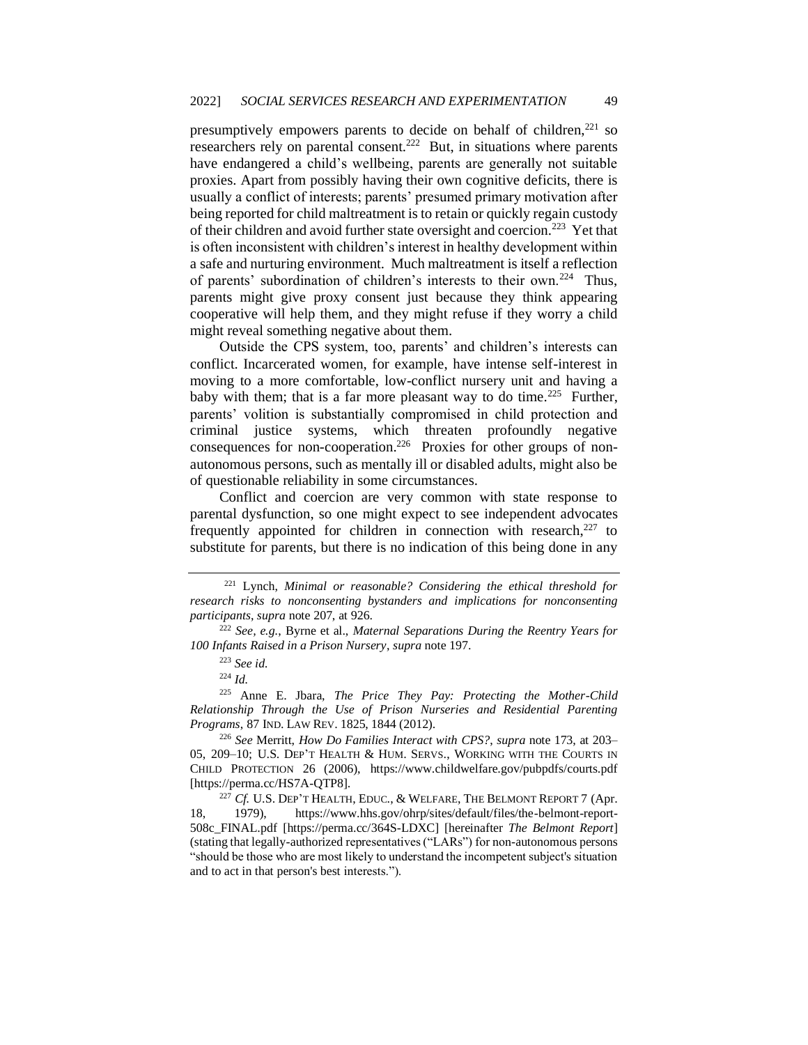presumptively empowers parents to decide on behalf of children,[221] so researchers rely on parental consent.[222] But, in situations where parents have endangered a child's wellbeing, parents are generally not suitable proxies. Apart from possibly having their own cognitive deficits, there is usually a conflict of interests; parents' presumed primary motivation after being reported for child maltreatment is to retain or quickly regain custody of their children and avoid further state oversight and coercion.[223] Yet that is often inconsistent with children's interest in healthy development within a safe and nurturing environment. Much maltreatment is itself a reflection of parents' subordination of children's interests to their own.[224] Thus, parents might give proxy consent just because they think appearing cooperative will help them, and they might refuse if they worry a child might reveal something negative about them.

Outside the CPS system, too, parents' and children's interests can conflict. Incarcerated women, for example, have intense self-interest in moving to a more comfortable, low-conflict nursery unit and having a baby with them; that is a far more pleasant way to do time.[225] Further, parents' volition is substantially compromised in child protection and criminal justice systems, which threaten profoundly negative consequences for non-cooperation.[226] Proxies for other groups of non-autonomous persons, such as mentally ill or disabled adults, might also be of questionable reliability in some circumstances.

Conflict and coercion are very common with state response to parental dysfunction, so one might expect to see independent advocates frequently appointed for children in connection with research,[227] to substitute for parents, but there is no indication of this being done in any

---

[221] Lynch, *Minimal or reasonable? Considering the ethical threshold for research risks to nonconsenting bystanders and implications for nonconsenting participants*, *supra* note 207, at 926.

[222] *See, e.g.*, Byrne et al., *Maternal Separations During the Reentry Years for 100 Infants Raised in a Prison Nursery*, *supra* note 197.

[223] *See id.*

[224] *Id.*

[225] Anne E. Jbara, *The Price They Pay: Protecting the Mother-Child Relationship Through the Use of Prison Nurseries and Residential Parenting Programs*, 87 IND. LAW REV. 1825, 1844 (2012).

[226] *See* Merritt, *How Do Families Interact with CPS?*, *supra* note 173, at 203–05, 209–10; U.S. DEP'T HEALTH & HUM. SERVS., WORKING WITH THE COURTS IN CHILD PROTECTION 26 (2006), https://www.childwelfare.gov/pubpdfs/courts.pdf [https://perma.cc/HS7A-QTP8].

[227] *Cf.* U.S. DEP'T HEALTH, EDUC., & WELFARE, THE BELMONT REPORT 7 (Apr. 18, 1979), https://www.hhs.gov/ohrp/sites/default/files/the-belmont-report-508c_FINAL.pdf [https://perma.cc/364S-LDXC] [hereinafter *The Belmont Report*] (stating that legally-authorized representatives ("LARs") for non-autonomous persons "should be those who are most likely to understand the incompetent subject's situation and to act in that person's best interests.").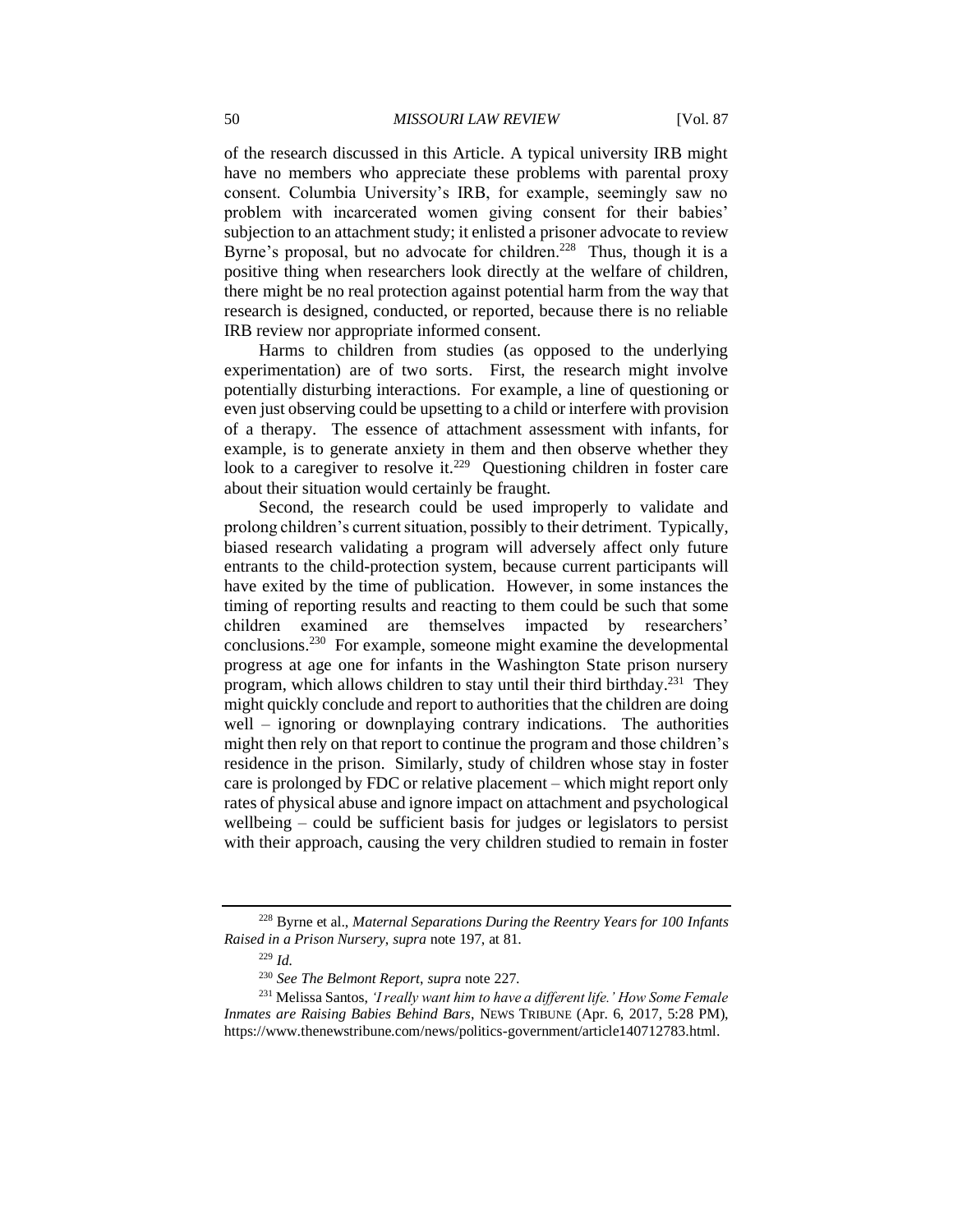of the research discussed in this Article. A typical university IRB might have no members who appreciate these problems with parental proxy consent. Columbia University's IRB, for example, seemingly saw no problem with incarcerated women giving consent for their babies' subjection to an attachment study; it enlisted a prisoner advocate to review Byrne's proposal, but no advocate for children.[228] Thus, though it is a positive thing when researchers look directly at the welfare of children, there might be no real protection against potential harm from the way that research is designed, conducted, or reported, because there is no reliable IRB review nor appropriate informed consent.

Harms to children from studies (as opposed to the underlying experimentation) are of two sorts. First, the research might involve potentially disturbing interactions. For example, a line of questioning or even just observing could be upsetting to a child or interfere with provision of a therapy. The essence of attachment assessment with infants, for example, is to generate anxiety in them and then observe whether they look to a caregiver to resolve it.[229] Questioning children in foster care about their situation would certainly be fraught.

Second, the research could be used improperly to validate and prolong children's current situation, possibly to their detriment. Typically, biased research validating a program will adversely affect only future entrants to the child-protection system, because current participants will have exited by the time of publication. However, in some instances the timing of reporting results and reacting to them could be such that some children examined are themselves impacted by researchers' conclusions.[230] For example, someone might examine the developmental progress at age one for infants in the Washington State prison nursery program, which allows children to stay until their third birthday.[231] They might quickly conclude and report to authorities that the children are doing well – ignoring or downplaying contrary indications. The authorities might then rely on that report to continue the program and those children's residence in the prison. Similarly, study of children whose stay in foster care is prolonged by FDC or relative placement – which might report only rates of physical abuse and ignore impact on attachment and psychological wellbeing – could be sufficient basis for judges or legislators to persist with their approach, causing the very children studied to remain in foster

---

[228] Byrne et al., *Maternal Separations During the Reentry Years for 100 Infants Raised in a Prison Nursery*, *supra* note 197, at 81.

[229] *Id.*

[230] *See The Belmont Report*, *supra* note 227.

[231] Melissa Santos, *'I really want him to have a different life.' How Some Female Inmates are Raising Babies Behind Bars*, NEWS TRIBUNE (Apr. 6, 2017, 5:28 PM), https://www.thenewstribune.com/news/politics-government/article140712783.html.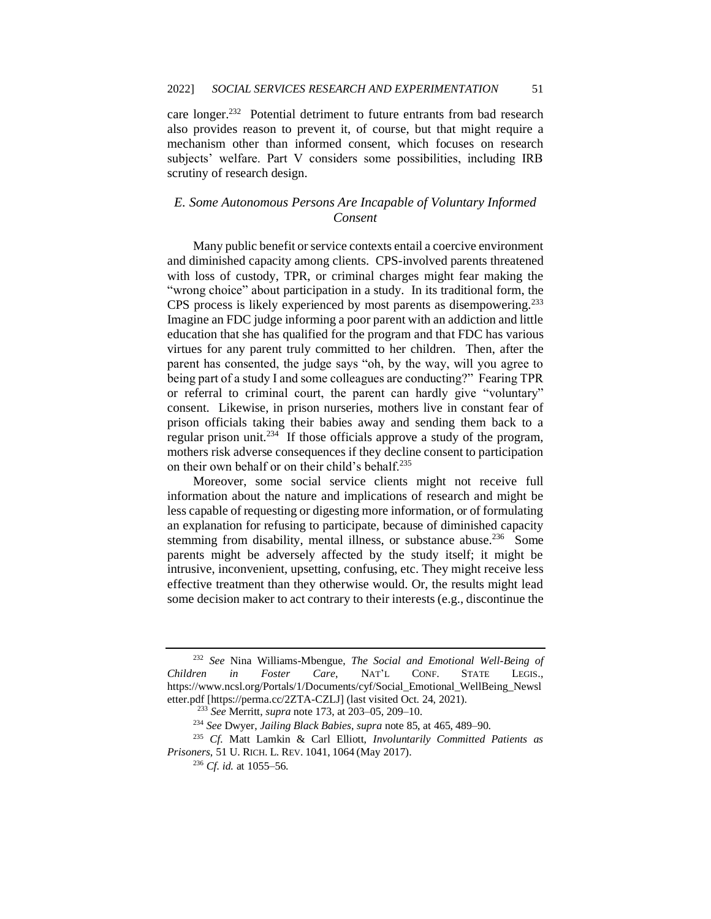care longer.[232] Potential detriment to future entrants from bad research also provides reason to prevent it, of course, but that might require a mechanism other than informed consent, which focuses on research subjects' welfare. Part V considers some possibilities, including IRB scrutiny of research design.

### *E. Some Autonomous Persons Are Incapable of Voluntary Informed Consent*

Many public benefit or service contexts entail a coercive environment and diminished capacity among clients. CPS-involved parents threatened with loss of custody, TPR, or criminal charges might fear making the "wrong choice" about participation in a study. In its traditional form, the CPS process is likely experienced by most parents as disempowering.[233] Imagine an FDC judge informing a poor parent with an addiction and little education that she has qualified for the program and that FDC has various virtues for any parent truly committed to her children. Then, after the parent has consented, the judge says "oh, by the way, will you agree to being part of a study I and some colleagues are conducting?" Fearing TPR or referral to criminal court, the parent can hardly give "voluntary" consent. Likewise, in prison nurseries, mothers live in constant fear of prison officials taking their babies away and sending them back to a regular prison unit.[234] If those officials approve a study of the program, mothers risk adverse consequences if they decline consent to participation on their own behalf or on their child's behalf.[235]

Moreover, some social service clients might not receive full information about the nature and implications of research and might be less capable of requesting or digesting more information, or of formulating an explanation for refusing to participate, because of diminished capacity stemming from disability, mental illness, or substance abuse.[236] Some parents might be adversely affected by the study itself; it might be intrusive, inconvenient, upsetting, confusing, etc. They might receive less effective treatment than they otherwise would. Or, the results might lead some decision maker to act contrary to their interests (e.g., discontinue the

---

[232] *See* Nina Williams-Mbengue, *The Social and Emotional Well-Being of Children in Foster Care*, NAT'L CONF. STATE LEGIS., https://www.ncsl.org/Portals/1/Documents/cyf/Social_Emotional_WellBeing_Newsletter.pdf [https://perma.cc/2ZTA-CZLJ] (last visited Oct. 24, 2021).

[233] *See* Merritt, *supra* note 173, at 203–05, 209–10.

[234] *See* Dwyer, *Jailing Black Babies*, *supra* note 85, at 465, 489–90.

[235] *Cf.* Matt Lamkin & Carl Elliott, *Involuntarily Committed Patients as Prisoners*, 51 U. RICH. L. REV. 1041, 1064 (May 2017).

[236] *Cf. id.* at 1055–56.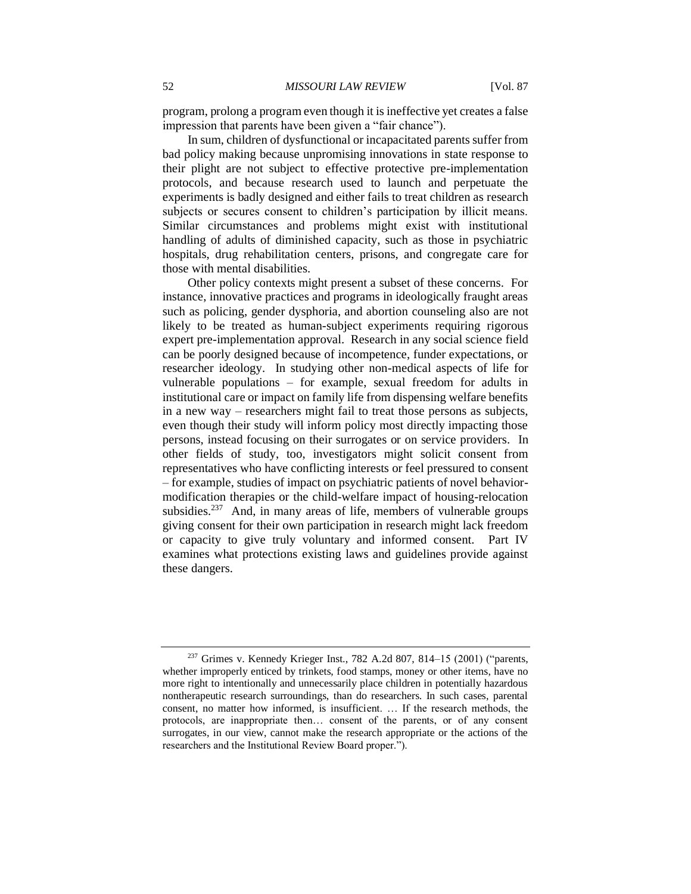program, prolong a program even though it is ineffective yet creates a false impression that parents have been given a "fair chance").

In sum, children of dysfunctional or incapacitated parents suffer from bad policy making because unpromising innovations in state response to their plight are not subject to effective protective pre-implementation protocols, and because research used to launch and perpetuate the experiments is badly designed and either fails to treat children as research subjects or secures consent to children's participation by illicit means. Similar circumstances and problems might exist with institutional handling of adults of diminished capacity, such as those in psychiatric hospitals, drug rehabilitation centers, prisons, and congregate care for those with mental disabilities.

Other policy contexts might present a subset of these concerns. For instance, innovative practices and programs in ideologically fraught areas such as policing, gender dysphoria, and abortion counseling also are not likely to be treated as human-subject experiments requiring rigorous expert pre-implementation approval. Research in any social science field can be poorly designed because of incompetence, funder expectations, or researcher ideology. In studying other non-medical aspects of life for vulnerable populations – for example, sexual freedom for adults in institutional care or impact on family life from dispensing welfare benefits in a new way – researchers might fail to treat those persons as subjects, even though their study will inform policy most directly impacting those persons, instead focusing on their surrogates or on service providers. In other fields of study, too, investigators might solicit consent from representatives who have conflicting interests or feel pressured to consent – for example, studies of impact on psychiatric patients of novel behavior-modification therapies or the child-welfare impact of housing-relocation subsidies.[237] And, in many areas of life, members of vulnerable groups giving consent for their own participation in research might lack freedom or capacity to give truly voluntary and informed consent. Part IV examines what protections existing laws and guidelines provide against these dangers.

---

[237] Grimes v. Kennedy Krieger Inst., 782 A.2d 807, 814–15 (2001) ("parents, whether improperly enticed by trinkets, food stamps, money or other items, have no more right to intentionally and unnecessarily place children in potentially hazardous nontherapeutic research surroundings, than do researchers. In such cases, parental consent, no matter how informed, is insufficient. … If the research methods, the protocols, are inappropriate then… consent of the parents, or of any consent surrogates, in our view, cannot make the research appropriate or the actions of the researchers and the Institutional Review Board proper.").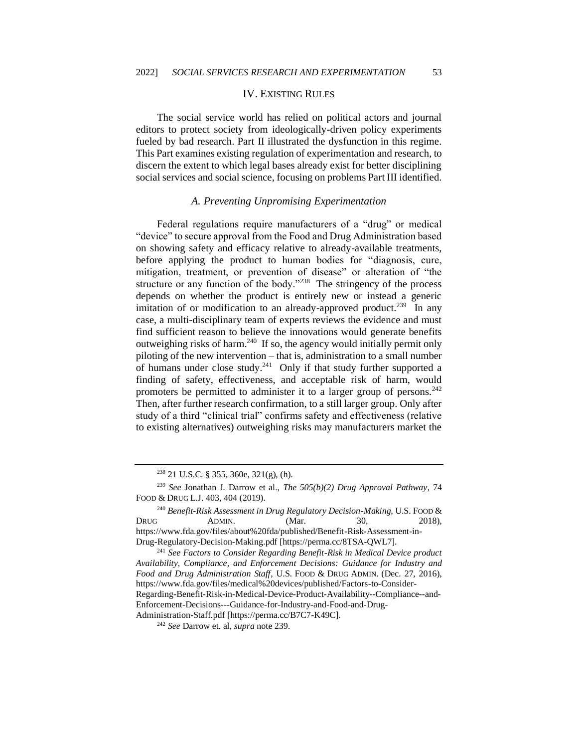## IV. Existing Rules

The social service world has relied on political actors and journal editors to protect society from ideologically-driven policy experiments fueled by bad research. Part II illustrated the dysfunction in this regime. This Part examines existing regulation of experimentation and research, to discern the extent to which legal bases already exist for better disciplining social services and social science, focusing on problems Part III identified.

### *A. Preventing Unpromising Experimentation*

Federal regulations require manufacturers of a "drug" or medical "device" to secure approval from the Food and Drug Administration based on showing safety and efficacy relative to already-available treatments, before applying the product to human bodies for "diagnosis, cure, mitigation, treatment, or prevention of disease" or alteration of "the structure or any function of the body."[238] The stringency of the process depends on whether the product is entirely new or instead a generic imitation of or modification to an already-approved product.[239] In any case, a multi-disciplinary team of experts reviews the evidence and must find sufficient reason to believe the innovations would generate benefits outweighing risks of harm.[240] If so, the agency would initially permit only piloting of the new intervention – that is, administration to a small number of humans under close study.[241] Only if that study further supported a finding of safety, effectiveness, and acceptable risk of harm, would promoters be permitted to administer it to a larger group of persons.[242] Then, after further research confirmation, to a still larger group. Only after study of a third "clinical trial" confirms safety and effectiveness (relative to existing alternatives) outweighing risks may manufacturers market the

---

[238] 21 U.S.C. § 355, 360e, 321(g), (h).

[239] *See* Jonathan J. Darrow et al., *The 505(b)(2) Drug Approval Pathway*, 74 FOOD & DRUG L.J. 403, 404 (2019).

[240] *Benefit-Risk Assessment in Drug Regulatory Decision-Making*, U.S. FOOD & DRUG ADMIN. (Mar. 30, 2018), https://www.fda.gov/files/about%20fda/published/Benefit-Risk-Assessment-in-Drug-Regulatory-Decision-Making.pdf [https://perma.cc/8TSA-QWL7].

[241] *See Factors to Consider Regarding Benefit-Risk in Medical Device product Availability, Compliance, and Enforcement Decisions: Guidance for Industry and Food and Drug Administration Staff*, U.S. FOOD & DRUG ADMIN. (Dec. 27, 2016), https://www.fda.gov/files/medical%20devices/published/Factors-to-Consider-Regarding-Benefit-Risk-in-Medical-Device-Product-Availability--Compliance--and-Enforcement-Decisions---Guidance-for-Industry-and-Food-and-Drug-Administration-Staff.pdf [https://perma.cc/B7C7-K49C].

[242] *See* Darrow et. al, *supra* note 239.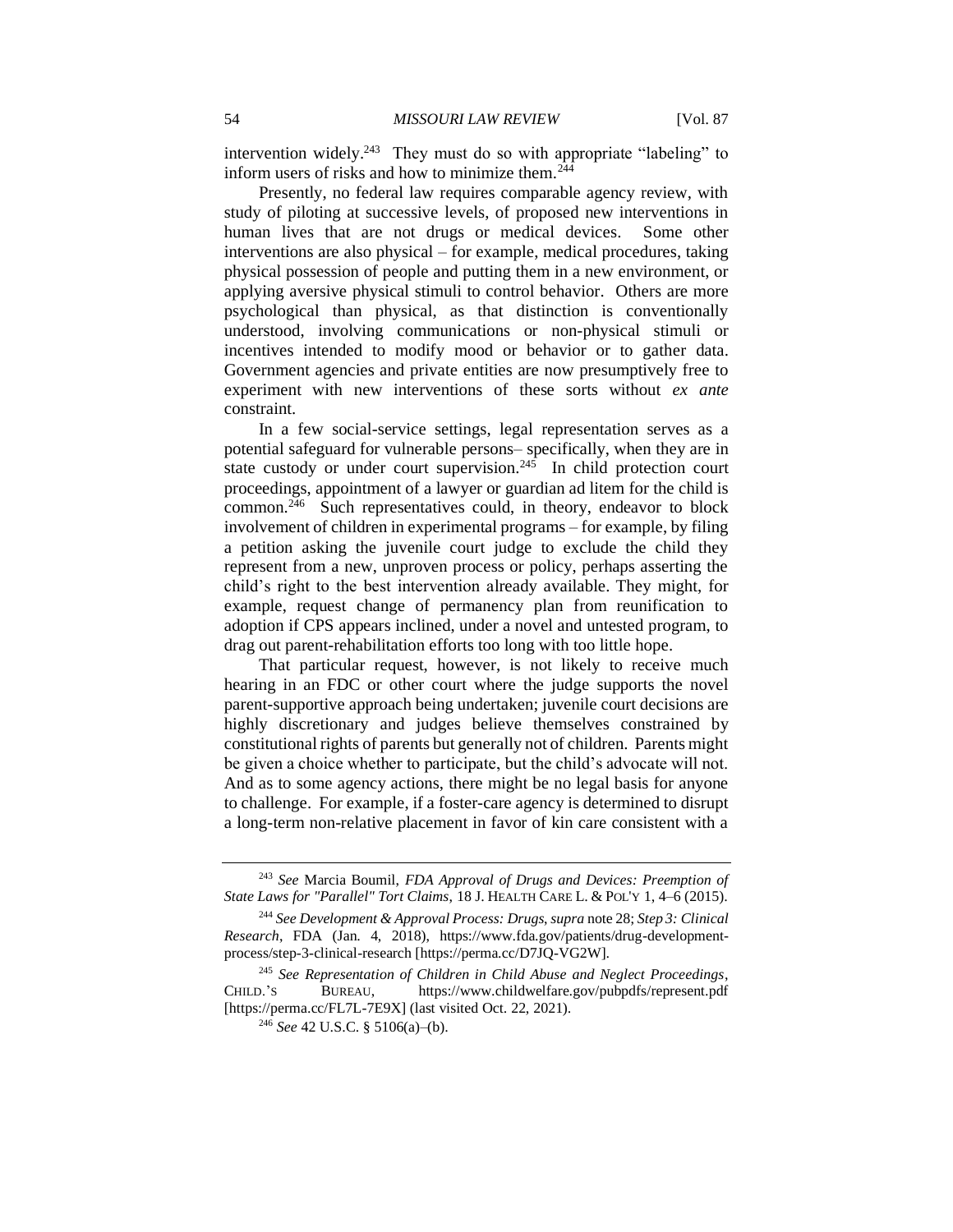intervention widely.[243] They must do so with appropriate "labeling" to inform users of risks and how to minimize them.[244]

Presently, no federal law requires comparable agency review, with study of piloting at successive levels, of proposed new interventions in human lives that are not drugs or medical devices. Some other interventions are also physical – for example, medical procedures, taking physical possession of people and putting them in a new environment, or applying aversive physical stimuli to control behavior. Others are more psychological than physical, as that distinction is conventionally understood, involving communications or non-physical stimuli or incentives intended to modify mood or behavior or to gather data. Government agencies and private entities are now presumptively free to experiment with new interventions of these sorts without *ex ante* constraint.

In a few social-service settings, legal representation serves as a potential safeguard for vulnerable persons– specifically, when they are in state custody or under court supervision.[245] In child protection court proceedings, appointment of a lawyer or guardian ad litem for the child is common.[246] Such representatives could, in theory, endeavor to block involvement of children in experimental programs – for example, by filing a petition asking the juvenile court judge to exclude the child they represent from a new, unproven process or policy, perhaps asserting the child's right to the best intervention already available. They might, for example, request change of permanency plan from reunification to adoption if CPS appears inclined, under a novel and untested program, to drag out parent-rehabilitation efforts too long with too little hope.

That particular request, however, is not likely to receive much hearing in an FDC or other court where the judge supports the novel parent-supportive approach being undertaken; juvenile court decisions are highly discretionary and judges believe themselves constrained by constitutional rights of parents but generally not of children. Parents might be given a choice whether to participate, but the child's advocate will not. And as to some agency actions, there might be no legal basis for anyone to challenge. For example, if a foster-care agency is determined to disrupt a long-term non-relative placement in favor of kin care consistent with a

---

[243] *See* Marcia Boumil, *FDA Approval of Drugs and Devices: Preemption of State Laws for "Parallel" Tort Claims*, 18 J. HEALTH CARE L. & POL'Y 1, 4–6 (2015).

[244] *See Development & Approval Process: Drugs*, *supra* note 28; *Step 3: Clinical Research*, FDA (Jan. 4, 2018), https://www.fda.gov/patients/drug-development-process/step-3-clinical-research [https://perma.cc/D7JQ-VG2W].

[245] *See Representation of Children in Child Abuse and Neglect Proceedings*, CHILD.'S BUREAU, https://www.childwelfare.gov/pubpdfs/represent.pdf [https://perma.cc/FL7L-7E9X] (last visited Oct. 22, 2021).

[246] *See* 42 U.S.C. § 5106(a)–(b).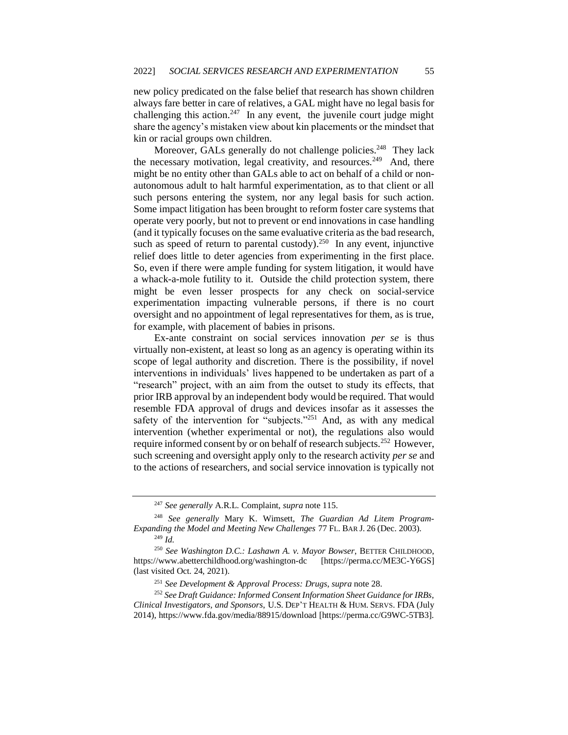new policy predicated on the false belief that research has shown children always fare better in care of relatives, a GAL might have no legal basis for challenging this action.[247] In any event, the juvenile court judge might share the agency's mistaken view about kin placements or the mindset that kin or racial groups own children.

Moreover, GALs generally do not challenge policies.[248] They lack the necessary motivation, legal creativity, and resources.[249] And, there might be no entity other than GALs able to act on behalf of a child or non-autonomous adult to halt harmful experimentation, as to that client or all such persons entering the system, nor any legal basis for such action. Some impact litigation has been brought to reform foster care systems that operate very poorly, but not to prevent or end innovations in case handling (and it typically focuses on the same evaluative criteria as the bad research, such as speed of return to parental custody).[250] In any event, injunctive relief does little to deter agencies from experimenting in the first place. So, even if there were ample funding for system litigation, it would have a whack-a-mole futility to it. Outside the child protection system, there might be even lesser prospects for any check on social-service experimentation impacting vulnerable persons, if there is no court oversight and no appointment of legal representatives for them, as is true, for example, with placement of babies in prisons.

Ex-ante constraint on social services innovation *per se* is thus virtually non-existent, at least so long as an agency is operating within its scope of legal authority and discretion. There is the possibility, if novel interventions in individuals' lives happened to be undertaken as part of a "research" project, with an aim from the outset to study its effects, that prior IRB approval by an independent body would be required. That would resemble FDA approval of drugs and devices insofar as it assesses the safety of the intervention for "subjects."[251] And, as with any medical intervention (whether experimental or not), the regulations also would require informed consent by or on behalf of research subjects.[252] However, such screening and oversight apply only to the research activity *per se* and to the actions of researchers, and social service innovation is typically not

---

[247] *See generally* A.R.L. Complaint, *supra* note 115.

[248] *See generally* Mary K. Wimsett, *The Guardian Ad Litem Program-Expanding the Model and Meeting New Challenges* 77 FL. BAR J. 26 (Dec. 2003).

[249] *Id.*

[250] *See Washington D.C.: Lashawn A. v. Mayor Bowser*, BETTER CHILDHOOD, https://www.abetterchildhood.org/washington-dc [https://perma.cc/ME3C-Y6GS] (last visited Oct. 24, 2021).

[251] *See Development & Approval Process: Drugs*, *supra* note 28.

[252] *See Draft Guidance: Informed Consent Information Sheet Guidance for IRBs, Clinical Investigators, and Sponsors*, U.S. DEP'T HEALTH & HUM. SERVS. FDA (July 2014), https://www.fda.gov/media/88915/download [https://perma.cc/G9WC-5TB3].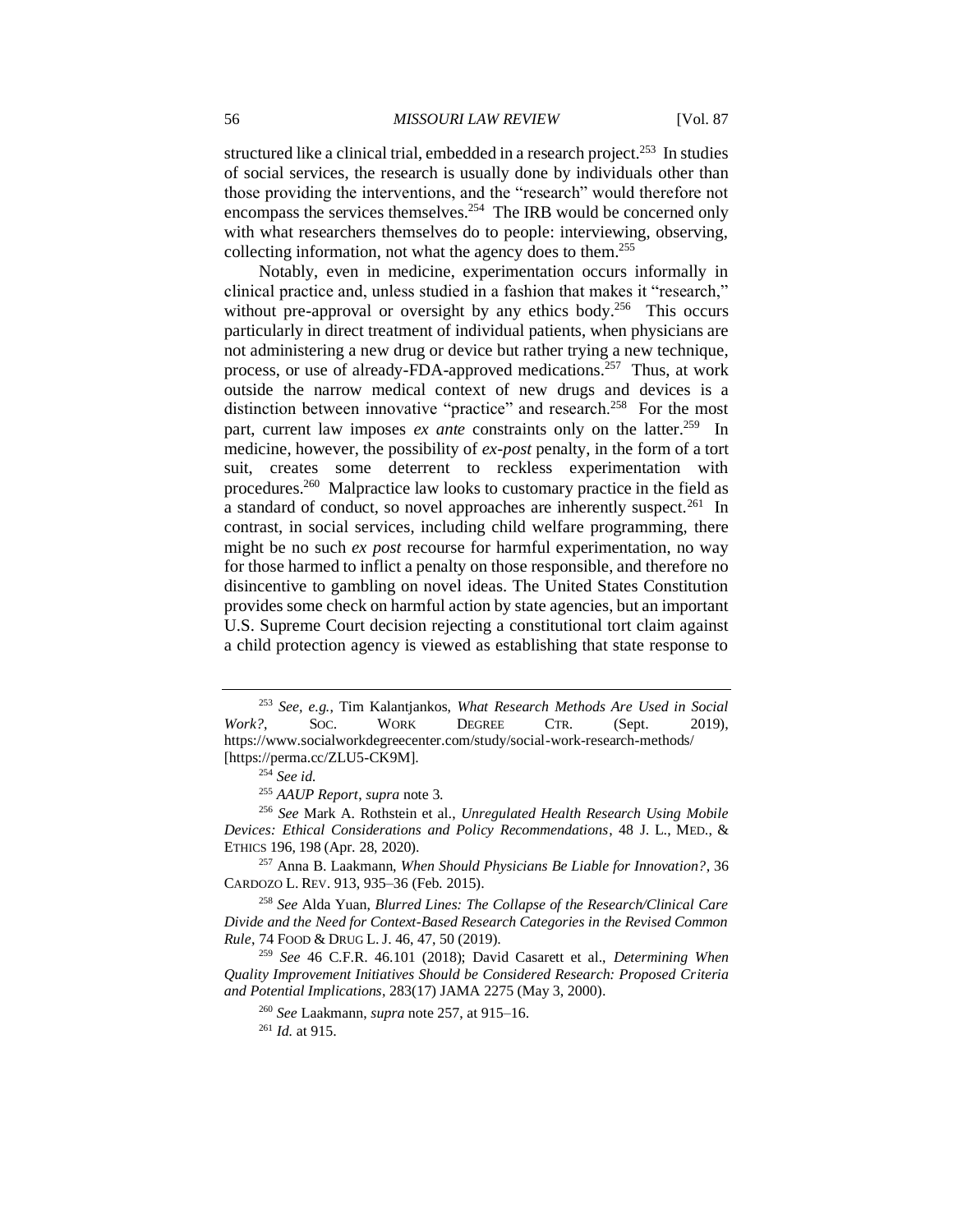structured like a clinical trial, embedded in a research project.[253] In studies of social services, the research is usually done by individuals other than those providing the interventions, and the "research" would therefore not encompass the services themselves.[254] The IRB would be concerned only with what researchers themselves do to people: interviewing, observing, collecting information, not what the agency does to them.[255]

Notably, even in medicine, experimentation occurs informally in clinical practice and, unless studied in a fashion that makes it "research," without pre-approval or oversight by any ethics body.[256] This occurs particularly in direct treatment of individual patients, when physicians are not administering a new drug or device but rather trying a new technique, process, or use of already-FDA-approved medications.[257] Thus, at work outside the narrow medical context of new drugs and devices is a distinction between innovative "practice" and research.[258] For the most part, current law imposes *ex ante* constraints only on the latter.[259] In medicine, however, the possibility of *ex-post* penalty, in the form of a tort suit, creates some deterrent to reckless experimentation with procedures.[260] Malpractice law looks to customary practice in the field as a standard of conduct, so novel approaches are inherently suspect.[261] In contrast, in social services, including child welfare programming, there might be no such *ex post* recourse for harmful experimentation, no way for those harmed to inflict a penalty on those responsible, and therefore no disincentive to gambling on novel ideas. The United States Constitution provides some check on harmful action by state agencies, but an important U.S. Supreme Court decision rejecting a constitutional tort claim against a child protection agency is viewed as establishing that state response to

---

[253] *See, e.g.*, Tim Kalantjankos, *What Research Methods Are Used in Social Work?*, SOC. WORK DEGREE CTR. (Sept. 2019), https://www.socialworkdegreecenter.com/study/social-work-research-methods/ [https://perma.cc/ZLU5-CK9M].

[254] *See id.*

[255] *AAUP Report*, *supra* note 3.

[256] *See* Mark A. Rothstein et al., *Unregulated Health Research Using Mobile Devices: Ethical Considerations and Policy Recommendations*, 48 J. L., MED., & ETHICS 196, 198 (Apr. 28, 2020).

[257] Anna B. Laakmann, *When Should Physicians Be Liable for Innovation?*, 36 CARDOZO L. REV. 913, 935–36 (Feb. 2015).

[258] *See* Alda Yuan, *Blurred Lines: The Collapse of the Research/Clinical Care Divide and the Need for Context-Based Research Categories in the Revised Common Rule*, 74 FOOD & DRUG L. J. 46, 47, 50 (2019).

[259] *See* 46 C.F.R. 46.101 (2018); David Casarett et al., *Determining When Quality Improvement Initiatives Should be Considered Research: Proposed Criteria and Potential Implications*, 283(17) JAMA 2275 (May 3, 2000).

[260] *See* Laakmann, *supra* note 257, at 915–16.

[261] *Id.* at 915.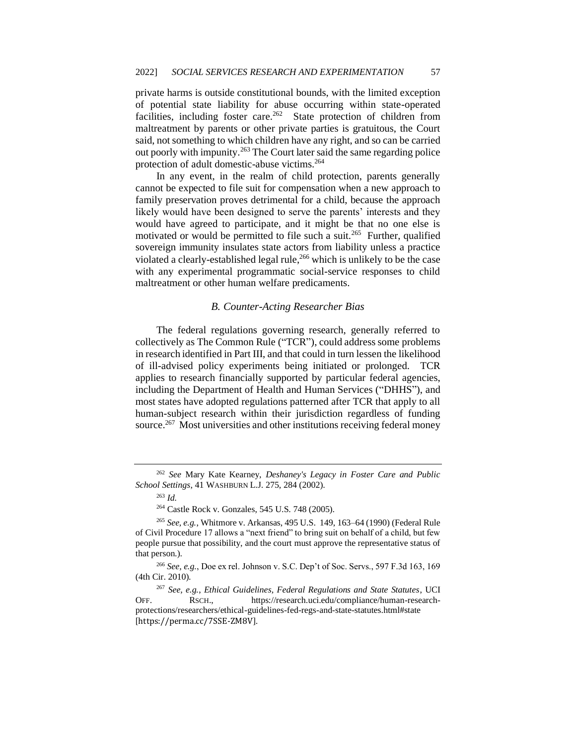private harms is outside constitutional bounds, with the limited exception of potential state liability for abuse occurring within state-operated facilities, including foster care.[262] State protection of children from maltreatment by parents or other private parties is gratuitous, the Court said, not something to which children have any right, and so can be carried out poorly with impunity.[263] The Court later said the same regarding police protection of adult domestic-abuse victims.[264]

In any event, in the realm of child protection, parents generally cannot be expected to file suit for compensation when a new approach to family preservation proves detrimental for a child, because the approach likely would have been designed to serve the parents' interests and they would have agreed to participate, and it might be that no one else is motivated or would be permitted to file such a suit.[265] Further, qualified sovereign immunity insulates state actors from liability unless a practice violated a clearly-established legal rule,[266] which is unlikely to be the case with any experimental programmatic social-service responses to child maltreatment or other human welfare predicaments.

### *B. Counter-Acting Researcher Bias*

The federal regulations governing research, generally referred to collectively as The Common Rule ("TCR"), could address some problems in research identified in Part III, and that could in turn lessen the likelihood of ill-advised policy experiments being initiated or prolonged. TCR applies to research financially supported by particular federal agencies, including the Department of Health and Human Services ("DHHS"), and most states have adopted regulations patterned after TCR that apply to all human-subject research within their jurisdiction regardless of funding source.[267] Most universities and other institutions receiving federal money

---

[262] *See* Mary Kate Kearney, *Deshaney's Legacy in Foster Care and Public School Settings*, 41 WASHBURN L.J. 275, 284 (2002).

[263] *Id.*

[264] Castle Rock v. Gonzales, 545 U.S. 748 (2005).

[265] *See, e.g.*, Whitmore v. Arkansas, 495 U.S. 149, 163–64 (1990) (Federal Rule of Civil Procedure 17 allows a "next friend" to bring suit on behalf of a child, but few people pursue that possibility, and the court must approve the representative status of that person.).

[266] *See, e.g.*, Doe ex rel. Johnson v. S.C. Dep't of Soc. Servs., 597 F.3d 163, 169 (4th Cir. 2010).

[267] *See, e.g.*, *Ethical Guidelines, Federal Regulations and State Statutes*, UCI OFF. RSCH., https://research.uci.edu/compliance/human-research-protections/researchers/ethical-guidelines-fed-regs-and-state-statutes.html#state [https://perma.cc/7SSE-ZM8V].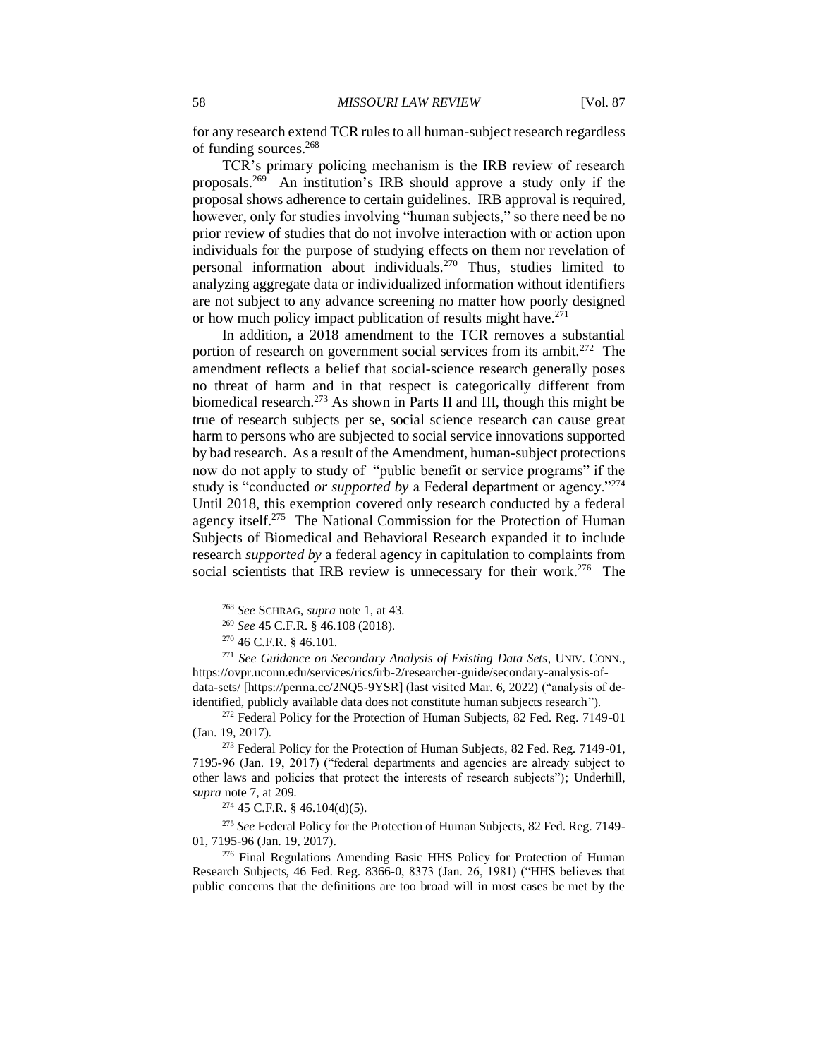for any research extend TCR rules to all human-subject research regardless of funding sources.[268]

TCR's primary policing mechanism is the IRB review of research proposals.[269] An institution's IRB should approve a study only if the proposal shows adherence to certain guidelines. IRB approval is required, however, only for studies involving "human subjects," so there need be no prior review of studies that do not involve interaction with or action upon individuals for the purpose of studying effects on them nor revelation of personal information about individuals.[270] Thus, studies limited to analyzing aggregate data or individualized information without identifiers are not subject to any advance screening no matter how poorly designed or how much policy impact publication of results might have.[271]

In addition, a 2018 amendment to the TCR removes a substantial portion of research on government social services from its ambit.[272] The amendment reflects a belief that social-science research generally poses no threat of harm and in that respect is categorically different from biomedical research.[273] As shown in Parts II and III, though this might be true of research subjects per se, social science research can cause great harm to persons who are subjected to social service innovations supported by bad research. As a result of the Amendment, human-subject protections now do not apply to study of "public benefit or service programs" if the study is "conducted *or supported by* a Federal department or agency."[274] Until 2018, this exemption covered only research conducted by a federal agency itself.[275] The National Commission for the Protection of Human Subjects of Biomedical and Behavioral Research expanded it to include research *supported by* a federal agency in capitulation to complaints from social scientists that IRB review is unnecessary for their work.[276] The

---

[268] *See* SCHRAG, *supra* note 1, at 43.

[269] *See* 45 C.F.R. § 46.108 (2018).

[270] 46 C.F.R. § 46.101.

[271] *See Guidance on Secondary Analysis of Existing Data Sets*, UNIV. CONN., https://ovpr.uconn.edu/services/rics/irb-2/researcher-guide/secondary-analysis-of-data-sets/ [https://perma.cc/2NQ5-9YSR] (last visited Mar. 6, 2022) ("analysis of de-identified, publicly available data does not constitute human subjects research").

[272] Federal Policy for the Protection of Human Subjects, 82 Fed. Reg. 7149-01 (Jan. 19, 2017).

[273] Federal Policy for the Protection of Human Subjects, 82 Fed. Reg. 7149-01, 7195-96 (Jan. 19, 2017) ("federal departments and agencies are already subject to other laws and policies that protect the interests of research subjects"); Underhill, *supra* note 7, at 209.

[274] 45 C.F.R. § 46.104(d)(5).

[275] *See* Federal Policy for the Protection of Human Subjects, 82 Fed. Reg. 7149-01, 7195-96 (Jan. 19, 2017).

[276] Final Regulations Amending Basic HHS Policy for Protection of Human Research Subjects, 46 Fed. Reg. 8366-0, 8373 (Jan. 26, 1981) ("HHS believes that public concerns that the definitions are too broad will in most cases be met by the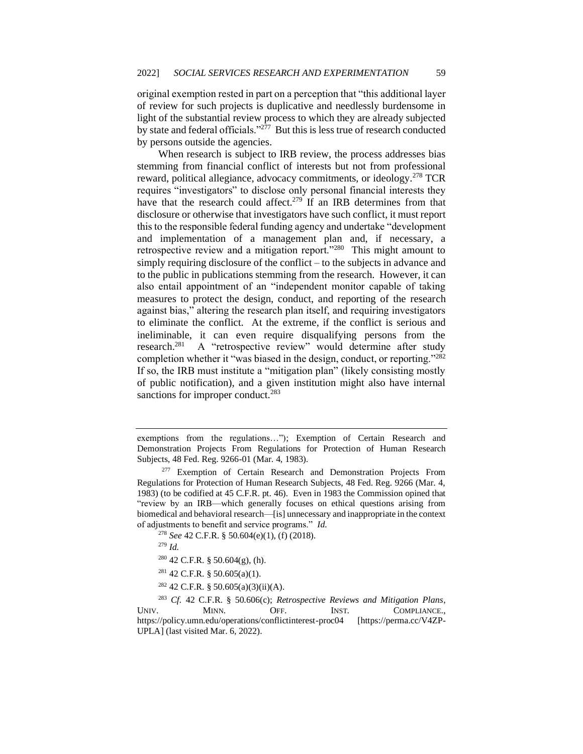original exemption rested in part on a perception that "this additional layer of review for such projects is duplicative and needlessly burdensome in light of the substantial review process to which they are already subjected by state and federal officials."[277] But this is less true of research conducted by persons outside the agencies.

When research is subject to IRB review, the process addresses bias stemming from financial conflict of interests but not from professional reward, political allegiance, advocacy commitments, or ideology.[278] TCR requires "investigators" to disclose only personal financial interests they have that the research could affect.[279] If an IRB determines from that disclosure or otherwise that investigators have such conflict, it must report this to the responsible federal funding agency and undertake "development and implementation of a management plan and, if necessary, a retrospective review and a mitigation report."[280] This might amount to simply requiring disclosure of the conflict – to the subjects in advance and to the public in publications stemming from the research. However, it can also entail appointment of an "independent monitor capable of taking measures to protect the design, conduct, and reporting of the research against bias," altering the research plan itself, and requiring investigators to eliminate the conflict. At the extreme, if the conflict is serious and ineliminable, it can even require disqualifying persons from the research.[281] A "retrospective review" would determine after study completion whether it "was biased in the design, conduct, or reporting."[282] If so, the IRB must institute a "mitigation plan" (likely consisting mostly of public notification), and a given institution might also have internal sanctions for improper conduct.[283]

---

exemptions from the regulations…"); Exemption of Certain Research and Demonstration Projects From Regulations for Protection of Human Research Subjects, 48 Fed. Reg. 9266-01 (Mar. 4, 1983).

[277] Exemption of Certain Research and Demonstration Projects From Regulations for Protection of Human Research Subjects, 48 Fed. Reg. 9266 (Mar. 4, 1983) (to be codified at 45 C.F.R. pt. 46). Even in 1983 the Commission opined that "review by an IRB—which generally focuses on ethical questions arising from biomedical and behavioral research—[is] unnecessary and inappropriate in the context of adjustments to benefit and service programs." *Id.*

[278] *See* 42 C.F.R. § 50.604(e)(1), (f) (2018).

[279] *Id.*

[280] 42 C.F.R. § 50.604(g), (h).

[281] 42 C.F.R. § 50.605(a)(1).

[282] 42 C.F.R. § 50.605(a)(3)(ii)(A).

[283] *Cf.* 42 C.F.R. § 50.606(c); *Retrospective Reviews and Mitigation Plans*, UNIV. MINN. OFF. INST. COMPLIANCE., https://policy.umn.edu/operations/conflictinterest-proc04 [https://perma.cc/V4ZP-UPLA] (last visited Mar. 6, 2022).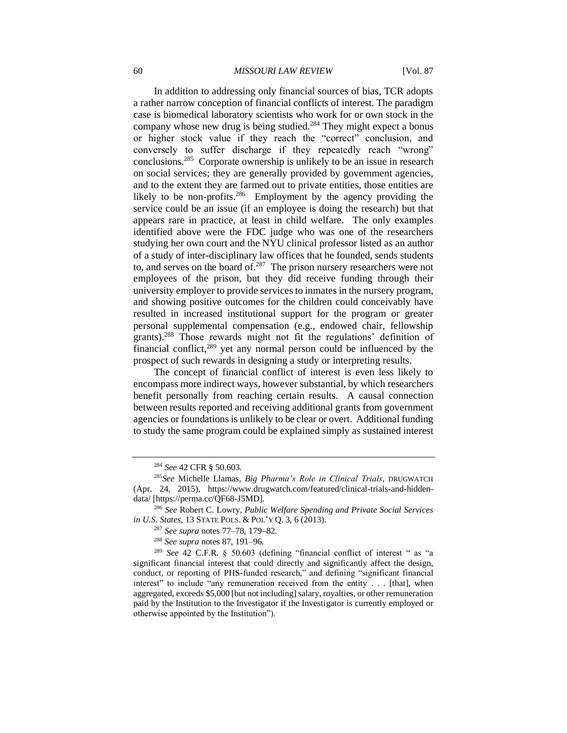In addition to addressing only financial sources of bias, TCR adopts a rather narrow conception of financial conflicts of interest. The paradigm case is biomedical laboratory scientists who work for or own stock in the company whose new drug is being studied.[284] They might expect a bonus or higher stock value if they reach the "correct" conclusion, and conversely to suffer discharge if they repeatedly reach "wrong" conclusions.[285] Corporate ownership is unlikely to be an issue in research on social services; they are generally provided by government agencies, and to the extent they are farmed out to private entities, those entities are likely to be non-profits.[286] Employment by the agency providing the service could be an issue (if an employee is doing the research) but that appears rare in practice, at least in child welfare. The only examples identified above were the FDC judge who was one of the researchers studying her own court and the NYU clinical professor listed as an author of a study of inter-disciplinary law offices that he founded, sends students to, and serves on the board of.[287] The prison nursery researchers were not employees of the prison, but they did receive funding through their university employer to provide services to inmates in the nursery program, and showing positive outcomes for the children could conceivably have resulted in increased institutional support for the program or greater personal supplemental compensation (e.g., endowed chair, fellowship grants).[288] Those rewards might not fit the regulations' definition of financial conflict,[289] yet any normal person could be influenced by the prospect of such rewards in designing a study or interpreting results.

The concept of financial conflict of interest is even less likely to encompass more indirect ways, however substantial, by which researchers benefit personally from reaching certain results. A causal connection between results reported and receiving additional grants from government agencies or foundations is unlikely to be clear or overt. Additional funding to study the same program could be explained simply as sustained interest

---

[284] *See* 42 CFR § 50.603.

[285] *See* Michelle Llamas, *Big Pharma's Role in Clinical Trials*, DRUGWATCH (Apr. 24, 2015), https://www.drugwatch.com/featured/clinical-trials-and-hidden-data/ [https://perma.cc/QF68-J5MD].

[286] *See* Robert C. Lowry, *Public Welfare Spending and Private Social Services in U.S. States*, 13 STATE POLS. & POL'Y Q. 3, 6 (2013).

[287] *See supra* notes 77–78, 179–82.

[288] *See supra* notes 87, 191–96.

[289] *See* 42 C.F.R. § 50.603 (defining "financial conflict of interest " as "a significant financial interest that could directly and significantly affect the design, conduct, or reporting of PHS-funded research," and defining "significant financial interest" to include "any remuneration received from the entity . . . [that], when aggregated, exceeds $5,000 [but not including] salary, royalties, or other remuneration paid by the Institution to the Investigator if the Investigator is currently employed or otherwise appointed by the Institution").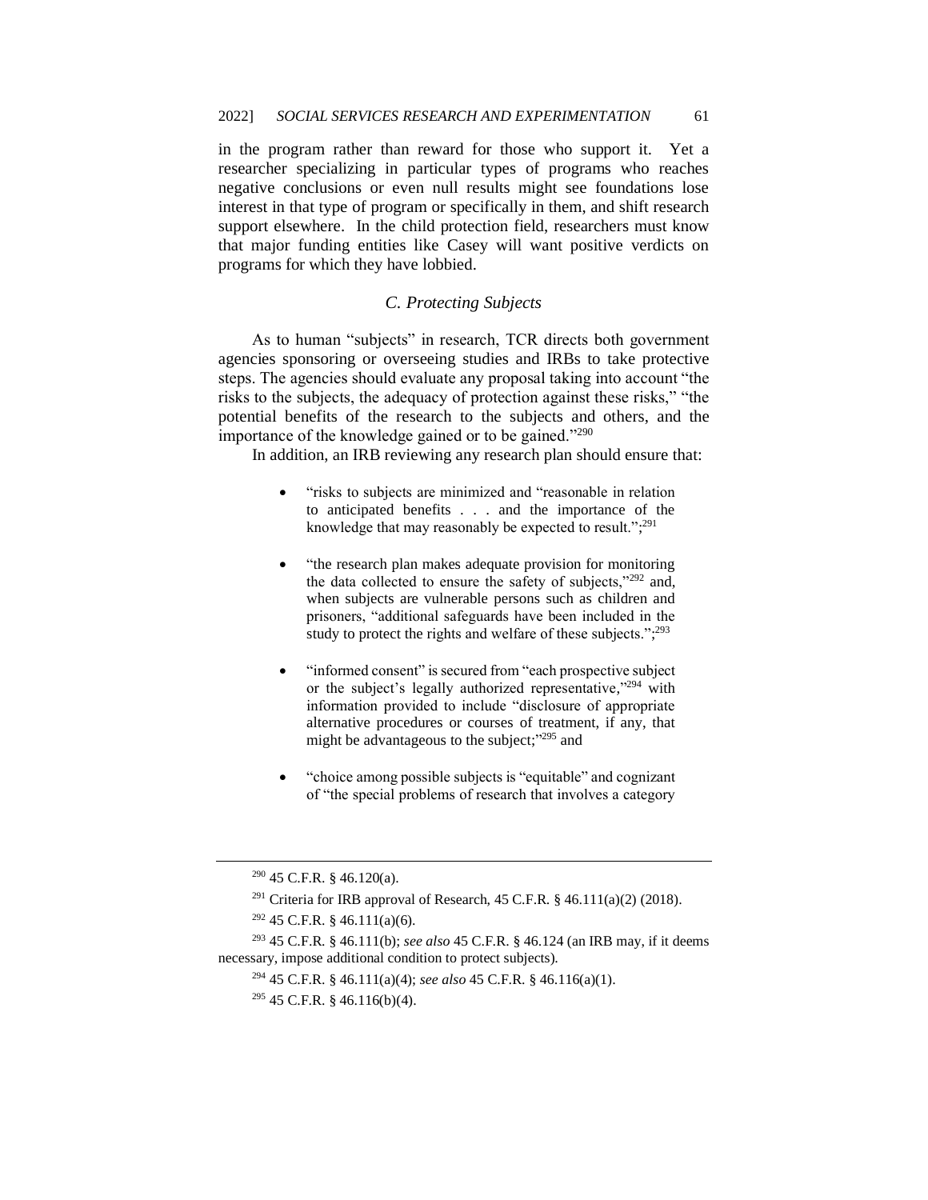in the program rather than reward for those who support it. Yet a researcher specializing in particular types of programs who reaches negative conclusions or even null results might see foundations lose interest in that type of program or specifically in them, and shift research support elsewhere. In the child protection field, researchers must know that major funding entities like Casey will want positive verdicts on programs for which they have lobbied.

### *C. Protecting Subjects*

As to human "subjects" in research, TCR directs both government agencies sponsoring or overseeing studies and IRBs to take protective steps. The agencies should evaluate any proposal taking into account "the risks to the subjects, the adequacy of protection against these risks," "the potential benefits of the research to the subjects and others, and the importance of the knowledge gained or to be gained."[290]

In addition, an IRB reviewing any research plan should ensure that:

- "risks to subjects are minimized and "reasonable in relation to anticipated benefits . . . and the importance of the knowledge that may reasonably be expected to result.";[291]

- "the research plan makes adequate provision for monitoring the data collected to ensure the safety of subjects,"[292] and, when subjects are vulnerable persons such as children and prisoners, "additional safeguards have been included in the study to protect the rights and welfare of these subjects.";[293]

- "informed consent" is secured from "each prospective subject or the subject's legally authorized representative,"[294] with information provided to include "disclosure of appropriate alternative procedures or courses of treatment, if any, that might be advantageous to the subject;"[295] and

- "choice among possible subjects is "equitable" and cognizant of "the special problems of research that involves a category

---

[290] 45 C.F.R. § 46.120(a).

[291] Criteria for IRB approval of Research, 45 C.F.R. § 46.111(a)(2) (2018).

[292] 45 C.F.R. § 46.111(a)(6).

[293] 45 C.F.R. § 46.111(b); *see also* 45 C.F.R. § 46.124 (an IRB may, if it deems necessary, impose additional condition to protect subjects).

[294] 45 C.F.R. § 46.111(a)(4); *see also* 45 C.F.R. § 46.116(a)(1).

[295] 45 C.F.R. § 46.116(b)(4).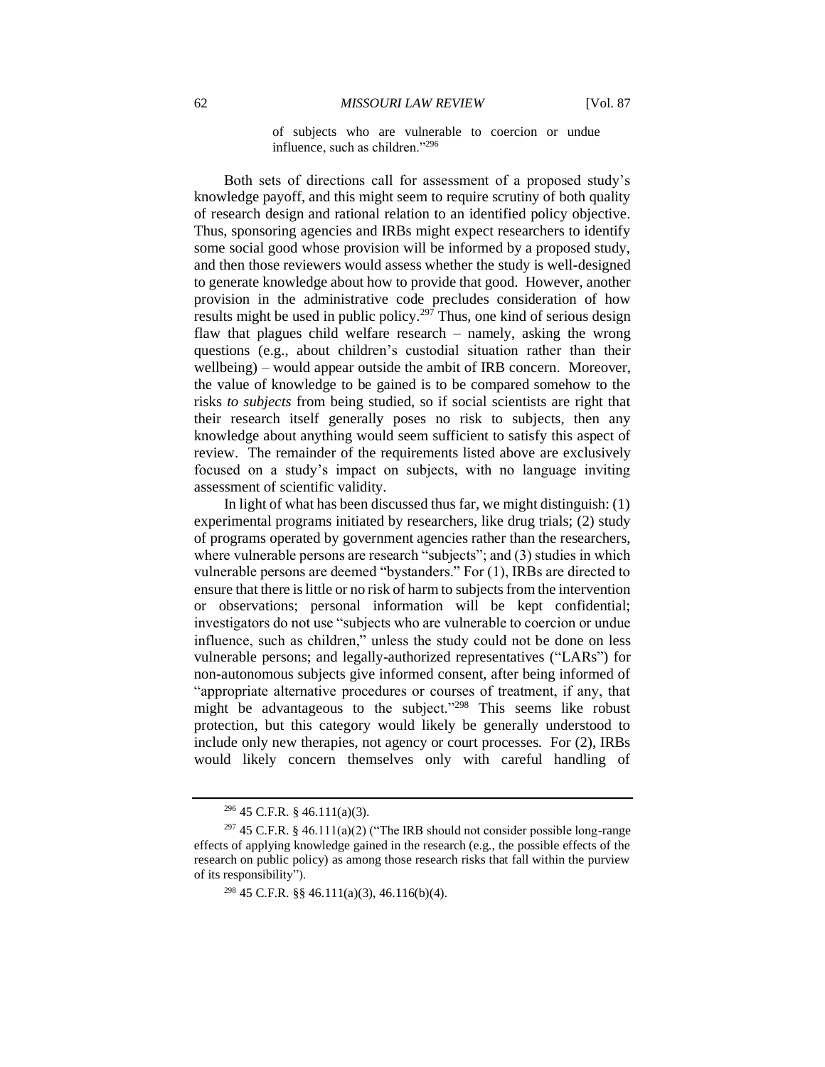> of subjects who are vulnerable to coercion or undue influence, such as children."[296]

Both sets of directions call for assessment of a proposed study's knowledge payoff, and this might seem to require scrutiny of both quality of research design and rational relation to an identified policy objective. Thus, sponsoring agencies and IRBs might expect researchers to identify some social good whose provision will be informed by a proposed study, and then those reviewers would assess whether the study is well-designed to generate knowledge about how to provide that good. However, another provision in the administrative code precludes consideration of how results might be used in public policy.[297] Thus, one kind of serious design flaw that plagues child welfare research – namely, asking the wrong questions (e.g., about children's custodial situation rather than their wellbeing) – would appear outside the ambit of IRB concern. Moreover, the value of knowledge to be gained is to be compared somehow to the risks *to subjects* from being studied, so if social scientists are right that their research itself generally poses no risk to subjects, then any knowledge about anything would seem sufficient to satisfy this aspect of review. The remainder of the requirements listed above are exclusively focused on a study's impact on subjects, with no language inviting assessment of scientific validity.

In light of what has been discussed thus far, we might distinguish: (1) experimental programs initiated by researchers, like drug trials; (2) study of programs operated by government agencies rather than the researchers, where vulnerable persons are research "subjects"; and (3) studies in which vulnerable persons are deemed "bystanders." For (1), IRBs are directed to ensure that there is little or no risk of harm to subjects from the intervention or observations; personal information will be kept confidential; investigators do not use "subjects who are vulnerable to coercion or undue influence, such as children," unless the study could not be done on less vulnerable persons; and legally-authorized representatives ("LARs") for non-autonomous subjects give informed consent, after being informed of "appropriate alternative procedures or courses of treatment, if any, that might be advantageous to the subject."[298] This seems like robust protection, but this category would likely be generally understood to include only new therapies, not agency or court processes. For (2), IRBs would likely concern themselves only with careful handling of

---

[296] 45 C.F.R. § 46.111(a)(3).

[297] 45 C.F.R. § 46.111(a)(2) ("The IRB should not consider possible long-range effects of applying knowledge gained in the research (e.g., the possible effects of the research on public policy) as among those research risks that fall within the purview of its responsibility").

[298] 45 C.F.R. §§ 46.111(a)(3), 46.116(b)(4).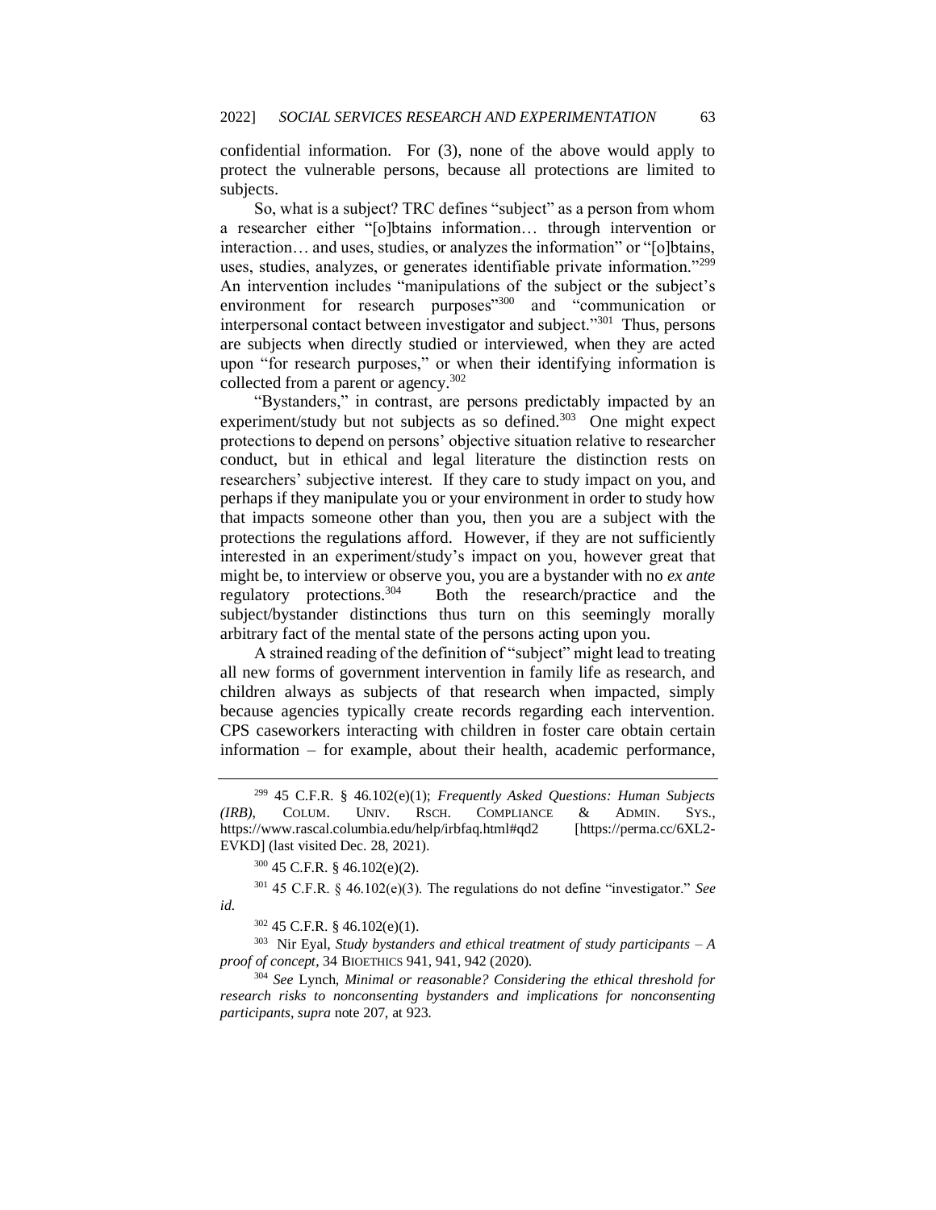confidential information. For (3), none of the above would apply to protect the vulnerable persons, because all protections are limited to subjects.

So, what is a subject? TRC defines "subject" as a person from whom a researcher either "[o]btains information… through intervention or interaction… and uses, studies, or analyzes the information" or "[o]btains, uses, studies, analyzes, or generates identifiable private information."[299] An intervention includes "manipulations of the subject or the subject's environment for research purposes"[300] and "communication or interpersonal contact between investigator and subject."[301] Thus, persons are subjects when directly studied or interviewed, when they are acted upon "for research purposes," or when their identifying information is collected from a parent or agency.[302]

"Bystanders," in contrast, are persons predictably impacted by an experiment/study but not subjects as so defined.[303] One might expect protections to depend on persons' objective situation relative to researcher conduct, but in ethical and legal literature the distinction rests on researchers' subjective interest. If they care to study impact on you, and perhaps if they manipulate you or your environment in order to study how that impacts someone other than you, then you are a subject with the protections the regulations afford. However, if they are not sufficiently interested in an experiment/study's impact on you, however great that might be, to interview or observe you, you are a bystander with no *ex ante* regulatory protections.[304] Both the research/practice and the subject/bystander distinctions thus turn on this seemingly morally arbitrary fact of the mental state of the persons acting upon you.

A strained reading of the definition of "subject" might lead to treating all new forms of government intervention in family life as research, and children always as subjects of that research when impacted, simply because agencies typically create records regarding each intervention. CPS caseworkers interacting with children in foster care obtain certain information – for example, about their health, academic performance,

---

[299] 45 C.F.R. § 46.102(e)(1); *Frequently Asked Questions: Human Subjects (IRB)*, COLUM. UNIV. RSCH. COMPLIANCE & ADMIN. SYS., https://www.rascal.columbia.edu/help/irbfaq.html#qd2 [https://perma.cc/6XL2-EVKD] (last visited Dec. 28, 2021).

[300] 45 C.F.R. § 46.102(e)(2).

[301] 45 C.F.R. § 46.102(e)(3). The regulations do not define "investigator." *See id.*

[302] 45 C.F.R. § 46.102(e)(1).

[303] Nir Eyal, *Study bystanders and ethical treatment of study participants – A proof of concept*, 34 BIOETHICS 941, 941, 942 (2020).

[304] *See* Lynch, *Minimal or reasonable? Considering the ethical threshold for research risks to nonconsenting bystanders and implications for nonconsenting participants*, *supra* note 207, at 923.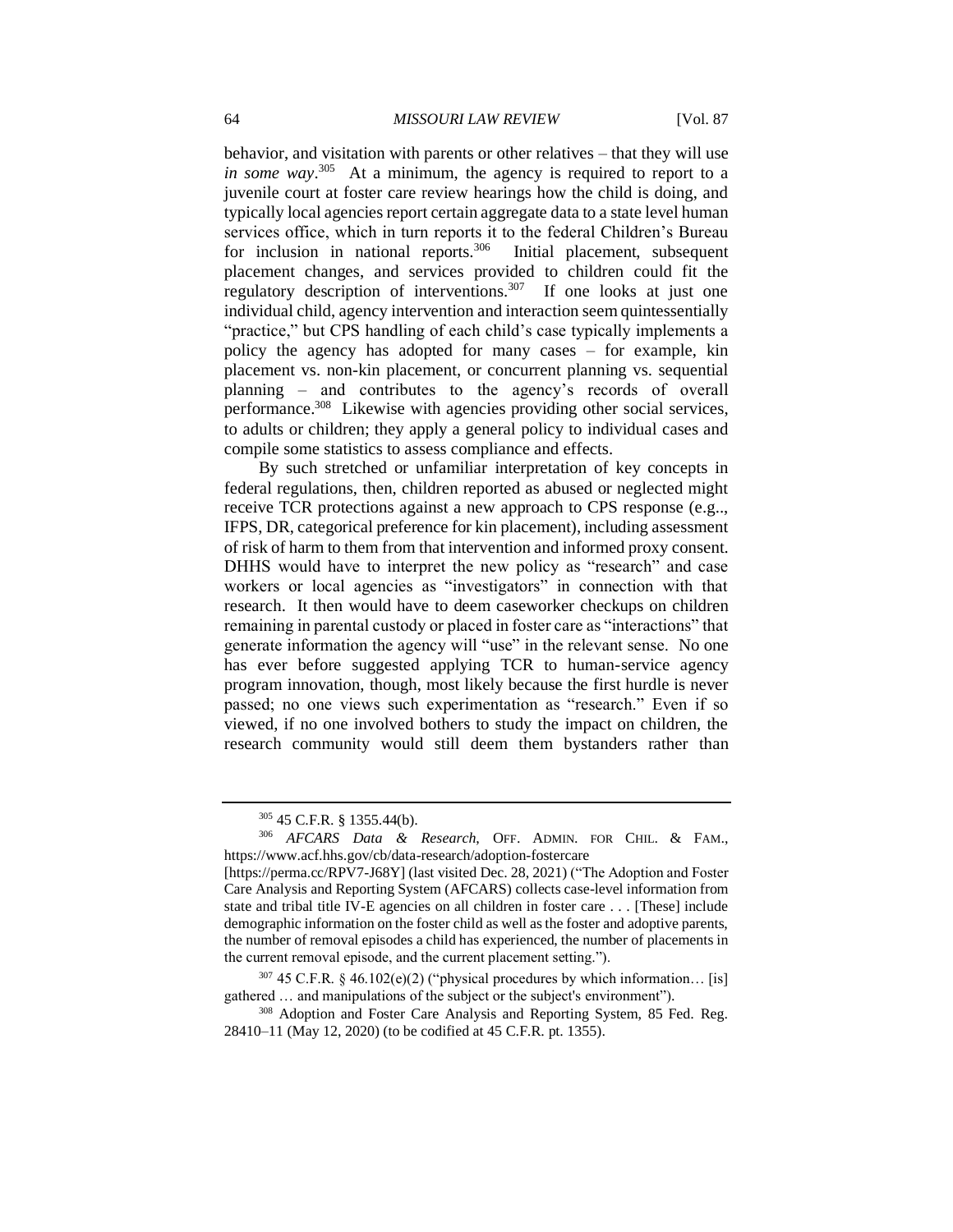behavior, and visitation with parents or other relatives – that they will use *in some way*.[305] At a minimum, the agency is required to report to a juvenile court at foster care review hearings how the child is doing, and typically local agencies report certain aggregate data to a state level human services office, which in turn reports it to the federal Children's Bureau for inclusion in national reports.[306] Initial placement, subsequent placement changes, and services provided to children could fit the regulatory description of interventions.[307] If one looks at just one individual child, agency intervention and interaction seem quintessentially "practice," but CPS handling of each child's case typically implements a policy the agency has adopted for many cases – for example, kin placement vs. non-kin placement, or concurrent planning vs. sequential planning – and contributes to the agency's records of overall performance.[308] Likewise with agencies providing other social services, to adults or children; they apply a general policy to individual cases and compile some statistics to assess compliance and effects.

By such stretched or unfamiliar interpretation of key concepts in federal regulations, then, children reported as abused or neglected might receive TCR protections against a new approach to CPS response (e.g.., IFPS, DR, categorical preference for kin placement), including assessment of risk of harm to them from that intervention and informed proxy consent. DHHS would have to interpret the new policy as "research" and case workers or local agencies as "investigators" in connection with that research. It then would have to deem caseworker checkups on children remaining in parental custody or placed in foster care as "interactions" that generate information the agency will "use" in the relevant sense. No one has ever before suggested applying TCR to human-service agency program innovation, though, most likely because the first hurdle is never passed; no one views such experimentation as "research." Even if so viewed, if no one involved bothers to study the impact on children, the research community would still deem them bystanders rather than

---

[305] 45 C.F.R. § 1355.44(b).

[306] *AFCARS Data & Research*, OFF. ADMIN. FOR CHIL. & FAM., https://www.acf.hhs.gov/cb/data-research/adoption-fostercare [https://perma.cc/RPV7-J68Y] (last visited Dec. 28, 2021) ("The Adoption and Foster Care Analysis and Reporting System (AFCARS) collects case-level information from state and tribal title IV-E agencies on all children in foster care . . . [These] include demographic information on the foster child as well as the foster and adoptive parents, the number of removal episodes a child has experienced, the number of placements in the current removal episode, and the current placement setting.").

[307] 45 C.F.R. § 46.102(e)(2) ("physical procedures by which information… [is] gathered … and manipulations of the subject or the subject's environment").

[308] Adoption and Foster Care Analysis and Reporting System, 85 Fed. Reg. 28410–11 (May 12, 2020) (to be codified at 45 C.F.R. pt. 1355).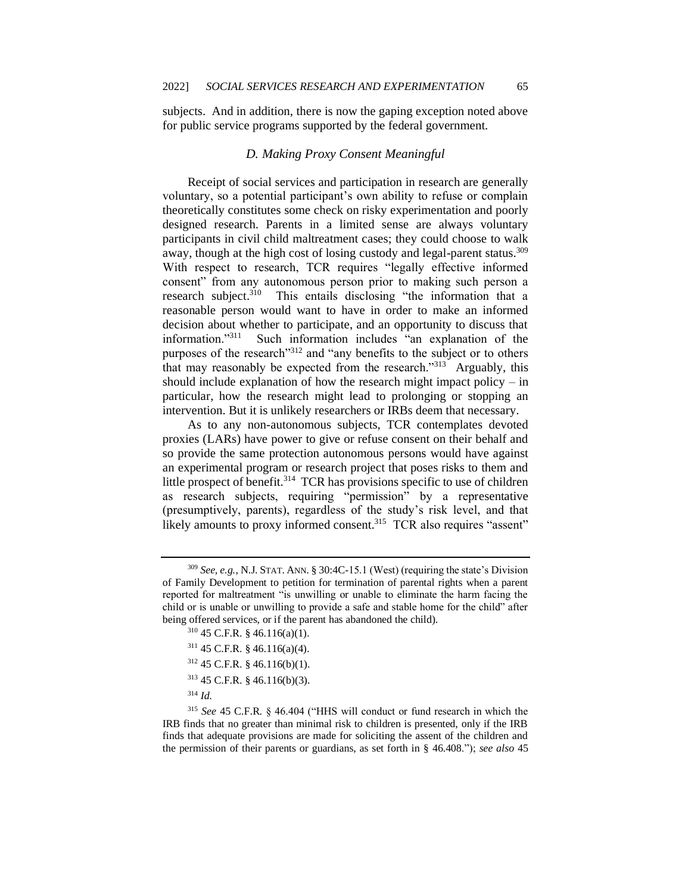subjects. And in addition, there is now the gaping exception noted above for public service programs supported by the federal government.

### *D. Making Proxy Consent Meaningful*

Receipt of social services and participation in research are generally voluntary, so a potential participant's own ability to refuse or complain theoretically constitutes some check on risky experimentation and poorly designed research. Parents in a limited sense are always voluntary participants in civil child maltreatment cases; they could choose to walk away, though at the high cost of losing custody and legal-parent status.[309] With respect to research, TCR requires "legally effective informed consent" from any autonomous person prior to making such person a research subject.[310] This entails disclosing "the information that a reasonable person would want to have in order to make an informed decision about whether to participate, and an opportunity to discuss that information."[311] Such information includes "an explanation of the purposes of the research"[312] and "any benefits to the subject or to others that may reasonably be expected from the research."[313] Arguably, this should include explanation of how the research might impact policy – in particular, how the research might lead to prolonging or stopping an intervention. But it is unlikely researchers or IRBs deem that necessary.

As to any non-autonomous subjects, TCR contemplates devoted proxies (LARs) have power to give or refuse consent on their behalf and so provide the same protection autonomous persons would have against an experimental program or research project that poses risks to them and little prospect of benefit.[314] TCR has provisions specific to use of children as research subjects, requiring "permission" by a representative (presumptively, parents), regardless of the study's risk level, and that likely amounts to proxy informed consent.[315] TCR also requires "assent"

---

[309] *See, e.g.*, N.J. STAT. ANN. § 30:4C-15.1 (West) (requiring the state's Division of Family Development to petition for termination of parental rights when a parent reported for maltreatment "is unwilling or unable to eliminate the harm facing the child or is unable or unwilling to provide a safe and stable home for the child" after being offered services, or if the parent has abandoned the child).

[310] 45 C.F.R. § 46.116(a)(1).

[311] 45 C.F.R. § 46.116(a)(4).

[312] 45 C.F.R. § 46.116(b)(1).

[313] 45 C.F.R. § 46.116(b)(3).

[314] *Id.*

[315] *See* 45 C.F.R. § 46.404 ("HHS will conduct or fund research in which the IRB finds that no greater than minimal risk to children is presented, only if the IRB finds that adequate provisions are made for soliciting the assent of the children and the permission of their parents or guardians, as set forth in § 46.408."); *see also* 45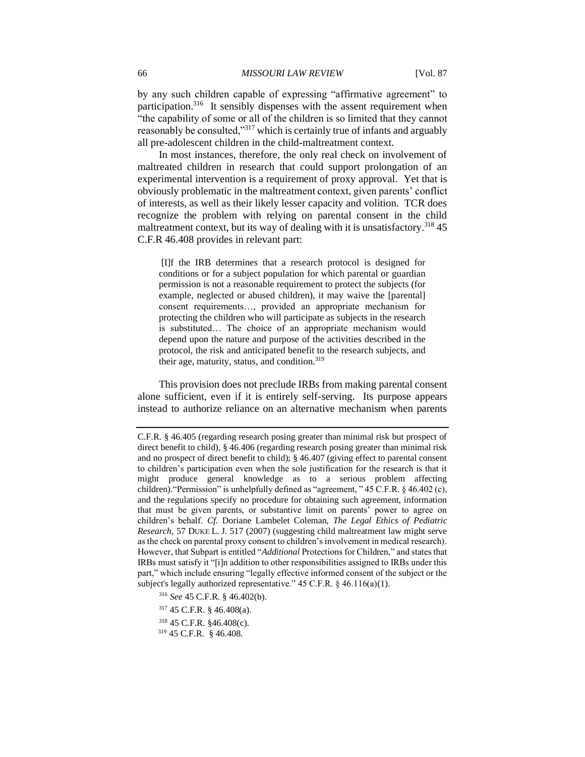by any such children capable of expressing "affirmative agreement" to participation.[316] It sensibly dispenses with the assent requirement when "the capability of some or all of the children is so limited that they cannot reasonably be consulted,"[317] which is certainly true of infants and arguably all pre-adolescent children in the child-maltreatment context.

In most instances, therefore, the only real check on involvement of maltreated children in research that could support prolongation of an experimental intervention is a requirement of proxy approval. Yet that is obviously problematic in the maltreatment context, given parents' conflict of interests, as well as their likely lesser capacity and volition. TCR does recognize the problem with relying on parental consent in the child maltreatment context, but its way of dealing with it is unsatisfactory.[318] 45 C.F.R 46.408 provides in relevant part:

> [I]f the IRB determines that a research protocol is designed for conditions or for a subject population for which parental or guardian permission is not a reasonable requirement to protect the subjects (for example, neglected or abused children), it may waive the [parental] consent requirements…, provided an appropriate mechanism for protecting the children who will participate as subjects in the research is substituted… The choice of an appropriate mechanism would depend upon the nature and purpose of the activities described in the protocol, the risk and anticipated benefit to the research subjects, and their age, maturity, status, and condition.[319]

This provision does not preclude IRBs from making parental consent alone sufficient, even if it is entirely self-serving. Its purpose appears instead to authorize reliance on an alternative mechanism when parents

---

C.F.R. § 46.405 (regarding research posing greater than minimal risk but prospect of direct benefit to child), § 46.406 (regarding research posing greater than minimal risk and no prospect of direct benefit to child); § 46.407 (giving effect to parental consent to children's participation even when the sole justification for the research is that it might produce general knowledge as to a serious problem affecting children)."Permission" is unhelpfully defined as "agreement, " 45 C.F.R. § 46.402 (c), and the regulations specify no procedure for obtaining such agreement, information that must be given parents, or substantive limit on parents' power to agree on children's behalf. *Cf.* Doriane Lambelet Coleman, *The Legal Ethics of Pediatric Research*, 57 DUKE L. J. 517 (2007) (suggesting child maltreatment law might serve as the check on parental proxy consent to children's involvement in medical research). However, that Subpart is entitled "*Additional* Protections for Children," and states that IRBs must satisfy it "[i]n addition to other responsibilities assigned to IRBs under this part," which include ensuring "legally effective informed consent of the subject or the subject's legally authorized representative." 45 C.F.R. § 46.116(a)(1).

[316] *See* 45 C.F.R. § 46.402(b).

[317] 45 C.F.R. § 46.408(a).

[318] 45 C.F.R. §46.408(c).

[319] 45 C.F.R. § 46.408.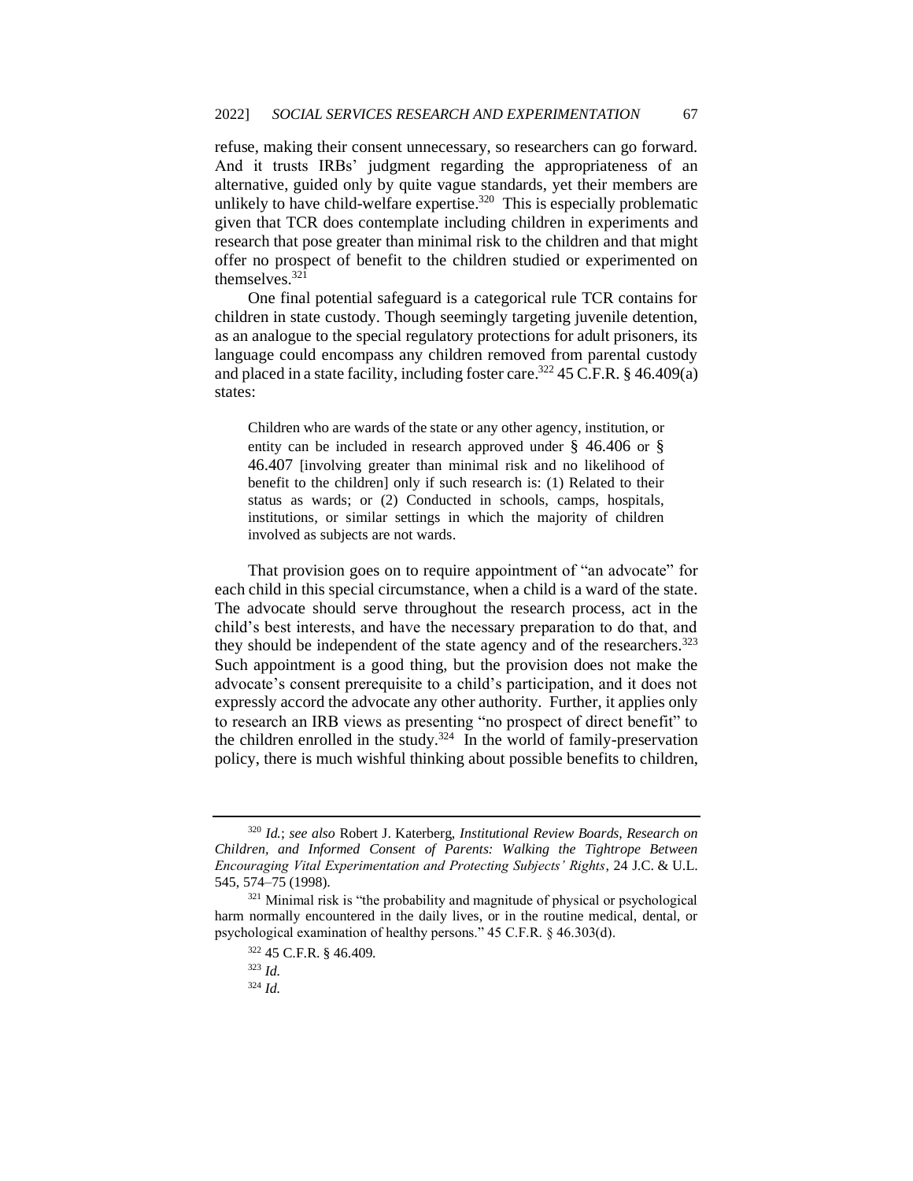refuse, making their consent unnecessary, so researchers can go forward. And it trusts IRBs' judgment regarding the appropriateness of an alternative, guided only by quite vague standards, yet their members are unlikely to have child-welfare expertise.[320] This is especially problematic given that TCR does contemplate including children in experiments and research that pose greater than minimal risk to the children and that might offer no prospect of benefit to the children studied or experimented on themselves.[321]

One final potential safeguard is a categorical rule TCR contains for children in state custody. Though seemingly targeting juvenile detention, as an analogue to the special regulatory protections for adult prisoners, its language could encompass any children removed from parental custody and placed in a state facility, including foster care.[322] 45 C.F.R. § 46.409(a) states:

> Children who are wards of the state or any other agency, institution, or entity can be included in research approved under § 46.406 or § 46.407 [involving greater than minimal risk and no likelihood of benefit to the children] only if such research is: (1) Related to their status as wards; or (2) Conducted in schools, camps, hospitals, institutions, or similar settings in which the majority of children involved as subjects are not wards.

That provision goes on to require appointment of "an advocate" for each child in this special circumstance, when a child is a ward of the state. The advocate should serve throughout the research process, act in the child's best interests, and have the necessary preparation to do that, and they should be independent of the state agency and of the researchers.[323] Such appointment is a good thing, but the provision does not make the advocate's consent prerequisite to a child's participation, and it does not expressly accord the advocate any other authority. Further, it applies only to research an IRB views as presenting "no prospect of direct benefit" to the children enrolled in the study.[324] In the world of family-preservation policy, there is much wishful thinking about possible benefits to children,

---

[320] *Id.*; *see also* Robert J. Katerberg, *Institutional Review Boards, Research on Children, and Informed Consent of Parents: Walking the Tightrope Between Encouraging Vital Experimentation and Protecting Subjects' Rights*, 24 J.C. & U.L. 545, 574–75 (1998).

[321] Minimal risk is "the probability and magnitude of physical or psychological harm normally encountered in the daily lives, or in the routine medical, dental, or psychological examination of healthy persons." 45 C.F.R. § 46.303(d).

[322] 45 C.F.R. § 46.409.

[323] *Id.*

[324] *Id.*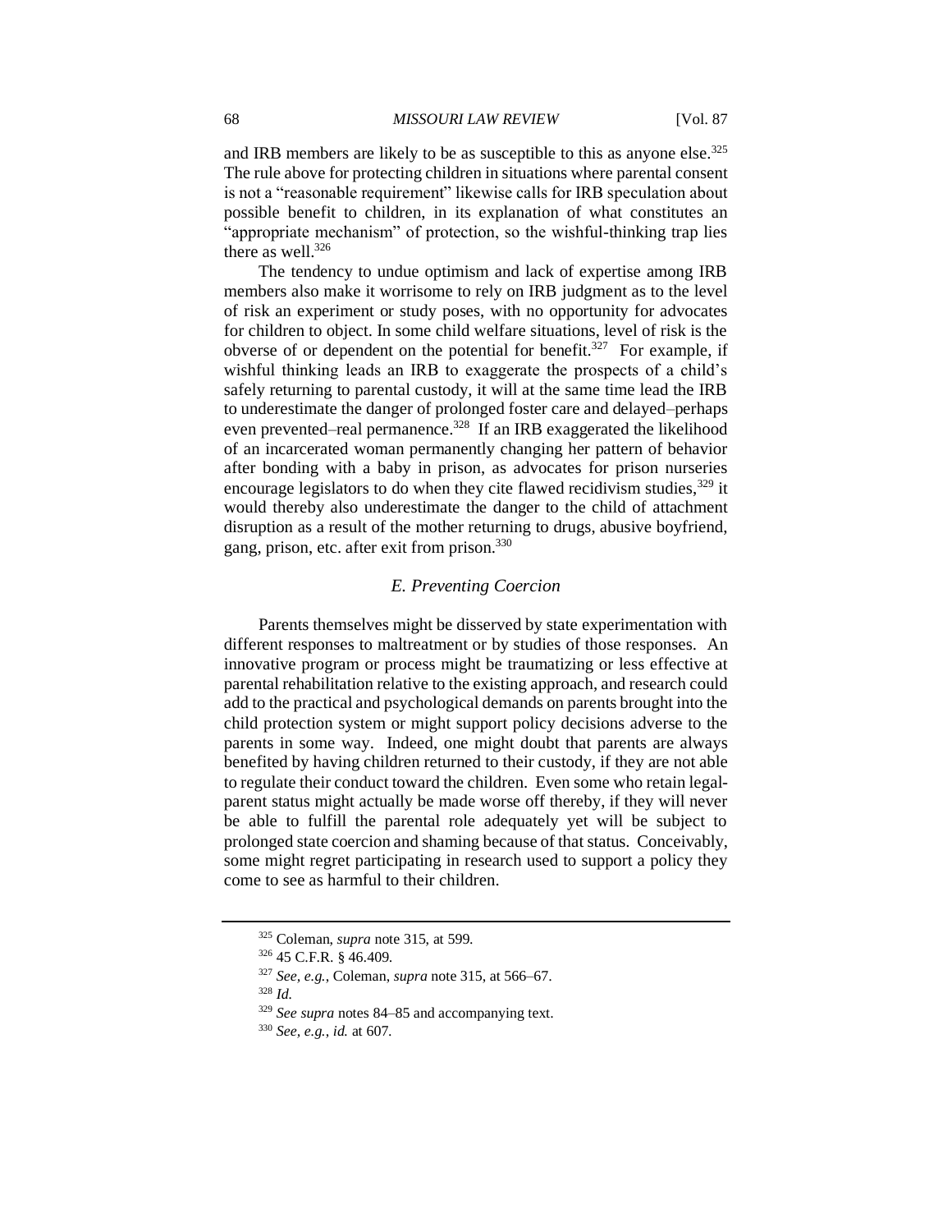and IRB members are likely to be as susceptible to this as anyone else.[325] The rule above for protecting children in situations where parental consent is not a "reasonable requirement" likewise calls for IRB speculation about possible benefit to children, in its explanation of what constitutes an "appropriate mechanism" of protection, so the wishful-thinking trap lies there as well.[326]

The tendency to undue optimism and lack of expertise among IRB members also make it worrisome to rely on IRB judgment as to the level of risk an experiment or study poses, with no opportunity for advocates for children to object. In some child welfare situations, level of risk is the obverse of or dependent on the potential for benefit.[327] For example, if wishful thinking leads an IRB to exaggerate the prospects of a child's safely returning to parental custody, it will at the same time lead the IRB to underestimate the danger of prolonged foster care and delayed–perhaps even prevented–real permanence.[328] If an IRB exaggerated the likelihood of an incarcerated woman permanently changing her pattern of behavior after bonding with a baby in prison, as advocates for prison nurseries encourage legislators to do when they cite flawed recidivism studies,[329] it would thereby also underestimate the danger to the child of attachment disruption as a result of the mother returning to drugs, abusive boyfriend, gang, prison, etc. after exit from prison.[330]

### *E. Preventing Coercion*

Parents themselves might be disserved by state experimentation with different responses to maltreatment or by studies of those responses. An innovative program or process might be traumatizing or less effective at parental rehabilitation relative to the existing approach, and research could add to the practical and psychological demands on parents brought into the child protection system or might support policy decisions adverse to the parents in some way. Indeed, one might doubt that parents are always benefited by having children returned to their custody, if they are not able to regulate their conduct toward the children. Even some who retain legal-parent status might actually be made worse off thereby, if they will never be able to fulfill the parental role adequately yet will be subject to prolonged state coercion and shaming because of that status. Conceivably, some might regret participating in research used to support a policy they come to see as harmful to their children.

---

[325] Coleman, *supra* note 315, at 599.

[326] 45 C.F.R. § 46.409.

[327] *See, e.g.*, Coleman, *supra* note 315, at 566–67.

[328] *Id.*

[329] *See supra* notes 84–85 and accompanying text.

[330] *See, e.g.*, *id.* at 607.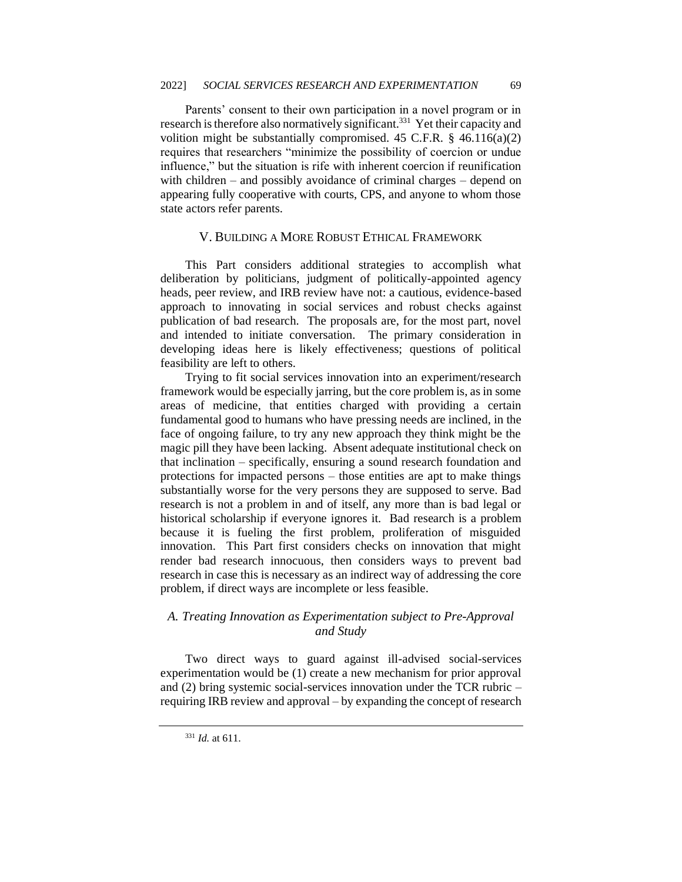Parents' consent to their own participation in a novel program or in research is therefore also normatively significant.[331] Yet their capacity and volition might be substantially compromised. 45 C.F.R. § 46.116(a)(2) requires that researchers "minimize the possibility of coercion or undue influence," but the situation is rife with inherent coercion if reunification with children – and possibly avoidance of criminal charges – depend on appearing fully cooperative with courts, CPS, and anyone to whom those state actors refer parents.

## V. BUILDING A MORE ROBUST ETHICAL FRAMEWORK

This Part considers additional strategies to accomplish what deliberation by politicians, judgment of politically-appointed agency heads, peer review, and IRB review have not: a cautious, evidence-based approach to innovating in social services and robust checks against publication of bad research. The proposals are, for the most part, novel and intended to initiate conversation. The primary consideration in developing ideas here is likely effectiveness; questions of political feasibility are left to others.

Trying to fit social services innovation into an experiment/research framework would be especially jarring, but the core problem is, as in some areas of medicine, that entities charged with providing a certain fundamental good to humans who have pressing needs are inclined, in the face of ongoing failure, to try any new approach they think might be the magic pill they have been lacking. Absent adequate institutional check on that inclination – specifically, ensuring a sound research foundation and protections for impacted persons – those entities are apt to make things substantially worse for the very persons they are supposed to serve. Bad research is not a problem in and of itself, any more than is bad legal or historical scholarship if everyone ignores it. Bad research is a problem because it is fueling the first problem, proliferation of misguided innovation. This Part first considers checks on innovation that might render bad research innocuous, then considers ways to prevent bad research in case this is necessary as an indirect way of addressing the core problem, if direct ways are incomplete or less feasible.

### *A. Treating Innovation as Experimentation subject to Pre-Approval and Study*

Two direct ways to guard against ill-advised social-services experimentation would be (1) create a new mechanism for prior approval and (2) bring systemic social-services innovation under the TCR rubric – requiring IRB review and approval – by expanding the concept of research

[331] *Id.* at 611.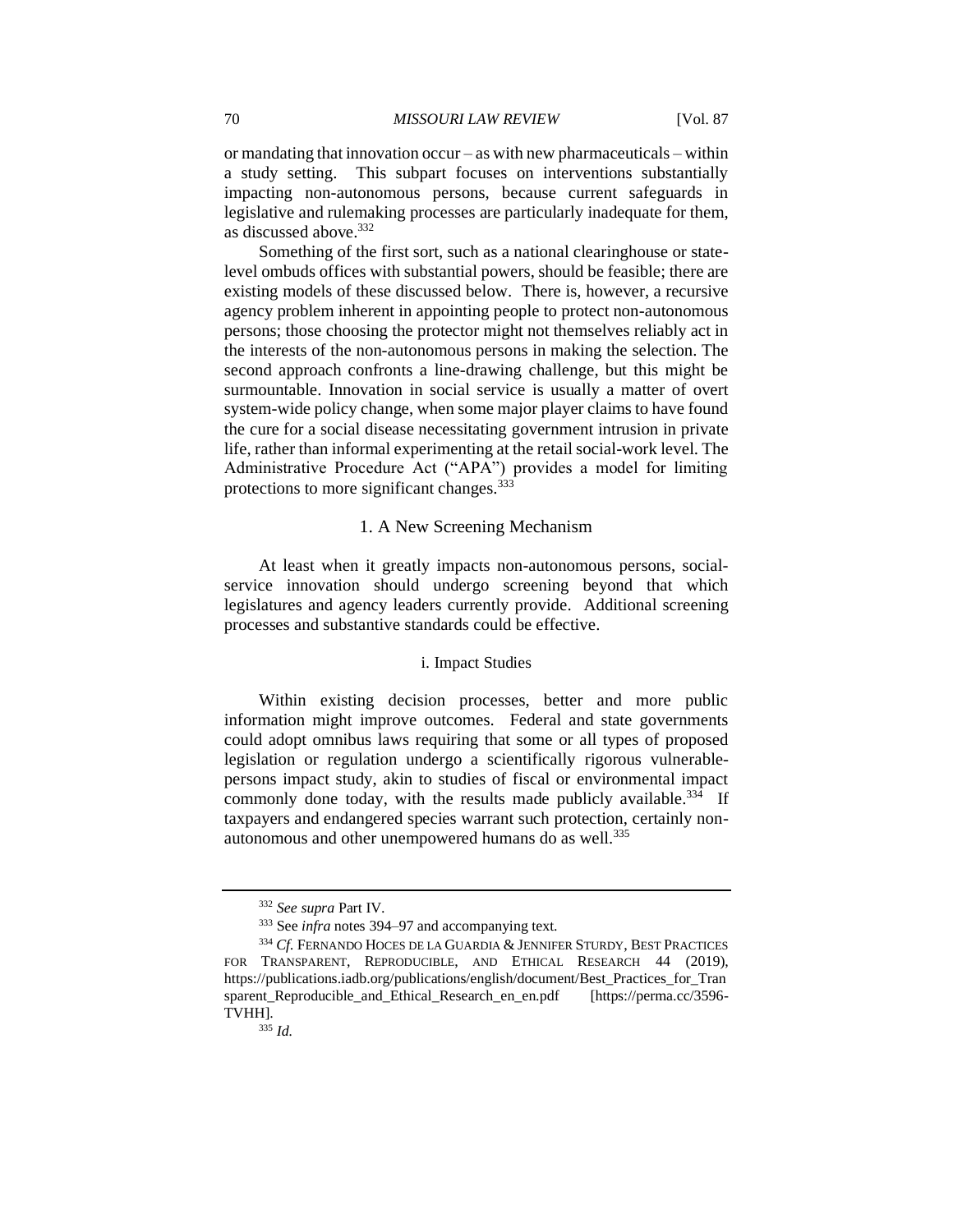or mandating that innovation occur – as with new pharmaceuticals – within a study setting. This subpart focuses on interventions substantially impacting non-autonomous persons, because current safeguards in legislative and rulemaking processes are particularly inadequate for them, as discussed above.[332]

Something of the first sort, such as a national clearinghouse or state-level ombuds offices with substantial powers, should be feasible; there are existing models of these discussed below. There is, however, a recursive agency problem inherent in appointing people to protect non-autonomous persons; those choosing the protector might not themselves reliably act in the interests of the non-autonomous persons in making the selection. The second approach confronts a line-drawing challenge, but this might be surmountable. Innovation in social service is usually a matter of overt system-wide policy change, when some major player claims to have found the cure for a social disease necessitating government intrusion in private life, rather than informal experimenting at the retail social-work level. The Administrative Procedure Act ("APA") provides a model for limiting protections to more significant changes.[333]

### 1. A New Screening Mechanism

At least when it greatly impacts non-autonomous persons, social-service innovation should undergo screening beyond that which legislatures and agency leaders currently provide. Additional screening processes and substantive standards could be effective.

#### i. Impact Studies

Within existing decision processes, better and more public information might improve outcomes. Federal and state governments could adopt omnibus laws requiring that some or all types of proposed legislation or regulation undergo a scientifically rigorous vulnerable-persons impact study, akin to studies of fiscal or environmental impact commonly done today, with the results made publicly available.[334] If taxpayers and endangered species warrant such protection, certainly non-autonomous and other unempowered humans do as well.[335]

---

[332] *See supra* Part IV.

[333] See *infra* notes 394–97 and accompanying text.

[334] *Cf.* FERNANDO HOCES DE LA GUARDIA & JENNIFER STURDY, BEST PRACTICES FOR TRANSPARENT, REPRODUCIBLE, AND ETHICAL RESEARCH 44 (2019), https://publications.iadb.org/publications/english/document/Best_Practices_for_Transparent_Reproducible_and_Ethical_Research_en_en.pdf [https://perma.cc/3596-TVHH].

[335] *Id.*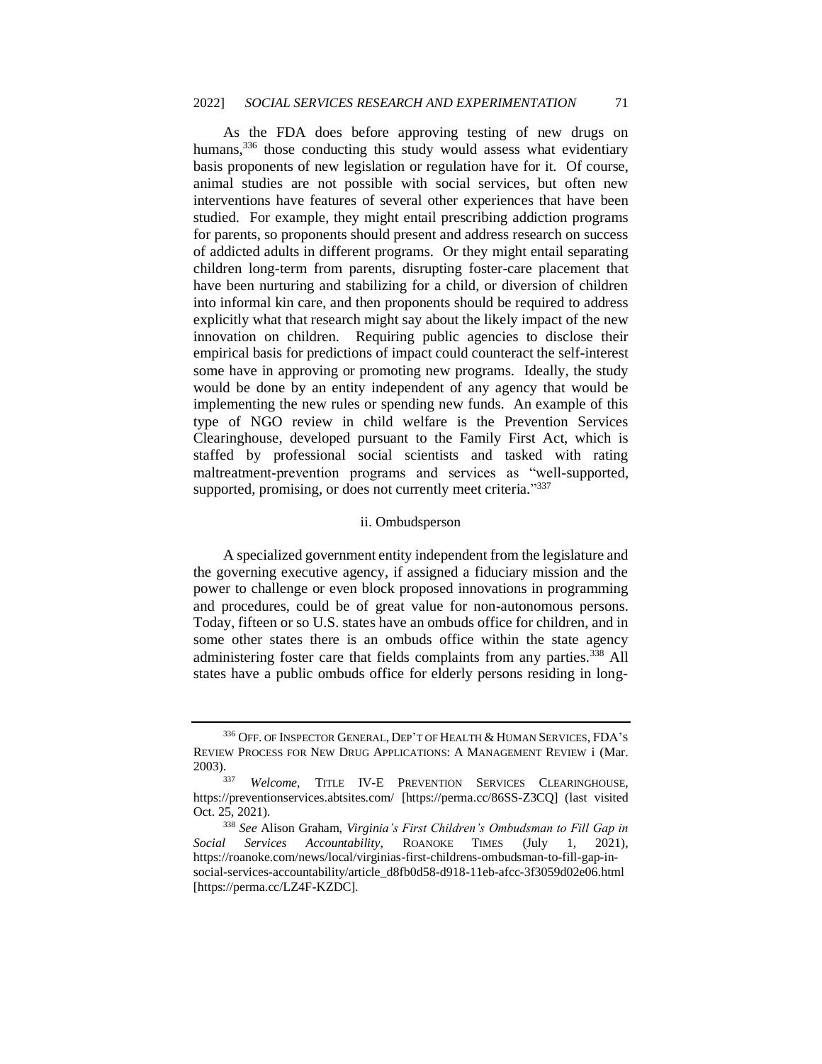As the FDA does before approving testing of new drugs on humans,[336] those conducting this study would assess what evidentiary basis proponents of new legislation or regulation have for it. Of course, animal studies are not possible with social services, but often new interventions have features of several other experiences that have been studied. For example, they might entail prescribing addiction programs for parents, so proponents should present and address research on success of addicted adults in different programs. Or they might entail separating children long-term from parents, disrupting foster-care placement that have been nurturing and stabilizing for a child, or diversion of children into informal kin care, and then proponents should be required to address explicitly what that research might say about the likely impact of the new innovation on children. Requiring public agencies to disclose their empirical basis for predictions of impact could counteract the self-interest some have in approving or promoting new programs. Ideally, the study would be done by an entity independent of any agency that would be implementing the new rules or spending new funds. An example of this type of NGO review in child welfare is the Prevention Services Clearinghouse, developed pursuant to the Family First Act, which is staffed by professional social scientists and tasked with rating maltreatment-prevention programs and services as "well-supported, supported, promising, or does not currently meet criteria."[337]

#### ii. Ombudsperson

A specialized government entity independent from the legislature and the governing executive agency, if assigned a fiduciary mission and the power to challenge or even block proposed innovations in programming and procedures, could be of great value for non-autonomous persons. Today, fifteen or so U.S. states have an ombuds office for children, and in some other states there is an ombuds office within the state agency administering foster care that fields complaints from any parties.[338] All states have a public ombuds office for elderly persons residing in long-

---

[336] OFF. OF INSPECTOR GENERAL, DEP'T OF HEALTH & HUMAN SERVICES, FDA'S REVIEW PROCESS FOR NEW DRUG APPLICATIONS: A MANAGEMENT REVIEW i (Mar. 2003).

[337] *Welcome*, TITLE IV-E PREVENTION SERVICES CLEARINGHOUSE, https://preventionservices.abtsites.com/ [https://perma.cc/86SS-Z3CQ] (last visited Oct. 25, 2021).

[338] *See* Alison Graham, *Virginia's First Children's Ombudsman to Fill Gap in Social Services Accountability*, ROANOKE TIMES (July 1, 2021), https://roanoke.com/news/local/virginias-first-childrens-ombudsman-to-fill-gap-in-social-services-accountability/article_d8fb0d58-d918-11eb-afcc-3f3059d02e06.html [https://perma.cc/LZ4F-KZDC].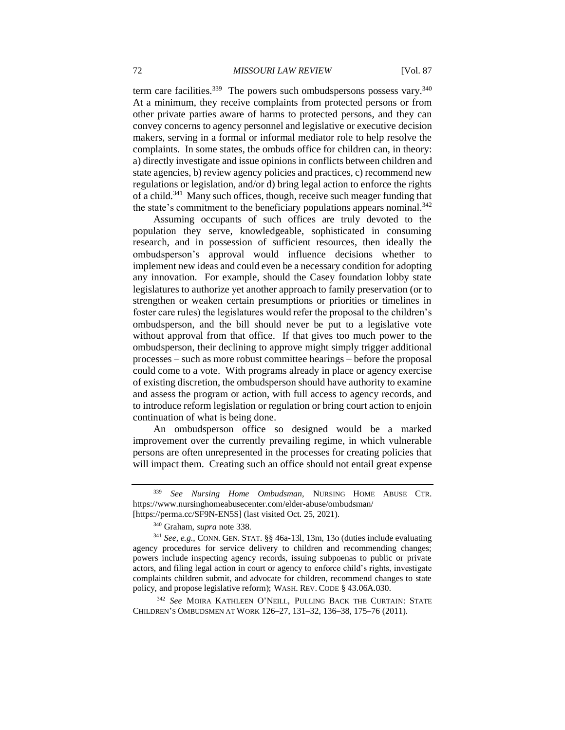term care facilities.[339] The powers such ombudspersons possess vary.[340] At a minimum, they receive complaints from protected persons or from other private parties aware of harms to protected persons, and they can convey concerns to agency personnel and legislative or executive decision makers, serving in a formal or informal mediator role to help resolve the complaints. In some states, the ombuds office for children can, in theory: a) directly investigate and issue opinions in conflicts between children and state agencies, b) review agency policies and practices, c) recommend new regulations or legislation, and/or d) bring legal action to enforce the rights of a child.[341] Many such offices, though, receive such meager funding that the state's commitment to the beneficiary populations appears nominal.[342]

Assuming occupants of such offices are truly devoted to the population they serve, knowledgeable, sophisticated in consuming research, and in possession of sufficient resources, then ideally the ombudsperson's approval would influence decisions whether to implement new ideas and could even be a necessary condition for adopting any innovation. For example, should the Casey foundation lobby state legislatures to authorize yet another approach to family preservation (or to strengthen or weaken certain presumptions or priorities or timelines in foster care rules) the legislatures would refer the proposal to the children's ombudsperson, and the bill should never be put to a legislative vote without approval from that office. If that gives too much power to the ombudsperson, their declining to approve might simply trigger additional processes – such as more robust committee hearings – before the proposal could come to a vote. With programs already in place or agency exercise of existing discretion, the ombudsperson should have authority to examine and assess the program or action, with full access to agency records, and to introduce reform legislation or regulation or bring court action to enjoin continuation of what is being done.

An ombudsperson office so designed would be a marked improvement over the currently prevailing regime, in which vulnerable persons are often unrepresented in the processes for creating policies that will impact them. Creating such an office should not entail great expense

---

[339] *See Nursing Home Ombudsman*, NURSING HOME ABUSE CTR. https://www.nursinghomeabusecenter.com/elder-abuse/ombudsman/ [https://perma.cc/SF9N-EN5S] (last visited Oct. 25, 2021).

[340] Graham, *supra* note 338.

[341] *See, e.g.*, CONN. GEN. STAT. §§ 46a-13l, 13m, 13o (duties include evaluating agency procedures for service delivery to children and recommending changes; powers include inspecting agency records, issuing subpoenas to public or private actors, and filing legal action in court or agency to enforce child's rights, investigate complaints children submit, and advocate for children, recommend changes to state policy, and propose legislative reform); WASH. REV. CODE § 43.06A.030.

[342] *See* MOIRA KATHLEEN O'NEILL, PULLING BACK THE CURTAIN: STATE CHILDREN'S OMBUDSMEN AT WORK 126–27, 131–32, 136–38, 175–76 (2011).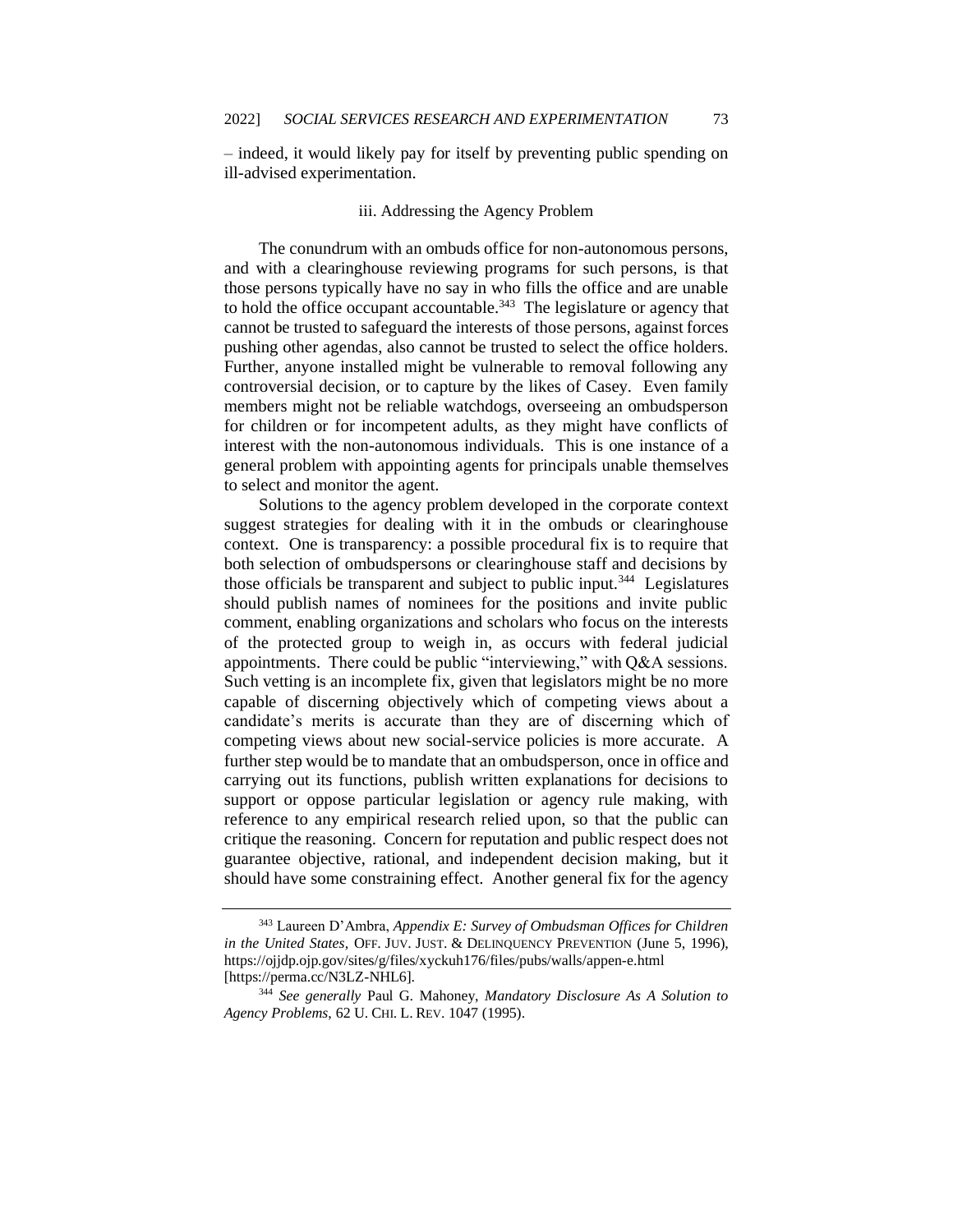– indeed, it would likely pay for itself by preventing public spending on ill-advised experimentation.

### iii. Addressing the Agency Problem

The conundrum with an ombuds office for non-autonomous persons, and with a clearinghouse reviewing programs for such persons, is that those persons typically have no say in who fills the office and are unable to hold the office occupant accountable.[343] The legislature or agency that cannot be trusted to safeguard the interests of those persons, against forces pushing other agendas, also cannot be trusted to select the office holders. Further, anyone installed might be vulnerable to removal following any controversial decision, or to capture by the likes of Casey. Even family members might not be reliable watchdogs, overseeing an ombudsperson for children or for incompetent adults, as they might have conflicts of interest with the non-autonomous individuals. This is one instance of a general problem with appointing agents for principals unable themselves to select and monitor the agent.

Solutions to the agency problem developed in the corporate context suggest strategies for dealing with it in the ombuds or clearinghouse context. One is transparency: a possible procedural fix is to require that both selection of ombudspersons or clearinghouse staff and decisions by those officials be transparent and subject to public input.[344] Legislatures should publish names of nominees for the positions and invite public comment, enabling organizations and scholars who focus on the interests of the protected group to weigh in, as occurs with federal judicial appointments. There could be public "interviewing," with Q&A sessions. Such vetting is an incomplete fix, given that legislators might be no more capable of discerning objectively which of competing views about a candidate's merits is accurate than they are of discerning which of competing views about new social-service policies is more accurate. A further step would be to mandate that an ombudsperson, once in office and carrying out its functions, publish written explanations for decisions to support or oppose particular legislation or agency rule making, with reference to any empirical research relied upon, so that the public can critique the reasoning. Concern for reputation and public respect does not guarantee objective, rational, and independent decision making, but it should have some constraining effect. Another general fix for the agency

---

[343] Laureen D'Ambra, *Appendix E: Survey of Ombudsman Offices for Children in the United States*, OFF. JUV. JUST. & DELINQUENCY PREVENTION (June 5, 1996), https://ojjdp.ojp.gov/sites/g/files/xyckuh176/files/pubs/walls/appen-e.html [https://perma.cc/N3LZ-NHL6].

[344] *See generally* Paul G. Mahoney, *Mandatory Disclosure As A Solution to Agency Problems*, 62 U. CHI. L. REV. 1047 (1995).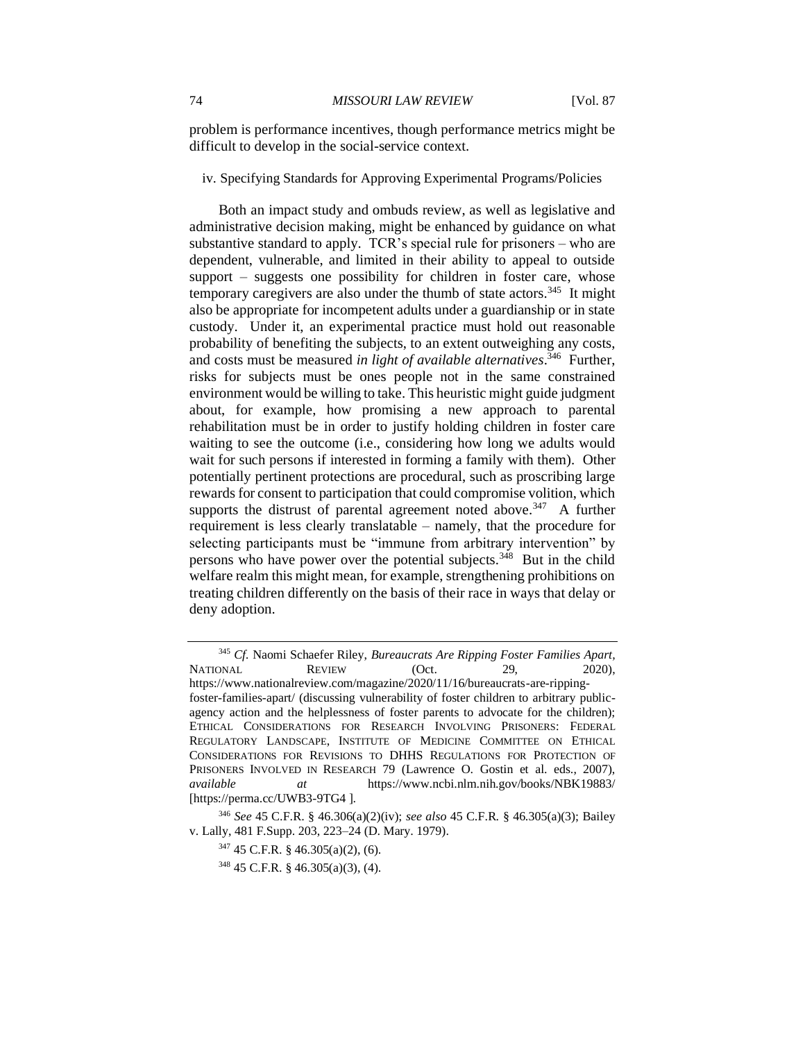problem is performance incentives, though performance metrics might be difficult to develop in the social-service context.

iv. Specifying Standards for Approving Experimental Programs/Policies

Both an impact study and ombuds review, as well as legislative and administrative decision making, might be enhanced by guidance on what substantive standard to apply. TCR's special rule for prisoners – who are dependent, vulnerable, and limited in their ability to appeal to outside support – suggests one possibility for children in foster care, whose temporary caregivers are also under the thumb of state actors.[345] It might also be appropriate for incompetent adults under a guardianship or in state custody. Under it, an experimental practice must hold out reasonable probability of benefiting the subjects, to an extent outweighing any costs, and costs must be measured *in light of available alternatives*.[346] Further, risks for subjects must be ones people not in the same constrained environment would be willing to take. This heuristic might guide judgment about, for example, how promising a new approach to parental rehabilitation must be in order to justify holding children in foster care waiting to see the outcome (i.e., considering how long we adults would wait for such persons if interested in forming a family with them). Other potentially pertinent protections are procedural, such as proscribing large rewards for consent to participation that could compromise volition, which supports the distrust of parental agreement noted above.[347] A further requirement is less clearly translatable – namely, that the procedure for selecting participants must be "immune from arbitrary intervention" by persons who have power over the potential subjects.[348] But in the child welfare realm this might mean, for example, strengthening prohibitions on treating children differently on the basis of their race in ways that delay or deny adoption.

---

[345] *Cf.* Naomi Schaefer Riley, *Bureaucrats Are Ripping Foster Families Apart*, NATIONAL REVIEW (Oct. 29, 2020), https://www.nationalreview.com/magazine/2020/11/16/bureaucrats-are-ripping-foster-families-apart/ (discussing vulnerability of foster children to arbitrary public-agency action and the helplessness of foster parents to advocate for the children); ETHICAL CONSIDERATIONS FOR RESEARCH INVOLVING PRISONERS: FEDERAL REGULATORY LANDSCAPE, INSTITUTE OF MEDICINE COMMITTEE ON ETHICAL CONSIDERATIONS FOR REVISIONS TO DHHS REGULATIONS FOR PROTECTION OF PRISONERS INVOLVED IN RESEARCH 79 (Lawrence O. Gostin et al. eds., 2007), *available at* https://www.ncbi.nlm.nih.gov/books/NBK19883/ [https://perma.cc/UWB3-9TG4 ].

[346] *See* 45 C.F.R. § 46.306(a)(2)(iv); *see also* 45 C.F.R. § 46.305(a)(3); Bailey v. Lally, 481 F.Supp. 203, 223–24 (D. Mary. 1979).

[347] 45 C.F.R. § 46.305(a)(2), (6).

[348] 45 C.F.R. § 46.305(a)(3), (4).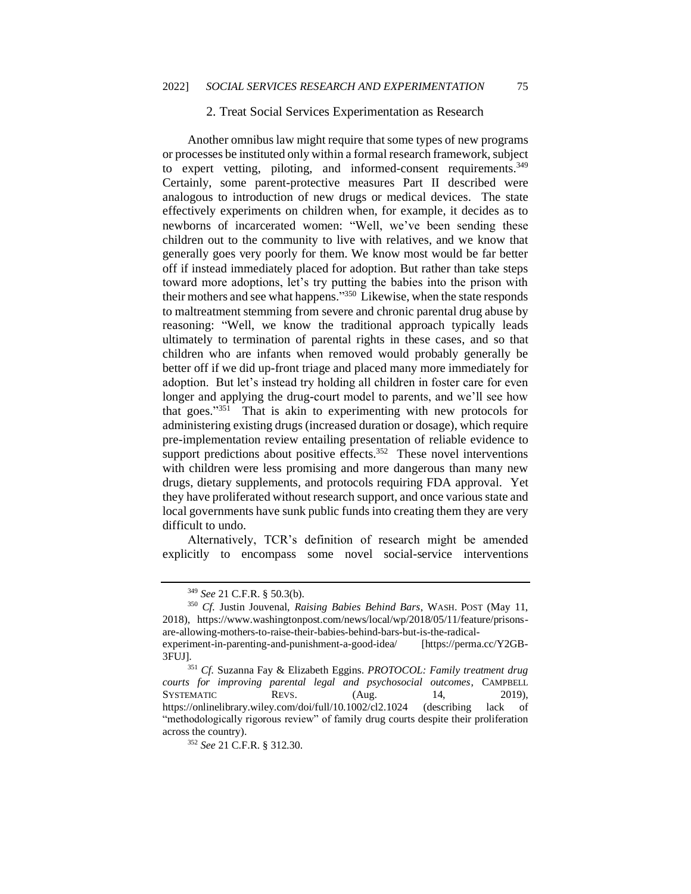### 2. Treat Social Services Experimentation as Research

Another omnibus law might require that some types of new programs or processes be instituted only within a formal research framework, subject to expert vetting, piloting, and informed-consent requirements.[349] Certainly, some parent-protective measures Part II described were analogous to introduction of new drugs or medical devices. The state effectively experiments on children when, for example, it decides as to newborns of incarcerated women: "Well, we've been sending these children out to the community to live with relatives, and we know that generally goes very poorly for them. We know most would be far better off if instead immediately placed for adoption. But rather than take steps toward more adoptions, let's try putting the babies into the prison with their mothers and see what happens."[350] Likewise, when the state responds to maltreatment stemming from severe and chronic parental drug abuse by reasoning: "Well, we know the traditional approach typically leads ultimately to termination of parental rights in these cases, and so that children who are infants when removed would probably generally be better off if we did up-front triage and placed many more immediately for adoption. But let's instead try holding all children in foster care for even longer and applying the drug-court model to parents, and we'll see how that goes."[351] That is akin to experimenting with new protocols for administering existing drugs (increased duration or dosage), which require pre-implementation review entailing presentation of reliable evidence to support predictions about positive effects.[352] These novel interventions with children were less promising and more dangerous than many new drugs, dietary supplements, and protocols requiring FDA approval. Yet they have proliferated without research support, and once various state and local governments have sunk public funds into creating them they are very difficult to undo.

Alternatively, TCR's definition of research might be amended explicitly to encompass some novel social-service interventions

---

[349] *See* 21 C.F.R. § 50.3(b).

[350] *Cf.* Justin Jouvenal, *Raising Babies Behind Bars*, WASH. POST (May 11, 2018), https://www.washingtonpost.com/news/local/wp/2018/05/11/feature/prisons-are-allowing-mothers-to-raise-their-babies-behind-bars-but-is-the-radical-experiment-in-parenting-and-punishment-a-good-idea/ [https://perma.cc/Y2GB-3FUJ].

[351] *Cf.* Suzanna Fay & Elizabeth Eggins. *PROTOCOL: Family treatment drug courts for improving parental legal and psychosocial outcomes*, CAMPBELL SYSTEMATIC REVS. (Aug. 14, 2019), https://onlinelibrary.wiley.com/doi/full/10.1002/cl2.1024 (describing lack of "methodologically rigorous review" of family drug courts despite their proliferation across the country).

[352] *See* 21 C.F.R. § 312.30.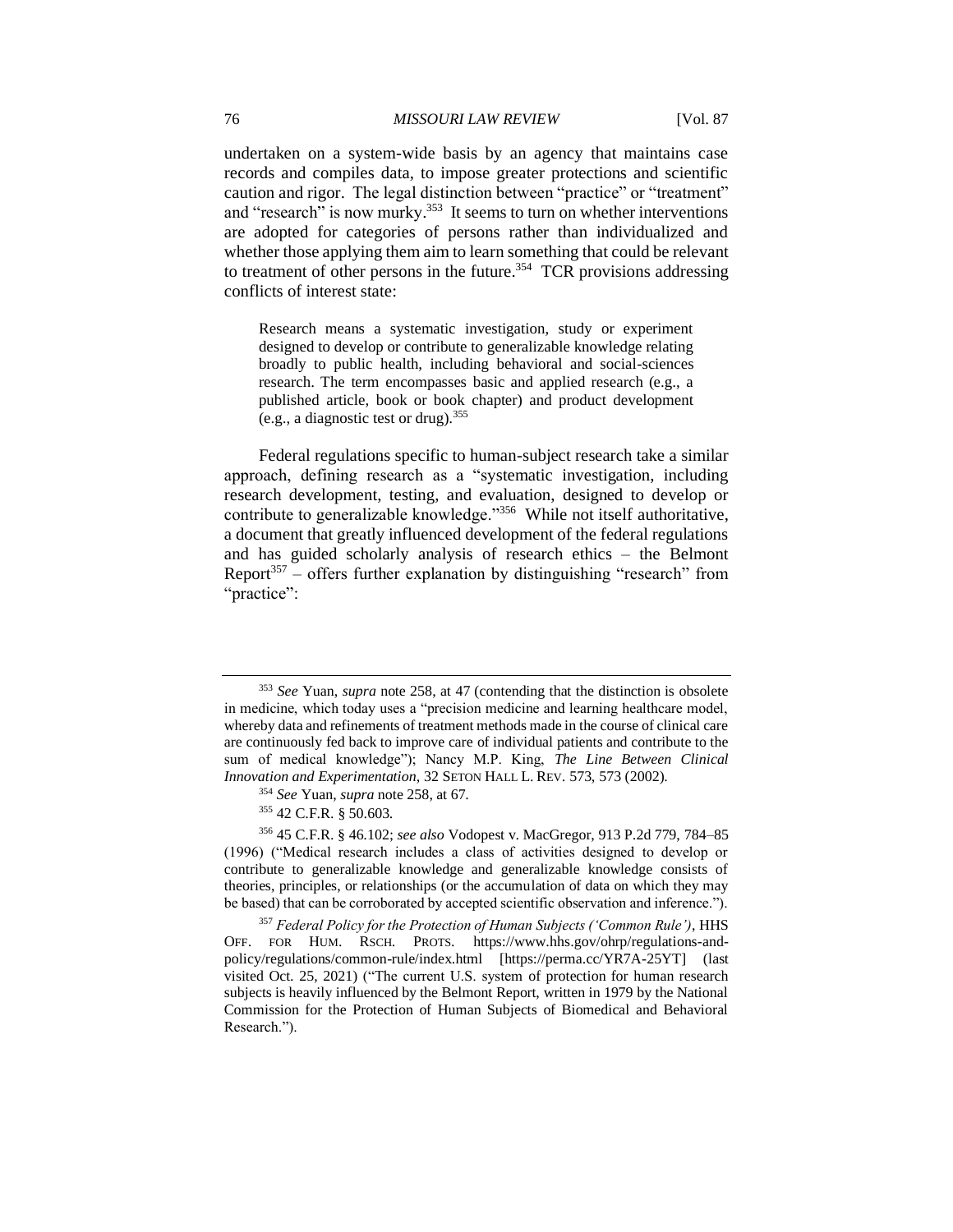undertaken on a system-wide basis by an agency that maintains case records and compiles data, to impose greater protections and scientific caution and rigor. The legal distinction between "practice" or "treatment" and "research" is now murky.[353] It seems to turn on whether interventions are adopted for categories of persons rather than individualized and whether those applying them aim to learn something that could be relevant to treatment of other persons in the future.[354] TCR provisions addressing conflicts of interest state:

> Research means a systematic investigation, study or experiment designed to develop or contribute to generalizable knowledge relating broadly to public health, including behavioral and social-sciences research. The term encompasses basic and applied research (e.g., a published article, book or book chapter) and product development (e.g., a diagnostic test or drug).[355]

Federal regulations specific to human-subject research take a similar approach, defining research as a "systematic investigation, including research development, testing, and evaluation, designed to develop or contribute to generalizable knowledge."[356] While not itself authoritative, a document that greatly influenced development of the federal regulations and has guided scholarly analysis of research ethics – the Belmont Report[357] – offers further explanation by distinguishing "research" from "practice":

---

[353] *See* Yuan, *supra* note 258, at 47 (contending that the distinction is obsolete in medicine, which today uses a "precision medicine and learning healthcare model, whereby data and refinements of treatment methods made in the course of clinical care are continuously fed back to improve care of individual patients and contribute to the sum of medical knowledge"); Nancy M.P. King, *The Line Between Clinical Innovation and Experimentation*, 32 SETON HALL L. REV. 573, 573 (2002).

[354] *See* Yuan, *supra* note 258, at 67.

[355] 42 C.F.R. § 50.603.

[356] 45 C.F.R. § 46.102; *see also* Vodopest v. MacGregor, 913 P.2d 779, 784–85 (1996) ("Medical research includes a class of activities designed to develop or contribute to generalizable knowledge and generalizable knowledge consists of theories, principles, or relationships (or the accumulation of data on which they may be based) that can be corroborated by accepted scientific observation and inference.").

[357] *Federal Policy for the Protection of Human Subjects ('Common Rule')*, HHS OFF. FOR HUM. RSCH. PROTS. https://www.hhs.gov/ohrp/regulations-and-policy/regulations/common-rule/index.html [https://perma.cc/YR7A-25YT] (last visited Oct. 25, 2021) ("The current U.S. system of protection for human research subjects is heavily influenced by the Belmont Report, written in 1979 by the National Commission for the Protection of Human Subjects of Biomedical and Behavioral Research.").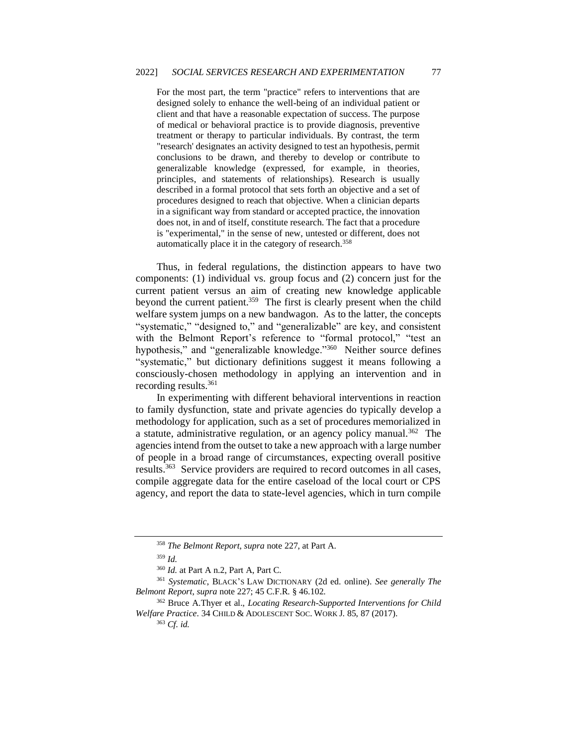> For the most part, the term "practice" refers to interventions that are designed solely to enhance the well-being of an individual patient or client and that have a reasonable expectation of success. The purpose of medical or behavioral practice is to provide diagnosis, preventive treatment or therapy to particular individuals. By contrast, the term "research' designates an activity designed to test an hypothesis, permit conclusions to be drawn, and thereby to develop or contribute to generalizable knowledge (expressed, for example, in theories, principles, and statements of relationships). Research is usually described in a formal protocol that sets forth an objective and a set of procedures designed to reach that objective. When a clinician departs in a significant way from standard or accepted practice, the innovation does not, in and of itself, constitute research. The fact that a procedure is "experimental," in the sense of new, untested or different, does not automatically place it in the category of research.[358]

Thus, in federal regulations, the distinction appears to have two components: (1) individual vs. group focus and (2) concern just for the current patient versus an aim of creating new knowledge applicable beyond the current patient.[359] The first is clearly present when the child welfare system jumps on a new bandwagon. As to the latter, the concepts "systematic," "designed to," and "generalizable" are key, and consistent with the Belmont Report's reference to "formal protocol," "test an hypothesis," and "generalizable knowledge."[360] Neither source defines "systematic," but dictionary definitions suggest it means following a consciously-chosen methodology in applying an intervention and in recording results.[361]

In experimenting with different behavioral interventions in reaction to family dysfunction, state and private agencies do typically develop a methodology for application, such as a set of procedures memorialized in a statute, administrative regulation, or an agency policy manual.[362] The agencies intend from the outset to take a new approach with a large number of people in a broad range of circumstances, expecting overall positive results.[363] Service providers are required to record outcomes in all cases, compile aggregate data for the entire caseload of the local court or CPS agency, and report the data to state-level agencies, which in turn compile

---

[358] *The Belmont Report*, *supra* note 227, at Part A.

[359] *Id.*

[360] *Id.* at Part A n.2, Part A, Part C.

[361] *Systematic*, BLACK'S LAW DICTIONARY (2d ed. online). *See generally The Belmont Report*, *supra* note 227; 45 C.F.R. § 46.102.

[362] Bruce A.Thyer et al., *Locating Research-Supported Interventions for Child Welfare Practice*. 34 CHILD & ADOLESCENT SOC. WORK J. 85, 87 (2017).

[363] *Cf. id.*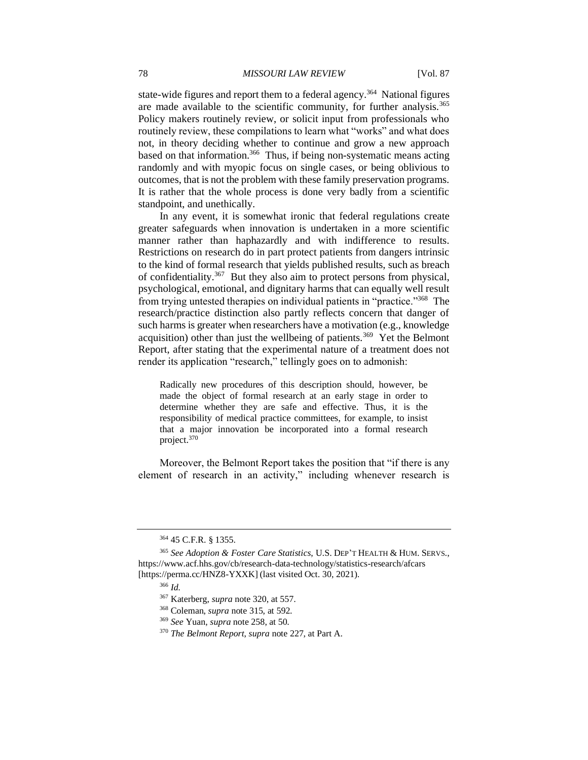state-wide figures and report them to a federal agency.[364] National figures are made available to the scientific community, for further analysis.[365] Policy makers routinely review, or solicit input from professionals who routinely review, these compilations to learn what "works" and what does not, in theory deciding whether to continue and grow a new approach based on that information.[366] Thus, if being non-systematic means acting randomly and with myopic focus on single cases, or being oblivious to outcomes, that is not the problem with these family preservation programs. It is rather that the whole process is done very badly from a scientific standpoint, and unethically.

In any event, it is somewhat ironic that federal regulations create greater safeguards when innovation is undertaken in a more scientific manner rather than haphazardly and with indifference to results. Restrictions on research do in part protect patients from dangers intrinsic to the kind of formal research that yields published results, such as breach of confidentiality.[367] But they also aim to protect persons from physical, psychological, emotional, and dignitary harms that can equally well result from trying untested therapies on individual patients in "practice."[368] The research/practice distinction also partly reflects concern that danger of such harms is greater when researchers have a motivation (e.g., knowledge acquisition) other than just the wellbeing of patients.[369] Yet the Belmont Report, after stating that the experimental nature of a treatment does not render its application "research," tellingly goes on to admonish:

> Radically new procedures of this description should, however, be made the object of formal research at an early stage in order to determine whether they are safe and effective. Thus, it is the responsibility of medical practice committees, for example, to insist that a major innovation be incorporated into a formal research project.[370]

Moreover, the Belmont Report takes the position that "if there is any element of research in an activity," including whenever research is

---

[364] 45 C.F.R. § 1355.

[365] *See Adoption & Foster Care Statistics*, U.S. DEP'T HEALTH & HUM. SERVS., https://www.acf.hhs.gov/cb/research-data-technology/statistics-research/afcars [https://perma.cc/HNZ8-YXXK] (last visited Oct. 30, 2021).

[366] *Id.*

[367] Katerberg, *supra* note 320, at 557.

[368] Coleman, *supra* note 315, at 592.

[369] *See* Yuan, *supra* note 258, at 50.

[370] *The Belmont Report*, *supra* note 227, at Part A.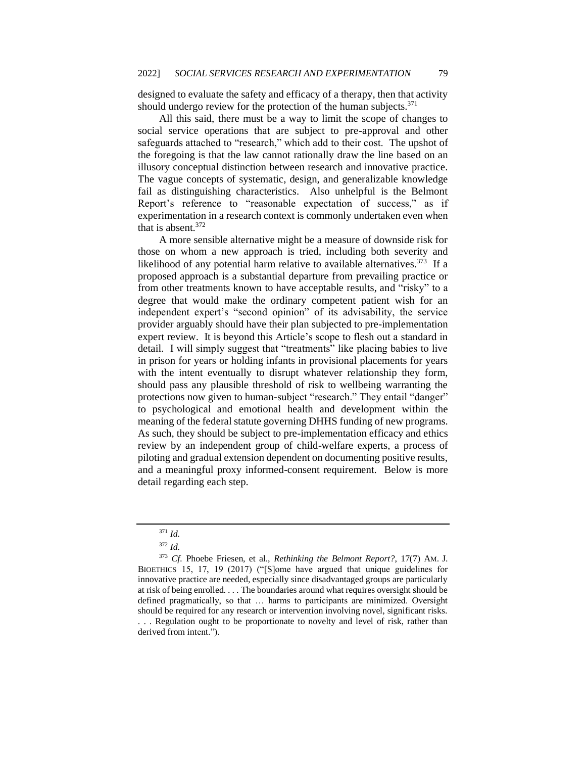designed to evaluate the safety and efficacy of a therapy, then that activity should undergo review for the protection of the human subjects.[371]

All this said, there must be a way to limit the scope of changes to social service operations that are subject to pre-approval and other safeguards attached to "research," which add to their cost. The upshot of the foregoing is that the law cannot rationally draw the line based on an illusory conceptual distinction between research and innovative practice. The vague concepts of systematic, design, and generalizable knowledge fail as distinguishing characteristics. Also unhelpful is the Belmont Report's reference to "reasonable expectation of success," as if experimentation in a research context is commonly undertaken even when that is absent.[372]

A more sensible alternative might be a measure of downside risk for those on whom a new approach is tried, including both severity and likelihood of any potential harm relative to available alternatives.[373] If a proposed approach is a substantial departure from prevailing practice or from other treatments known to have acceptable results, and "risky" to a degree that would make the ordinary competent patient wish for an independent expert's "second opinion" of its advisability, the service provider arguably should have their plan subjected to pre-implementation expert review. It is beyond this Article's scope to flesh out a standard in detail. I will simply suggest that "treatments" like placing babies to live in prison for years or holding infants in provisional placements for years with the intent eventually to disrupt whatever relationship they form, should pass any plausible threshold of risk to wellbeing warranting the protections now given to human-subject "research." They entail "danger" to psychological and emotional health and development within the meaning of the federal statute governing DHHS funding of new programs. As such, they should be subject to pre-implementation efficacy and ethics review by an independent group of child-welfare experts, a process of piloting and gradual extension dependent on documenting positive results, and a meaningful proxy informed-consent requirement. Below is more detail regarding each step.

---

[371] *Id.*

[372] *Id.*

[373] *Cf.* Phoebe Friesen, et al., *Rethinking the Belmont Report?*, 17(7) AM. J. BIOETHICS 15, 17, 19 (2017) ("[S]ome have argued that unique guidelines for innovative practice are needed, especially since disadvantaged groups are particularly at risk of being enrolled. . . . The boundaries around what requires oversight should be defined pragmatically, so that … harms to participants are minimized. Oversight should be required for any research or intervention involving novel, significant risks. . . . Regulation ought to be proportionate to novelty and level of risk, rather than derived from intent.").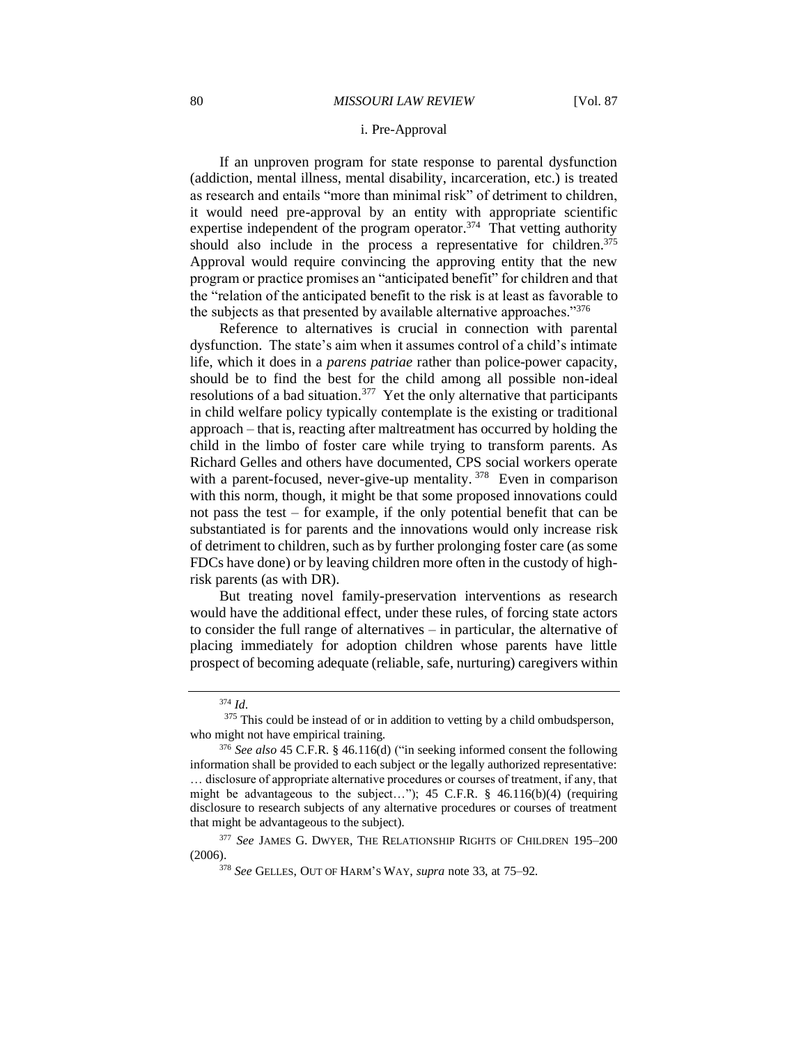### i. Pre-Approval

If an unproven program for state response to parental dysfunction (addiction, mental illness, mental disability, incarceration, etc.) is treated as research and entails "more than minimal risk" of detriment to children, it would need pre-approval by an entity with appropriate scientific expertise independent of the program operator.[374] That vetting authority should also include in the process a representative for children.[375] Approval would require convincing the approving entity that the new program or practice promises an "anticipated benefit" for children and that the "relation of the anticipated benefit to the risk is at least as favorable to the subjects as that presented by available alternative approaches."[376]

Reference to alternatives is crucial in connection with parental dysfunction. The state's aim when it assumes control of a child's intimate life, which it does in a *parens patriae* rather than police-power capacity, should be to find the best for the child among all possible non-ideal resolutions of a bad situation.[377] Yet the only alternative that participants in child welfare policy typically contemplate is the existing or traditional approach – that is, reacting after maltreatment has occurred by holding the child in the limbo of foster care while trying to transform parents. As Richard Gelles and others have documented, CPS social workers operate with a parent-focused, never-give-up mentality.[378] Even in comparison with this norm, though, it might be that some proposed innovations could not pass the test – for example, if the only potential benefit that can be substantiated is for parents and the innovations would only increase risk of detriment to children, such as by further prolonging foster care (as some FDCs have done) or by leaving children more often in the custody of high-risk parents (as with DR).

But treating novel family-preservation interventions as research would have the additional effect, under these rules, of forcing state actors to consider the full range of alternatives – in particular, the alternative of placing immediately for adoption children whose parents have little prospect of becoming adequate (reliable, safe, nurturing) caregivers within

---

[374] *Id.*

[375] This could be instead of or in addition to vetting by a child ombudsperson, who might not have empirical training.

[376] *See also* 45 C.F.R. § 46.116(d) ("in seeking informed consent the following information shall be provided to each subject or the legally authorized representative: … disclosure of appropriate alternative procedures or courses of treatment, if any, that might be advantageous to the subject…"); 45 C.F.R. § 46.116(b)(4) (requiring disclosure to research subjects of any alternative procedures or courses of treatment that might be advantageous to the subject).

[377] *See* JAMES G. DWYER, THE RELATIONSHIP RIGHTS OF CHILDREN 195–200 (2006).

[378] *See* GELLES, OUT OF HARM'S WAY, *supra* note 33, at 75–92.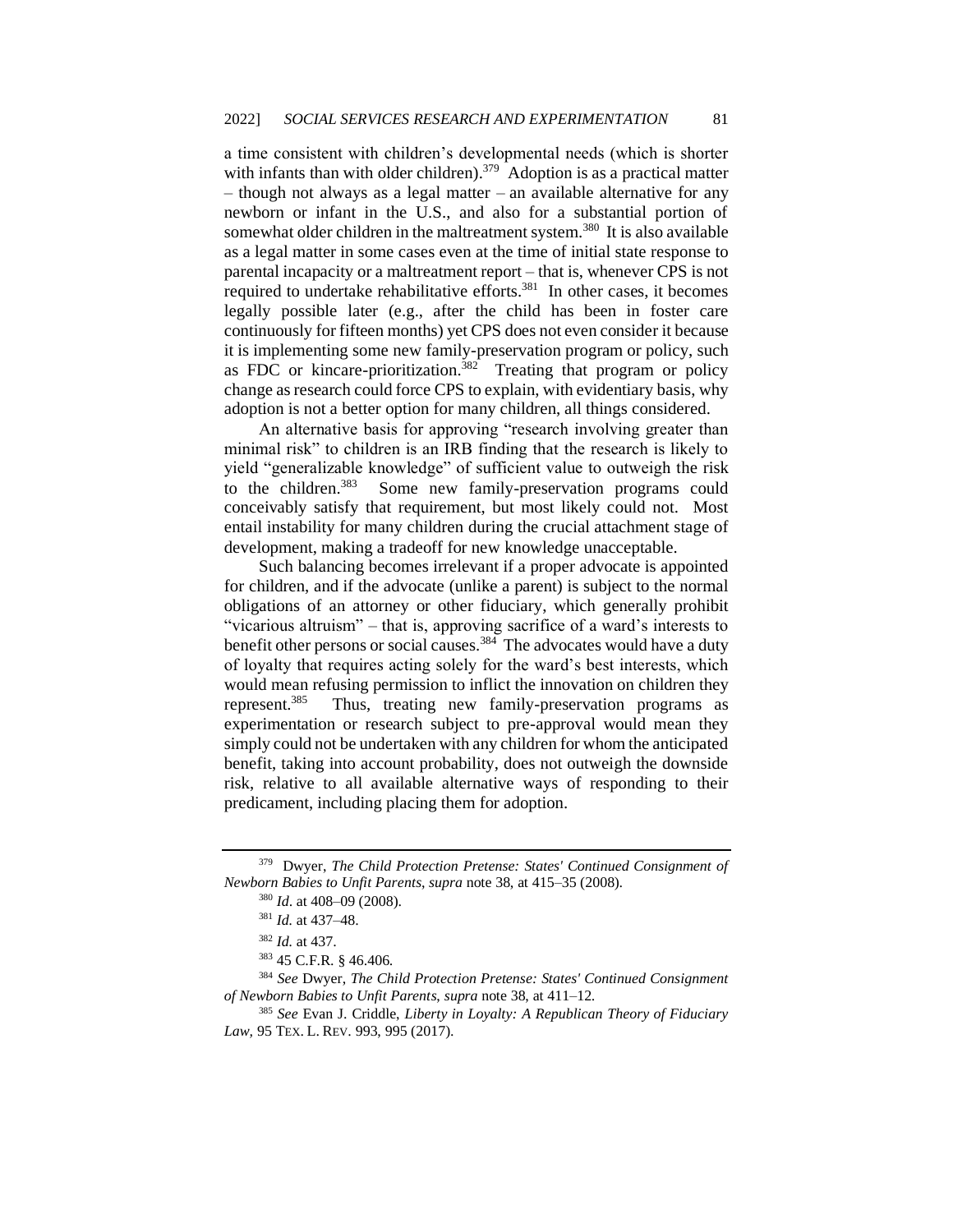a time consistent with children's developmental needs (which is shorter with infants than with older children).[379] Adoption is as a practical matter – though not always as a legal matter – an available alternative for any newborn or infant in the U.S., and also for a substantial portion of somewhat older children in the maltreatment system.[380] It is also available as a legal matter in some cases even at the time of initial state response to parental incapacity or a maltreatment report – that is, whenever CPS is not required to undertake rehabilitative efforts.[381] In other cases, it becomes legally possible later (e.g., after the child has been in foster care continuously for fifteen months) yet CPS does not even consider it because it is implementing some new family-preservation program or policy, such as FDC or kincare-prioritization.[382] Treating that program or policy change as research could force CPS to explain, with evidentiary basis, why adoption is not a better option for many children, all things considered.

An alternative basis for approving "research involving greater than minimal risk" to children is an IRB finding that the research is likely to yield "generalizable knowledge" of sufficient value to outweigh the risk to the children.[383] Some new family-preservation programs could conceivably satisfy that requirement, but most likely could not. Most entail instability for many children during the crucial attachment stage of development, making a tradeoff for new knowledge unacceptable.

Such balancing becomes irrelevant if a proper advocate is appointed for children, and if the advocate (unlike a parent) is subject to the normal obligations of an attorney or other fiduciary, which generally prohibit "vicarious altruism" – that is, approving sacrifice of a ward's interests to benefit other persons or social causes.[384] The advocates would have a duty of loyalty that requires acting solely for the ward's best interests, which would mean refusing permission to inflict the innovation on children they represent.[385] Thus, treating new family-preservation programs as experimentation or research subject to pre-approval would mean they simply could not be undertaken with any children for whom the anticipated benefit, taking into account probability, does not outweigh the downside risk, relative to all available alternative ways of responding to their predicament, including placing them for adoption.

---

[379] Dwyer, *The Child Protection Pretense: States' Continued Consignment of Newborn Babies to Unfit Parents*, *supra* note 38, at 415–35 (2008).

[380] *Id.* at 408–09 (2008).

[381] *Id.* at 437–48.

[382] *Id.* at 437.

[383] 45 C.F.R. § 46.406.

[384] *See* Dwyer, *The Child Protection Pretense: States' Continued Consignment of Newborn Babies to Unfit Parents*, *supra* note 38, at 411–12.

[385] *See* Evan J. Criddle, *Liberty in Loyalty: A Republican Theory of Fiduciary Law*, 95 TEX. L. REV. 993, 995 (2017).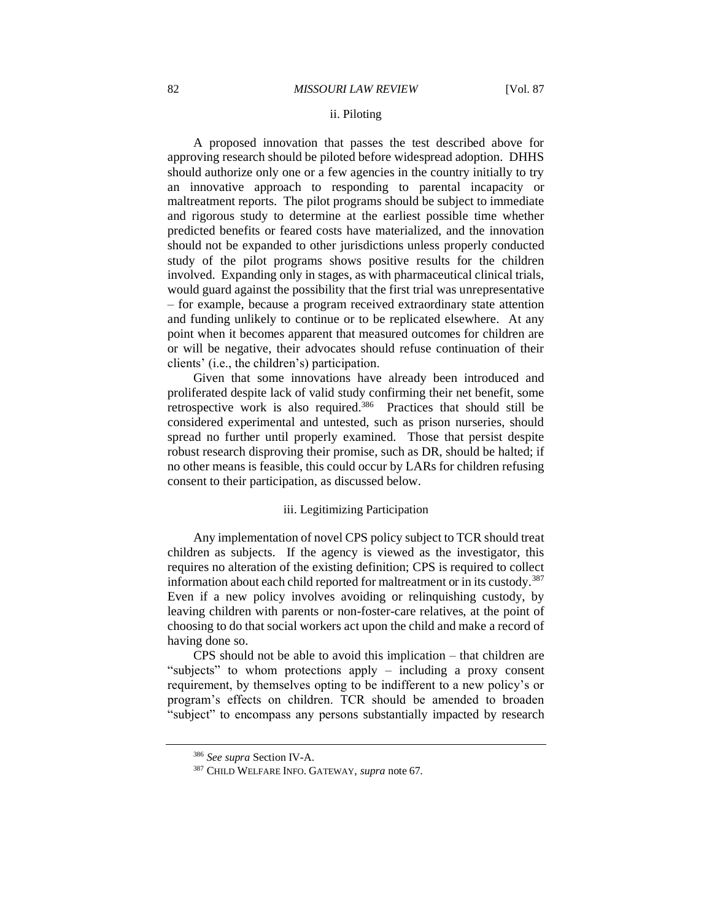#### ii. Piloting

A proposed innovation that passes the test described above for approving research should be piloted before widespread adoption. DHHS should authorize only one or a few agencies in the country initially to try an innovative approach to responding to parental incapacity or maltreatment reports. The pilot programs should be subject to immediate and rigorous study to determine at the earliest possible time whether predicted benefits or feared costs have materialized, and the innovation should not be expanded to other jurisdictions unless properly conducted study of the pilot programs shows positive results for the children involved. Expanding only in stages, as with pharmaceutical clinical trials, would guard against the possibility that the first trial was unrepresentative – for example, because a program received extraordinary state attention and funding unlikely to continue or to be replicated elsewhere. At any point when it becomes apparent that measured outcomes for children are or will be negative, their advocates should refuse continuation of their clients' (i.e., the children's) participation.

Given that some innovations have already been introduced and proliferated despite lack of valid study confirming their net benefit, some retrospective work is also required.[386] Practices that should still be considered experimental and untested, such as prison nurseries, should spread no further until properly examined. Those that persist despite robust research disproving their promise, such as DR, should be halted; if no other means is feasible, this could occur by LARs for children refusing consent to their participation, as discussed below.

#### iii. Legitimizing Participation

Any implementation of novel CPS policy subject to TCR should treat children as subjects. If the agency is viewed as the investigator, this requires no alteration of the existing definition; CPS is required to collect information about each child reported for maltreatment or in its custody.[387] Even if a new policy involves avoiding or relinquishing custody, by leaving children with parents or non-foster-care relatives, at the point of choosing to do that social workers act upon the child and make a record of having done so.

CPS should not be able to avoid this implication – that children are "subjects" to whom protections apply – including a proxy consent requirement, by themselves opting to be indifferent to a new policy's or program's effects on children. TCR should be amended to broaden "subject" to encompass any persons substantially impacted by research

---

[386] *See supra* Section IV-A.

[387] CHILD WELFARE INFO. GATEWAY, *supra* note 67.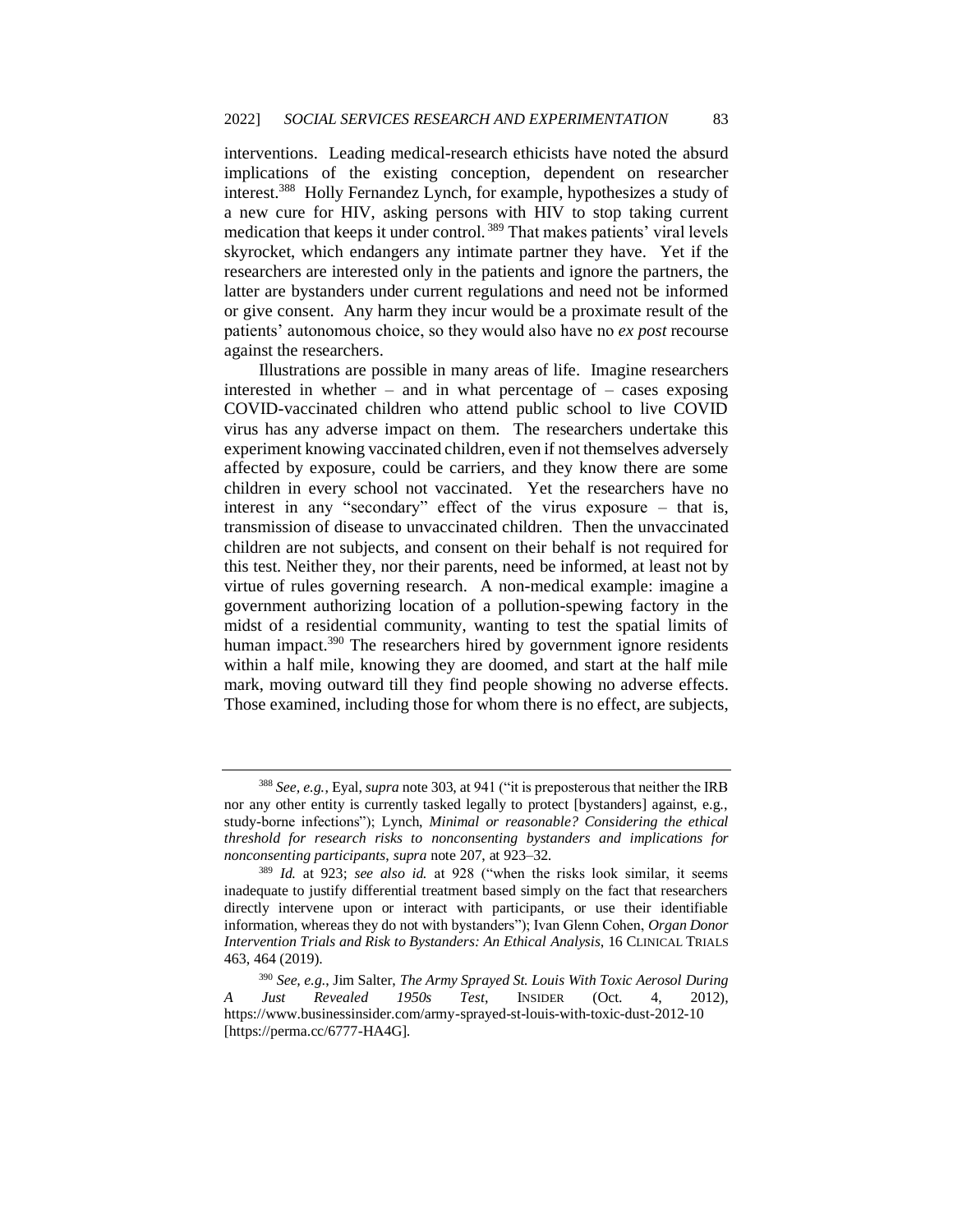interventions. Leading medical-research ethicists have noted the absurd implications of the existing conception, dependent on researcher interest.[388] Holly Fernandez Lynch, for example, hypothesizes a study of a new cure for HIV, asking persons with HIV to stop taking current medication that keeps it under control.[389] That makes patients' viral levels skyrocket, which endangers any intimate partner they have. Yet if the researchers are interested only in the patients and ignore the partners, the latter are bystanders under current regulations and need not be informed or give consent. Any harm they incur would be a proximate result of the patients' autonomous choice, so they would also have no *ex post* recourse against the researchers.

Illustrations are possible in many areas of life. Imagine researchers interested in whether – and in what percentage of – cases exposing COVID-vaccinated children who attend public school to live COVID virus has any adverse impact on them. The researchers undertake this experiment knowing vaccinated children, even if not themselves adversely affected by exposure, could be carriers, and they know there are some children in every school not vaccinated. Yet the researchers have no interest in any "secondary" effect of the virus exposure – that is, transmission of disease to unvaccinated children. Then the unvaccinated children are not subjects, and consent on their behalf is not required for this test. Neither they, nor their parents, need be informed, at least not by virtue of rules governing research. A non-medical example: imagine a government authorizing location of a pollution-spewing factory in the midst of a residential community, wanting to test the spatial limits of human impact.[390] The researchers hired by government ignore residents within a half mile, knowing they are doomed, and start at the half mile mark, moving outward till they find people showing no adverse effects. Those examined, including those for whom there is no effect, are subjects,

---

[388] *See, e.g.*, Eyal, *supra* note 303, at 941 ("it is preposterous that neither the IRB nor any other entity is currently tasked legally to protect [bystanders] against, e.g., study-borne infections"); Lynch, *Minimal or reasonable? Considering the ethical threshold for research risks to nonconsenting bystanders and implications for nonconsenting participants*, *supra* note 207, at 923–32.

[389] *Id.* at 923; *see also id.* at 928 ("when the risks look similar, it seems inadequate to justify differential treatment based simply on the fact that researchers directly intervene upon or interact with participants, or use their identifiable information, whereas they do not with bystanders"); Ivan Glenn Cohen, *Organ Donor Intervention Trials and Risk to Bystanders: An Ethical Analysis*, 16 CLINICAL TRIALS 463, 464 (2019).

[390] *See, e.g.*, Jim Salter, *The Army Sprayed St. Louis With Toxic Aerosol During A Just Revealed 1950s Test*, INSIDER (Oct. 4, 2012), https://www.businessinsider.com/army-sprayed-st-louis-with-toxic-dust-2012-10 [https://perma.cc/6777-HA4G].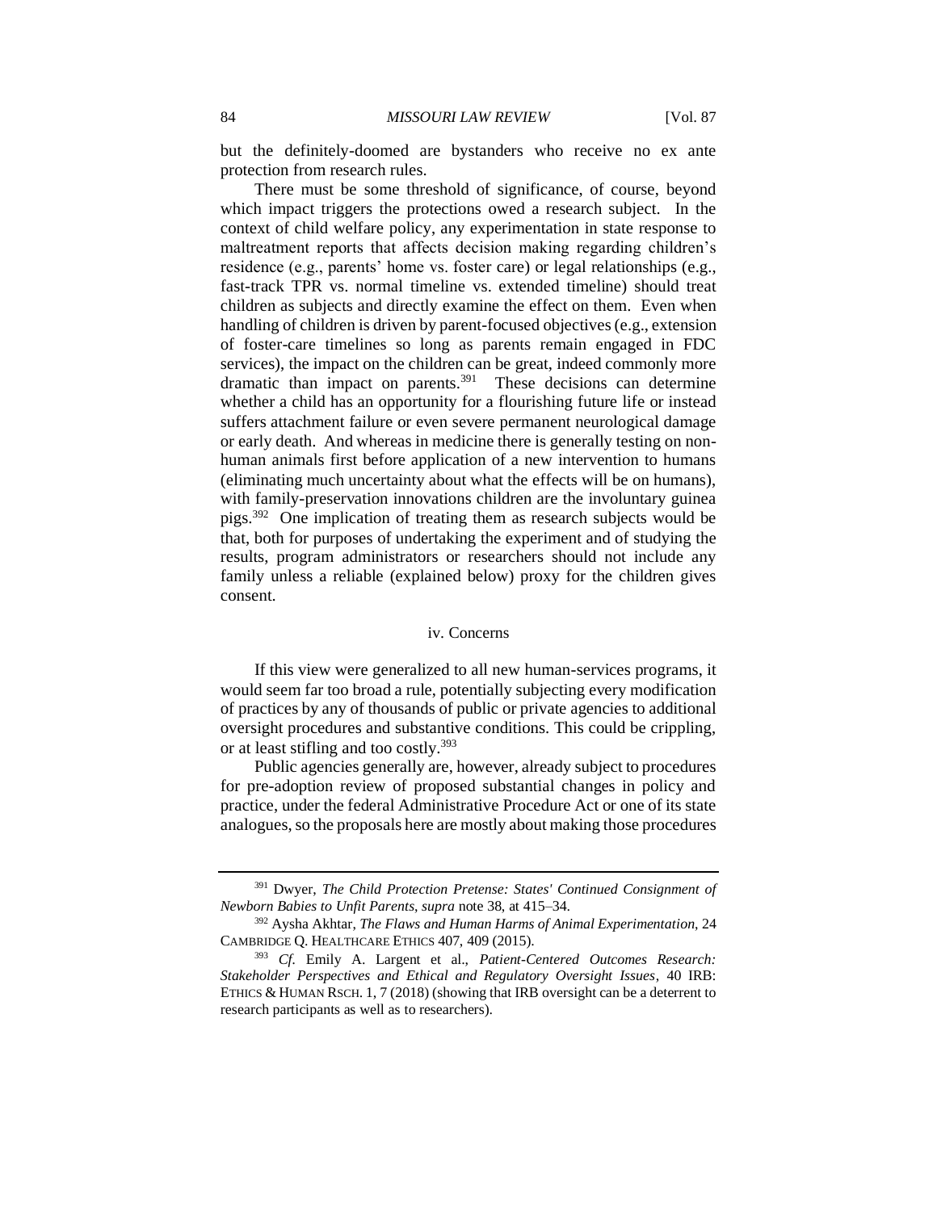but the definitely-doomed are bystanders who receive no ex ante protection from research rules.

There must be some threshold of significance, of course, beyond which impact triggers the protections owed a research subject. In the context of child welfare policy, any experimentation in state response to maltreatment reports that affects decision making regarding children's residence (e.g., parents' home vs. foster care) or legal relationships (e.g., fast-track TPR vs. normal timeline vs. extended timeline) should treat children as subjects and directly examine the effect on them. Even when handling of children is driven by parent-focused objectives (e.g., extension of foster-care timelines so long as parents remain engaged in FDC services), the impact on the children can be great, indeed commonly more dramatic than impact on parents.[391] These decisions can determine whether a child has an opportunity for a flourishing future life or instead suffers attachment failure or even severe permanent neurological damage or early death. And whereas in medicine there is generally testing on non-human animals first before application of a new intervention to humans (eliminating much uncertainty about what the effects will be on humans), with family-preservation innovations children are the involuntary guinea pigs.[392] One implication of treating them as research subjects would be that, both for purposes of undertaking the experiment and of studying the results, program administrators or researchers should not include any family unless a reliable (explained below) proxy for the children gives consent.

#### iv. Concerns

If this view were generalized to all new human-services programs, it would seem far too broad a rule, potentially subjecting every modification of practices by any of thousands of public or private agencies to additional oversight procedures and substantive conditions. This could be crippling, or at least stifling and too costly.[393]

Public agencies generally are, however, already subject to procedures for pre-adoption review of proposed substantial changes in policy and practice, under the federal Administrative Procedure Act or one of its state analogues, so the proposals here are mostly about making those procedures

---

[391] Dwyer, *The Child Protection Pretense: States' Continued Consignment of Newborn Babies to Unfit Parents*, *supra* note 38, at 415–34.

[392] Aysha Akhtar, *The Flaws and Human Harms of Animal Experimentation*, 24 CAMBRIDGE Q. HEALTHCARE ETHICS 407, 409 (2015).

[393] *Cf.* Emily A. Largent et al., *Patient-Centered Outcomes Research: Stakeholder Perspectives and Ethical and Regulatory Oversight Issues*, 40 IRB: ETHICS & HUMAN RSCH. 1, 7 (2018) (showing that IRB oversight can be a deterrent to research participants as well as to researchers).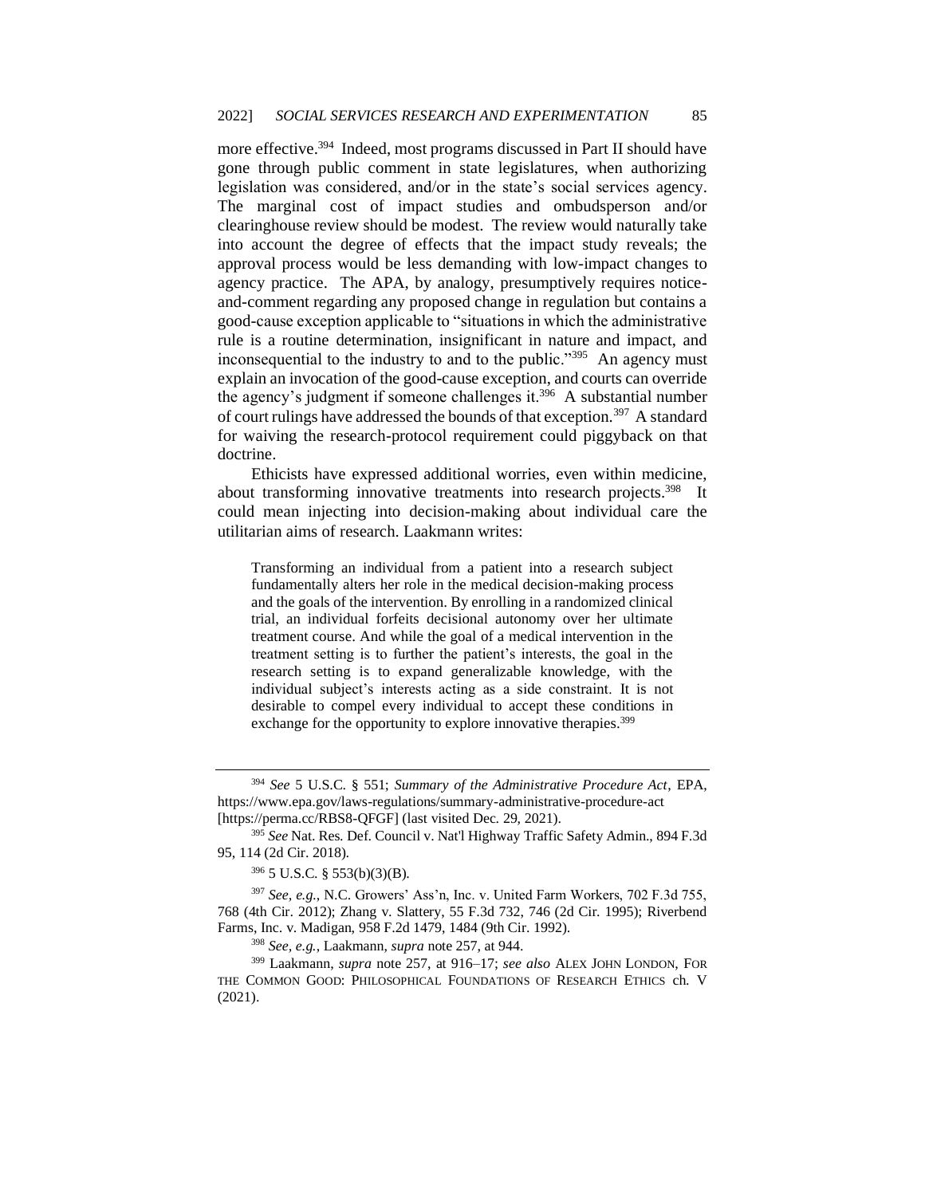more effective.[394] Indeed, most programs discussed in Part II should have gone through public comment in state legislatures, when authorizing legislation was considered, and/or in the state's social services agency. The marginal cost of impact studies and ombudsperson and/or clearinghouse review should be modest. The review would naturally take into account the degree of effects that the impact study reveals; the approval process would be less demanding with low-impact changes to agency practice. The APA, by analogy, presumptively requires notice-and-comment regarding any proposed change in regulation but contains a good-cause exception applicable to "situations in which the administrative rule is a routine determination, insignificant in nature and impact, and inconsequential to the industry to and to the public."[395] An agency must explain an invocation of the good-cause exception, and courts can override the agency's judgment if someone challenges it.[396] A substantial number of court rulings have addressed the bounds of that exception.[397] A standard for waiving the research-protocol requirement could piggyback on that doctrine.

Ethicists have expressed additional worries, even within medicine, about transforming innovative treatments into research projects.[398] It could mean injecting into decision-making about individual care the utilitarian aims of research. Laakmann writes:

> Transforming an individual from a patient into a research subject fundamentally alters her role in the medical decision-making process and the goals of the intervention. By enrolling in a randomized clinical trial, an individual forfeits decisional autonomy over her ultimate treatment course. And while the goal of a medical intervention in the treatment setting is to further the patient's interests, the goal in the research setting is to expand generalizable knowledge, with the individual subject's interests acting as a side constraint. It is not desirable to compel every individual to accept these conditions in exchange for the opportunity to explore innovative therapies.[399]

---

[394] *See* 5 U.S.C. § 551; *Summary of the Administrative Procedure Act*, EPA, https://www.epa.gov/laws-regulations/summary-administrative-procedure-act [https://perma.cc/RBS8-QFGF] (last visited Dec. 29, 2021).

[395] *See* Nat. Res. Def. Council v. Nat'l Highway Traffic Safety Admin., 894 F.3d 95, 114 (2d Cir. 2018).

[396] 5 U.S.C. § 553(b)(3)(B).

[397] *See, e.g.*, N.C. Growers' Ass'n, Inc. v. United Farm Workers, 702 F.3d 755, 768 (4th Cir. 2012); Zhang v. Slattery, 55 F.3d 732, 746 (2d Cir. 1995); Riverbend Farms, Inc. v. Madigan, 958 F.2d 1479, 1484 (9th Cir. 1992).

[398] *See, e.g.*, Laakmann, *supra* note 257, at 944.

[399] Laakmann, *supra* note 257, at 916–17; *see also* ALEX JOHN LONDON, FOR THE COMMON GOOD: PHILOSOPHICAL FOUNDATIONS OF RESEARCH ETHICS ch. V (2021).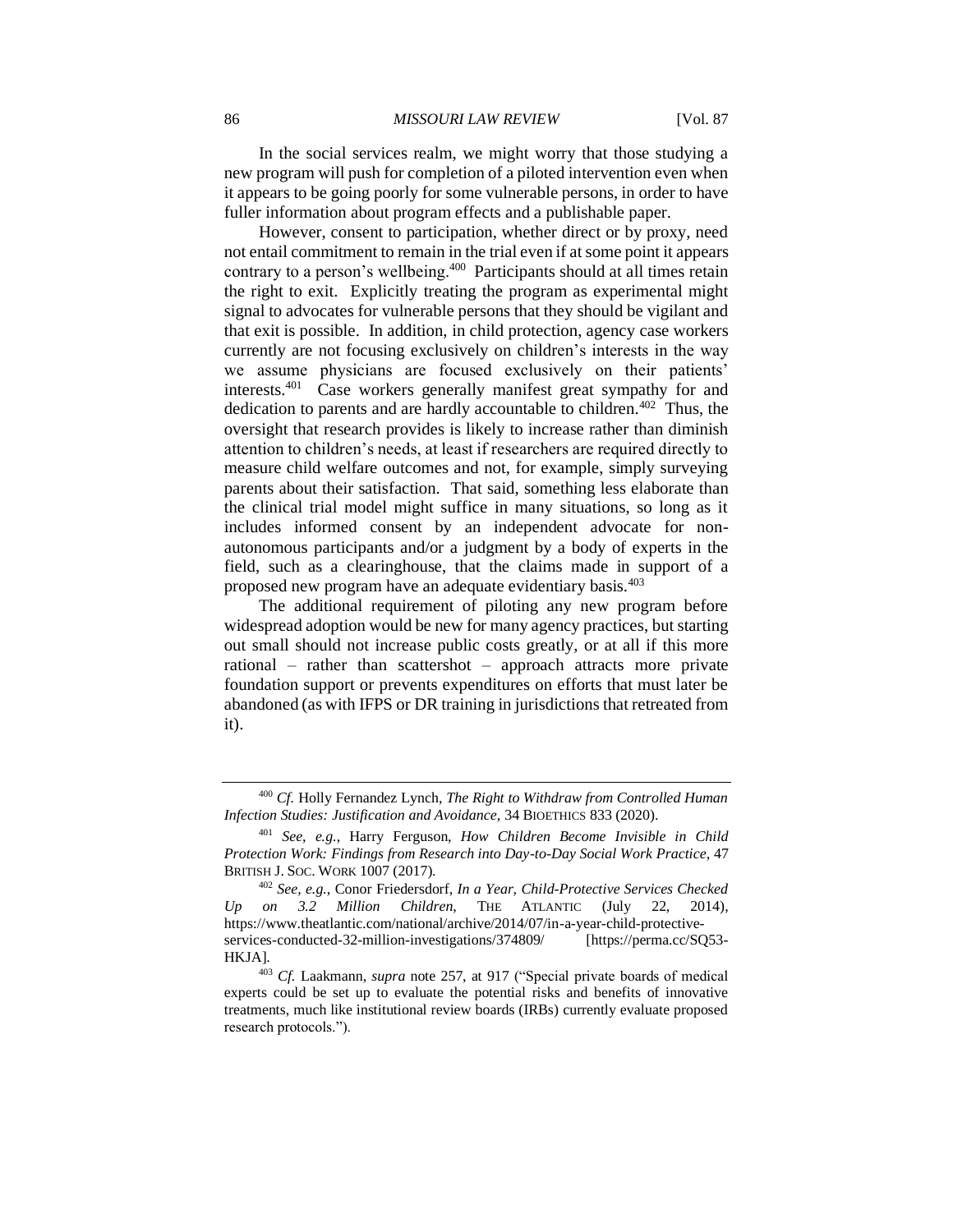In the social services realm, we might worry that those studying a new program will push for completion of a piloted intervention even when it appears to be going poorly for some vulnerable persons, in order to have fuller information about program effects and a publishable paper.

However, consent to participation, whether direct or by proxy, need not entail commitment to remain in the trial even if at some point it appears contrary to a person's wellbeing.[400] Participants should at all times retain the right to exit. Explicitly treating the program as experimental might signal to advocates for vulnerable persons that they should be vigilant and that exit is possible. In addition, in child protection, agency case workers currently are not focusing exclusively on children's interests in the way we assume physicians are focused exclusively on their patients' interests.[401] Case workers generally manifest great sympathy for and dedication to parents and are hardly accountable to children.[402] Thus, the oversight that research provides is likely to increase rather than diminish attention to children's needs, at least if researchers are required directly to measure child welfare outcomes and not, for example, simply surveying parents about their satisfaction. That said, something less elaborate than the clinical trial model might suffice in many situations, so long as it includes informed consent by an independent advocate for non-autonomous participants and/or a judgment by a body of experts in the field, such as a clearinghouse, that the claims made in support of a proposed new program have an adequate evidentiary basis.[403]

The additional requirement of piloting any new program before widespread adoption would be new for many agency practices, but starting out small should not increase public costs greatly, or at all if this more rational – rather than scattershot – approach attracts more private foundation support or prevents expenditures on efforts that must later be abandoned (as with IFPS or DR training in jurisdictions that retreated from it).

---

[400] *Cf.* Holly Fernandez Lynch, *The Right to Withdraw from Controlled Human Infection Studies: Justification and Avoidance*, 34 BIOETHICS 833 (2020).

[401] *See, e.g.*, Harry Ferguson, *How Children Become Invisible in Child Protection Work: Findings from Research into Day-to-Day Social Work Practice*, 47 BRITISH J. SOC. WORK 1007 (2017).

[402] *See, e.g.*, Conor Friedersdorf, *In a Year, Child-Protective Services Checked Up on 3.2 Million Children*, THE ATLANTIC (July 22, 2014), https://www.theatlantic.com/national/archive/2014/07/in-a-year-child-protective-services-conducted-32-million-investigations/374809/ [https://perma.cc/SQ53-HKJA].

[403] *Cf.* Laakmann, *supra* note 257, at 917 ("Special private boards of medical experts could be set up to evaluate the potential risks and benefits of innovative treatments, much like institutional review boards (IRBs) currently evaluate proposed research protocols.").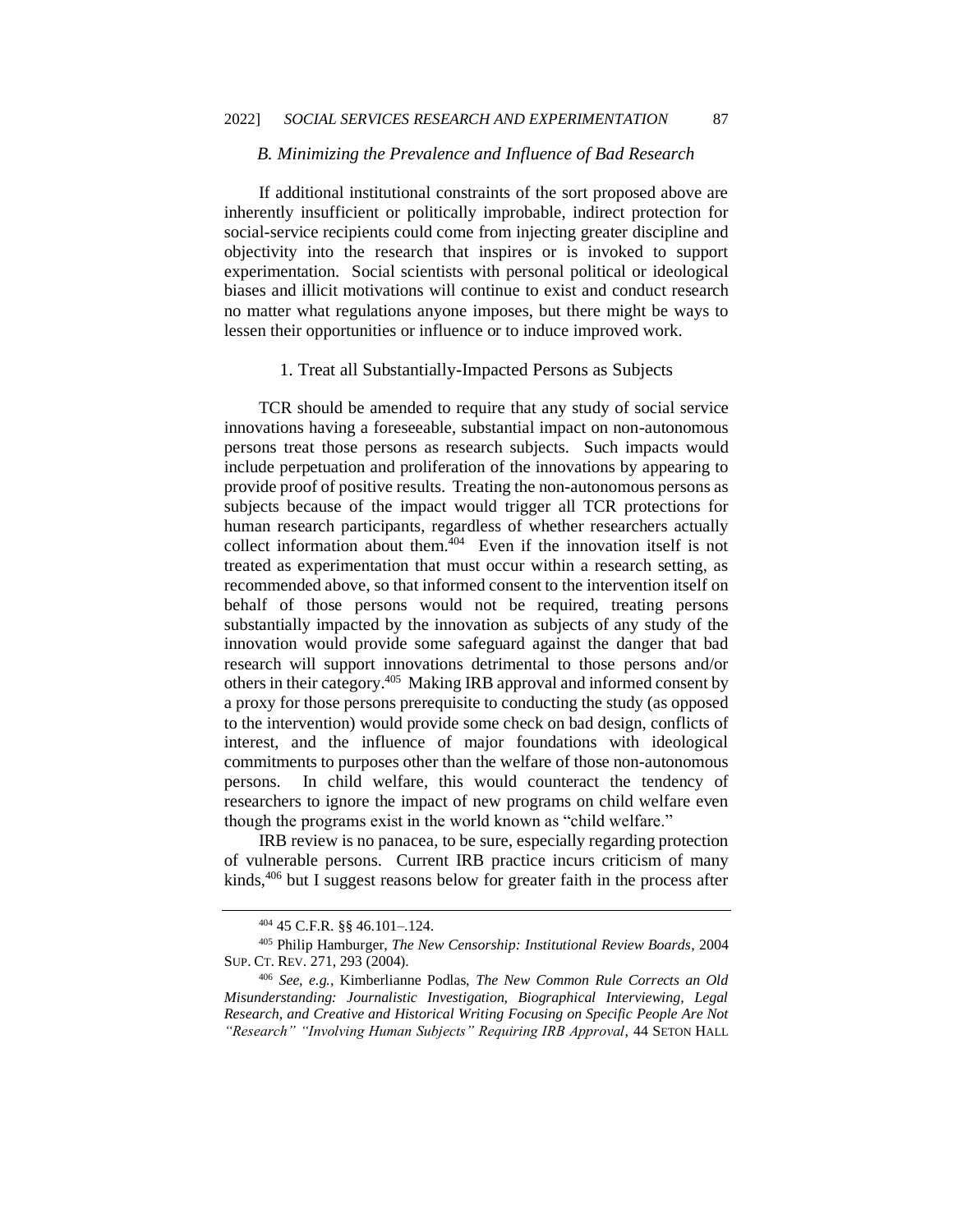### *B. Minimizing the Prevalence and Influence of Bad Research*

If additional institutional constraints of the sort proposed above are inherently insufficient or politically improbable, indirect protection for social-service recipients could come from injecting greater discipline and objectivity into the research that inspires or is invoked to support experimentation. Social scientists with personal political or ideological biases and illicit motivations will continue to exist and conduct research no matter what regulations anyone imposes, but there might be ways to lessen their opportunities or influence or to induce improved work.

#### 1. Treat all Substantially-Impacted Persons as Subjects

TCR should be amended to require that any study of social service innovations having a foreseeable, substantial impact on non-autonomous persons treat those persons as research subjects. Such impacts would include perpetuation and proliferation of the innovations by appearing to provide proof of positive results. Treating the non-autonomous persons as subjects because of the impact would trigger all TCR protections for human research participants, regardless of whether researchers actually collect information about them.[404] Even if the innovation itself is not treated as experimentation that must occur within a research setting, as recommended above, so that informed consent to the intervention itself on behalf of those persons would not be required, treating persons substantially impacted by the innovation as subjects of any study of the innovation would provide some safeguard against the danger that bad research will support innovations detrimental to those persons and/or others in their category.[405] Making IRB approval and informed consent by a proxy for those persons prerequisite to conducting the study (as opposed to the intervention) would provide some check on bad design, conflicts of interest, and the influence of major foundations with ideological commitments to purposes other than the welfare of those non-autonomous persons. In child welfare, this would counteract the tendency of researchers to ignore the impact of new programs on child welfare even though the programs exist in the world known as "child welfare."

IRB review is no panacea, to be sure, especially regarding protection of vulnerable persons. Current IRB practice incurs criticism of many kinds,[406] but I suggest reasons below for greater faith in the process after

---

[404] 45 C.F.R. §§ 46.101–.124.

[405] Philip Hamburger, *The New Censorship: Institutional Review Boards*, 2004 SUP. CT. REV. 271, 293 (2004).

[406] *See, e.g.*, Kimberlianne Podlas, *The New Common Rule Corrects an Old Misunderstanding: Journalistic Investigation, Biographical Interviewing, Legal Research, and Creative and Historical Writing Focusing on Specific People Are Not "Research" "Involving Human Subjects" Requiring IRB Approval*, 44 SETON HALL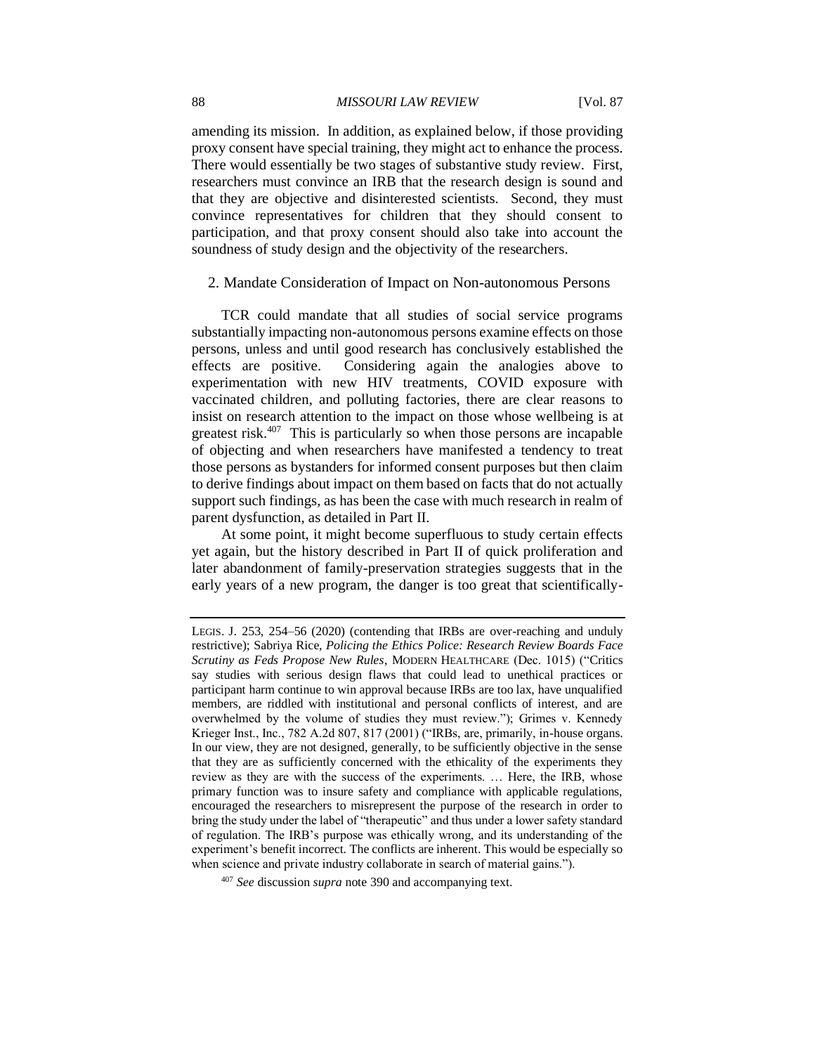amending its mission. In addition, as explained below, if those providing proxy consent have special training, they might act to enhance the process. There would essentially be two stages of substantive study review. First, researchers must convince an IRB that the research design is sound and that they are objective and disinterested scientists. Second, they must convince representatives for children that they should consent to participation, and that proxy consent should also take into account the soundness of study design and the objectivity of the researchers.

### 2. Mandate Consideration of Impact on Non-autonomous Persons

TCR could mandate that all studies of social service programs substantially impacting non-autonomous persons examine effects on those persons, unless and until good research has conclusively established the effects are positive. Considering again the analogies above to experimentation with new HIV treatments, COVID exposure with vaccinated children, and polluting factories, there are clear reasons to insist on research attention to the impact on those whose wellbeing is at greatest risk.[407] This is particularly so when those persons are incapable of objecting and when researchers have manifested a tendency to treat those persons as bystanders for informed consent purposes but then claim to derive findings about impact on them based on facts that do not actually support such findings, as has been the case with much research in realm of parent dysfunction, as detailed in Part II.

At some point, it might become superfluous to study certain effects yet again, but the history described in Part II of quick proliferation and later abandonment of family-preservation strategies suggests that in the early years of a new program, the danger is too great that scientifically-

---

LEGIS. J. 253, 254–56 (2020) (contending that IRBs are over-reaching and unduly restrictive); Sabriya Rice, *Policing the Ethics Police: Research Review Boards Face Scrutiny as Feds Propose New Rules*, MODERN HEALTHCARE (Dec. 1015) ("Critics say studies with serious design flaws that could lead to unethical practices or participant harm continue to win approval because IRBs are too lax, have unqualified members, are riddled with institutional and personal conflicts of interest, and are overwhelmed by the volume of studies they must review."); Grimes v. Kennedy Krieger Inst., Inc., 782 A.2d 807, 817 (2001) ("IRBs, are, primarily, in-house organs. In our view, they are not designed, generally, to be sufficiently objective in the sense that they are as sufficiently concerned with the ethicality of the experiments they review as they are with the success of the experiments. … Here, the IRB, whose primary function was to insure safety and compliance with applicable regulations, encouraged the researchers to misrepresent the purpose of the research in order to bring the study under the label of "therapeutic" and thus under a lower safety standard of regulation. The IRB's purpose was ethically wrong, and its understanding of the experiment's benefit incorrect. The conflicts are inherent. This would be especially so when science and private industry collaborate in search of material gains.").

[407] *See* discussion *supra* note 390 and accompanying text.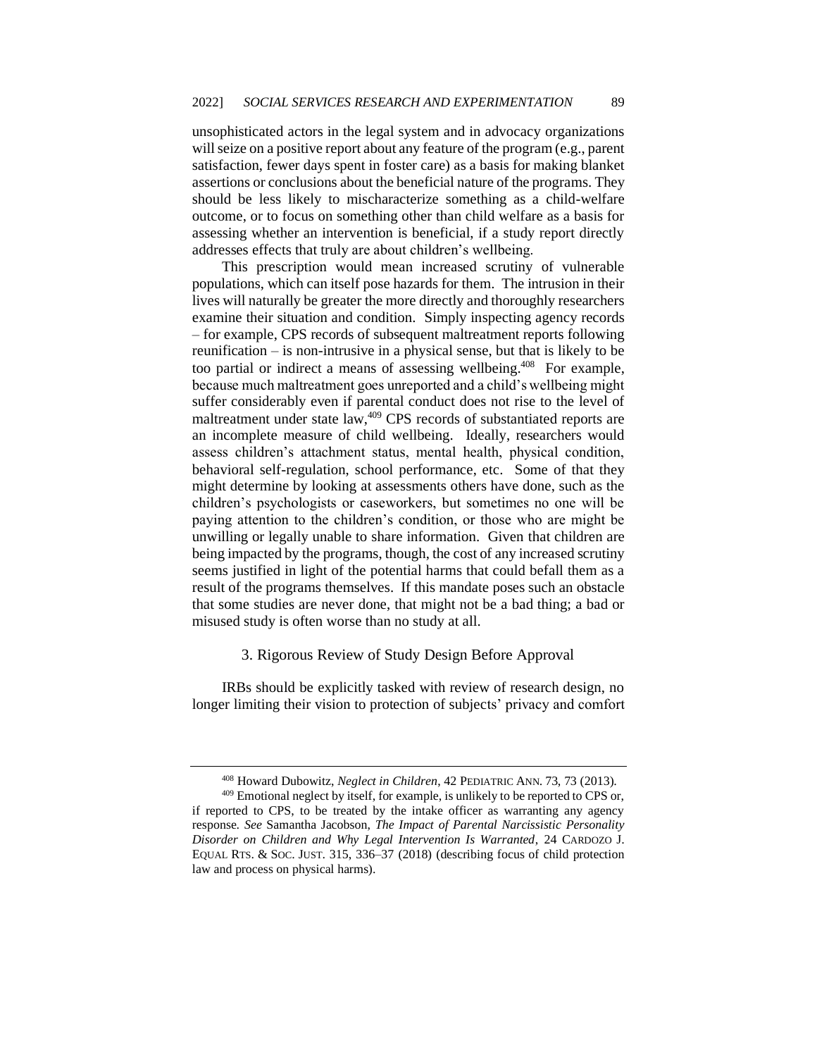unsophisticated actors in the legal system and in advocacy organizations will seize on a positive report about any feature of the program (e.g., parent satisfaction, fewer days spent in foster care) as a basis for making blanket assertions or conclusions about the beneficial nature of the programs. They should be less likely to mischaracterize something as a child-welfare outcome, or to focus on something other than child welfare as a basis for assessing whether an intervention is beneficial, if a study report directly addresses effects that truly are about children's wellbeing.

This prescription would mean increased scrutiny of vulnerable populations, which can itself pose hazards for them. The intrusion in their lives will naturally be greater the more directly and thoroughly researchers examine their situation and condition. Simply inspecting agency records – for example, CPS records of subsequent maltreatment reports following reunification – is non-intrusive in a physical sense, but that is likely to be too partial or indirect a means of assessing wellbeing.[408] For example, because much maltreatment goes unreported and a child's wellbeing might suffer considerably even if parental conduct does not rise to the level of maltreatment under state law,[409] CPS records of substantiated reports are an incomplete measure of child wellbeing. Ideally, researchers would assess children's attachment status, mental health, physical condition, behavioral self-regulation, school performance, etc. Some of that they might determine by looking at assessments others have done, such as the children's psychologists or caseworkers, but sometimes no one will be paying attention to the children's condition, or those who are might be unwilling or legally unable to share information. Given that children are being impacted by the programs, though, the cost of any increased scrutiny seems justified in light of the potential harms that could befall them as a result of the programs themselves. If this mandate poses such an obstacle that some studies are never done, that might not be a bad thing; a bad or misused study is often worse than no study at all.

### 3. Rigorous Review of Study Design Before Approval

IRBs should be explicitly tasked with review of research design, no longer limiting their vision to protection of subjects' privacy and comfort

---

[408] Howard Dubowitz, *Neglect in Children*, 42 PEDIATRIC ANN. 73, 73 (2013).

[409] Emotional neglect by itself, for example, is unlikely to be reported to CPS or, if reported to CPS, to be treated by the intake officer as warranting any agency response. *See* Samantha Jacobson, *The Impact of Parental Narcissistic Personality Disorder on Children and Why Legal Intervention Is Warranted*, 24 CARDOZO J. EQUAL RTS. & SOC. JUST. 315, 336–37 (2018) (describing focus of child protection law and process on physical harms).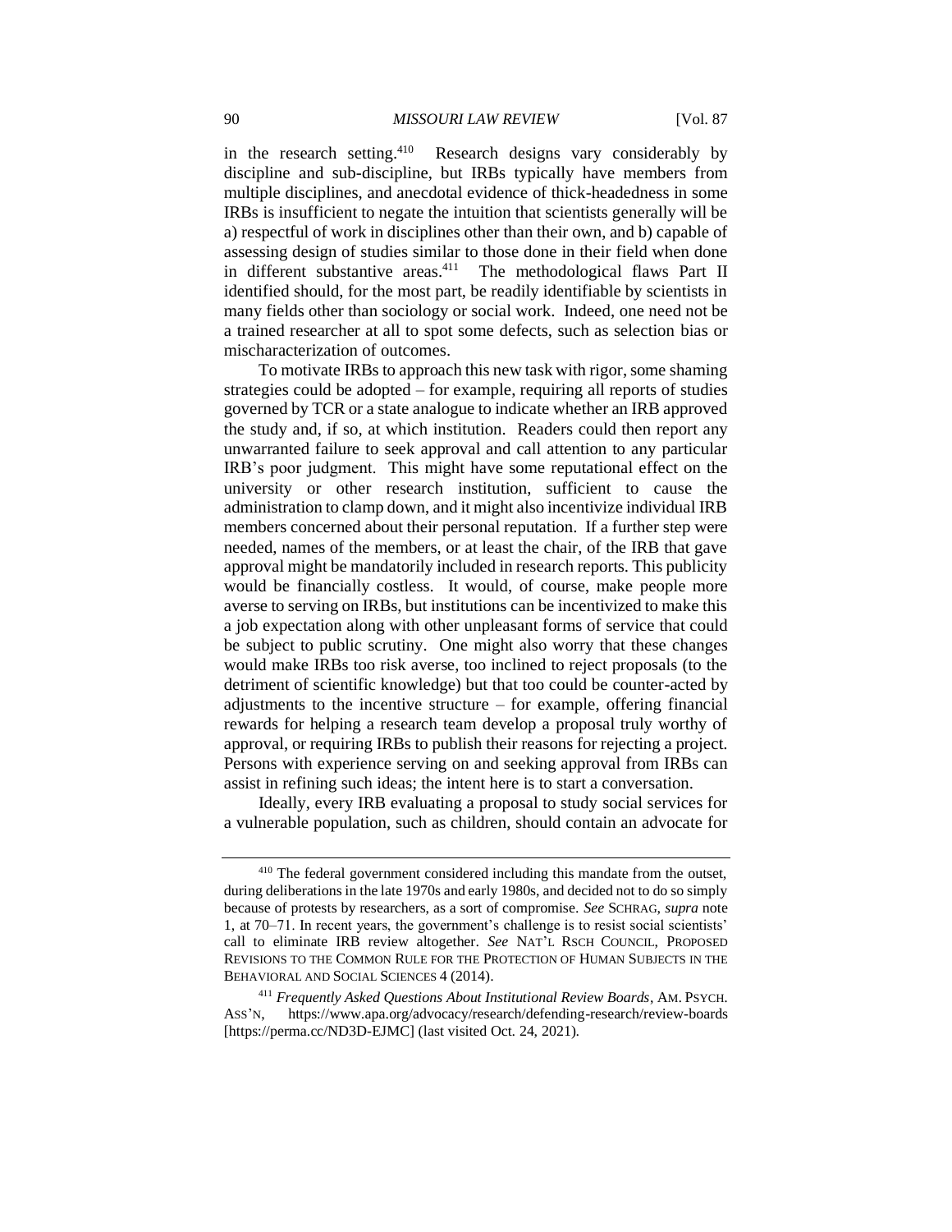in the research setting.[410] Research designs vary considerably by discipline and sub-discipline, but IRBs typically have members from multiple disciplines, and anecdotal evidence of thick-headedness in some IRBs is insufficient to negate the intuition that scientists generally will be a) respectful of work in disciplines other than their own, and b) capable of assessing design of studies similar to those done in their field when done in different substantive areas.[411] The methodological flaws Part II identified should, for the most part, be readily identifiable by scientists in many fields other than sociology or social work. Indeed, one need not be a trained researcher at all to spot some defects, such as selection bias or mischaracterization of outcomes.

To motivate IRBs to approach this new task with rigor, some shaming strategies could be adopted – for example, requiring all reports of studies governed by TCR or a state analogue to indicate whether an IRB approved the study and, if so, at which institution. Readers could then report any unwarranted failure to seek approval and call attention to any particular IRB's poor judgment. This might have some reputational effect on the university or other research institution, sufficient to cause the administration to clamp down, and it might also incentivize individual IRB members concerned about their personal reputation. If a further step were needed, names of the members, or at least the chair, of the IRB that gave approval might be mandatorily included in research reports. This publicity would be financially costless. It would, of course, make people more averse to serving on IRBs, but institutions can be incentivized to make this a job expectation along with other unpleasant forms of service that could be subject to public scrutiny. One might also worry that these changes would make IRBs too risk averse, too inclined to reject proposals (to the detriment of scientific knowledge) but that too could be counter-acted by adjustments to the incentive structure – for example, offering financial rewards for helping a research team develop a proposal truly worthy of approval, or requiring IRBs to publish their reasons for rejecting a project. Persons with experience serving on and seeking approval from IRBs can assist in refining such ideas; the intent here is to start a conversation.

Ideally, every IRB evaluating a proposal to study social services for a vulnerable population, such as children, should contain an advocate for

---

[410] The federal government considered including this mandate from the outset, during deliberations in the late 1970s and early 1980s, and decided not to do so simply because of protests by researchers, as a sort of compromise. *See* SCHRAG, *supra* note 1, at 70–71. In recent years, the government's challenge is to resist social scientists' call to eliminate IRB review altogether. *See* NAT'L RSCH COUNCIL, PROPOSED REVISIONS TO THE COMMON RULE FOR THE PROTECTION OF HUMAN SUBJECTS IN THE BEHAVIORAL AND SOCIAL SCIENCES 4 (2014).

[411] *Frequently Asked Questions About Institutional Review Boards*, AM. PSYCH. ASS'N, https://www.apa.org/advocacy/research/defending-research/review-boards [https://perma.cc/ND3D-EJMC] (last visited Oct. 24, 2021).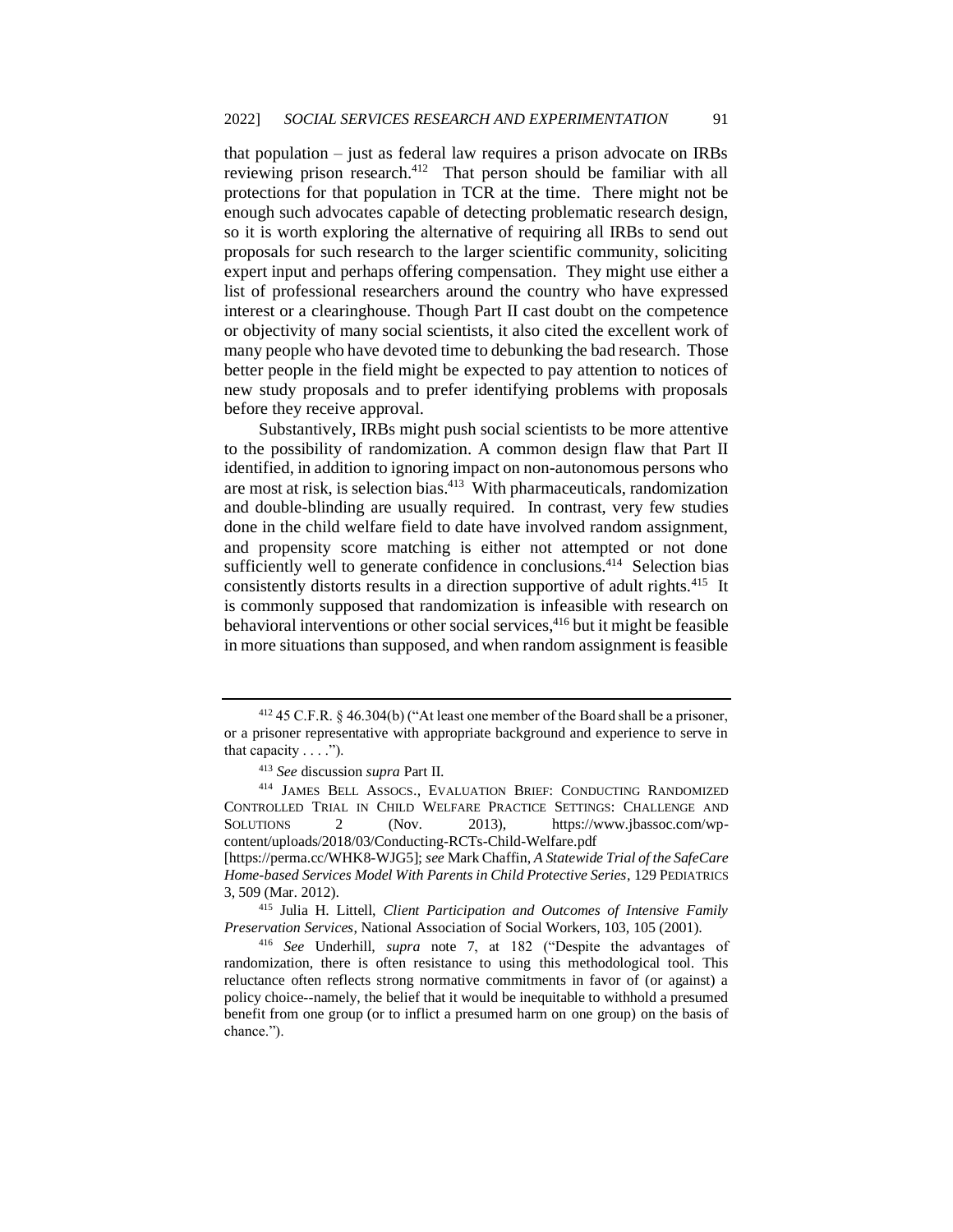that population – just as federal law requires a prison advocate on IRBs reviewing prison research.[412] That person should be familiar with all protections for that population in TCR at the time. There might not be enough such advocates capable of detecting problematic research design, so it is worth exploring the alternative of requiring all IRBs to send out proposals for such research to the larger scientific community, soliciting expert input and perhaps offering compensation. They might use either a list of professional researchers around the country who have expressed interest or a clearinghouse. Though Part II cast doubt on the competence or objectivity of many social scientists, it also cited the excellent work of many people who have devoted time to debunking the bad research. Those better people in the field might be expected to pay attention to notices of new study proposals and to prefer identifying problems with proposals before they receive approval.

Substantively, IRBs might push social scientists to be more attentive to the possibility of randomization. A common design flaw that Part II identified, in addition to ignoring impact on non-autonomous persons who are most at risk, is selection bias.[413] With pharmaceuticals, randomization and double-blinding are usually required. In contrast, very few studies done in the child welfare field to date have involved random assignment, and propensity score matching is either not attempted or not done sufficiently well to generate confidence in conclusions.[414] Selection bias consistently distorts results in a direction supportive of adult rights.[415] It is commonly supposed that randomization is infeasible with research on behavioral interventions or other social services,[416] but it might be feasible in more situations than supposed, and when random assignment is feasible

---

[412] 45 C.F.R. § 46.304(b) ("At least one member of the Board shall be a prisoner, or a prisoner representative with appropriate background and experience to serve in that capacity . . . .").

[413] *See* discussion *supra* Part II.

[414] JAMES BELL ASSOCS., EVALUATION BRIEF: CONDUCTING RANDOMIZED CONTROLLED TRIAL IN CHILD WELFARE PRACTICE SETTINGS: CHALLENGE AND SOLUTIONS 2 (Nov. 2013), https://www.jbassoc.com/wp-content/uploads/2018/03/Conducting-RCTs-Child-Welfare.pdf [https://perma.cc/WHK8-WJG5]; *see* Mark Chaffin, *A Statewide Trial of the SafeCare Home-based Services Model With Parents in Child Protective Series*, 129 PEDIATRICS 3, 509 (Mar. 2012).

[415] Julia H. Littell, *Client Participation and Outcomes of Intensive Family Preservation Services*, National Association of Social Workers, 103, 105 (2001).

[416] *See* Underhill, *supra* note 7, at 182 ("Despite the advantages of randomization, there is often resistance to using this methodological tool. This reluctance often reflects strong normative commitments in favor of (or against) a policy choice--namely, the belief that it would be inequitable to withhold a presumed benefit from one group (or to inflict a presumed harm on one group) on the basis of chance.").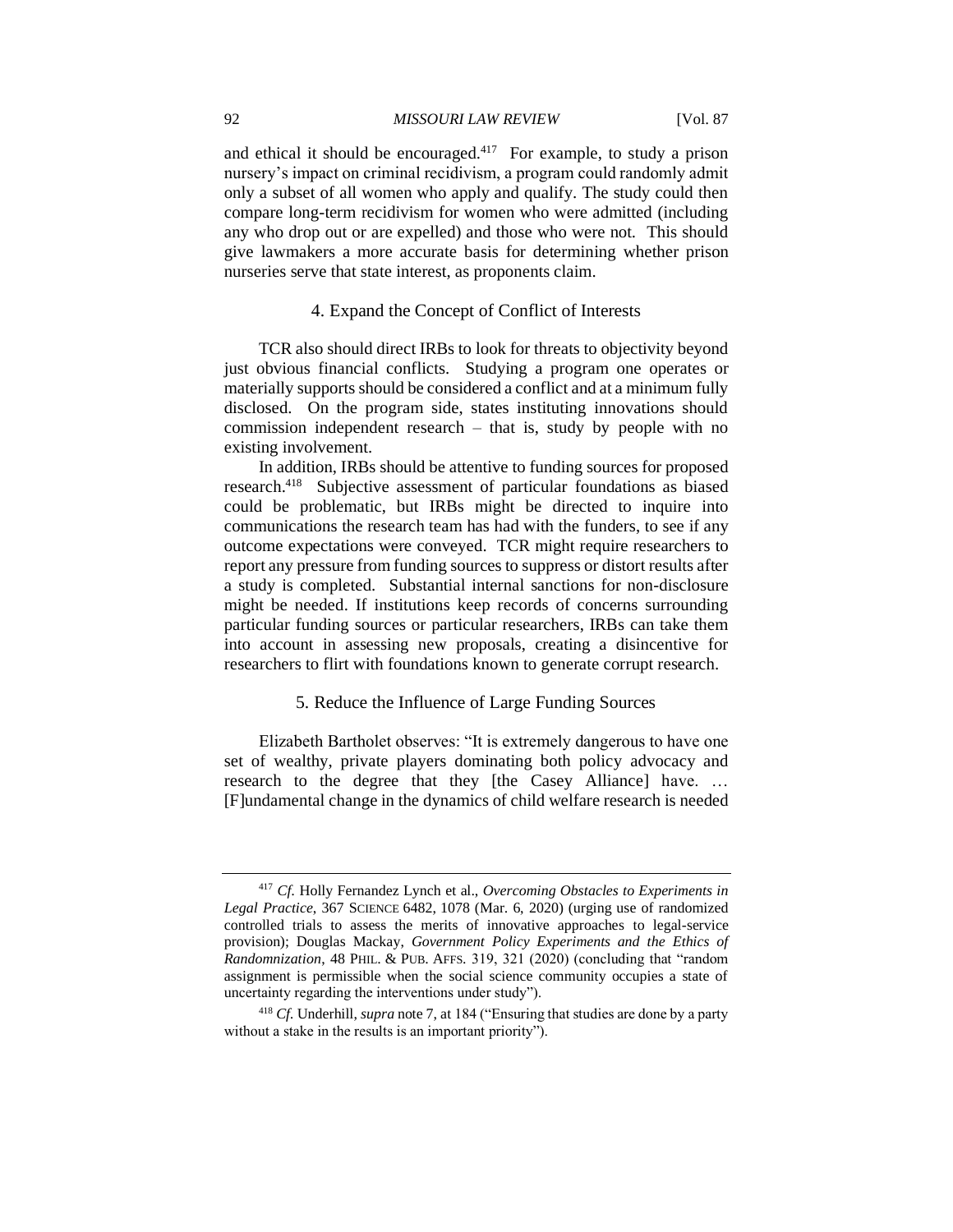and ethical it should be encouraged.[417] For example, to study a prison nursery's impact on criminal recidivism, a program could randomly admit only a subset of all women who apply and qualify. The study could then compare long-term recidivism for women who were admitted (including any who drop out or are expelled) and those who were not. This should give lawmakers a more accurate basis for determining whether prison nurseries serve that state interest, as proponents claim.

### 4. Expand the Concept of Conflict of Interests

TCR also should direct IRBs to look for threats to objectivity beyond just obvious financial conflicts. Studying a program one operates or materially supports should be considered a conflict and at a minimum fully disclosed. On the program side, states instituting innovations should commission independent research – that is, study by people with no existing involvement.

In addition, IRBs should be attentive to funding sources for proposed research.[418] Subjective assessment of particular foundations as biased could be problematic, but IRBs might be directed to inquire into communications the research team has had with the funders, to see if any outcome expectations were conveyed. TCR might require researchers to report any pressure from funding sources to suppress or distort results after a study is completed. Substantial internal sanctions for non-disclosure might be needed. If institutions keep records of concerns surrounding particular funding sources or particular researchers, IRBs can take them into account in assessing new proposals, creating a disincentive for researchers to flirt with foundations known to generate corrupt research.

### 5. Reduce the Influence of Large Funding Sources

Elizabeth Bartholet observes: "It is extremely dangerous to have one set of wealthy, private players dominating both policy advocacy and research to the degree that they [the Casey Alliance] have. … [F]undamental change in the dynamics of child welfare research is needed

---

[417] *Cf.* Holly Fernandez Lynch et al., *Overcoming Obstacles to Experiments in Legal Practice*, 367 SCIENCE 6482, 1078 (Mar. 6, 2020) (urging use of randomized controlled trials to assess the merits of innovative approaches to legal-service provision); Douglas Mackay, *Government Policy Experiments and the Ethics of Randomnization*, 48 PHIL. & PUB. AFFS. 319, 321 (2020) (concluding that "random assignment is permissible when the social science community occupies a state of uncertainty regarding the interventions under study").

[418] *Cf.* Underhill, *supra* note 7, at 184 ("Ensuring that studies are done by a party without a stake in the results is an important priority").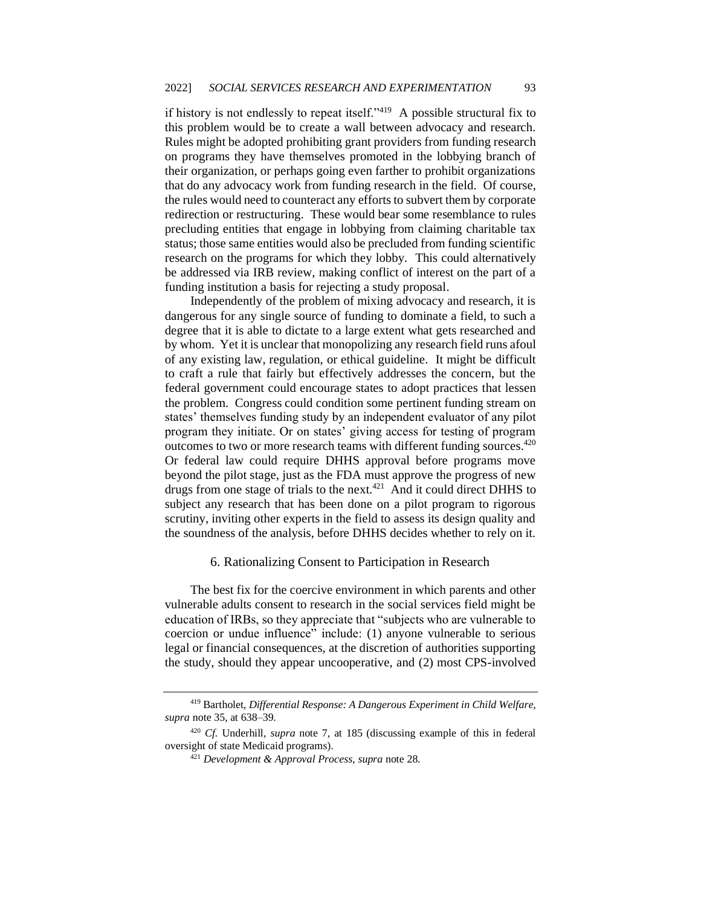if history is not endlessly to repeat itself."[419] A possible structural fix to this problem would be to create a wall between advocacy and research. Rules might be adopted prohibiting grant providers from funding research on programs they have themselves promoted in the lobbying branch of their organization, or perhaps going even farther to prohibit organizations that do any advocacy work from funding research in the field. Of course, the rules would need to counteract any efforts to subvert them by corporate redirection or restructuring. These would bear some resemblance to rules precluding entities that engage in lobbying from claiming charitable tax status; those same entities would also be precluded from funding scientific research on the programs for which they lobby. This could alternatively be addressed via IRB review, making conflict of interest on the part of a funding institution a basis for rejecting a study proposal.

Independently of the problem of mixing advocacy and research, it is dangerous for any single source of funding to dominate a field, to such a degree that it is able to dictate to a large extent what gets researched and by whom. Yet it is unclear that monopolizing any research field runs afoul of any existing law, regulation, or ethical guideline. It might be difficult to craft a rule that fairly but effectively addresses the concern, but the federal government could encourage states to adopt practices that lessen the problem. Congress could condition some pertinent funding stream on states' themselves funding study by an independent evaluator of any pilot program they initiate. Or on states' giving access for testing of program outcomes to two or more research teams with different funding sources.[420] Or federal law could require DHHS approval before programs move beyond the pilot stage, just as the FDA must approve the progress of new drugs from one stage of trials to the next.[421] And it could direct DHHS to subject any research that has been done on a pilot program to rigorous scrutiny, inviting other experts in the field to assess its design quality and the soundness of the analysis, before DHHS decides whether to rely on it.

### 6. Rationalizing Consent to Participation in Research

The best fix for the coercive environment in which parents and other vulnerable adults consent to research in the social services field might be education of IRBs, so they appreciate that "subjects who are vulnerable to coercion or undue influence" include: (1) anyone vulnerable to serious legal or financial consequences, at the discretion of authorities supporting the study, should they appear uncooperative, and (2) most CPS-involved

---

[419] Bartholet, *Differential Response: A Dangerous Experiment in Child Welfare*, *supra* note 35, at 638–39.

[420] *Cf.* Underhill, *supra* note 7, at 185 (discussing example of this in federal oversight of state Medicaid programs).

[421] *Development & Approval Process*, *supra* note 28.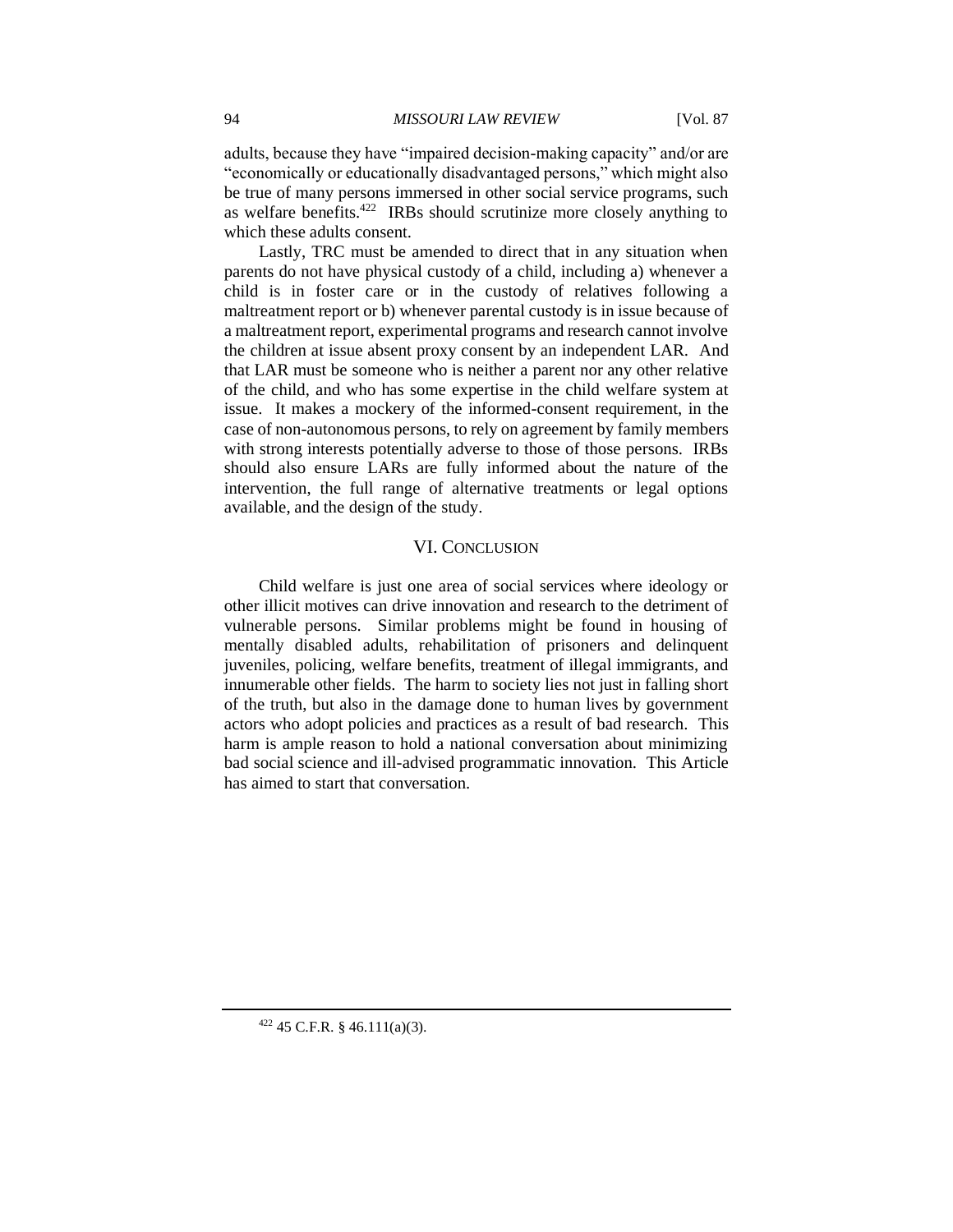adults, because they have "impaired decision-making capacity" and/or are "economically or educationally disadvantaged persons," which might also be true of many persons immersed in other social service programs, such as welfare benefits.[422] IRBs should scrutinize more closely anything to which these adults consent.

Lastly, TRC must be amended to direct that in any situation when parents do not have physical custody of a child, including a) whenever a child is in foster care or in the custody of relatives following a maltreatment report or b) whenever parental custody is in issue because of a maltreatment report, experimental programs and research cannot involve the children at issue absent proxy consent by an independent LAR. And that LAR must be someone who is neither a parent nor any other relative of the child, and who has some expertise in the child welfare system at issue. It makes a mockery of the informed-consent requirement, in the case of non-autonomous persons, to rely on agreement by family members with strong interests potentially adverse to those of those persons. IRBs should also ensure LARs are fully informed about the nature of the intervention, the full range of alternative treatments or legal options available, and the design of the study.

## VI. Conclusion

Child welfare is just one area of social services where ideology or other illicit motives can drive innovation and research to the detriment of vulnerable persons. Similar problems might be found in housing of mentally disabled adults, rehabilitation of prisoners and delinquent juveniles, policing, welfare benefits, treatment of illegal immigrants, and innumerable other fields. The harm to society lies not just in falling short of the truth, but also in the damage done to human lives by government actors who adopt policies and practices as a result of bad research. This harm is ample reason to hold a national conversation about minimizing bad social science and ill-advised programmatic innovation. This Article has aimed to start that conversation.

---

[422] 45 C.F.R. § 46.111(a)(3).